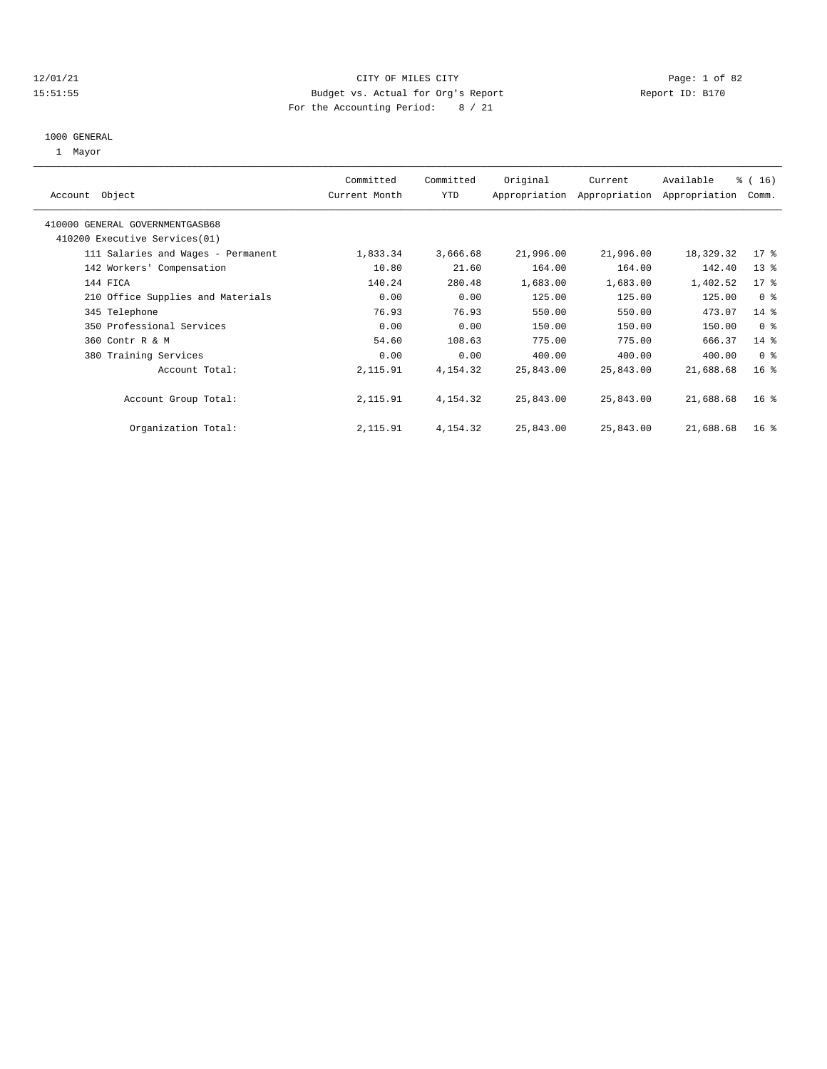CITY OF MILES CITY
Budget vs. Actual for Org's Report
For the Accounting Period: 8 / 21

12/01/21
15:51:55

Report ID: B170

1000 GENERAL
1 Mayor

| Account Object | Committed Current Month | Committed YTD | Original Appropriation | Current Appropriation | Available Appropriation | % ( 16) Comm. |
|---|---|---|---|---|---|---|
| 410000 GENERAL GOVERNMENTGASB68 | | | | | | |
| 410200 Executive Services(01) | | | | | | |
| 111 Salaries and Wages - Permanent | 1,833.34 | 3,666.68 | 21,996.00 | 21,996.00 | 18,329.32 | 17 % |
| 142 Workers' Compensation | 10.80 | 21.60 | 164.00 | 164.00 | 142.40 | 13 % |
| 144 FICA | 140.24 | 280.48 | 1,683.00 | 1,683.00 | 1,402.52 | 17 % |
| 210 Office Supplies and Materials | 0.00 | 0.00 | 125.00 | 125.00 | 125.00 | 0 % |
| 345 Telephone | 76.93 | 76.93 | 550.00 | 550.00 | 473.07 | 14 % |
| 350 Professional Services | 0.00 | 0.00 | 150.00 | 150.00 | 150.00 | 0 % |
| 360 Contr R & M | 54.60 | 108.63 | 775.00 | 775.00 | 666.37 | 14 % |
| 380 Training Services | 0.00 | 0.00 | 400.00 | 400.00 | 400.00 | 0 % |
| Account Total: | 2,115.91 | 4,154.32 | 25,843.00 | 25,843.00 | 21,688.68 | 16 % |
| Account Group Total: | 2,115.91 | 4,154.32 | 25,843.00 | 25,843.00 | 21,688.68 | 16 % |
| Organization Total: | 2,115.91 | 4,154.32 | 25,843.00 | 25,843.00 | 21,688.68 | 16 % |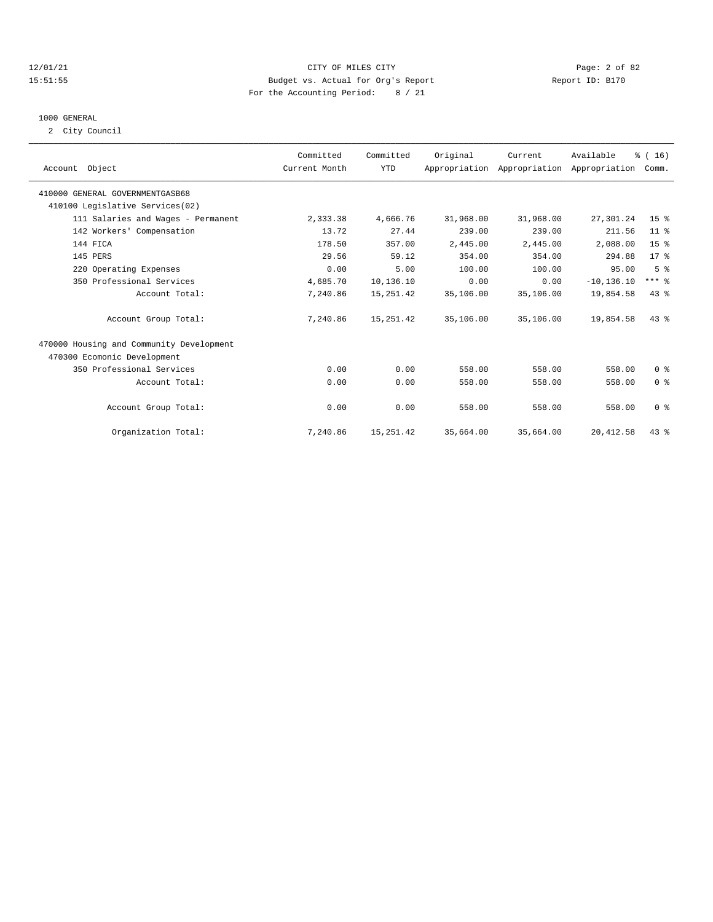CITY OF MILES CITY
Budget vs. Actual for Org's Report
For the Accounting Period: 8 / 21

12/01/21
15:51:55

Report ID: B170

## 1000 GENERAL

2 City Council

| Account Object | Committed Current Month | Committed YTD | Original Appropriation | Current Appropriation | Available Appropriation | % ( 16) Comm. |
|---|---|---|---|---|---|---|
| 410000 GENERAL GOVERNMENTGASB68 | | | | | | |
| 410100 Legislative Services(02) | | | | | | |
| 111 Salaries and Wages - Permanent | 2,333.38 | 4,666.76 | 31,968.00 | 31,968.00 | 27,301.24 | 15 % |
| 142 Workers' Compensation | 13.72 | 27.44 | 239.00 | 239.00 | 211.56 | 11 % |
| 144 FICA | 178.50 | 357.00 | 2,445.00 | 2,445.00 | 2,088.00 | 15 % |
| 145 PERS | 29.56 | 59.12 | 354.00 | 354.00 | 294.88 | 17 % |
| 220 Operating Expenses | 0.00 | 5.00 | 100.00 | 100.00 | 95.00 | 5 % |
| 350 Professional Services | 4,685.70 | 10,136.10 | 0.00 | 0.00 | -10,136.10 | *** % |
| Account Total: | 7,240.86 | 15,251.42 | 35,106.00 | 35,106.00 | 19,854.58 | 43 % |
| Account Group Total: | 7,240.86 | 15,251.42 | 35,106.00 | 35,106.00 | 19,854.58 | 43 % |
| 470000 Housing and Community Development | | | | | | |
| 470300 Ecomonic Development | | | | | | |
| 350 Professional Services | 0.00 | 0.00 | 558.00 | 558.00 | 558.00 | 0 % |
| Account Total: | 0.00 | 0.00 | 558.00 | 558.00 | 558.00 | 0 % |
| Account Group Total: | 0.00 | 0.00 | 558.00 | 558.00 | 558.00 | 0 % |
| Organization Total: | 7,240.86 | 15,251.42 | 35,664.00 | 35,664.00 | 20,412.58 | 43 % |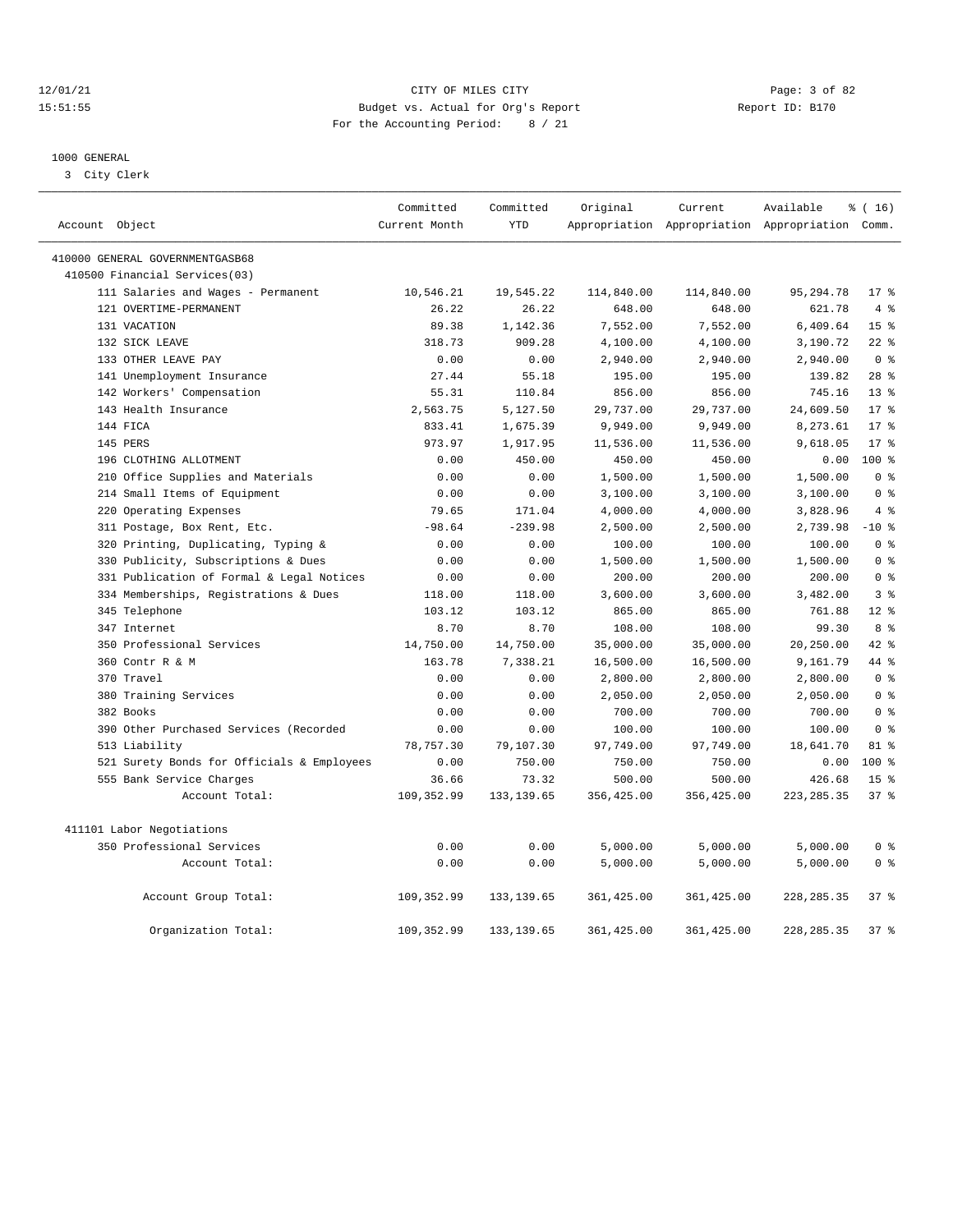CITY OF MILES CITY
Budget vs. Actual for Org's Report
For the Accounting Period: 8 / 21

12/01/21
15:51:55

Report ID: B170

## 1000 GENERAL

3 City Clerk

| Account Object | Committed Current Month | Committed YTD | Original Appropriation | Current Appropriation | Available Appropriation | % ( 16) Comm. |
|---|---|---|---|---|---|---|
| 410000 GENERAL GOVERNMENTGASB68 | | | | | | |
| 410500 Financial Services(03) | | | | | | |
| 111 Salaries and Wages - Permanent | 10,546.21 | 19,545.22 | 114,840.00 | 114,840.00 | 95,294.78 | 17 % |
| 121 OVERTIME-PERMANENT | 26.22 | 26.22 | 648.00 | 648.00 | 621.78 | 4 % |
| 131 VACATION | 89.38 | 1,142.36 | 7,552.00 | 7,552.00 | 6,409.64 | 15 % |
| 132 SICK LEAVE | 318.73 | 909.28 | 4,100.00 | 4,100.00 | 3,190.72 | 22 % |
| 133 OTHER LEAVE PAY | 0.00 | 0.00 | 2,940.00 | 2,940.00 | 2,940.00 | 0 % |
| 141 Unemployment Insurance | 27.44 | 55.18 | 195.00 | 195.00 | 139.82 | 28 % |
| 142 Workers' Compensation | 55.31 | 110.84 | 856.00 | 856.00 | 745.16 | 13 % |
| 143 Health Insurance | 2,563.75 | 5,127.50 | 29,737.00 | 29,737.00 | 24,609.50 | 17 % |
| 144 FICA | 833.41 | 1,675.39 | 9,949.00 | 9,949.00 | 8,273.61 | 17 % |
| 145 PERS | 973.97 | 1,917.95 | 11,536.00 | 11,536.00 | 9,618.05 | 17 % |
| 196 CLOTHING ALLOTMENT | 0.00 | 450.00 | 450.00 | 450.00 | 0.00 | 100 % |
| 210 Office Supplies and Materials | 0.00 | 0.00 | 1,500.00 | 1,500.00 | 1,500.00 | 0 % |
| 214 Small Items of Equipment | 0.00 | 0.00 | 3,100.00 | 3,100.00 | 3,100.00 | 0 % |
| 220 Operating Expenses | 79.65 | 171.04 | 4,000.00 | 4,000.00 | 3,828.96 | 4 % |
| 311 Postage, Box Rent, Etc. | -98.64 | -239.98 | 2,500.00 | 2,500.00 | 2,739.98 | -10 % |
| 320 Printing, Duplicating, Typing & | 0.00 | 0.00 | 100.00 | 100.00 | 100.00 | 0 % |
| 330 Publicity, Subscriptions & Dues | 0.00 | 0.00 | 1,500.00 | 1,500.00 | 1,500.00 | 0 % |
| 331 Publication of Formal & Legal Notices | 0.00 | 0.00 | 200.00 | 200.00 | 200.00 | 0 % |
| 334 Memberships, Registrations & Dues | 118.00 | 118.00 | 3,600.00 | 3,600.00 | 3,482.00 | 3 % |
| 345 Telephone | 103.12 | 103.12 | 865.00 | 865.00 | 761.88 | 12 % |
| 347 Internet | 8.70 | 8.70 | 108.00 | 108.00 | 99.30 | 8 % |
| 350 Professional Services | 14,750.00 | 14,750.00 | 35,000.00 | 35,000.00 | 20,250.00 | 42 % |
| 360 Contr R & M | 163.78 | 7,338.21 | 16,500.00 | 16,500.00 | 9,161.79 | 44 % |
| 370 Travel | 0.00 | 0.00 | 2,800.00 | 2,800.00 | 2,800.00 | 0 % |
| 380 Training Services | 0.00 | 0.00 | 2,050.00 | 2,050.00 | 2,050.00 | 0 % |
| 382 Books | 0.00 | 0.00 | 700.00 | 700.00 | 700.00 | 0 % |
| 390 Other Purchased Services (Recorded | 0.00 | 0.00 | 100.00 | 100.00 | 100.00 | 0 % |
| 513 Liability | 78,757.30 | 79,107.30 | 97,749.00 | 97,749.00 | 18,641.70 | 81 % |
| 521 Surety Bonds for Officials & Employees | 0.00 | 750.00 | 750.00 | 750.00 | 0.00 | 100 % |
| 555 Bank Service Charges | 36.66 | 73.32 | 500.00 | 500.00 | 426.68 | 15 % |
| Account Total: | 109,352.99 | 133,139.65 | 356,425.00 | 356,425.00 | 223,285.35 | 37 % |
| 411101 Labor Negotiations | | | | | | |
| 350 Professional Services | 0.00 | 0.00 | 5,000.00 | 5,000.00 | 5,000.00 | 0 % |
| Account Total: | 0.00 | 0.00 | 5,000.00 | 5,000.00 | 5,000.00 | 0 % |
| Account Group Total: | 109,352.99 | 133,139.65 | 361,425.00 | 361,425.00 | 228,285.35 | 37 % |
| Organization Total: | 109,352.99 | 133,139.65 | 361,425.00 | 361,425.00 | 228,285.35 | 37 % |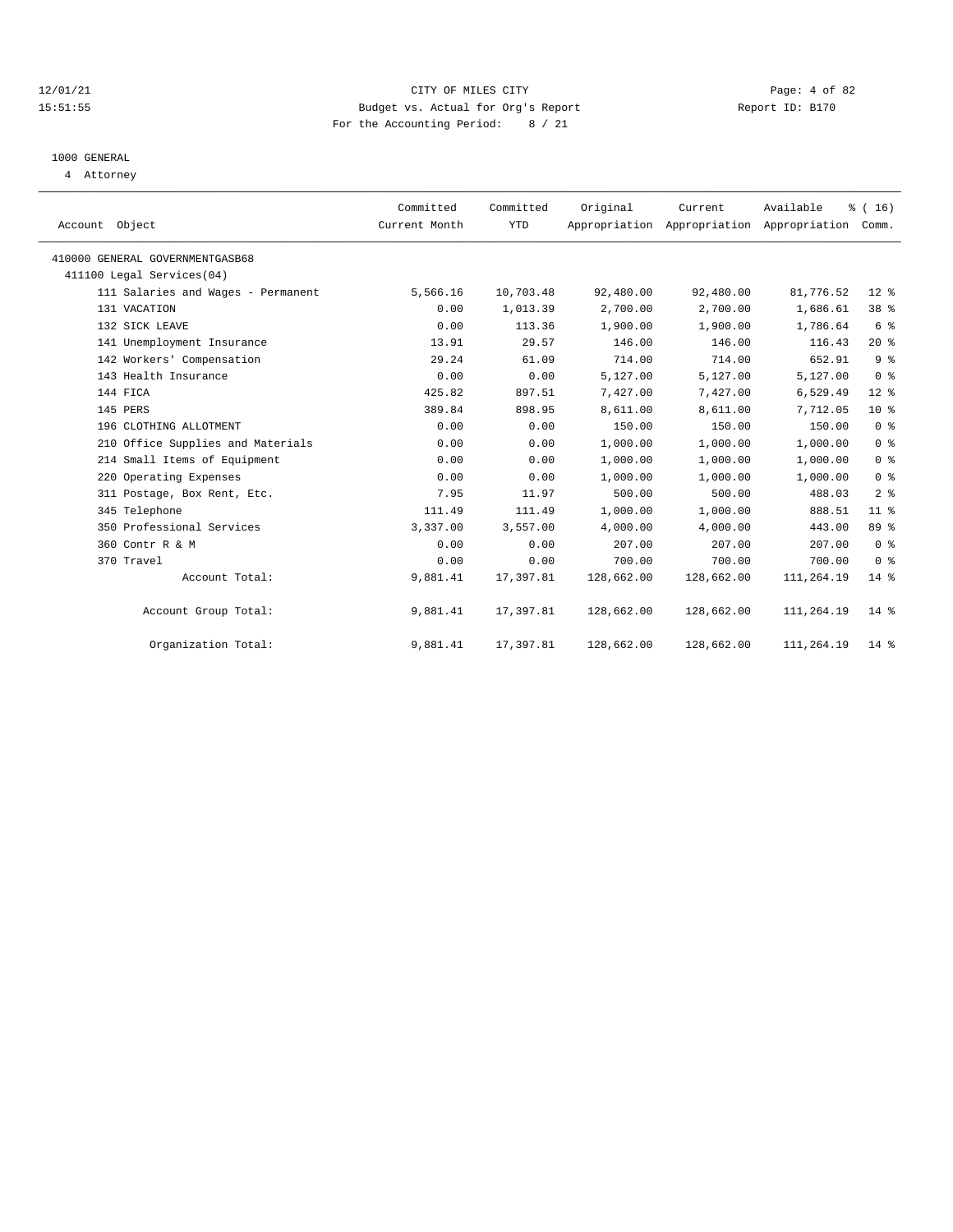CITY OF MILES CITY
Budget vs. Actual for Org's Report
For the Accounting Period: 8 / 21

12/01/21
15:51:55

Report ID: B170

1000 GENERAL
4 Attorney

| Account Object | Committed Current Month | Committed YTD | Original Appropriation | Current Appropriation | Available Appropriation | % ( 16) Comm. |
|---|---|---|---|---|---|---|
| 410000 GENERAL GOVERNMENTGASB68 | | | | | | |
| 411100 Legal Services(04) | | | | | | |
| 111 Salaries and Wages - Permanent | 5,566.16 | 10,703.48 | 92,480.00 | 92,480.00 | 81,776.52 | 12 % |
| 131 VACATION | 0.00 | 1,013.39 | 2,700.00 | 2,700.00 | 1,686.61 | 38 % |
| 132 SICK LEAVE | 0.00 | 113.36 | 1,900.00 | 1,900.00 | 1,786.64 | 6 % |
| 141 Unemployment Insurance | 13.91 | 29.57 | 146.00 | 146.00 | 116.43 | 20 % |
| 142 Workers' Compensation | 29.24 | 61.09 | 714.00 | 714.00 | 652.91 | 9 % |
| 143 Health Insurance | 0.00 | 0.00 | 5,127.00 | 5,127.00 | 5,127.00 | 0 % |
| 144 FICA | 425.82 | 897.51 | 7,427.00 | 7,427.00 | 6,529.49 | 12 % |
| 145 PERS | 389.84 | 898.95 | 8,611.00 | 8,611.00 | 7,712.05 | 10 % |
| 196 CLOTHING ALLOTMENT | 0.00 | 0.00 | 150.00 | 150.00 | 150.00 | 0 % |
| 210 Office Supplies and Materials | 0.00 | 0.00 | 1,000.00 | 1,000.00 | 1,000.00 | 0 % |
| 214 Small Items of Equipment | 0.00 | 0.00 | 1,000.00 | 1,000.00 | 1,000.00 | 0 % |
| 220 Operating Expenses | 0.00 | 0.00 | 1,000.00 | 1,000.00 | 1,000.00 | 0 % |
| 311 Postage, Box Rent, Etc. | 7.95 | 11.97 | 500.00 | 500.00 | 488.03 | 2 % |
| 345 Telephone | 111.49 | 111.49 | 1,000.00 | 1,000.00 | 888.51 | 11 % |
| 350 Professional Services | 3,337.00 | 3,557.00 | 4,000.00 | 4,000.00 | 443.00 | 89 % |
| 360 Contr R & M | 0.00 | 0.00 | 207.00 | 207.00 | 207.00 | 0 % |
| 370 Travel | 0.00 | 0.00 | 700.00 | 700.00 | 700.00 | 0 % |
| Account Total: | 9,881.41 | 17,397.81 | 128,662.00 | 128,662.00 | 111,264.19 | 14 % |
| Account Group Total: | 9,881.41 | 17,397.81 | 128,662.00 | 128,662.00 | 111,264.19 | 14 % |
| Organization Total: | 9,881.41 | 17,397.81 | 128,662.00 | 128,662.00 | 111,264.19 | 14 % |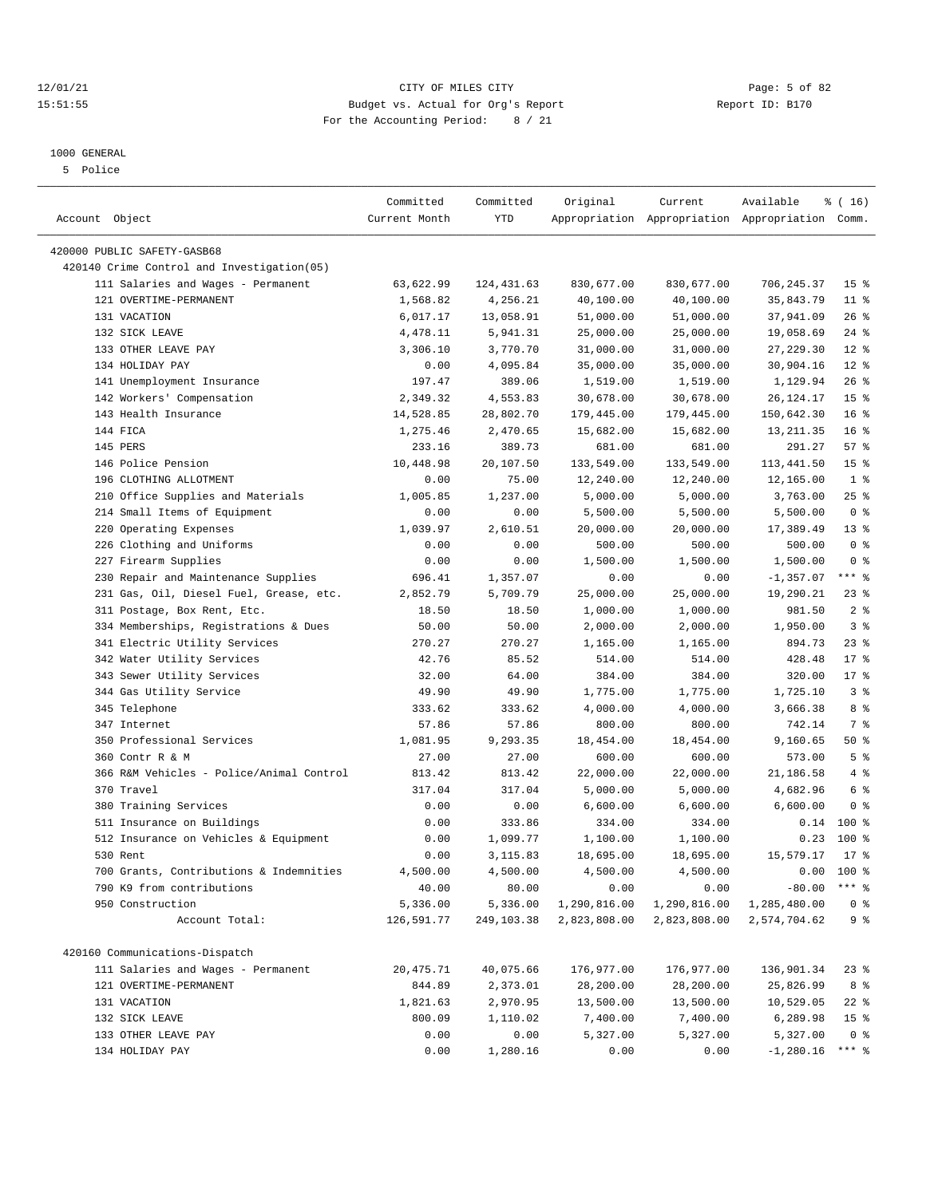CITY OF MILES CITY
Budget vs. Actual for Org's Report
For the Accounting Period: 8 / 21

12/01/21
15:51:55

Report ID: B170

1000 GENERAL
5 Police

| Account Object | Committed Current Month | Committed YTD | Original Appropriation | Current Appropriation | Available Appropriation | % ( 16) Comm. |
|---|---|---|---|---|---|---|
| 420000 PUBLIC SAFETY-GASB68 | | | | | | |
| 420140 Crime Control and Investigation(05) | | | | | | |
| 111 Salaries and Wages - Permanent | 63,622.99 | 124,431.63 | 830,677.00 | 830,677.00 | 706,245.37 | 15 % |
| 121 OVERTIME-PERMANENT | 1,568.82 | 4,256.21 | 40,100.00 | 40,100.00 | 35,843.79 | 11 % |
| 131 VACATION | 6,017.17 | 13,058.91 | 51,000.00 | 51,000.00 | 37,941.09 | 26 % |
| 132 SICK LEAVE | 4,478.11 | 5,941.31 | 25,000.00 | 25,000.00 | 19,058.69 | 24 % |
| 133 OTHER LEAVE PAY | 3,306.10 | 3,770.70 | 31,000.00 | 31,000.00 | 27,229.30 | 12 % |
| 134 HOLIDAY PAY | 0.00 | 4,095.84 | 35,000.00 | 35,000.00 | 30,904.16 | 12 % |
| 141 Unemployment Insurance | 197.47 | 389.06 | 1,519.00 | 1,519.00 | 1,129.94 | 26 % |
| 142 Workers' Compensation | 2,349.32 | 4,553.83 | 30,678.00 | 30,678.00 | 26,124.17 | 15 % |
| 143 Health Insurance | 14,528.85 | 28,802.70 | 179,445.00 | 179,445.00 | 150,642.30 | 16 % |
| 144 FICA | 1,275.46 | 2,470.65 | 15,682.00 | 15,682.00 | 13,211.35 | 16 % |
| 145 PERS | 233.16 | 389.73 | 681.00 | 681.00 | 291.27 | 57 % |
| 146 Police Pension | 10,448.98 | 20,107.50 | 133,549.00 | 133,549.00 | 113,441.50 | 15 % |
| 196 CLOTHING ALLOTMENT | 0.00 | 75.00 | 12,240.00 | 12,240.00 | 12,165.00 | 1 % |
| 210 Office Supplies and Materials | 1,005.85 | 1,237.00 | 5,000.00 | 5,000.00 | 3,763.00 | 25 % |
| 214 Small Items of Equipment | 0.00 | 0.00 | 5,500.00 | 5,500.00 | 5,500.00 | 0 % |
| 220 Operating Expenses | 1,039.97 | 2,610.51 | 20,000.00 | 20,000.00 | 17,389.49 | 13 % |
| 226 Clothing and Uniforms | 0.00 | 0.00 | 500.00 | 500.00 | 500.00 | 0 % |
| 227 Firearm Supplies | 0.00 | 0.00 | 1,500.00 | 1,500.00 | 1,500.00 | 0 % |
| 230 Repair and Maintenance Supplies | 696.41 | 1,357.07 | 0.00 | 0.00 | -1,357.07 | *** % |
| 231 Gas, Oil, Diesel Fuel, Grease, etc. | 2,852.79 | 5,709.79 | 25,000.00 | 25,000.00 | 19,290.21 | 23 % |
| 311 Postage, Box Rent, Etc. | 18.50 | 18.50 | 1,000.00 | 1,000.00 | 981.50 | 2 % |
| 334 Memberships, Registrations & Dues | 50.00 | 50.00 | 2,000.00 | 2,000.00 | 1,950.00 | 3 % |
| 341 Electric Utility Services | 270.27 | 270.27 | 1,165.00 | 1,165.00 | 894.73 | 23 % |
| 342 Water Utility Services | 42.76 | 85.52 | 514.00 | 514.00 | 428.48 | 17 % |
| 343 Sewer Utility Services | 32.00 | 64.00 | 384.00 | 384.00 | 320.00 | 17 % |
| 344 Gas Utility Service | 49.90 | 49.90 | 1,775.00 | 1,775.00 | 1,725.10 | 3 % |
| 345 Telephone | 333.62 | 333.62 | 4,000.00 | 4,000.00 | 3,666.38 | 8 % |
| 347 Internet | 57.86 | 57.86 | 800.00 | 800.00 | 742.14 | 7 % |
| 350 Professional Services | 1,081.95 | 9,293.35 | 18,454.00 | 18,454.00 | 9,160.65 | 50 % |
| 360 Contr R & M | 27.00 | 27.00 | 600.00 | 600.00 | 573.00 | 5 % |
| 366 R&M Vehicles - Police/Animal Control | 813.42 | 813.42 | 22,000.00 | 22,000.00 | 21,186.58 | 4 % |
| 370 Travel | 317.04 | 317.04 | 5,000.00 | 5,000.00 | 4,682.96 | 6 % |
| 380 Training Services | 0.00 | 0.00 | 6,600.00 | 6,600.00 | 6,600.00 | 0 % |
| 511 Insurance on Buildings | 0.00 | 333.86 | 334.00 | 334.00 | 0.14 | 100 % |
| 512 Insurance on Vehicles & Equipment | 0.00 | 1,099.77 | 1,100.00 | 1,100.00 | 0.23 | 100 % |
| 530 Rent | 0.00 | 3,115.83 | 18,695.00 | 18,695.00 | 15,579.17 | 17 % |
| 700 Grants, Contributions & Indemnities | 4,500.00 | 4,500.00 | 4,500.00 | 4,500.00 | 0.00 | 100 % |
| 790 K9 from contributions | 40.00 | 80.00 | 0.00 | 0.00 | -80.00 | *** % |
| 950 Construction | 5,336.00 | 5,336.00 | 1,290,816.00 | 1,290,816.00 | 1,285,480.00 | 0 % |
| Account Total: | 126,591.77 | 249,103.38 | 2,823,808.00 | 2,823,808.00 | 2,574,704.62 | 9 % |
| 420160 Communications-Dispatch | | | | | | |
| 111 Salaries and Wages - Permanent | 20,475.71 | 40,075.66 | 176,977.00 | 176,977.00 | 136,901.34 | 23 % |
| 121 OVERTIME-PERMANENT | 844.89 | 2,373.01 | 28,200.00 | 28,200.00 | 25,826.99 | 8 % |
| 131 VACATION | 1,821.63 | 2,970.95 | 13,500.00 | 13,500.00 | 10,529.05 | 22 % |
| 132 SICK LEAVE | 800.09 | 1,110.02 | 7,400.00 | 7,400.00 | 6,289.98 | 15 % |
| 133 OTHER LEAVE PAY | 0.00 | 0.00 | 5,327.00 | 5,327.00 | 5,327.00 | 0 % |
| 134 HOLIDAY PAY | 0.00 | 1,280.16 | 0.00 | 0.00 | -1,280.16 | *** % |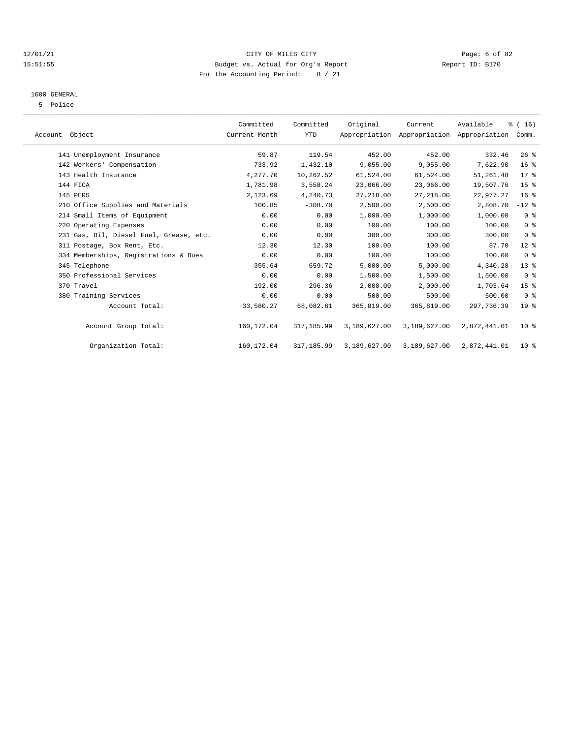CITY OF MILES CITY
Budget vs. Actual for Org's Report
For the Accounting Period: 8 / 21

12/01/21
15:51:55

Report ID: B170

1000 GENERAL
5 Police

| Account Object | Committed Current Month | Committed YTD | Original Appropriation | Current Appropriation | Available Appropriation | % ( 16) Comm. |
|---|---|---|---|---|---|---|
| 141 Unemployment Insurance | 59.87 | 119.54 | 452.00 | 452.00 | 332.46 | 26 % |
| 142 Workers' Compensation | 733.92 | 1,432.10 | 9,055.00 | 9,055.00 | 7,622.90 | 16 % |
| 143 Health Insurance | 4,277.70 | 10,262.52 | 61,524.00 | 61,524.00 | 51,261.48 | 17 % |
| 144 FICA | 1,781.98 | 3,558.24 | 23,066.00 | 23,066.00 | 19,507.76 | 15 % |
| 145 PERS | 2,123.69 | 4,240.73 | 27,218.00 | 27,218.00 | 22,977.27 | 16 % |
| 210 Office Supplies and Materials | 100.85 | -308.70 | 2,500.00 | 2,500.00 | 2,808.70 | -12 % |
| 214 Small Items of Equipment | 0.00 | 0.00 | 1,000.00 | 1,000.00 | 1,000.00 | 0 % |
| 220 Operating Expenses | 0.00 | 0.00 | 100.00 | 100.00 | 100.00 | 0 % |
| 231 Gas, Oil, Diesel Fuel, Grease, etc. | 0.00 | 0.00 | 300.00 | 300.00 | 300.00 | 0 % |
| 311 Postage, Box Rent, Etc. | 12.30 | 12.30 | 100.00 | 100.00 | 87.70 | 12 % |
| 334 Memberships, Registrations & Dues | 0.00 | 0.00 | 100.00 | 100.00 | 100.00 | 0 % |
| 345 Telephone | 355.64 | 659.72 | 5,000.00 | 5,000.00 | 4,340.28 | 13 % |
| 350 Professional Services | 0.00 | 0.00 | 1,500.00 | 1,500.00 | 1,500.00 | 0 % |
| 370 Travel | 192.00 | 296.36 | 2,000.00 | 2,000.00 | 1,703.64 | 15 % |
| 380 Training Services | 0.00 | 0.00 | 500.00 | 500.00 | 500.00 | 0 % |
| Account Total: | 33,580.27 | 68,082.61 | 365,819.00 | 365,819.00 | 297,736.39 | 19 % |
| Account Group Total: | 160,172.04 | 317,185.99 | 3,189,627.00 | 3,189,627.00 | 2,872,441.01 | 10 % |
| Organization Total: | 160,172.04 | 317,185.99 | 3,189,627.00 | 3,189,627.00 | 2,872,441.01 | 10 % |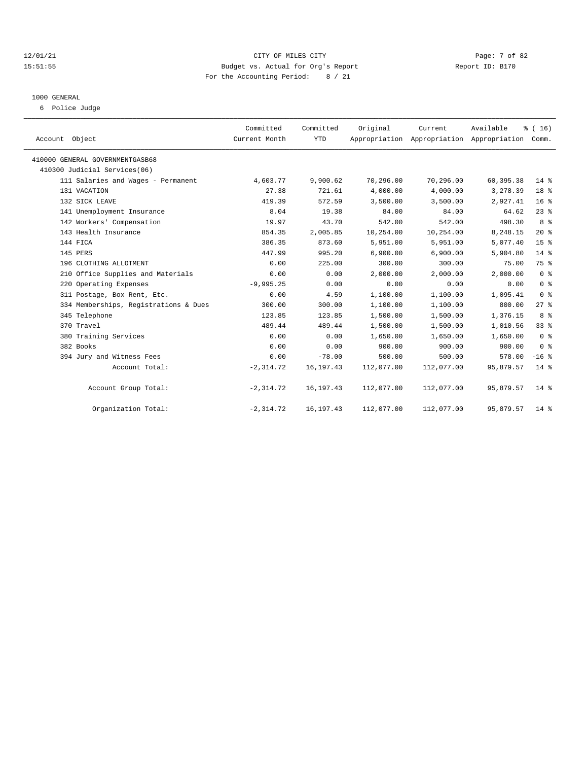CITY OF MILES CITY
Budget vs. Actual for Org's Report
For the Accounting Period: 8 / 21

12/01/21 15:51:55 — Report ID: B170

1000 GENERAL

6 Police Judge

| Account Object | Committed Current Month | Committed YTD | Original Appropriation | Current Appropriation | Available Appropriation | % ( 16) Comm. |
|---|---|---|---|---|---|---|
| 410000 GENERAL GOVERNMENTGASB68 | | | | | | |
| 410300 Judicial Services(06) | | | | | | |
| 111 Salaries and Wages - Permanent | 4,603.77 | 9,900.62 | 70,296.00 | 70,296.00 | 60,395.38 | 14 % |
| 131 VACATION | 27.38 | 721.61 | 4,000.00 | 4,000.00 | 3,278.39 | 18 % |
| 132 SICK LEAVE | 419.39 | 572.59 | 3,500.00 | 3,500.00 | 2,927.41 | 16 % |
| 141 Unemployment Insurance | 8.04 | 19.38 | 84.00 | 84.00 | 64.62 | 23 % |
| 142 Workers' Compensation | 19.97 | 43.70 | 542.00 | 542.00 | 498.30 | 8 % |
| 143 Health Insurance | 854.35 | 2,005.85 | 10,254.00 | 10,254.00 | 8,248.15 | 20 % |
| 144 FICA | 386.35 | 873.60 | 5,951.00 | 5,951.00 | 5,077.40 | 15 % |
| 145 PERS | 447.99 | 995.20 | 6,900.00 | 6,900.00 | 5,904.80 | 14 % |
| 196 CLOTHING ALLOTMENT | 0.00 | 225.00 | 300.00 | 300.00 | 75.00 | 75 % |
| 210 Office Supplies and Materials | 0.00 | 0.00 | 2,000.00 | 2,000.00 | 2,000.00 | 0 % |
| 220 Operating Expenses | -9,995.25 | 0.00 | 0.00 | 0.00 | 0.00 | 0 % |
| 311 Postage, Box Rent, Etc. | 0.00 | 4.59 | 1,100.00 | 1,100.00 | 1,095.41 | 0 % |
| 334 Memberships, Registrations & Dues | 300.00 | 300.00 | 1,100.00 | 1,100.00 | 800.00 | 27 % |
| 345 Telephone | 123.85 | 123.85 | 1,500.00 | 1,500.00 | 1,376.15 | 8 % |
| 370 Travel | 489.44 | 489.44 | 1,500.00 | 1,500.00 | 1,010.56 | 33 % |
| 380 Training Services | 0.00 | 0.00 | 1,650.00 | 1,650.00 | 1,650.00 | 0 % |
| 382 Books | 0.00 | 0.00 | 900.00 | 900.00 | 900.00 | 0 % |
| 394 Jury and Witness Fees | 0.00 | -78.00 | 500.00 | 500.00 | 578.00 | -16 % |
| Account Total: | -2,314.72 | 16,197.43 | 112,077.00 | 112,077.00 | 95,879.57 | 14 % |
| Account Group Total: | -2,314.72 | 16,197.43 | 112,077.00 | 112,077.00 | 95,879.57 | 14 % |
| Organization Total: | -2,314.72 | 16,197.43 | 112,077.00 | 112,077.00 | 95,879.57 | 14 % |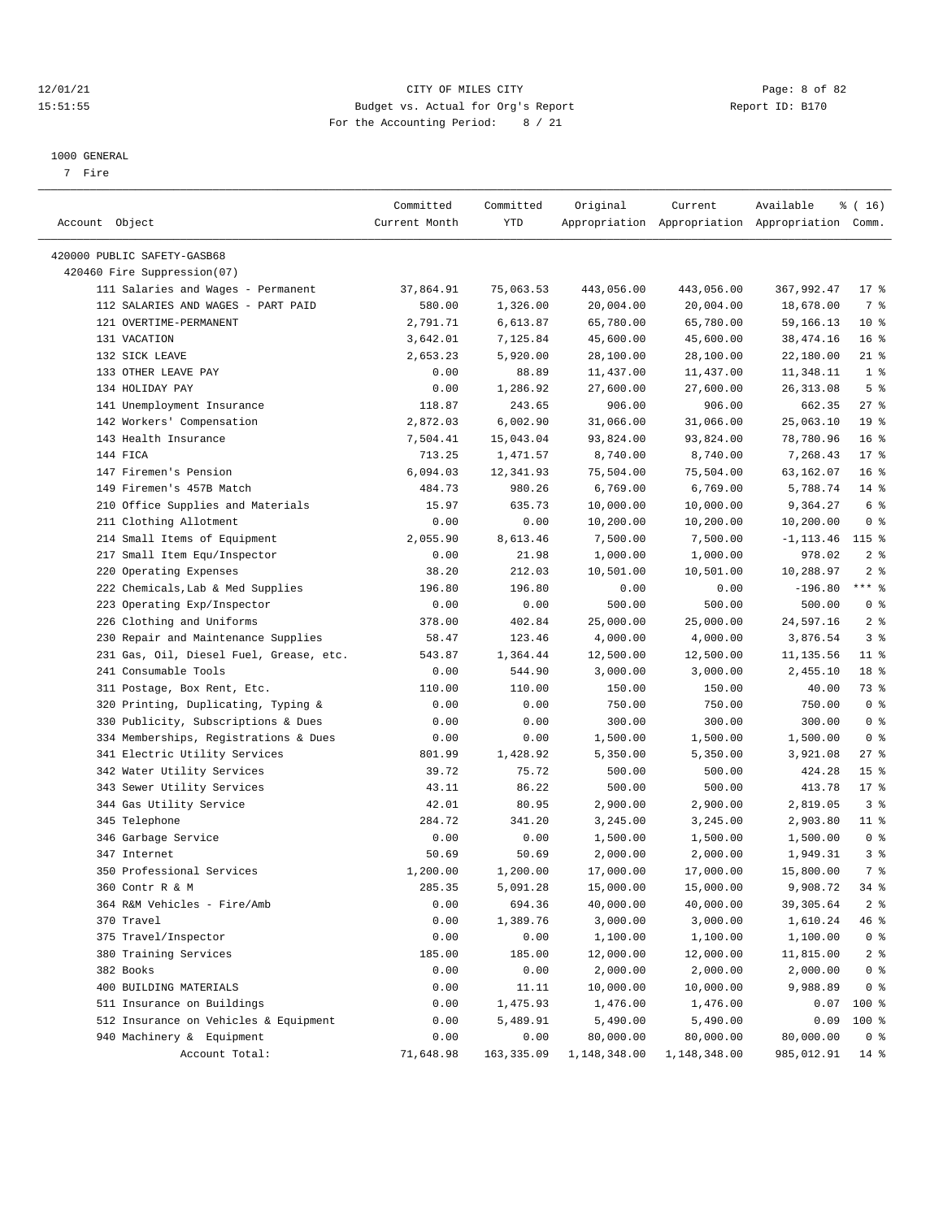CITY OF MILES CITY
Budget vs. Actual for Org's Report
For the Accounting Period: 8 / 21

1000 GENERAL
7 Fire

| Account Object | Committed Current Month | Committed YTD | Original Appropriation | Current Appropriation | Available Appropriation | % ( 16) Comm. |
|---|---|---|---|---|---|---|
| 420000 PUBLIC SAFETY-GASB68 | | | | | | |
| 420460 Fire Suppression(07) | | | | | | |
| 111 Salaries and Wages - Permanent | 37,864.91 | 75,063.53 | 443,056.00 | 443,056.00 | 367,992.47 | 17 % |
| 112 SALARIES AND WAGES - PART PAID | 580.00 | 1,326.00 | 20,004.00 | 20,004.00 | 18,678.00 | 7 % |
| 121 OVERTIME-PERMANENT | 2,791.71 | 6,613.87 | 65,780.00 | 65,780.00 | 59,166.13 | 10 % |
| 131 VACATION | 3,642.01 | 7,125.84 | 45,600.00 | 45,600.00 | 38,474.16 | 16 % |
| 132 SICK LEAVE | 2,653.23 | 5,920.00 | 28,100.00 | 28,100.00 | 22,180.00 | 21 % |
| 133 OTHER LEAVE PAY | 0.00 | 88.89 | 11,437.00 | 11,437.00 | 11,348.11 | 1 % |
| 134 HOLIDAY PAY | 0.00 | 1,286.92 | 27,600.00 | 27,600.00 | 26,313.08 | 5 % |
| 141 Unemployment Insurance | 118.87 | 243.65 | 906.00 | 906.00 | 662.35 | 27 % |
| 142 Workers' Compensation | 2,872.03 | 6,002.90 | 31,066.00 | 31,066.00 | 25,063.10 | 19 % |
| 143 Health Insurance | 7,504.41 | 15,043.04 | 93,824.00 | 93,824.00 | 78,780.96 | 16 % |
| 144 FICA | 713.25 | 1,471.57 | 8,740.00 | 8,740.00 | 7,268.43 | 17 % |
| 147 Firemen's Pension | 6,094.03 | 12,341.93 | 75,504.00 | 75,504.00 | 63,162.07 | 16 % |
| 149 Firemen's 457B Match | 484.73 | 980.26 | 6,769.00 | 6,769.00 | 5,788.74 | 14 % |
| 210 Office Supplies and Materials | 15.97 | 635.73 | 10,000.00 | 10,000.00 | 9,364.27 | 6 % |
| 211 Clothing Allotment | 0.00 | 0.00 | 10,200.00 | 10,200.00 | 10,200.00 | 0 % |
| 214 Small Items of Equipment | 2,055.90 | 8,613.46 | 7,500.00 | 7,500.00 | -1,113.46 | 115 % |
| 217 Small Item Equ/Inspector | 0.00 | 21.98 | 1,000.00 | 1,000.00 | 978.02 | 2 % |
| 220 Operating Expenses | 38.20 | 212.03 | 10,501.00 | 10,501.00 | 10,288.97 | 2 % |
| 222 Chemicals,Lab & Med Supplies | 196.80 | 196.80 | 0.00 | 0.00 | -196.80 | *** % |
| 223 Operating Exp/Inspector | 0.00 | 0.00 | 500.00 | 500.00 | 500.00 | 0 % |
| 226 Clothing and Uniforms | 378.00 | 402.84 | 25,000.00 | 25,000.00 | 24,597.16 | 2 % |
| 230 Repair and Maintenance Supplies | 58.47 | 123.46 | 4,000.00 | 4,000.00 | 3,876.54 | 3 % |
| 231 Gas, Oil, Diesel Fuel, Grease, etc. | 543.87 | 1,364.44 | 12,500.00 | 12,500.00 | 11,135.56 | 11 % |
| 241 Consumable Tools | 0.00 | 544.90 | 3,000.00 | 3,000.00 | 2,455.10 | 18 % |
| 311 Postage, Box Rent, Etc. | 110.00 | 110.00 | 150.00 | 150.00 | 40.00 | 73 % |
| 320 Printing, Duplicating, Typing & | 0.00 | 0.00 | 750.00 | 750.00 | 750.00 | 0 % |
| 330 Publicity, Subscriptions & Dues | 0.00 | 0.00 | 300.00 | 300.00 | 300.00 | 0 % |
| 334 Memberships, Registrations & Dues | 0.00 | 0.00 | 1,500.00 | 1,500.00 | 1,500.00 | 0 % |
| 341 Electric Utility Services | 801.99 | 1,428.92 | 5,350.00 | 5,350.00 | 3,921.08 | 27 % |
| 342 Water Utility Services | 39.72 | 75.72 | 500.00 | 500.00 | 424.28 | 15 % |
| 343 Sewer Utility Services | 43.11 | 86.22 | 500.00 | 500.00 | 413.78 | 17 % |
| 344 Gas Utility Service | 42.01 | 80.95 | 2,900.00 | 2,900.00 | 2,819.05 | 3 % |
| 345 Telephone | 284.72 | 341.20 | 3,245.00 | 3,245.00 | 2,903.80 | 11 % |
| 346 Garbage Service | 0.00 | 0.00 | 1,500.00 | 1,500.00 | 1,500.00 | 0 % |
| 347 Internet | 50.69 | 50.69 | 2,000.00 | 2,000.00 | 1,949.31 | 3 % |
| 350 Professional Services | 1,200.00 | 1,200.00 | 17,000.00 | 17,000.00 | 15,800.00 | 7 % |
| 360 Contr R & M | 285.35 | 5,091.28 | 15,000.00 | 15,000.00 | 9,908.72 | 34 % |
| 364 R&M Vehicles - Fire/Amb | 0.00 | 694.36 | 40,000.00 | 40,000.00 | 39,305.64 | 2 % |
| 370 Travel | 0.00 | 1,389.76 | 3,000.00 | 3,000.00 | 1,610.24 | 46 % |
| 375 Travel/Inspector | 0.00 | 0.00 | 1,100.00 | 1,100.00 | 1,100.00 | 0 % |
| 380 Training Services | 185.00 | 185.00 | 12,000.00 | 12,000.00 | 11,815.00 | 2 % |
| 382 Books | 0.00 | 0.00 | 2,000.00 | 2,000.00 | 2,000.00 | 0 % |
| 400 BUILDING MATERIALS | 0.00 | 11.11 | 10,000.00 | 10,000.00 | 9,988.89 | 0 % |
| 511 Insurance on Buildings | 0.00 | 1,475.93 | 1,476.00 | 1,476.00 | 0.07 | 100 % |
| 512 Insurance on Vehicles & Equipment | 0.00 | 5,489.91 | 5,490.00 | 5,490.00 | 0.09 | 100 % |
| 940 Machinery & Equipment | 0.00 | 0.00 | 80,000.00 | 80,000.00 | 80,000.00 | 0 % |
| Account Total: | 71,648.98 | 163,335.09 | 1,148,348.00 | 1,148,348.00 | 985,012.91 | 14 % |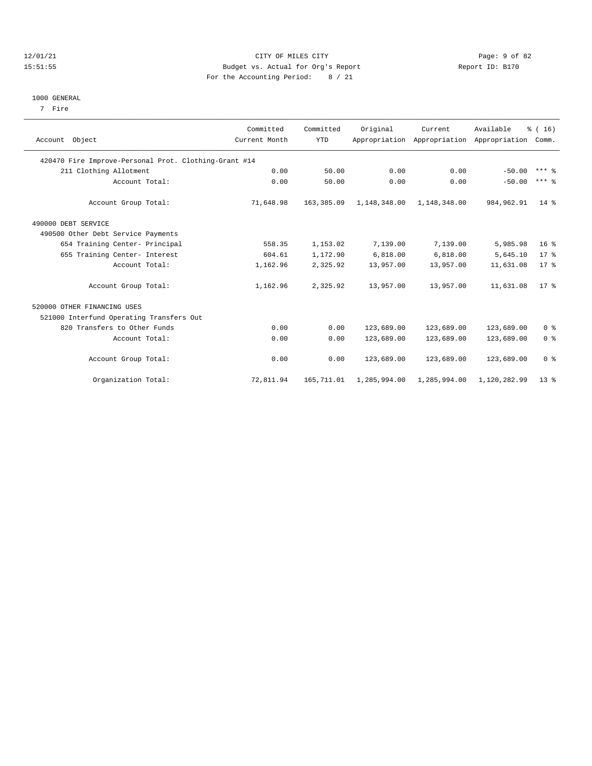CITY OF MILES CITY

Budget vs. Actual for Org's Report

For the Accounting Period: 8 / 21

12/01/21 15:51:55 — Report ID: B170

1000 GENERAL

7 Fire

| Account Object | Committed Current Month | Committed YTD | Original Appropriation | Current Appropriation | Available Appropriation | % ( 16) Comm. |
|---|---|---|---|---|---|---|
| 420470 Fire Improve-Personal Prot. Clothing-Grant #14 | | | | | | |
| 211 Clothing Allotment | 0.00 | 50.00 | 0.00 | 0.00 | -50.00 | *** % |
| Account Total: | 0.00 | 50.00 | 0.00 | 0.00 | -50.00 | *** % |
| Account Group Total: | 71,648.98 | 163,385.09 | 1,148,348.00 | 1,148,348.00 | 984,962.91 | 14 % |
| 490000 DEBT SERVICE | | | | | | |
| 490500 Other Debt Service Payments | | | | | | |
| 654 Training Center- Principal | 558.35 | 1,153.02 | 7,139.00 | 7,139.00 | 5,985.98 | 16 % |
| 655 Training Center- Interest | 604.61 | 1,172.90 | 6,818.00 | 6,818.00 | 5,645.10 | 17 % |
| Account Total: | 1,162.96 | 2,325.92 | 13,957.00 | 13,957.00 | 11,631.08 | 17 % |
| Account Group Total: | 1,162.96 | 2,325.92 | 13,957.00 | 13,957.00 | 11,631.08 | 17 % |
| 520000 OTHER FINANCING USES | | | | | | |
| 521000 Interfund Operating Transfers Out | | | | | | |
| 820 Transfers to Other Funds | 0.00 | 0.00 | 123,689.00 | 123,689.00 | 123,689.00 | 0 % |
| Account Total: | 0.00 | 0.00 | 123,689.00 | 123,689.00 | 123,689.00 | 0 % |
| Account Group Total: | 0.00 | 0.00 | 123,689.00 | 123,689.00 | 123,689.00 | 0 % |
| Organization Total: | 72,811.94 | 165,711.01 | 1,285,994.00 | 1,285,994.00 | 1,120,282.99 | 13 % |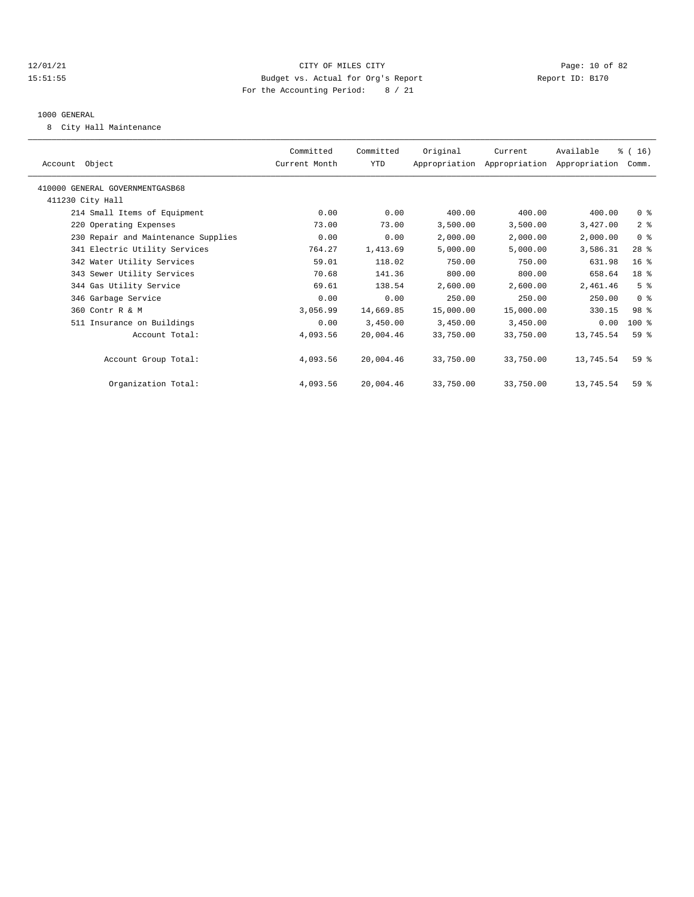CITY OF MILES CITY
Budget vs. Actual for Org's Report
For the Accounting Period: 8 / 21

12/01/21
15:51:55

Report ID: B170

1000 GENERAL

8 City Hall Maintenance

| Account Object | Committed Current Month | Committed YTD | Original Appropriation | Current Appropriation | Available Appropriation | % ( 16) Comm. |
|---|---|---|---|---|---|---|
| 410000 GENERAL GOVERNMENTGASB68 | | | | | | |
| 411230 City Hall | | | | | | |
| 214 Small Items of Equipment | 0.00 | 0.00 | 400.00 | 400.00 | 400.00 | 0 % |
| 220 Operating Expenses | 73.00 | 73.00 | 3,500.00 | 3,500.00 | 3,427.00 | 2 % |
| 230 Repair and Maintenance Supplies | 0.00 | 0.00 | 2,000.00 | 2,000.00 | 2,000.00 | 0 % |
| 341 Electric Utility Services | 764.27 | 1,413.69 | 5,000.00 | 5,000.00 | 3,586.31 | 28 % |
| 342 Water Utility Services | 59.01 | 118.02 | 750.00 | 750.00 | 631.98 | 16 % |
| 343 Sewer Utility Services | 70.68 | 141.36 | 800.00 | 800.00 | 658.64 | 18 % |
| 344 Gas Utility Service | 69.61 | 138.54 | 2,600.00 | 2,600.00 | 2,461.46 | 5 % |
| 346 Garbage Service | 0.00 | 0.00 | 250.00 | 250.00 | 250.00 | 0 % |
| 360 Contr R & M | 3,056.99 | 14,669.85 | 15,000.00 | 15,000.00 | 330.15 | 98 % |
| 511 Insurance on Buildings | 0.00 | 3,450.00 | 3,450.00 | 3,450.00 | 0.00 | 100 % |
| Account Total: | 4,093.56 | 20,004.46 | 33,750.00 | 33,750.00 | 13,745.54 | 59 % |
| Account Group Total: | 4,093.56 | 20,004.46 | 33,750.00 | 33,750.00 | 13,745.54 | 59 % |
| Organization Total: | 4,093.56 | 20,004.46 | 33,750.00 | 33,750.00 | 13,745.54 | 59 % |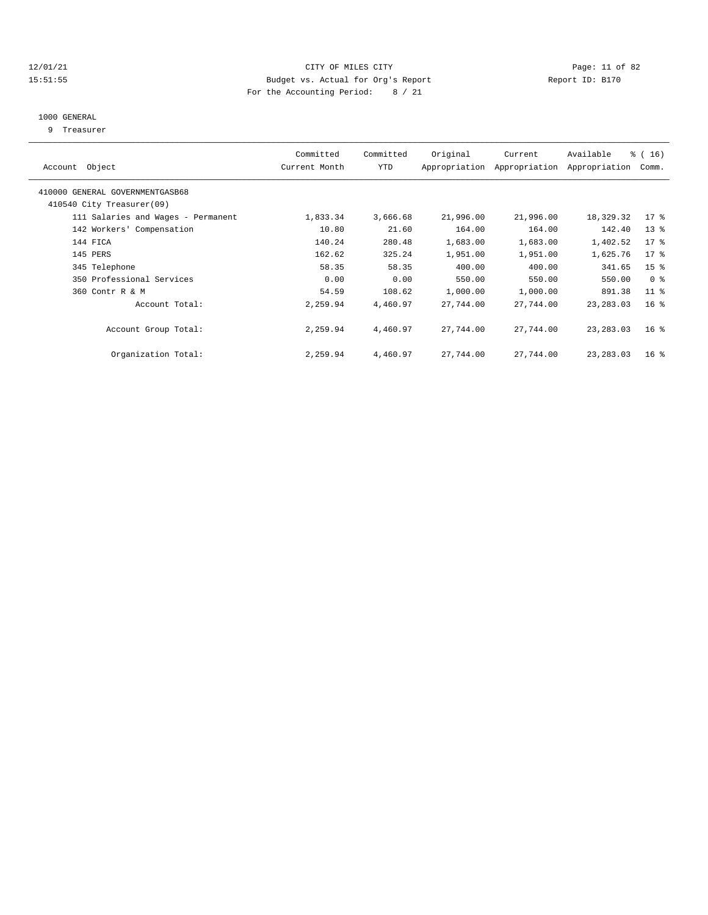CITY OF MILES CITY
Budget vs. Actual for Org's Report
For the Accounting Period: 8 / 21

12/01/21
15:51:55

Report ID: B170

## 1000 GENERAL

9 Treasurer

| Account Object | Committed Current Month | Committed YTD | Original Appropriation | Current Appropriation | Available Appropriation | % ( 16) Comm. |
|---|---|---|---|---|---|---|
| 410000 GENERAL GOVERNMENTGASB68 | | | | | | |
| 410540 City Treasurer(09) | | | | | | |
| 111 Salaries and Wages - Permanent | 1,833.34 | 3,666.68 | 21,996.00 | 21,996.00 | 18,329.32 | 17 % |
| 142 Workers' Compensation | 10.80 | 21.60 | 164.00 | 164.00 | 142.40 | 13 % |
| 144 FICA | 140.24 | 280.48 | 1,683.00 | 1,683.00 | 1,402.52 | 17 % |
| 145 PERS | 162.62 | 325.24 | 1,951.00 | 1,951.00 | 1,625.76 | 17 % |
| 345 Telephone | 58.35 | 58.35 | 400.00 | 400.00 | 341.65 | 15 % |
| 350 Professional Services | 0.00 | 0.00 | 550.00 | 550.00 | 550.00 | 0 % |
| 360 Contr R & M | 54.59 | 108.62 | 1,000.00 | 1,000.00 | 891.38 | 11 % |
| Account Total: | 2,259.94 | 4,460.97 | 27,744.00 | 27,744.00 | 23,283.03 | 16 % |
| Account Group Total: | 2,259.94 | 4,460.97 | 27,744.00 | 27,744.00 | 23,283.03 | 16 % |
| Organization Total: | 2,259.94 | 4,460.97 | 27,744.00 | 27,744.00 | 23,283.03 | 16 % |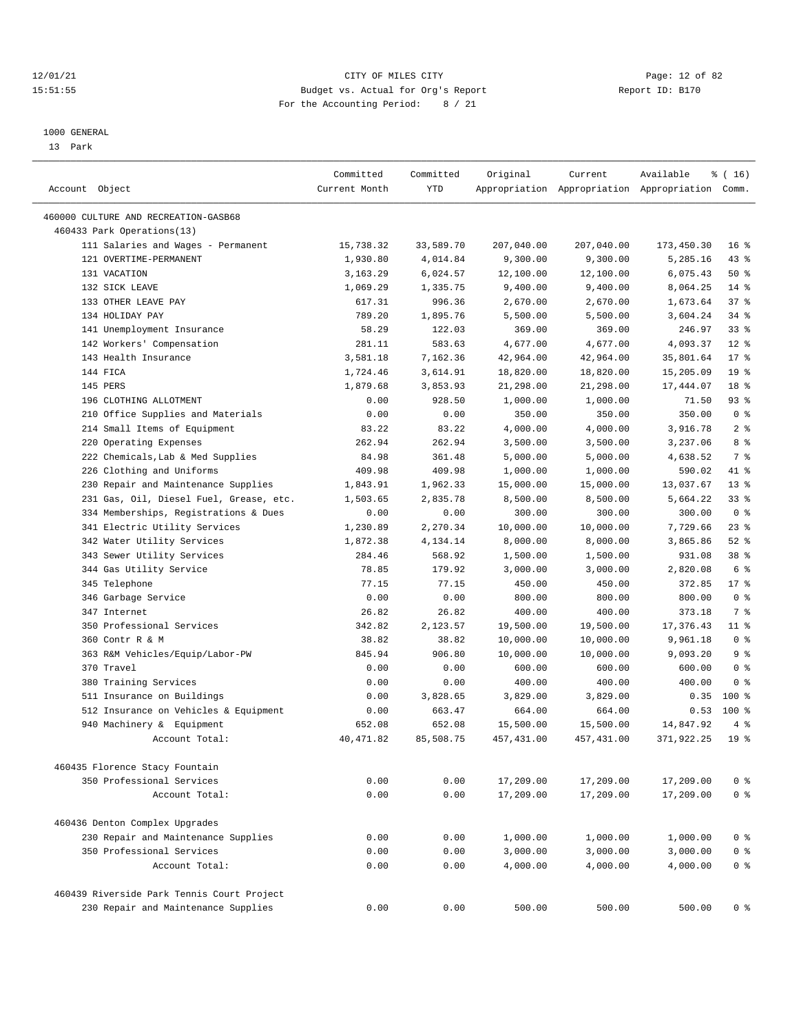12/01/21 CITY OF MILES CITY
15:51:55 Budget vs. Actual for Org's Report Report ID: B170
For the Accounting Period: 8 / 21

1000 GENERAL
13 Park

| Account Object | Committed Current Month | Committed YTD | Original Appropriation | Current Appropriation | Available Appropriation | % ( 16) Comm. |
|---|---|---|---|---|---|---|
| 460000 CULTURE AND RECREATION-GASB68 | | | | | | |
| 460433 Park Operations(13) | | | | | | |
| 111 Salaries and Wages - Permanent | 15,738.32 | 33,589.70 | 207,040.00 | 207,040.00 | 173,450.30 | 16 % |
| 121 OVERTIME-PERMANENT | 1,930.80 | 4,014.84 | 9,300.00 | 9,300.00 | 5,285.16 | 43 % |
| 131 VACATION | 3,163.29 | 6,024.57 | 12,100.00 | 12,100.00 | 6,075.43 | 50 % |
| 132 SICK LEAVE | 1,069.29 | 1,335.75 | 9,400.00 | 9,400.00 | 8,064.25 | 14 % |
| 133 OTHER LEAVE PAY | 617.31 | 996.36 | 2,670.00 | 2,670.00 | 1,673.64 | 37 % |
| 134 HOLIDAY PAY | 789.20 | 1,895.76 | 5,500.00 | 5,500.00 | 3,604.24 | 34 % |
| 141 Unemployment Insurance | 58.29 | 122.03 | 369.00 | 369.00 | 246.97 | 33 % |
| 142 Workers' Compensation | 281.11 | 583.63 | 4,677.00 | 4,677.00 | 4,093.37 | 12 % |
| 143 Health Insurance | 3,581.18 | 7,162.36 | 42,964.00 | 42,964.00 | 35,801.64 | 17 % |
| 144 FICA | 1,724.46 | 3,614.91 | 18,820.00 | 18,820.00 | 15,205.09 | 19 % |
| 145 PERS | 1,879.68 | 3,853.93 | 21,298.00 | 21,298.00 | 17,444.07 | 18 % |
| 196 CLOTHING ALLOTMENT | 0.00 | 928.50 | 1,000.00 | 1,000.00 | 71.50 | 93 % |
| 210 Office Supplies and Materials | 0.00 | 0.00 | 350.00 | 350.00 | 350.00 | 0 % |
| 214 Small Items of Equipment | 83.22 | 83.22 | 4,000.00 | 4,000.00 | 3,916.78 | 2 % |
| 220 Operating Expenses | 262.94 | 262.94 | 3,500.00 | 3,500.00 | 3,237.06 | 8 % |
| 222 Chemicals,Lab & Med Supplies | 84.98 | 361.48 | 5,000.00 | 5,000.00 | 4,638.52 | 7 % |
| 226 Clothing and Uniforms | 409.98 | 409.98 | 1,000.00 | 1,000.00 | 590.02 | 41 % |
| 230 Repair and Maintenance Supplies | 1,843.91 | 1,962.33 | 15,000.00 | 15,000.00 | 13,037.67 | 13 % |
| 231 Gas, Oil, Diesel Fuel, Grease, etc. | 1,503.65 | 2,835.78 | 8,500.00 | 8,500.00 | 5,664.22 | 33 % |
| 334 Memberships, Registrations & Dues | 0.00 | 0.00 | 300.00 | 300.00 | 300.00 | 0 % |
| 341 Electric Utility Services | 1,230.89 | 2,270.34 | 10,000.00 | 10,000.00 | 7,729.66 | 23 % |
| 342 Water Utility Services | 1,872.38 | 4,134.14 | 8,000.00 | 8,000.00 | 3,865.86 | 52 % |
| 343 Sewer Utility Services | 284.46 | 568.92 | 1,500.00 | 1,500.00 | 931.08 | 38 % |
| 344 Gas Utility Service | 78.85 | 179.92 | 3,000.00 | 3,000.00 | 2,820.08 | 6 % |
| 345 Telephone | 77.15 | 77.15 | 450.00 | 450.00 | 372.85 | 17 % |
| 346 Garbage Service | 0.00 | 0.00 | 800.00 | 800.00 | 800.00 | 0 % |
| 347 Internet | 26.82 | 26.82 | 400.00 | 400.00 | 373.18 | 7 % |
| 350 Professional Services | 342.82 | 2,123.57 | 19,500.00 | 19,500.00 | 17,376.43 | 11 % |
| 360 Contr R & M | 38.82 | 38.82 | 10,000.00 | 10,000.00 | 9,961.18 | 0 % |
| 363 R&M Vehicles/Equip/Labor-PW | 845.94 | 906.80 | 10,000.00 | 10,000.00 | 9,093.20 | 9 % |
| 370 Travel | 0.00 | 0.00 | 600.00 | 600.00 | 600.00 | 0 % |
| 380 Training Services | 0.00 | 0.00 | 400.00 | 400.00 | 400.00 | 0 % |
| 511 Insurance on Buildings | 0.00 | 3,828.65 | 3,829.00 | 3,829.00 | 0.35 | 100 % |
| 512 Insurance on Vehicles & Equipment | 0.00 | 663.47 | 664.00 | 664.00 | 0.53 | 100 % |
| 940 Machinery & Equipment | 652.08 | 652.08 | 15,500.00 | 15,500.00 | 14,847.92 | 4 % |
| Account Total: | 40,471.82 | 85,508.75 | 457,431.00 | 457,431.00 | 371,922.25 | 19 % |
| 460435 Florence Stacy Fountain | | | | | | |
| 350 Professional Services | 0.00 | 0.00 | 17,209.00 | 17,209.00 | 17,209.00 | 0 % |
| Account Total: | 0.00 | 0.00 | 17,209.00 | 17,209.00 | 17,209.00 | 0 % |
| 460436 Denton Complex Upgrades | | | | | | |
| 230 Repair and Maintenance Supplies | 0.00 | 0.00 | 1,000.00 | 1,000.00 | 1,000.00 | 0 % |
| 350 Professional Services | 0.00 | 0.00 | 3,000.00 | 3,000.00 | 3,000.00 | 0 % |
| Account Total: | 0.00 | 0.00 | 4,000.00 | 4,000.00 | 4,000.00 | 0 % |
| 460439 Riverside Park Tennis Court Project | | | | | | |
| 230 Repair and Maintenance Supplies | 0.00 | 0.00 | 500.00 | 500.00 | 500.00 | 0 % |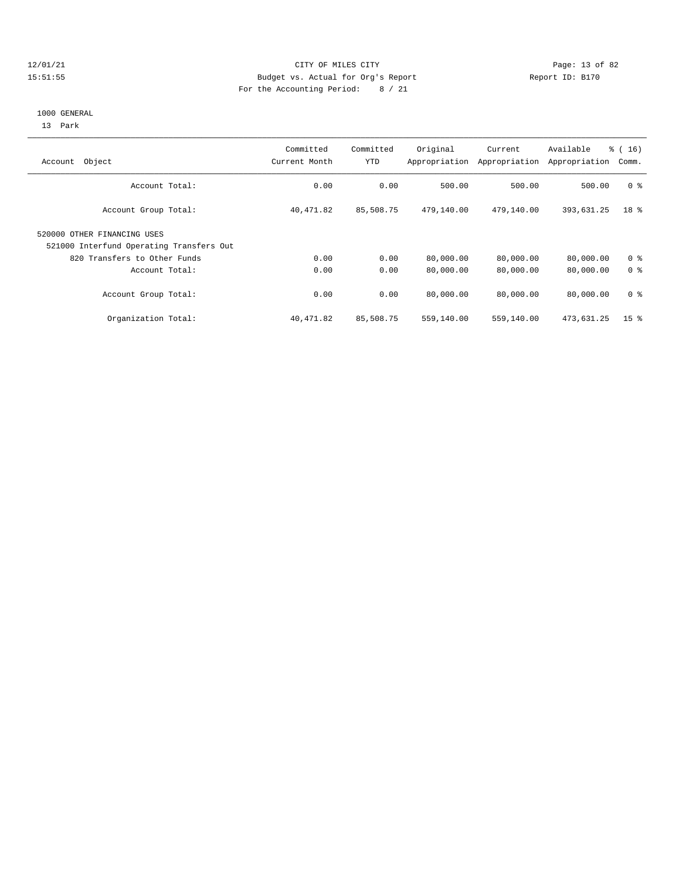CITY OF MILES CITY
Budget vs. Actual for Org's Report
For the Accounting Period: 8 / 21

12/01/21
15:51:55

Report ID: B170

1000 GENERAL
13 Park

| Account Object | Committed Current Month | Committed YTD | Original Appropriation | Current Appropriation | Available Appropriation | % ( 16) Comm. |
|---|---|---|---|---|---|---|
| Account Total: | 0.00 | 0.00 | 500.00 | 500.00 | 500.00 | 0 % |
| Account Group Total: | 40,471.82 | 85,508.75 | 479,140.00 | 479,140.00 | 393,631.25 | 18 % |
| 520000 OTHER FINANCING USES | | | | | | |
| 521000 Interfund Operating Transfers Out | | | | | | |
| 820 Transfers to Other Funds | 0.00 | 0.00 | 80,000.00 | 80,000.00 | 80,000.00 | 0 % |
| Account Total: | 0.00 | 0.00 | 80,000.00 | 80,000.00 | 80,000.00 | 0 % |
| Account Group Total: | 0.00 | 0.00 | 80,000.00 | 80,000.00 | 80,000.00 | 0 % |
| Organization Total: | 40,471.82 | 85,508.75 | 559,140.00 | 559,140.00 | 473,631.25 | 15 % |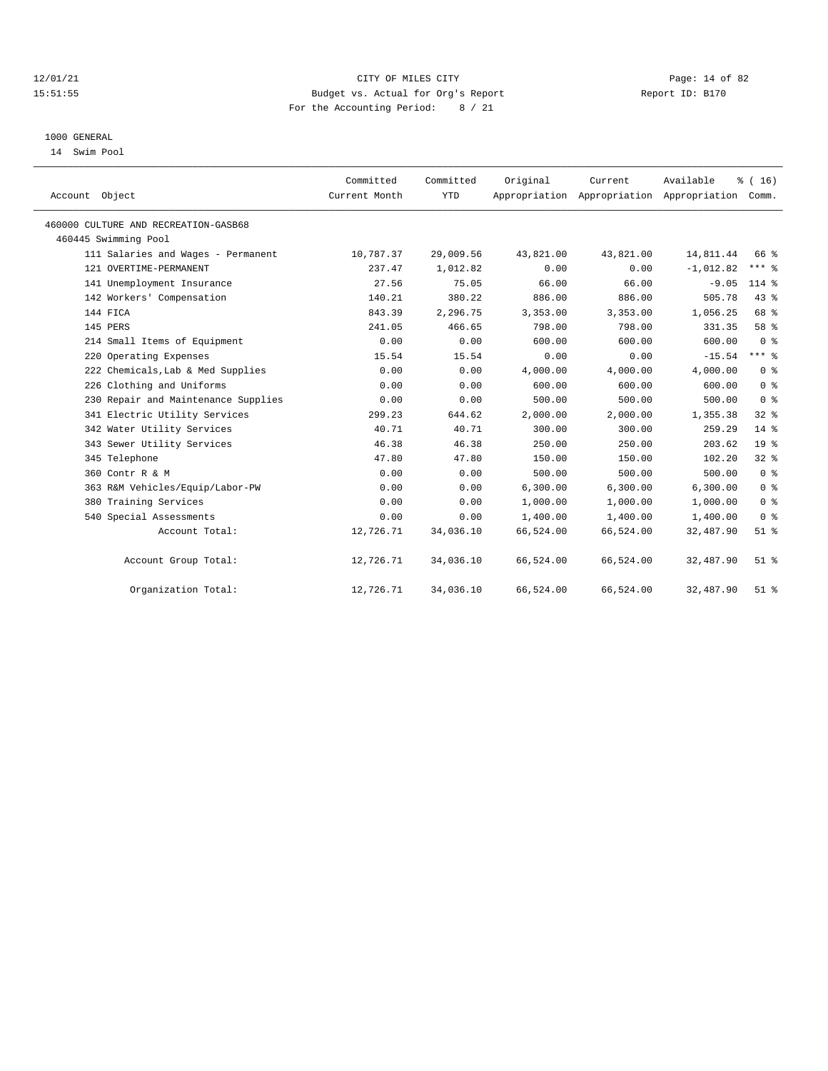CITY OF MILES CITY
Budget vs. Actual for Org's Report
For the Accounting Period: 8 / 21

12/01/21
15:51:55

Report ID: B170

## 1000 GENERAL
14 Swim Pool

| Account Object | Committed Current Month | Committed YTD | Original Appropriation | Current Appropriation | Available Appropriation | % ( 16) Comm. |
|---|---|---|---|---|---|---|
| 460000 CULTURE AND RECREATION-GASB68 | | | | | | |
| 460445 Swimming Pool | | | | | | |
| 111 Salaries and Wages - Permanent | 10,787.37 | 29,009.56 | 43,821.00 | 43,821.00 | 14,811.44 | 66 % |
| 121 OVERTIME-PERMANENT | 237.47 | 1,012.82 | 0.00 | 0.00 | -1,012.82 | *** % |
| 141 Unemployment Insurance | 27.56 | 75.05 | 66.00 | 66.00 | -9.05 | 114 % |
| 142 Workers' Compensation | 140.21 | 380.22 | 886.00 | 886.00 | 505.78 | 43 % |
| 144 FICA | 843.39 | 2,296.75 | 3,353.00 | 3,353.00 | 1,056.25 | 68 % |
| 145 PERS | 241.05 | 466.65 | 798.00 | 798.00 | 331.35 | 58 % |
| 214 Small Items of Equipment | 0.00 | 0.00 | 600.00 | 600.00 | 600.00 | 0 % |
| 220 Operating Expenses | 15.54 | 15.54 | 0.00 | 0.00 | -15.54 | *** % |
| 222 Chemicals,Lab & Med Supplies | 0.00 | 0.00 | 4,000.00 | 4,000.00 | 4,000.00 | 0 % |
| 226 Clothing and Uniforms | 0.00 | 0.00 | 600.00 | 600.00 | 600.00 | 0 % |
| 230 Repair and Maintenance Supplies | 0.00 | 0.00 | 500.00 | 500.00 | 500.00 | 0 % |
| 341 Electric Utility Services | 299.23 | 644.62 | 2,000.00 | 2,000.00 | 1,355.38 | 32 % |
| 342 Water Utility Services | 40.71 | 40.71 | 300.00 | 300.00 | 259.29 | 14 % |
| 343 Sewer Utility Services | 46.38 | 46.38 | 250.00 | 250.00 | 203.62 | 19 % |
| 345 Telephone | 47.80 | 47.80 | 150.00 | 150.00 | 102.20 | 32 % |
| 360 Contr R & M | 0.00 | 0.00 | 500.00 | 500.00 | 500.00 | 0 % |
| 363 R&M Vehicles/Equip/Labor-PW | 0.00 | 0.00 | 6,300.00 | 6,300.00 | 6,300.00 | 0 % |
| 380 Training Services | 0.00 | 0.00 | 1,000.00 | 1,000.00 | 1,000.00 | 0 % |
| 540 Special Assessments | 0.00 | 0.00 | 1,400.00 | 1,400.00 | 1,400.00 | 0 % |
| Account Total: | 12,726.71 | 34,036.10 | 66,524.00 | 66,524.00 | 32,487.90 | 51 % |
| Account Group Total: | 12,726.71 | 34,036.10 | 66,524.00 | 66,524.00 | 32,487.90 | 51 % |
| Organization Total: | 12,726.71 | 34,036.10 | 66,524.00 | 66,524.00 | 32,487.90 | 51 % |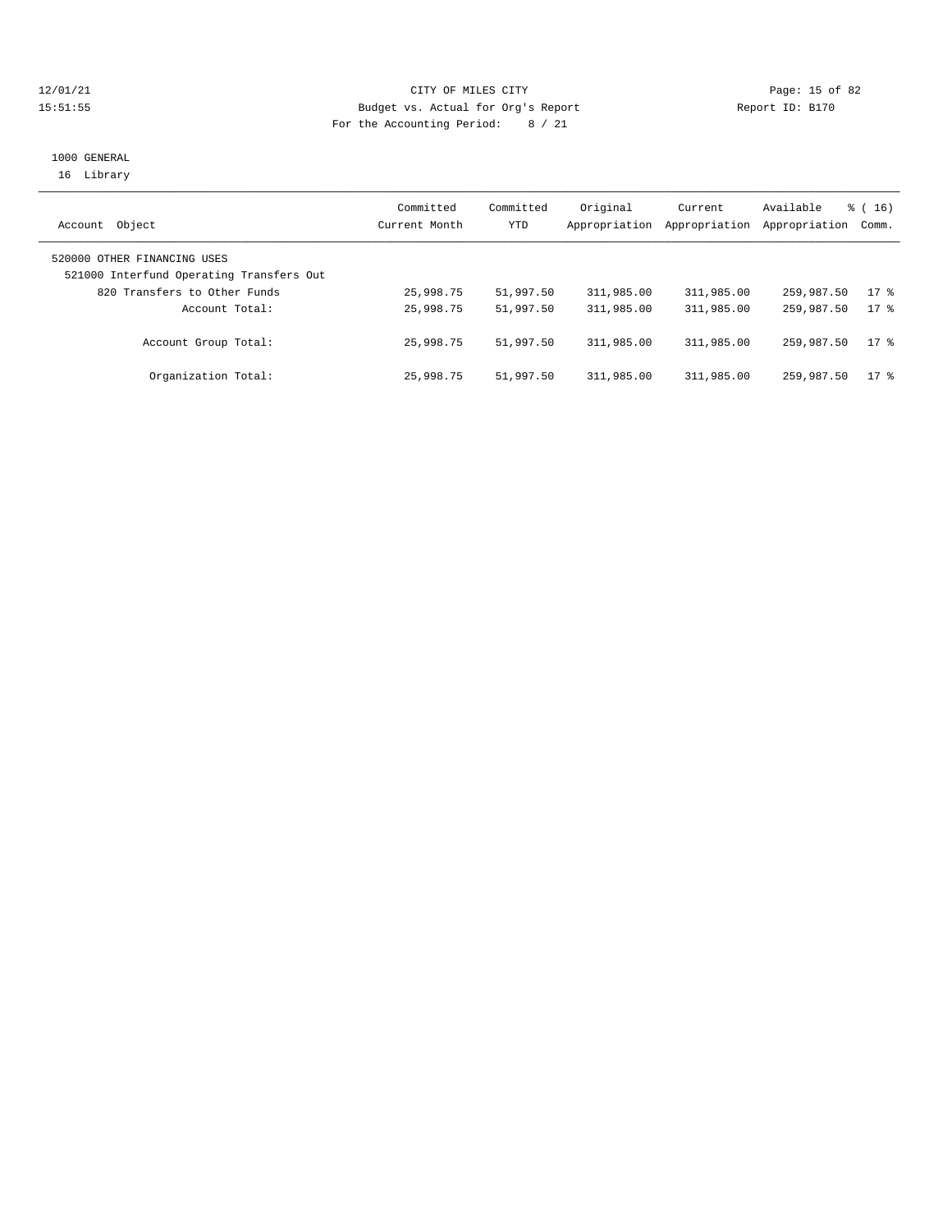CITY OF MILES CITY

Budget vs. Actual for Org's Report

For the Accounting Period: 8 / 21

1000 GENERAL

16 Library

| Account Object | Committed Current Month | Committed YTD | Original Appropriation | Current Appropriation | Available Appropriation | % ( 16) Comm. |
|---|---|---|---|---|---|---|
| 520000 OTHER FINANCING USES | | | | | | |
| 521000 Interfund Operating Transfers Out | | | | | | |
| 820 Transfers to Other Funds | 25,998.75 | 51,997.50 | 311,985.00 | 311,985.00 | 259,987.50 | 17 % |
| Account Total: | 25,998.75 | 51,997.50 | 311,985.00 | 311,985.00 | 259,987.50 | 17 % |
| Account Group Total: | 25,998.75 | 51,997.50 | 311,985.00 | 311,985.00 | 259,987.50 | 17 % |
| Organization Total: | 25,998.75 | 51,997.50 | 311,985.00 | 311,985.00 | 259,987.50 | 17 % |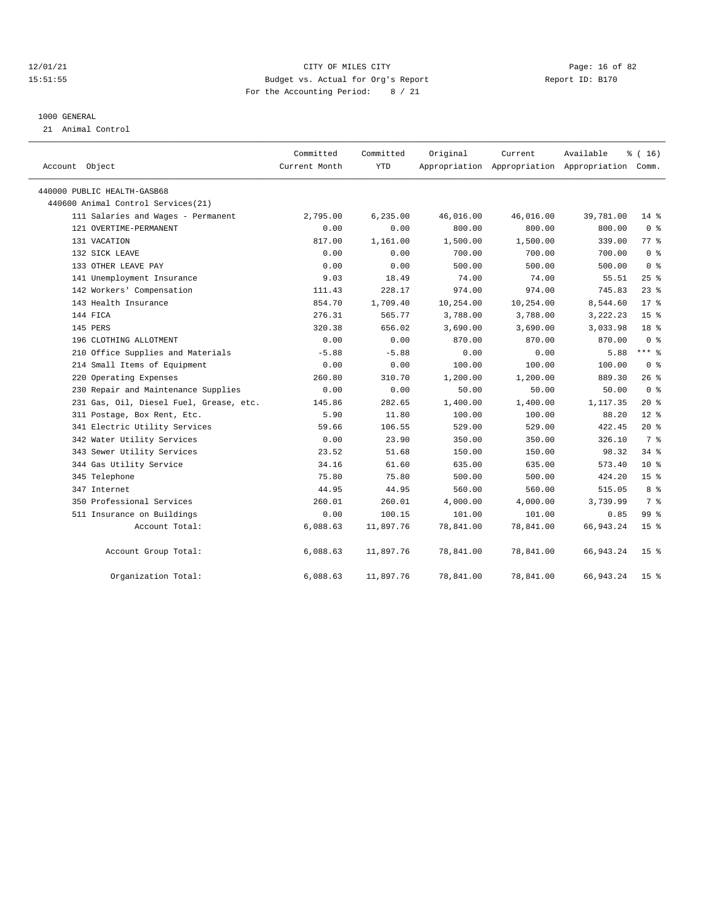12/01/21 CITY OF MILES CITY
15:51:55 Budget vs. Actual for Org's Report Report ID: B170
For the Accounting Period: 8 / 21

1000 GENERAL
21 Animal Control

| Account Object | Committed Current Month | Committed YTD | Original Appropriation | Current Appropriation | Available Appropriation | % ( 16) Comm. |
|---|---|---|---|---|---|---|
| 440000 PUBLIC HEALTH-GASB68 | | | | | | |
| 440600 Animal Control Services(21) | | | | | | |
| 111 Salaries and Wages - Permanent | 2,795.00 | 6,235.00 | 46,016.00 | 46,016.00 | 39,781.00 | 14 % |
| 121 OVERTIME-PERMANENT | 0.00 | 0.00 | 800.00 | 800.00 | 800.00 | 0 % |
| 131 VACATION | 817.00 | 1,161.00 | 1,500.00 | 1,500.00 | 339.00 | 77 % |
| 132 SICK LEAVE | 0.00 | 0.00 | 700.00 | 700.00 | 700.00 | 0 % |
| 133 OTHER LEAVE PAY | 0.00 | 0.00 | 500.00 | 500.00 | 500.00 | 0 % |
| 141 Unemployment Insurance | 9.03 | 18.49 | 74.00 | 74.00 | 55.51 | 25 % |
| 142 Workers' Compensation | 111.43 | 228.17 | 974.00 | 974.00 | 745.83 | 23 % |
| 143 Health Insurance | 854.70 | 1,709.40 | 10,254.00 | 10,254.00 | 8,544.60 | 17 % |
| 144 FICA | 276.31 | 565.77 | 3,788.00 | 3,788.00 | 3,222.23 | 15 % |
| 145 PERS | 320.38 | 656.02 | 3,690.00 | 3,690.00 | 3,033.98 | 18 % |
| 196 CLOTHING ALLOTMENT | 0.00 | 0.00 | 870.00 | 870.00 | 870.00 | 0 % |
| 210 Office Supplies and Materials | -5.88 | -5.88 | 0.00 | 0.00 | 5.88 | *** % |
| 214 Small Items of Equipment | 0.00 | 0.00 | 100.00 | 100.00 | 100.00 | 0 % |
| 220 Operating Expenses | 260.80 | 310.70 | 1,200.00 | 1,200.00 | 889.30 | 26 % |
| 230 Repair and Maintenance Supplies | 0.00 | 0.00 | 50.00 | 50.00 | 50.00 | 0 % |
| 231 Gas, Oil, Diesel Fuel, Grease, etc. | 145.86 | 282.65 | 1,400.00 | 1,400.00 | 1,117.35 | 20 % |
| 311 Postage, Box Rent, Etc. | 5.90 | 11.80 | 100.00 | 100.00 | 88.20 | 12 % |
| 341 Electric Utility Services | 59.66 | 106.55 | 529.00 | 529.00 | 422.45 | 20 % |
| 342 Water Utility Services | 0.00 | 23.90 | 350.00 | 350.00 | 326.10 | 7 % |
| 343 Sewer Utility Services | 23.52 | 51.68 | 150.00 | 150.00 | 98.32 | 34 % |
| 344 Gas Utility Service | 34.16 | 61.60 | 635.00 | 635.00 | 573.40 | 10 % |
| 345 Telephone | 75.80 | 75.80 | 500.00 | 500.00 | 424.20 | 15 % |
| 347 Internet | 44.95 | 44.95 | 560.00 | 560.00 | 515.05 | 8 % |
| 350 Professional Services | 260.01 | 260.01 | 4,000.00 | 4,000.00 | 3,739.99 | 7 % |
| 511 Insurance on Buildings | 0.00 | 100.15 | 101.00 | 101.00 | 0.85 | 99 % |
| Account Total: | 6,088.63 | 11,897.76 | 78,841.00 | 78,841.00 | 66,943.24 | 15 % |
| Account Group Total: | 6,088.63 | 11,897.76 | 78,841.00 | 78,841.00 | 66,943.24 | 15 % |
| Organization Total: | 6,088.63 | 11,897.76 | 78,841.00 | 78,841.00 | 66,943.24 | 15 % |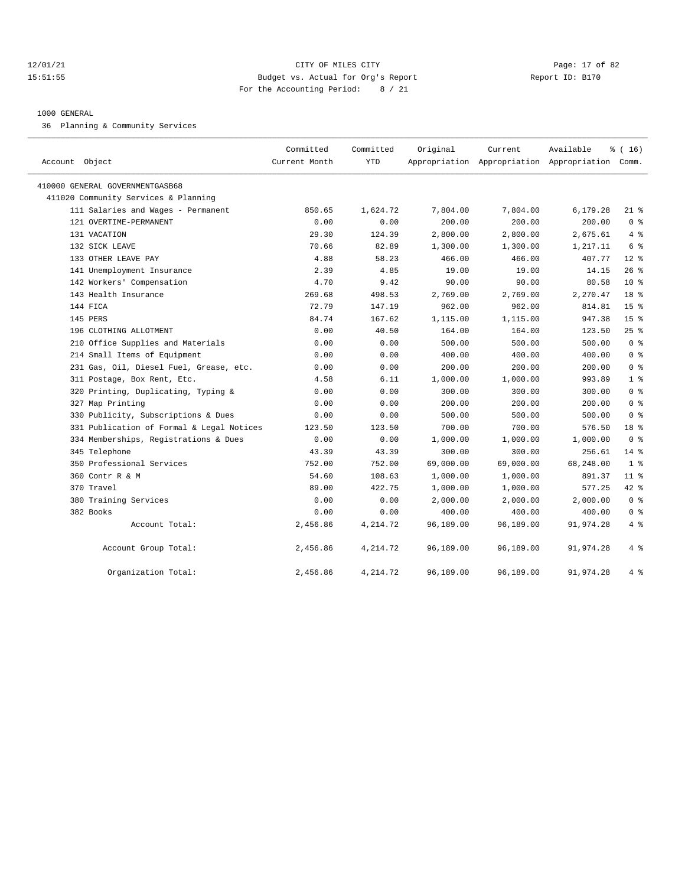CITY OF MILES CITY
Budget vs. Actual for Org's Report
For the Accounting Period: 8 / 21

12/01/21
15:51:55

Report ID: B170

1000 GENERAL
36 Planning & Community Services

| Account Object | Committed Current Month | Committed YTD | Original Appropriation | Current Appropriation | Available Appropriation | % ( 16) Comm. |
|---|---|---|---|---|---|---|
| 410000 GENERAL GOVERNMENTGASB68 | | | | | | |
| 411020 Community Services & Planning | | | | | | |
| 111 Salaries and Wages - Permanent | 850.65 | 1,624.72 | 7,804.00 | 7,804.00 | 6,179.28 | 21 % |
| 121 OVERTIME-PERMANENT | 0.00 | 0.00 | 200.00 | 200.00 | 200.00 | 0 % |
| 131 VACATION | 29.30 | 124.39 | 2,800.00 | 2,800.00 | 2,675.61 | 4 % |
| 132 SICK LEAVE | 70.66 | 82.89 | 1,300.00 | 1,300.00 | 1,217.11 | 6 % |
| 133 OTHER LEAVE PAY | 4.88 | 58.23 | 466.00 | 466.00 | 407.77 | 12 % |
| 141 Unemployment Insurance | 2.39 | 4.85 | 19.00 | 19.00 | 14.15 | 26 % |
| 142 Workers' Compensation | 4.70 | 9.42 | 90.00 | 90.00 | 80.58 | 10 % |
| 143 Health Insurance | 269.68 | 498.53 | 2,769.00 | 2,769.00 | 2,270.47 | 18 % |
| 144 FICA | 72.79 | 147.19 | 962.00 | 962.00 | 814.81 | 15 % |
| 145 PERS | 84.74 | 167.62 | 1,115.00 | 1,115.00 | 947.38 | 15 % |
| 196 CLOTHING ALLOTMENT | 0.00 | 40.50 | 164.00 | 164.00 | 123.50 | 25 % |
| 210 Office Supplies and Materials | 0.00 | 0.00 | 500.00 | 500.00 | 500.00 | 0 % |
| 214 Small Items of Equipment | 0.00 | 0.00 | 400.00 | 400.00 | 400.00 | 0 % |
| 231 Gas, Oil, Diesel Fuel, Grease, etc. | 0.00 | 0.00 | 200.00 | 200.00 | 200.00 | 0 % |
| 311 Postage, Box Rent, Etc. | 4.58 | 6.11 | 1,000.00 | 1,000.00 | 993.89 | 1 % |
| 320 Printing, Duplicating, Typing & | 0.00 | 0.00 | 300.00 | 300.00 | 300.00 | 0 % |
| 327 Map Printing | 0.00 | 0.00 | 200.00 | 200.00 | 200.00 | 0 % |
| 330 Publicity, Subscriptions & Dues | 0.00 | 0.00 | 500.00 | 500.00 | 500.00 | 0 % |
| 331 Publication of Formal & Legal Notices | 123.50 | 123.50 | 700.00 | 700.00 | 576.50 | 18 % |
| 334 Memberships, Registrations & Dues | 0.00 | 0.00 | 1,000.00 | 1,000.00 | 1,000.00 | 0 % |
| 345 Telephone | 43.39 | 43.39 | 300.00 | 300.00 | 256.61 | 14 % |
| 350 Professional Services | 752.00 | 752.00 | 69,000.00 | 69,000.00 | 68,248.00 | 1 % |
| 360 Contr R & M | 54.60 | 108.63 | 1,000.00 | 1,000.00 | 891.37 | 11 % |
| 370 Travel | 89.00 | 422.75 | 1,000.00 | 1,000.00 | 577.25 | 42 % |
| 380 Training Services | 0.00 | 0.00 | 2,000.00 | 2,000.00 | 2,000.00 | 0 % |
| 382 Books | 0.00 | 0.00 | 400.00 | 400.00 | 400.00 | 0 % |
| Account Total: | 2,456.86 | 4,214.72 | 96,189.00 | 96,189.00 | 91,974.28 | 4 % |
| Account Group Total: | 2,456.86 | 4,214.72 | 96,189.00 | 96,189.00 | 91,974.28 | 4 % |
| Organization Total: | 2,456.86 | 4,214.72 | 96,189.00 | 96,189.00 | 91,974.28 | 4 % |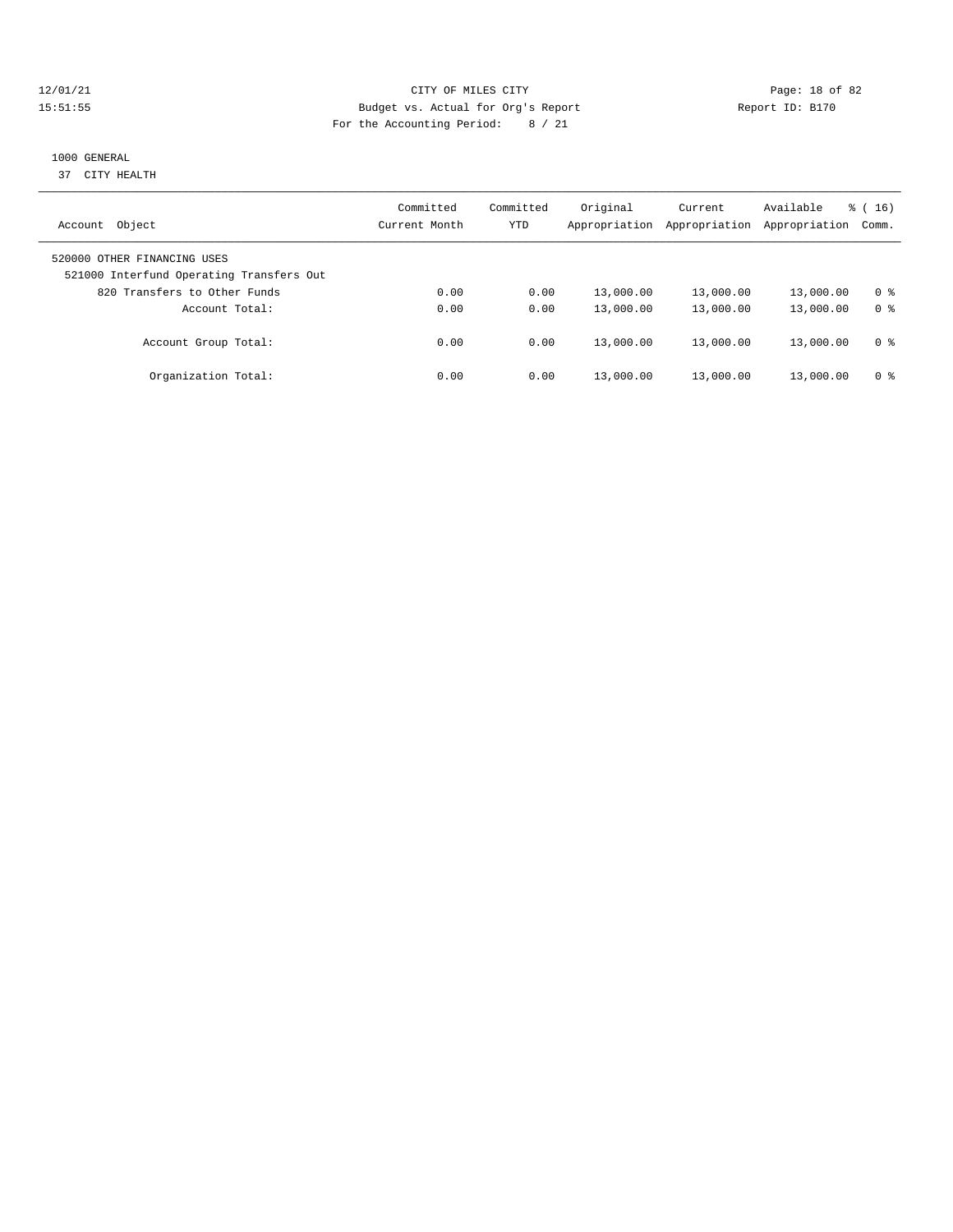CITY OF MILES CITY
Budget vs. Actual for Org's Report
For the Accounting Period: 8 / 21

Report ID: B170

## 1000 GENERAL

37 CITY HEALTH

| Account Object | Committed Current Month | Committed YTD | Original Appropriation | Current Appropriation | Available Appropriation | % ( 16) Comm. |
|---|---|---|---|---|---|---|
| 520000 OTHER FINANCING USES | | | | | | |
| 521000 Interfund Operating Transfers Out | | | | | | |
| 820 Transfers to Other Funds | 0.00 | 0.00 | 13,000.00 | 13,000.00 | 13,000.00 | 0 % |
| Account Total: | 0.00 | 0.00 | 13,000.00 | 13,000.00 | 13,000.00 | 0 % |
| Account Group Total: | 0.00 | 0.00 | 13,000.00 | 13,000.00 | 13,000.00 | 0 % |
| Organization Total: | 0.00 | 0.00 | 13,000.00 | 13,000.00 | 13,000.00 | 0 % |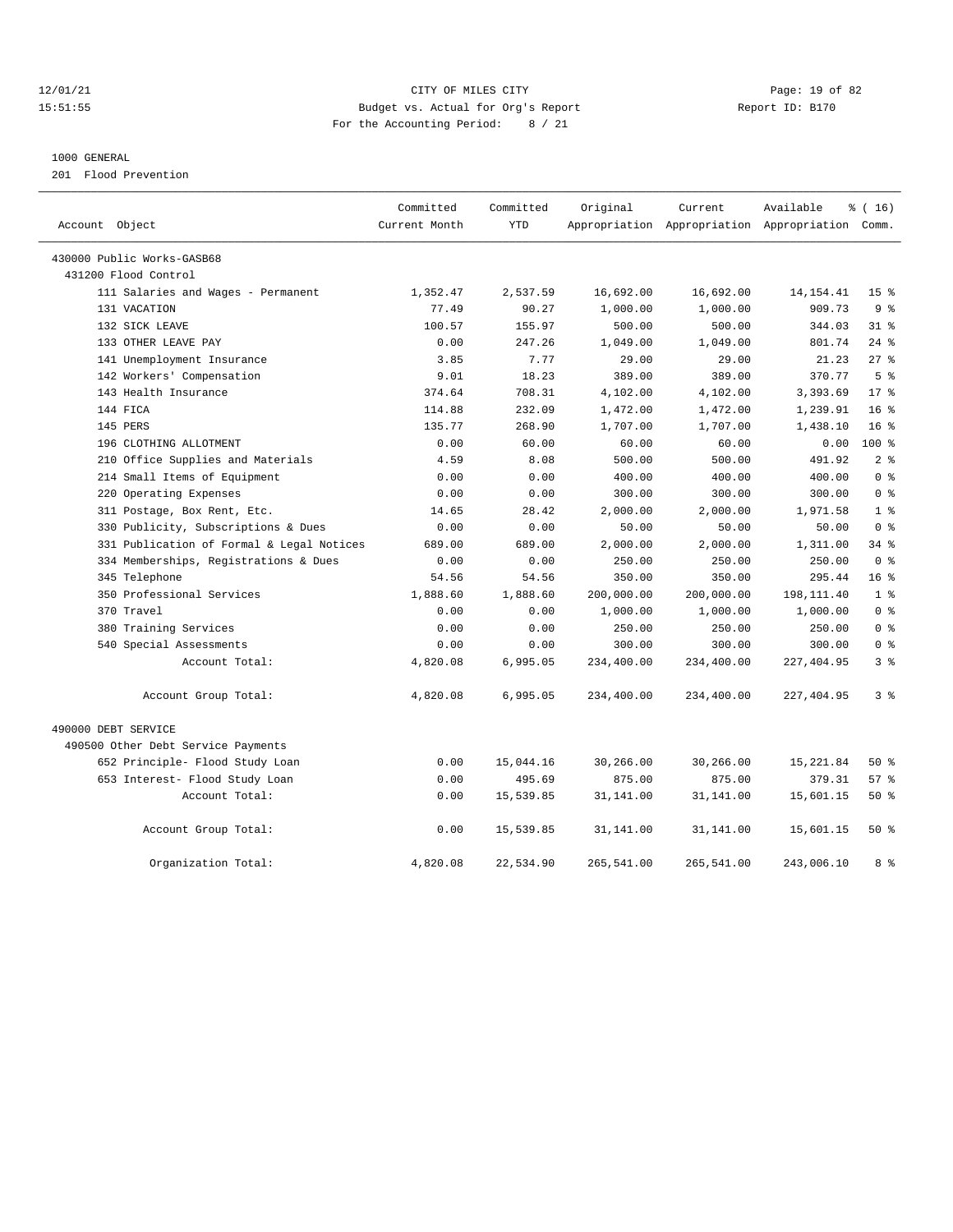CITY OF MILES CITY
Budget vs. Actual for Org's Report
For the Accounting Period: 8 / 21

12/01/21
15:51:55

Report ID: B170

1000 GENERAL
201 Flood Prevention

| Account Object | Committed Current Month | Committed YTD | Original Appropriation | Current Appropriation | Available Appropriation | % ( 16) Comm. |
|---|---|---|---|---|---|---|
| 430000 Public Works-GASB68 | | | | | | |
| 431200 Flood Control | | | | | | |
| 111 Salaries and Wages - Permanent | 1,352.47 | 2,537.59 | 16,692.00 | 16,692.00 | 14,154.41 | 15 % |
| 131 VACATION | 77.49 | 90.27 | 1,000.00 | 1,000.00 | 909.73 | 9 % |
| 132 SICK LEAVE | 100.57 | 155.97 | 500.00 | 500.00 | 344.03 | 31 % |
| 133 OTHER LEAVE PAY | 0.00 | 247.26 | 1,049.00 | 1,049.00 | 801.74 | 24 % |
| 141 Unemployment Insurance | 3.85 | 7.77 | 29.00 | 29.00 | 21.23 | 27 % |
| 142 Workers' Compensation | 9.01 | 18.23 | 389.00 | 389.00 | 370.77 | 5 % |
| 143 Health Insurance | 374.64 | 708.31 | 4,102.00 | 4,102.00 | 3,393.69 | 17 % |
| 144 FICA | 114.88 | 232.09 | 1,472.00 | 1,472.00 | 1,239.91 | 16 % |
| 145 PERS | 135.77 | 268.90 | 1,707.00 | 1,707.00 | 1,438.10 | 16 % |
| 196 CLOTHING ALLOTMENT | 0.00 | 60.00 | 60.00 | 60.00 | 0.00 | 100 % |
| 210 Office Supplies and Materials | 4.59 | 8.08 | 500.00 | 500.00 | 491.92 | 2 % |
| 214 Small Items of Equipment | 0.00 | 0.00 | 400.00 | 400.00 | 400.00 | 0 % |
| 220 Operating Expenses | 0.00 | 0.00 | 300.00 | 300.00 | 300.00 | 0 % |
| 311 Postage, Box Rent, Etc. | 14.65 | 28.42 | 2,000.00 | 2,000.00 | 1,971.58 | 1 % |
| 330 Publicity, Subscriptions & Dues | 0.00 | 0.00 | 50.00 | 50.00 | 50.00 | 0 % |
| 331 Publication of Formal & Legal Notices | 689.00 | 689.00 | 2,000.00 | 2,000.00 | 1,311.00 | 34 % |
| 334 Memberships, Registrations & Dues | 0.00 | 0.00 | 250.00 | 250.00 | 250.00 | 0 % |
| 345 Telephone | 54.56 | 54.56 | 350.00 | 350.00 | 295.44 | 16 % |
| 350 Professional Services | 1,888.60 | 1,888.60 | 200,000.00 | 200,000.00 | 198,111.40 | 1 % |
| 370 Travel | 0.00 | 0.00 | 1,000.00 | 1,000.00 | 1,000.00 | 0 % |
| 380 Training Services | 0.00 | 0.00 | 250.00 | 250.00 | 250.00 | 0 % |
| 540 Special Assessments | 0.00 | 0.00 | 300.00 | 300.00 | 300.00 | 0 % |
| Account Total: | 4,820.08 | 6,995.05 | 234,400.00 | 234,400.00 | 227,404.95 | 3 % |
| Account Group Total: | 4,820.08 | 6,995.05 | 234,400.00 | 234,400.00 | 227,404.95 | 3 % |
| 490000 DEBT SERVICE | | | | | | |
| 490500 Other Debt Service Payments | | | | | | |
| 652 Principle- Flood Study Loan | 0.00 | 15,044.16 | 30,266.00 | 30,266.00 | 15,221.84 | 50 % |
| 653 Interest- Flood Study Loan | 0.00 | 495.69 | 875.00 | 875.00 | 379.31 | 57 % |
| Account Total: | 0.00 | 15,539.85 | 31,141.00 | 31,141.00 | 15,601.15 | 50 % |
| Account Group Total: | 0.00 | 15,539.85 | 31,141.00 | 31,141.00 | 15,601.15 | 50 % |
| Organization Total: | 4,820.08 | 22,534.90 | 265,541.00 | 265,541.00 | 243,006.10 | 8 % |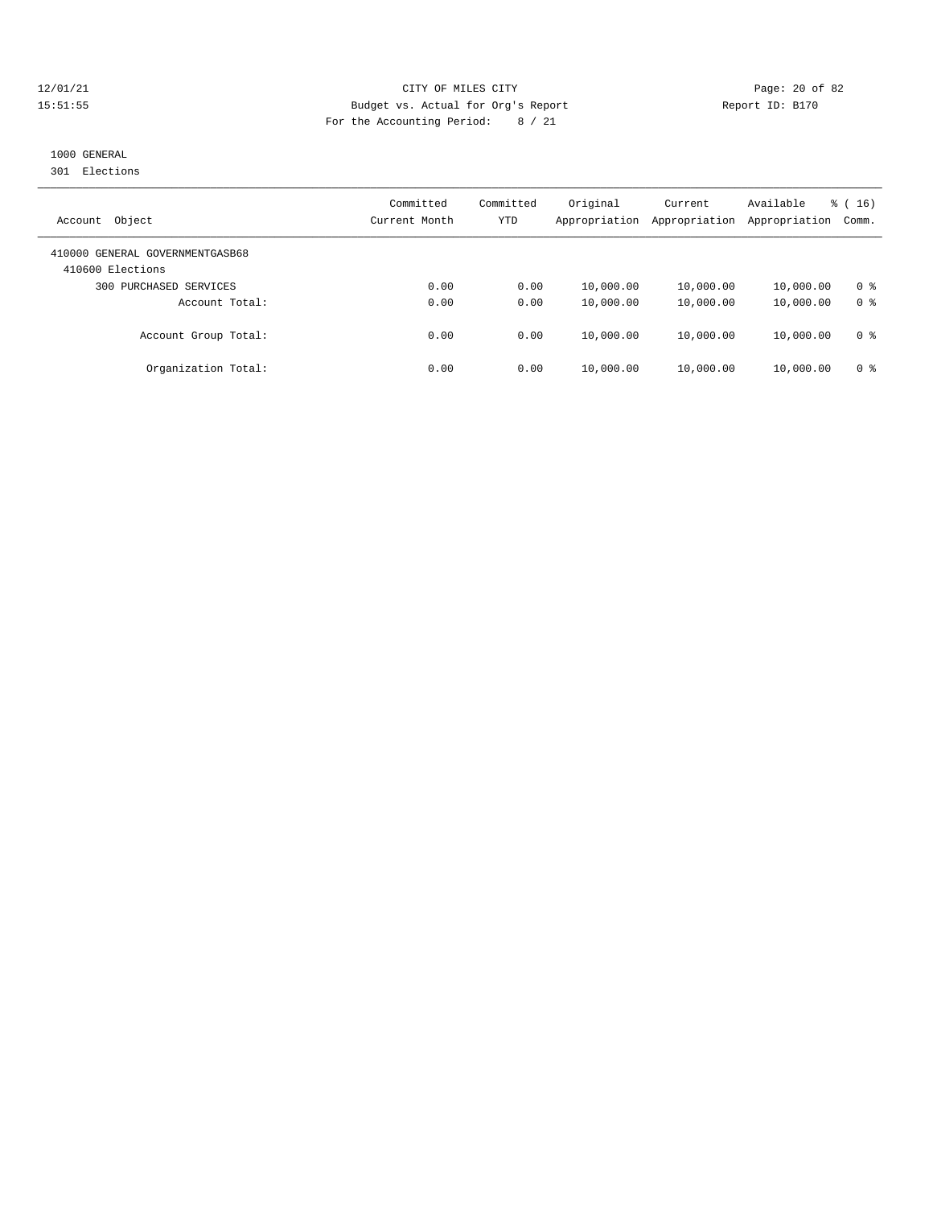CITY OF MILES CITY
Budget vs. Actual for Org's Report
Report ID: B170
For the Accounting Period: 8 / 21

12/01/21
15:51:55

1000 GENERAL
301 Elections

| Account Object | Committed Current Month | Committed YTD | Original Appropriation | Current Appropriation | Available Appropriation | % ( 16) Comm. |
|---|---|---|---|---|---|---|
| 410000 GENERAL GOVERNMENTGASB68 | | | | | | |
| 410600 Elections | | | | | | |
| 300 PURCHASED SERVICES | 0.00 | 0.00 | 10,000.00 | 10,000.00 | 10,000.00 | 0 % |
| Account Total: | 0.00 | 0.00 | 10,000.00 | 10,000.00 | 10,000.00 | 0 % |
| Account Group Total: | 0.00 | 0.00 | 10,000.00 | 10,000.00 | 10,000.00 | 0 % |
| Organization Total: | 0.00 | 0.00 | 10,000.00 | 10,000.00 | 10,000.00 | 0 % |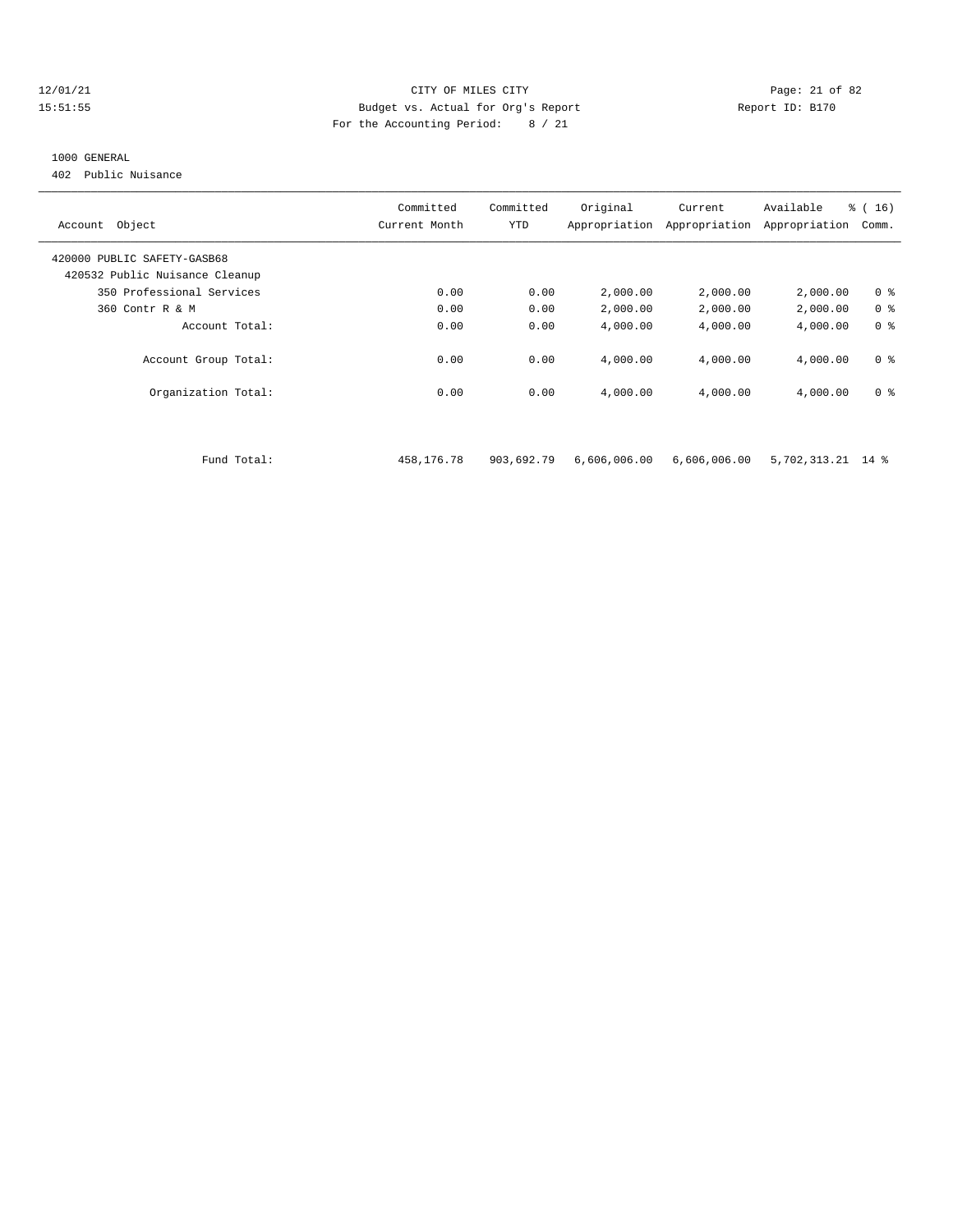CITY OF MILES CITY
Budget vs. Actual for Org's Report
For the Accounting Period: 8 / 21

12/01/21
15:51:55

Report ID: B170

1000 GENERAL
402 Public Nuisance

| Account Object | Committed Current Month | Committed YTD | Original Appropriation | Current Appropriation | Available Appropriation | % ( 16) Comm. |
|---|---|---|---|---|---|---|
| 420000 PUBLIC SAFETY-GASB68 | | | | | | |
| 420532 Public Nuisance Cleanup | | | | | | |
| 350 Professional Services | 0.00 | 0.00 | 2,000.00 | 2,000.00 | 2,000.00 | 0 % |
| 360 Contr R & M | 0.00 | 0.00 | 2,000.00 | 2,000.00 | 2,000.00 | 0 % |
| Account Total: | 0.00 | 0.00 | 4,000.00 | 4,000.00 | 4,000.00 | 0 % |
| Account Group Total: | 0.00 | 0.00 | 4,000.00 | 4,000.00 | 4,000.00 | 0 % |
| Organization Total: | 0.00 | 0.00 | 4,000.00 | 4,000.00 | 4,000.00 | 0 % |
| Fund Total: | 458,176.78 | 903,692.79 | 6,606,006.00 | 6,606,006.00 | 5,702,313.21 | 14 % |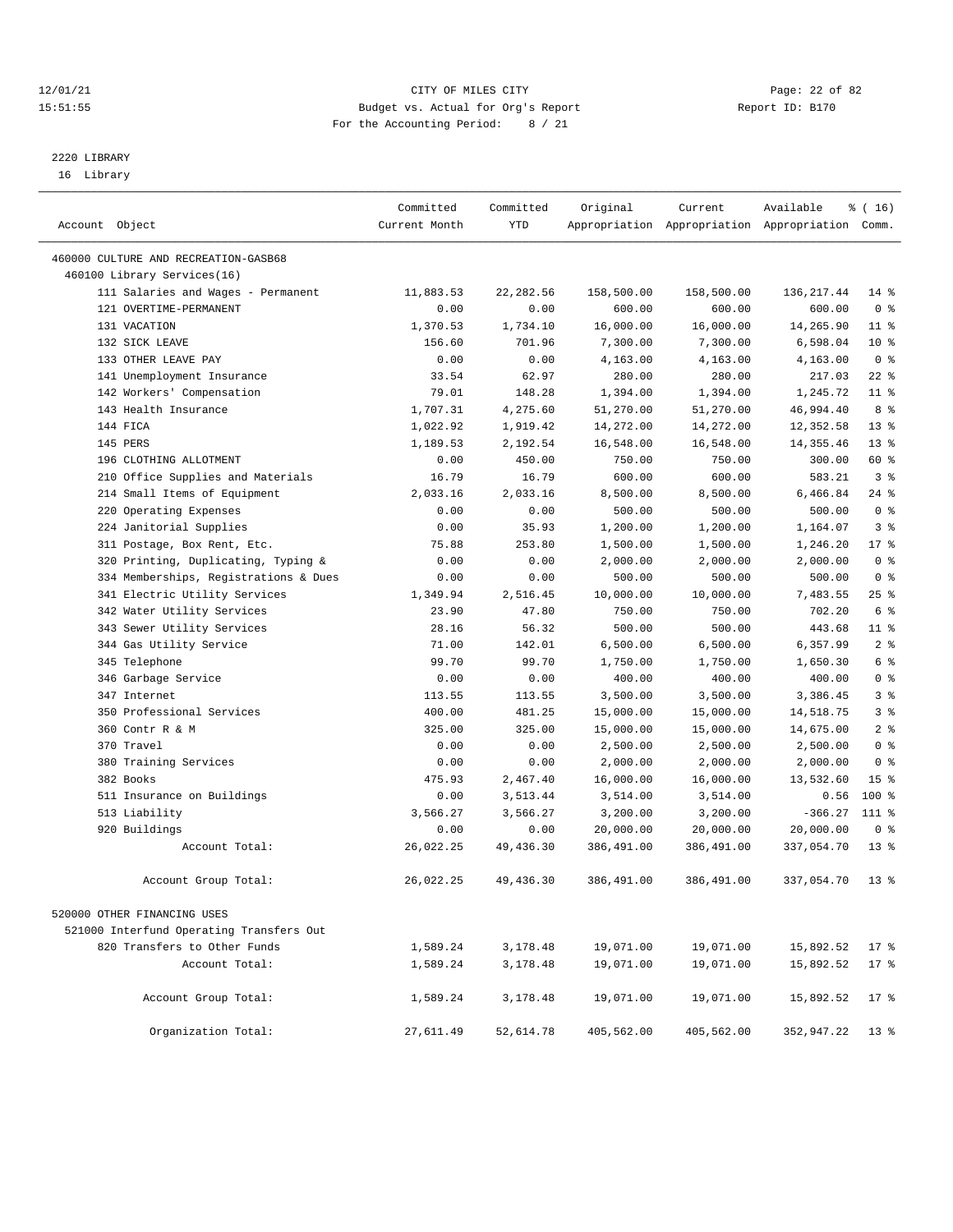12/01/21 CITY OF MILES CITY
15:51:55 Budget vs. Actual for Org's Report Report ID: B170
For the Accounting Period: 8 / 21

2220 LIBRARY
16 Library

| Account Object | Committed Current Month | Committed YTD | Original Appropriation | Current Appropriation | Available Appropriation | % ( 16) Comm. |
|---|---|---|---|---|---|---|
| 460000 CULTURE AND RECREATION-GASB68 | | | | | | |
| 460100 Library Services(16) | | | | | | |
| 111 Salaries and Wages - Permanent | 11,883.53 | 22,282.56 | 158,500.00 | 158,500.00 | 136,217.44 | 14 % |
| 121 OVERTIME-PERMANENT | 0.00 | 0.00 | 600.00 | 600.00 | 600.00 | 0 % |
| 131 VACATION | 1,370.53 | 1,734.10 | 16,000.00 | 16,000.00 | 14,265.90 | 11 % |
| 132 SICK LEAVE | 156.60 | 701.96 | 7,300.00 | 7,300.00 | 6,598.04 | 10 % |
| 133 OTHER LEAVE PAY | 0.00 | 0.00 | 4,163.00 | 4,163.00 | 4,163.00 | 0 % |
| 141 Unemployment Insurance | 33.54 | 62.97 | 280.00 | 280.00 | 217.03 | 22 % |
| 142 Workers' Compensation | 79.01 | 148.28 | 1,394.00 | 1,394.00 | 1,245.72 | 11 % |
| 143 Health Insurance | 1,707.31 | 4,275.60 | 51,270.00 | 51,270.00 | 46,994.40 | 8 % |
| 144 FICA | 1,022.92 | 1,919.42 | 14,272.00 | 14,272.00 | 12,352.58 | 13 % |
| 145 PERS | 1,189.53 | 2,192.54 | 16,548.00 | 16,548.00 | 14,355.46 | 13 % |
| 196 CLOTHING ALLOTMENT | 0.00 | 450.00 | 750.00 | 750.00 | 300.00 | 60 % |
| 210 Office Supplies and Materials | 16.79 | 16.79 | 600.00 | 600.00 | 583.21 | 3 % |
| 214 Small Items of Equipment | 2,033.16 | 2,033.16 | 8,500.00 | 8,500.00 | 6,466.84 | 24 % |
| 220 Operating Expenses | 0.00 | 0.00 | 500.00 | 500.00 | 500.00 | 0 % |
| 224 Janitorial Supplies | 0.00 | 35.93 | 1,200.00 | 1,200.00 | 1,164.07 | 3 % |
| 311 Postage, Box Rent, Etc. | 75.88 | 253.80 | 1,500.00 | 1,500.00 | 1,246.20 | 17 % |
| 320 Printing, Duplicating, Typing & | 0.00 | 0.00 | 2,000.00 | 2,000.00 | 2,000.00 | 0 % |
| 334 Memberships, Registrations & Dues | 0.00 | 0.00 | 500.00 | 500.00 | 500.00 | 0 % |
| 341 Electric Utility Services | 1,349.94 | 2,516.45 | 10,000.00 | 10,000.00 | 7,483.55 | 25 % |
| 342 Water Utility Services | 23.90 | 47.80 | 750.00 | 750.00 | 702.20 | 6 % |
| 343 Sewer Utility Services | 28.16 | 56.32 | 500.00 | 500.00 | 443.68 | 11 % |
| 344 Gas Utility Service | 71.00 | 142.01 | 6,500.00 | 6,500.00 | 6,357.99 | 2 % |
| 345 Telephone | 99.70 | 99.70 | 1,750.00 | 1,750.00 | 1,650.30 | 6 % |
| 346 Garbage Service | 0.00 | 0.00 | 400.00 | 400.00 | 400.00 | 0 % |
| 347 Internet | 113.55 | 113.55 | 3,500.00 | 3,500.00 | 3,386.45 | 3 % |
| 350 Professional Services | 400.00 | 481.25 | 15,000.00 | 15,000.00 | 14,518.75 | 3 % |
| 360 Contr R & M | 325.00 | 325.00 | 15,000.00 | 15,000.00 | 14,675.00 | 2 % |
| 370 Travel | 0.00 | 0.00 | 2,500.00 | 2,500.00 | 2,500.00 | 0 % |
| 380 Training Services | 0.00 | 0.00 | 2,000.00 | 2,000.00 | 2,000.00 | 0 % |
| 382 Books | 475.93 | 2,467.40 | 16,000.00 | 16,000.00 | 13,532.60 | 15 % |
| 511 Insurance on Buildings | 0.00 | 3,513.44 | 3,514.00 | 3,514.00 | 0.56 | 100 % |
| 513 Liability | 3,566.27 | 3,566.27 | 3,200.00 | 3,200.00 | -366.27 | 111 % |
| 920 Buildings | 0.00 | 0.00 | 20,000.00 | 20,000.00 | 20,000.00 | 0 % |
| Account Total: | 26,022.25 | 49,436.30 | 386,491.00 | 386,491.00 | 337,054.70 | 13 % |
| Account Group Total: | 26,022.25 | 49,436.30 | 386,491.00 | 386,491.00 | 337,054.70 | 13 % |
| 520000 OTHER FINANCING USES | | | | | | |
| 521000 Interfund Operating Transfers Out | | | | | | |
| 820 Transfers to Other Funds | 1,589.24 | 3,178.48 | 19,071.00 | 19,071.00 | 15,892.52 | 17 % |
| Account Total: | 1,589.24 | 3,178.48 | 19,071.00 | 19,071.00 | 15,892.52 | 17 % |
| Account Group Total: | 1,589.24 | 3,178.48 | 19,071.00 | 19,071.00 | 15,892.52 | 17 % |
| Organization Total: | 27,611.49 | 52,614.78 | 405,562.00 | 405,562.00 | 352,947.22 | 13 % |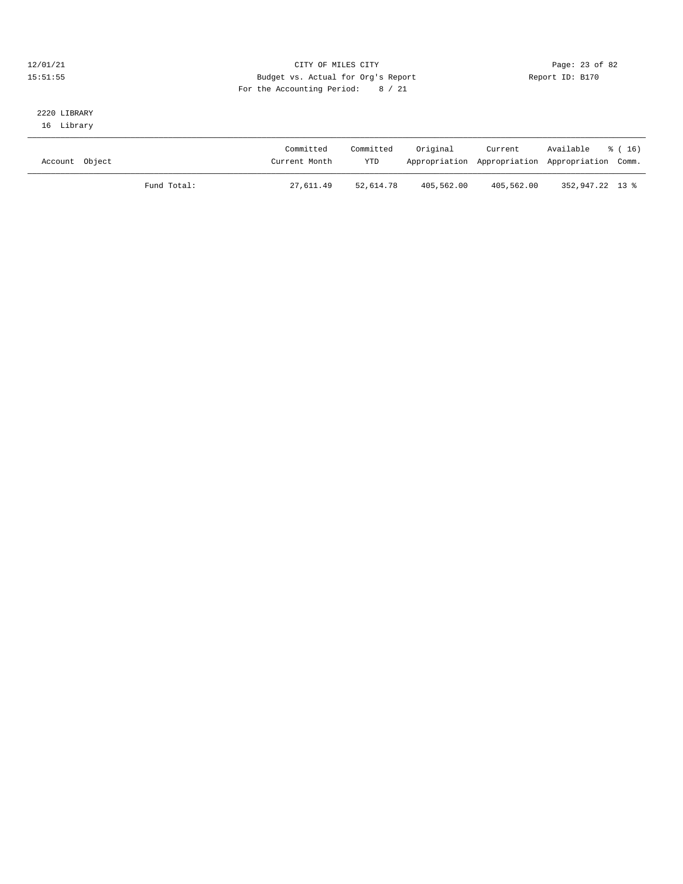CITY OF MILES CITY
Budget vs. Actual for Org's Report
For the Accounting Period: 8 / 21

12/01/21
15:51:55

Report ID: B170

2220 LIBRARY
16 Library

| Account Object | | Committed Current Month | Committed YTD | Original Appropriation | Current Appropriation | Available Appropriation | % ( 16) Comm. |
|---|---|---|---|---|---|---|---|
| | Fund Total: | 27,611.49 | 52,614.78 | 405,562.00 | 405,562.00 | 352,947.22 | 13 % |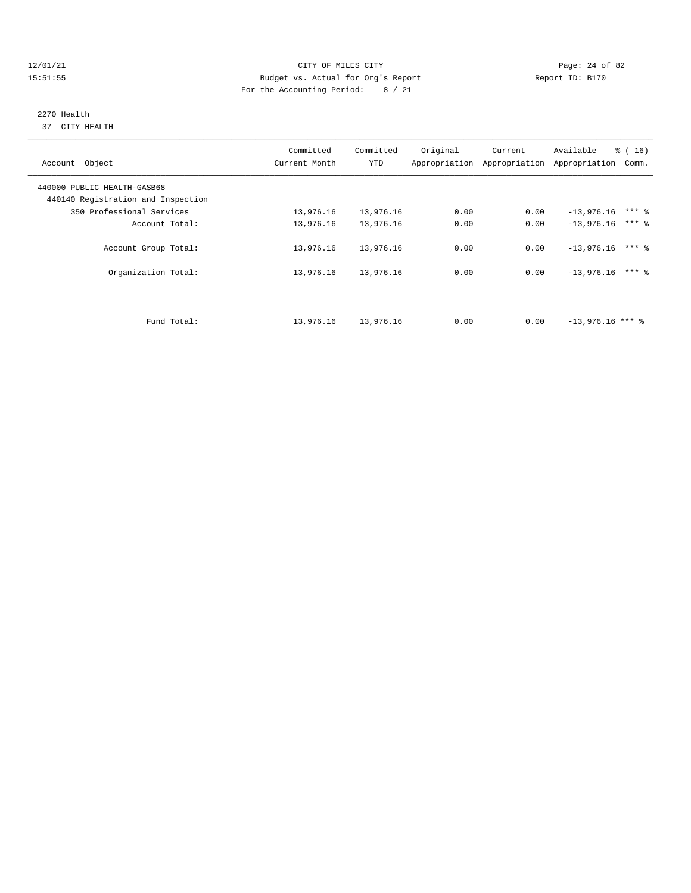12/01/21 CITY OF MILES CITY
15:51:55 Budget vs. Actual for Org's Report Report ID: B170
For the Accounting Period: 8 / 21

2270 Health
37 CITY HEALTH

| Account Object | Committed Current Month | Committed YTD | Original Appropriation | Current Appropriation | Available Appropriation | % ( 16) Comm. |
|---|---|---|---|---|---|---|
| 440000 PUBLIC HEALTH-GASB68 | | | | | | |
| 440140 Registration and Inspection | | | | | | |
| 350 Professional Services | 13,976.16 | 13,976.16 | 0.00 | 0.00 | -13,976.16 | *** % |
| Account Total: | 13,976.16 | 13,976.16 | 0.00 | 0.00 | -13,976.16 | *** % |
| Account Group Total: | 13,976.16 | 13,976.16 | 0.00 | 0.00 | -13,976.16 | *** % |
| Organization Total: | 13,976.16 | 13,976.16 | 0.00 | 0.00 | -13,976.16 | *** % |
| Fund Total: | 13,976.16 | 13,976.16 | 0.00 | 0.00 | -13,976.16 | *** % |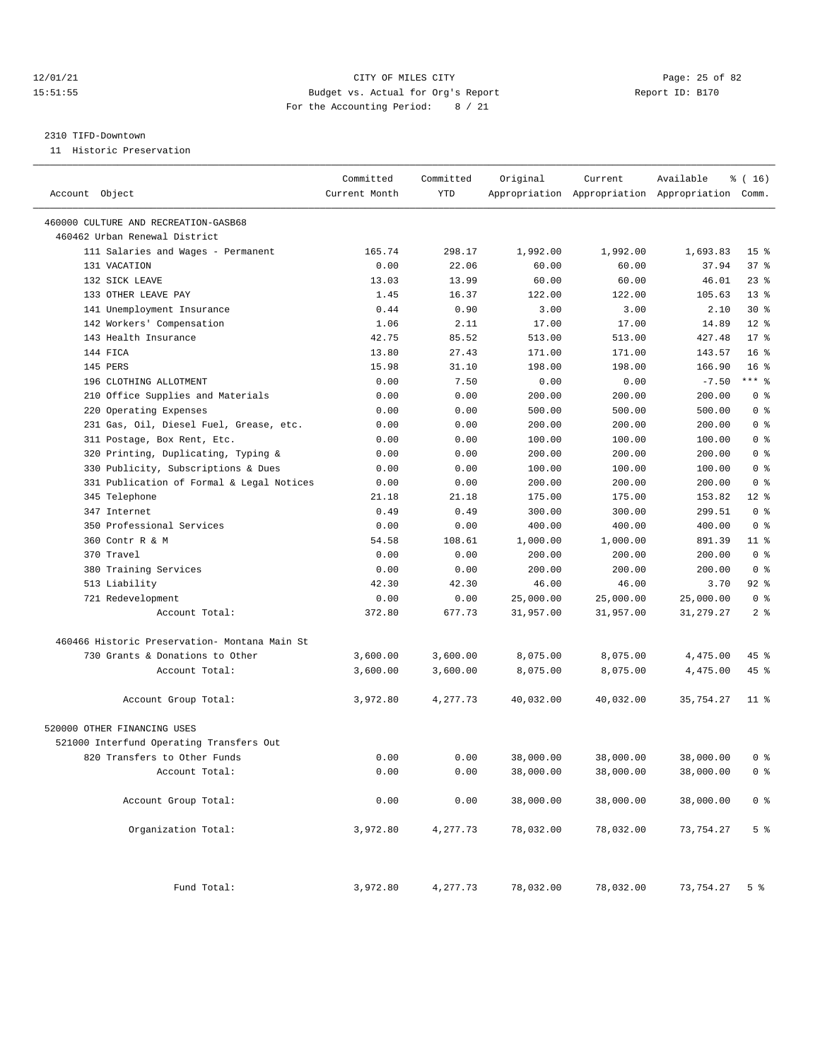12/01/21 CITY OF MILES CITY
15:51:55 Budget vs. Actual for Org's Report Report ID: B170
For the Accounting Period: 8 / 21

2310 TIFD-Downtown
11 Historic Preservation

| Account Object | Committed Current Month | Committed YTD | Original Appropriation | Current Appropriation | Available Appropriation | % ( 16) Comm. |
|---|---|---|---|---|---|---|
| 460000 CULTURE AND RECREATION-GASB68 | | | | | | |
| 460462 Urban Renewal District | | | | | | |
| 111 Salaries and Wages - Permanent | 165.74 | 298.17 | 1,992.00 | 1,992.00 | 1,693.83 | 15 % |
| 131 VACATION | 0.00 | 22.06 | 60.00 | 60.00 | 37.94 | 37 % |
| 132 SICK LEAVE | 13.03 | 13.99 | 60.00 | 60.00 | 46.01 | 23 % |
| 133 OTHER LEAVE PAY | 1.45 | 16.37 | 122.00 | 122.00 | 105.63 | 13 % |
| 141 Unemployment Insurance | 0.44 | 0.90 | 3.00 | 3.00 | 2.10 | 30 % |
| 142 Workers' Compensation | 1.06 | 2.11 | 17.00 | 17.00 | 14.89 | 12 % |
| 143 Health Insurance | 42.75 | 85.52 | 513.00 | 513.00 | 427.48 | 17 % |
| 144 FICA | 13.80 | 27.43 | 171.00 | 171.00 | 143.57 | 16 % |
| 145 PERS | 15.98 | 31.10 | 198.00 | 198.00 | 166.90 | 16 % |
| 196 CLOTHING ALLOTMENT | 0.00 | 7.50 | 0.00 | 0.00 | -7.50 | *** % |
| 210 Office Supplies and Materials | 0.00 | 0.00 | 200.00 | 200.00 | 200.00 | 0 % |
| 220 Operating Expenses | 0.00 | 0.00 | 500.00 | 500.00 | 500.00 | 0 % |
| 231 Gas, Oil, Diesel Fuel, Grease, etc. | 0.00 | 0.00 | 200.00 | 200.00 | 200.00 | 0 % |
| 311 Postage, Box Rent, Etc. | 0.00 | 0.00 | 100.00 | 100.00 | 100.00 | 0 % |
| 320 Printing, Duplicating, Typing & | 0.00 | 0.00 | 200.00 | 200.00 | 200.00 | 0 % |
| 330 Publicity, Subscriptions & Dues | 0.00 | 0.00 | 100.00 | 100.00 | 100.00 | 0 % |
| 331 Publication of Formal & Legal Notices | 0.00 | 0.00 | 200.00 | 200.00 | 200.00 | 0 % |
| 345 Telephone | 21.18 | 21.18 | 175.00 | 175.00 | 153.82 | 12 % |
| 347 Internet | 0.49 | 0.49 | 300.00 | 300.00 | 299.51 | 0 % |
| 350 Professional Services | 0.00 | 0.00 | 400.00 | 400.00 | 400.00 | 0 % |
| 360 Contr R & M | 54.58 | 108.61 | 1,000.00 | 1,000.00 | 891.39 | 11 % |
| 370 Travel | 0.00 | 0.00 | 200.00 | 200.00 | 200.00 | 0 % |
| 380 Training Services | 0.00 | 0.00 | 200.00 | 200.00 | 200.00 | 0 % |
| 513 Liability | 42.30 | 42.30 | 46.00 | 46.00 | 3.70 | 92 % |
| 721 Redevelopment | 0.00 | 0.00 | 25,000.00 | 25,000.00 | 25,000.00 | 0 % |
| Account Total: | 372.80 | 677.73 | 31,957.00 | 31,957.00 | 31,279.27 | 2 % |
| 460466 Historic Preservation- Montana Main St | | | | | | |
| 730 Grants & Donations to Other | 3,600.00 | 3,600.00 | 8,075.00 | 8,075.00 | 4,475.00 | 45 % |
| Account Total: | 3,600.00 | 3,600.00 | 8,075.00 | 8,075.00 | 4,475.00 | 45 % |
| Account Group Total: | 3,972.80 | 4,277.73 | 40,032.00 | 40,032.00 | 35,754.27 | 11 % |
| 520000 OTHER FINANCING USES | | | | | | |
| 521000 Interfund Operating Transfers Out | | | | | | |
| 820 Transfers to Other Funds | 0.00 | 0.00 | 38,000.00 | 38,000.00 | 38,000.00 | 0 % |
| Account Total: | 0.00 | 0.00 | 38,000.00 | 38,000.00 | 38,000.00 | 0 % |
| Account Group Total: | 0.00 | 0.00 | 38,000.00 | 38,000.00 | 38,000.00 | 0 % |
| Organization Total: | 3,972.80 | 4,277.73 | 78,032.00 | 78,032.00 | 73,754.27 | 5 % |
| Fund Total: | 3,972.80 | 4,277.73 | 78,032.00 | 78,032.00 | 73,754.27 | 5 % |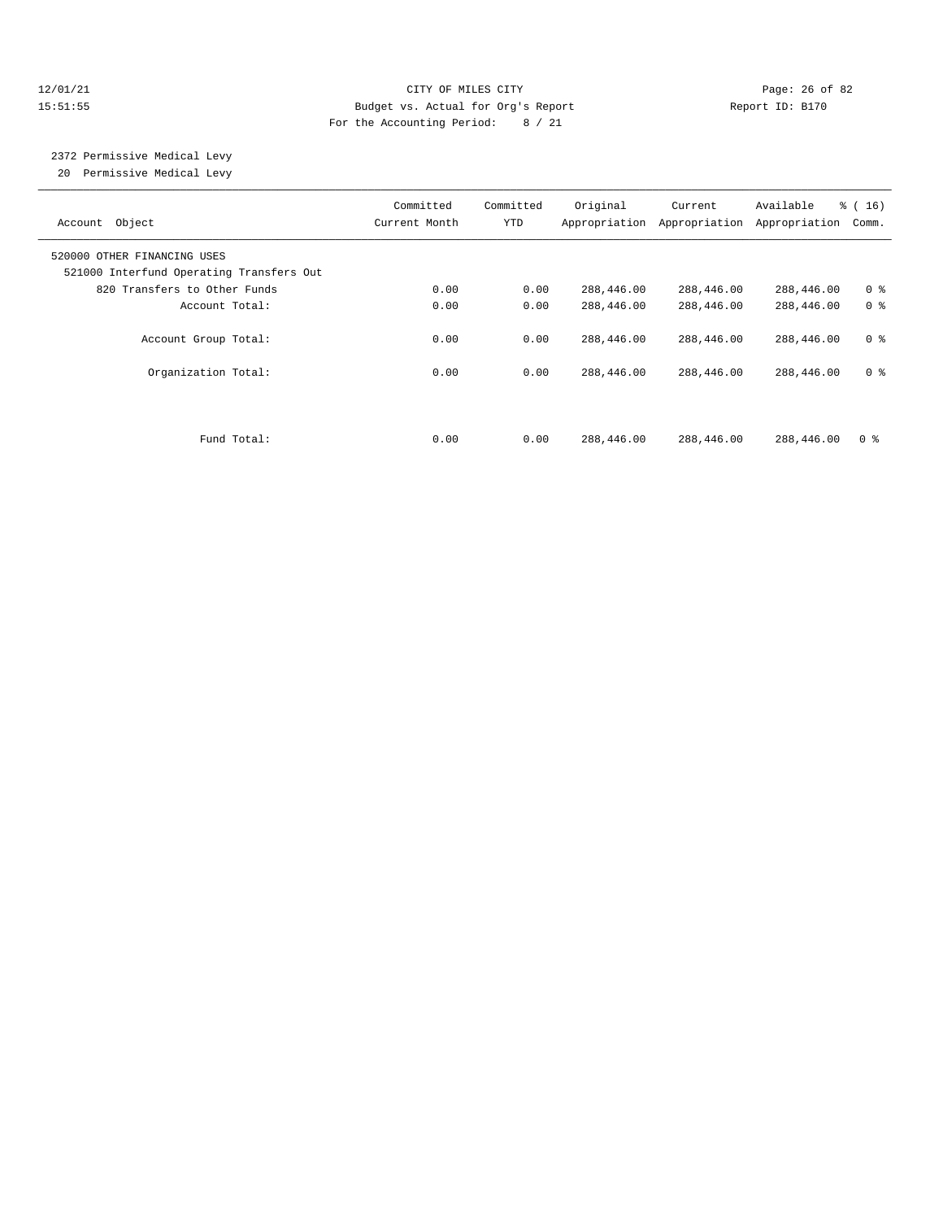CITY OF MILES CITY
Budget vs. Actual for Org's Report
For the Accounting Period: 8 / 21

12/01/21
15:51:55

Report ID: B170

2372 Permissive Medical Levy
20 Permissive Medical Levy

| Account Object | Committed Current Month | Committed YTD | Original Appropriation | Current Appropriation | Available Appropriation | % ( 16) Comm. |
|---|---|---|---|---|---|---|
| 520000 OTHER FINANCING USES | | | | | | |
| 521000 Interfund Operating Transfers Out | | | | | | |
| 820 Transfers to Other Funds | 0.00 | 0.00 | 288,446.00 | 288,446.00 | 288,446.00 | 0 % |
| Account Total: | 0.00 | 0.00 | 288,446.00 | 288,446.00 | 288,446.00 | 0 % |
| Account Group Total: | 0.00 | 0.00 | 288,446.00 | 288,446.00 | 288,446.00 | 0 % |
| Organization Total: | 0.00 | 0.00 | 288,446.00 | 288,446.00 | 288,446.00 | 0 % |
| Fund Total: | 0.00 | 0.00 | 288,446.00 | 288,446.00 | 288,446.00 | 0 % |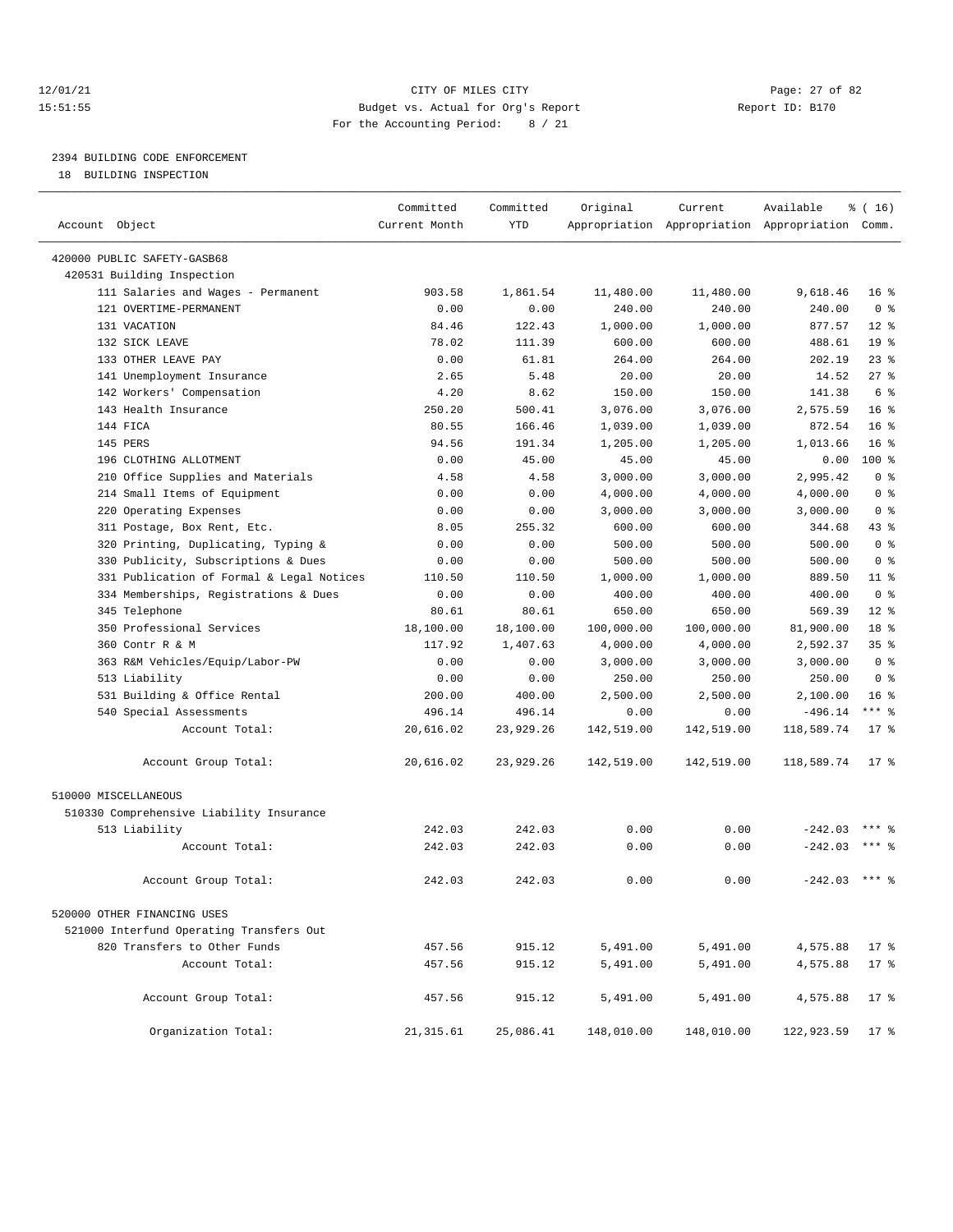# CITY OF MILES CITY

Budget vs. Actual for Org's Report

For the Accounting Period: 8 / 21

12/01/21 15:51:55 — Report ID: B170

## 2394 BUILDING CODE ENFORCEMENT

18 BUILDING INSPECTION

| Account Object | Committed Current Month | Committed YTD | Original Appropriation | Current Appropriation | Available Appropriation | % ( 16) Comm. |
|---|---|---|---|---|---|---|
| 420000 PUBLIC SAFETY-GASB68 | | | | | | |
| 420531 Building Inspection | | | | | | |
| 111 Salaries and Wages - Permanent | 903.58 | 1,861.54 | 11,480.00 | 11,480.00 | 9,618.46 | 16 % |
| 121 OVERTIME-PERMANENT | 0.00 | 0.00 | 240.00 | 240.00 | 240.00 | 0 % |
| 131 VACATION | 84.46 | 122.43 | 1,000.00 | 1,000.00 | 877.57 | 12 % |
| 132 SICK LEAVE | 78.02 | 111.39 | 600.00 | 600.00 | 488.61 | 19 % |
| 133 OTHER LEAVE PAY | 0.00 | 61.81 | 264.00 | 264.00 | 202.19 | 23 % |
| 141 Unemployment Insurance | 2.65 | 5.48 | 20.00 | 20.00 | 14.52 | 27 % |
| 142 Workers' Compensation | 4.20 | 8.62 | 150.00 | 150.00 | 141.38 | 6 % |
| 143 Health Insurance | 250.20 | 500.41 | 3,076.00 | 3,076.00 | 2,575.59 | 16 % |
| 144 FICA | 80.55 | 166.46 | 1,039.00 | 1,039.00 | 872.54 | 16 % |
| 145 PERS | 94.56 | 191.34 | 1,205.00 | 1,205.00 | 1,013.66 | 16 % |
| 196 CLOTHING ALLOTMENT | 0.00 | 45.00 | 45.00 | 45.00 | 0.00 | 100 % |
| 210 Office Supplies and Materials | 4.58 | 4.58 | 3,000.00 | 3,000.00 | 2,995.42 | 0 % |
| 214 Small Items of Equipment | 0.00 | 0.00 | 4,000.00 | 4,000.00 | 4,000.00 | 0 % |
| 220 Operating Expenses | 0.00 | 0.00 | 3,000.00 | 3,000.00 | 3,000.00 | 0 % |
| 311 Postage, Box Rent, Etc. | 8.05 | 255.32 | 600.00 | 600.00 | 344.68 | 43 % |
| 320 Printing, Duplicating, Typing & | 0.00 | 0.00 | 500.00 | 500.00 | 500.00 | 0 % |
| 330 Publicity, Subscriptions & Dues | 0.00 | 0.00 | 500.00 | 500.00 | 500.00 | 0 % |
| 331 Publication of Formal & Legal Notices | 110.50 | 110.50 | 1,000.00 | 1,000.00 | 889.50 | 11 % |
| 334 Memberships, Registrations & Dues | 0.00 | 0.00 | 400.00 | 400.00 | 400.00 | 0 % |
| 345 Telephone | 80.61 | 80.61 | 650.00 | 650.00 | 569.39 | 12 % |
| 350 Professional Services | 18,100.00 | 18,100.00 | 100,000.00 | 100,000.00 | 81,900.00 | 18 % |
| 360 Contr R & M | 117.92 | 1,407.63 | 4,000.00 | 4,000.00 | 2,592.37 | 35 % |
| 363 R&M Vehicles/Equip/Labor-PW | 0.00 | 0.00 | 3,000.00 | 3,000.00 | 3,000.00 | 0 % |
| 513 Liability | 0.00 | 0.00 | 250.00 | 250.00 | 250.00 | 0 % |
| 531 Building & Office Rental | 200.00 | 400.00 | 2,500.00 | 2,500.00 | 2,100.00 | 16 % |
| 540 Special Assessments | 496.14 | 496.14 | 0.00 | 0.00 | -496.14 | *** % |
| Account Total: | 20,616.02 | 23,929.26 | 142,519.00 | 142,519.00 | 118,589.74 | 17 % |
| Account Group Total: | 20,616.02 | 23,929.26 | 142,519.00 | 142,519.00 | 118,589.74 | 17 % |
| 510000 MISCELLANEOUS | | | | | | |
| 510330 Comprehensive Liability Insurance | | | | | | |
| 513 Liability | 242.03 | 242.03 | 0.00 | 0.00 | -242.03 | *** % |
| Account Total: | 242.03 | 242.03 | 0.00 | 0.00 | -242.03 | *** % |
| Account Group Total: | 242.03 | 242.03 | 0.00 | 0.00 | -242.03 | *** % |
| 520000 OTHER FINANCING USES | | | | | | |
| 521000 Interfund Operating Transfers Out | | | | | | |
| 820 Transfers to Other Funds | 457.56 | 915.12 | 5,491.00 | 5,491.00 | 4,575.88 | 17 % |
| Account Total: | 457.56 | 915.12 | 5,491.00 | 5,491.00 | 4,575.88 | 17 % |
| Account Group Total: | 457.56 | 915.12 | 5,491.00 | 5,491.00 | 4,575.88 | 17 % |
| Organization Total: | 21,315.61 | 25,086.41 | 148,010.00 | 148,010.00 | 122,923.59 | 17 % |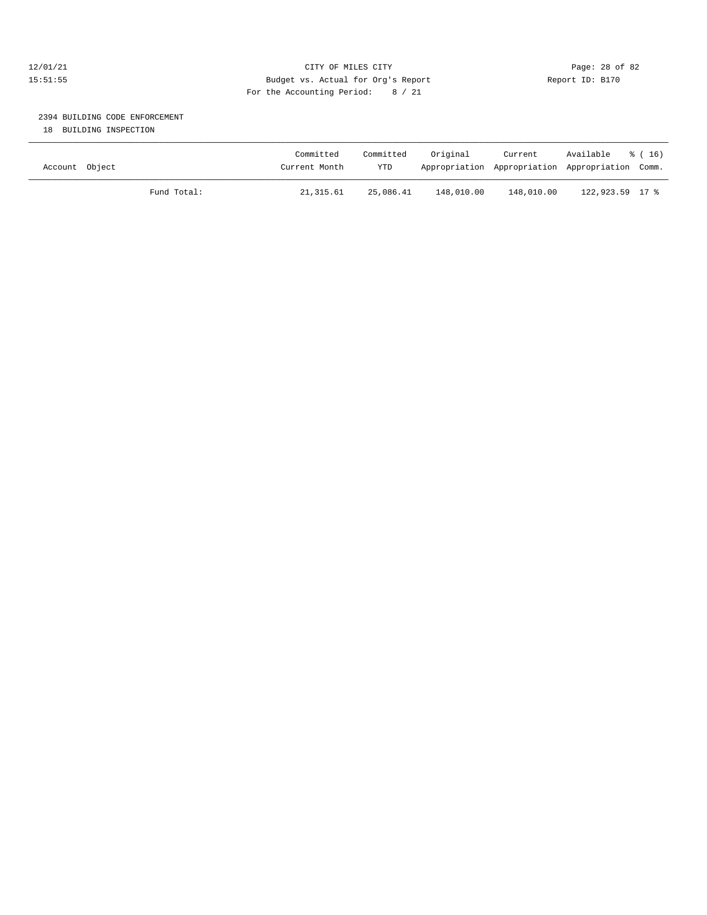CITY OF MILES CITY

Budget vs. Actual for Org's Report

For the Accounting Period: 8 / 21

12/01/21
15:51:55

Report ID: B170

## 2394 BUILDING CODE ENFORCEMENT

18 BUILDING INSPECTION

| Account | Object | Committed Current Month | Committed YTD | Original Appropriation | Current Appropriation | Available Appropriation | % ( 16) Comm. |
|---|---|---|---|---|---|---|---|
| | Fund Total: | 21,315.61 | 25,086.41 | 148,010.00 | 148,010.00 | 122,923.59 | 17 % |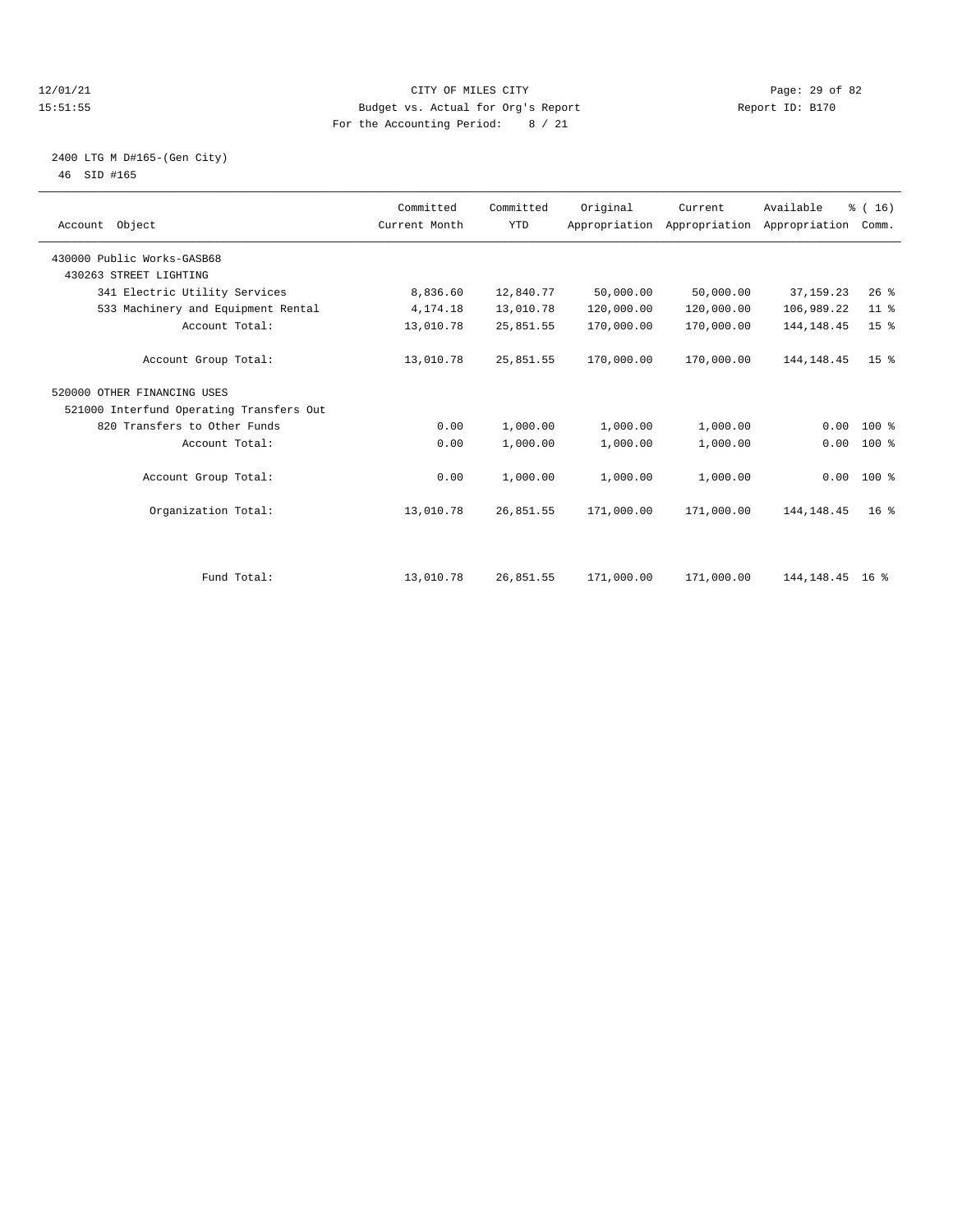CITY OF MILES CITY
Budget vs. Actual for Org's Report
For the Accounting Period: 8 / 21

12/01/21
15:51:55

Report ID: B170

2400 LTG M D#165-(Gen City)
46 SID #165

| Account Object | Committed Current Month | Committed YTD | Original Appropriation | Current Appropriation | Available Appropriation | % ( 16) Comm. |
|---|---|---|---|---|---|---|
| 430000 Public Works-GASB68 | | | | | | |
| 430263 STREET LIGHTING | | | | | | |
| 341 Electric Utility Services | 8,836.60 | 12,840.77 | 50,000.00 | 50,000.00 | 37,159.23 | 26 % |
| 533 Machinery and Equipment Rental | 4,174.18 | 13,010.78 | 120,000.00 | 120,000.00 | 106,989.22 | 11 % |
| Account Total: | 13,010.78 | 25,851.55 | 170,000.00 | 170,000.00 | 144,148.45 | 15 % |
| Account Group Total: | 13,010.78 | 25,851.55 | 170,000.00 | 170,000.00 | 144,148.45 | 15 % |
| 520000 OTHER FINANCING USES | | | | | | |
| 521000 Interfund Operating Transfers Out | | | | | | |
| 820 Transfers to Other Funds | 0.00 | 1,000.00 | 1,000.00 | 1,000.00 | 0.00 | 100 % |
| Account Total: | 0.00 | 1,000.00 | 1,000.00 | 1,000.00 | 0.00 | 100 % |
| Account Group Total: | 0.00 | 1,000.00 | 1,000.00 | 1,000.00 | 0.00 | 100 % |
| Organization Total: | 13,010.78 | 26,851.55 | 171,000.00 | 171,000.00 | 144,148.45 | 16 % |
| Fund Total: | 13,010.78 | 26,851.55 | 171,000.00 | 171,000.00 | 144,148.45 | 16 % |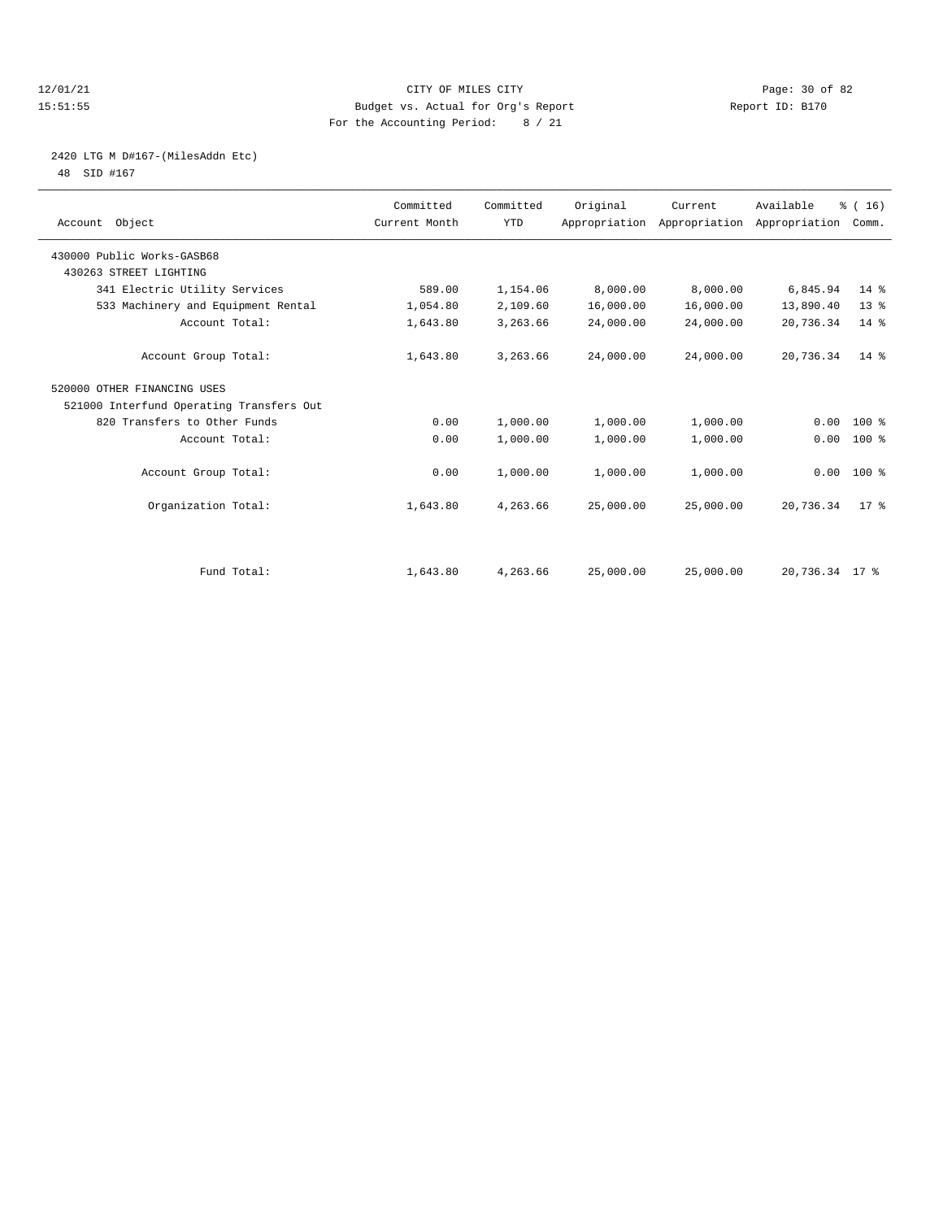12/01/21 CITY OF MILES CITY
15:51:55 Budget vs. Actual for Org's Report Report ID: B170
For the Accounting Period: 8 / 21

2420 LTG M D#167-(MilesAddn Etc)
48 SID #167

| Account Object | Committed Current Month | Committed YTD | Original Appropriation | Current Appropriation | Available Appropriation | % ( 16) Comm. |
|---|---|---|---|---|---|---|
| 430000 Public Works-GASB68 | | | | | | |
| 430263 STREET LIGHTING | | | | | | |
| 341 Electric Utility Services | 589.00 | 1,154.06 | 8,000.00 | 8,000.00 | 6,845.94 | 14 % |
| 533 Machinery and Equipment Rental | 1,054.80 | 2,109.60 | 16,000.00 | 16,000.00 | 13,890.40 | 13 % |
| Account Total: | 1,643.80 | 3,263.66 | 24,000.00 | 24,000.00 | 20,736.34 | 14 % |
| Account Group Total: | 1,643.80 | 3,263.66 | 24,000.00 | 24,000.00 | 20,736.34 | 14 % |
| 520000 OTHER FINANCING USES | | | | | | |
| 521000 Interfund Operating Transfers Out | | | | | | |
| 820 Transfers to Other Funds | 0.00 | 1,000.00 | 1,000.00 | 1,000.00 | 0.00 | 100 % |
| Account Total: | 0.00 | 1,000.00 | 1,000.00 | 1,000.00 | 0.00 | 100 % |
| Account Group Total: | 0.00 | 1,000.00 | 1,000.00 | 1,000.00 | 0.00 | 100 % |
| Organization Total: | 1,643.80 | 4,263.66 | 25,000.00 | 25,000.00 | 20,736.34 | 17 % |
| Fund Total: | 1,643.80 | 4,263.66 | 25,000.00 | 25,000.00 | 20,736.34 | 17 % |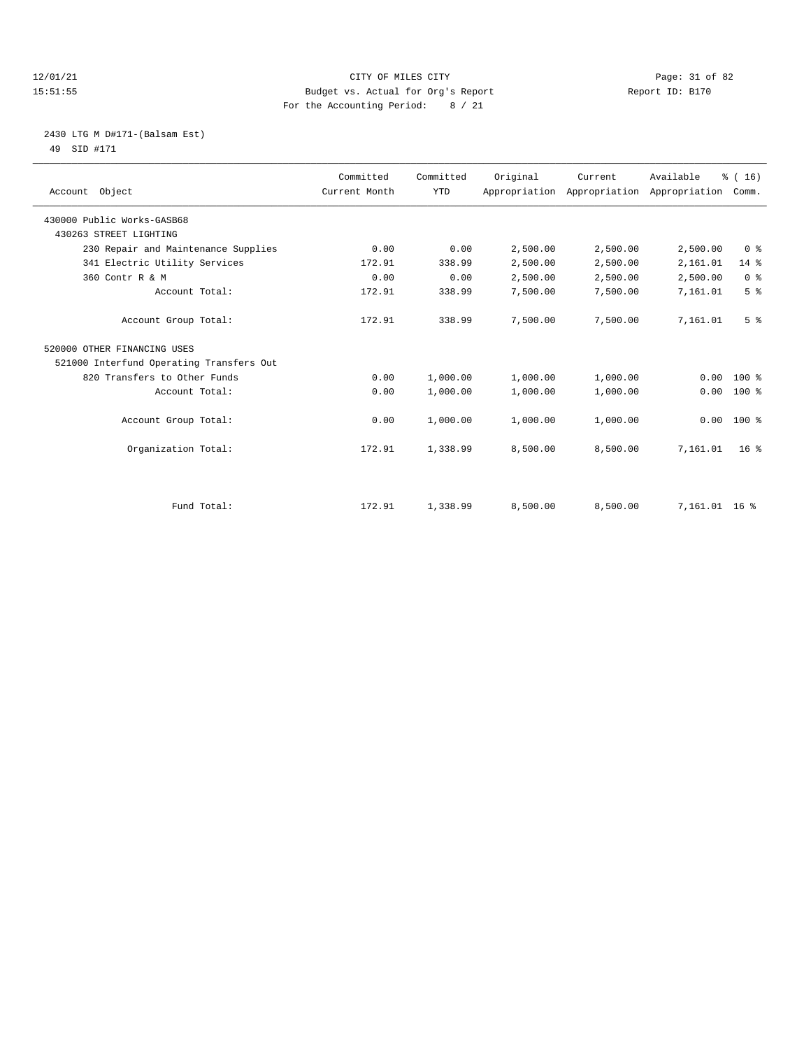12/01/21 CITY OF MILES CITY
15:51:55 Budget vs. Actual for Org's Report Report ID: B170
For the Accounting Period: 8 / 21

2430 LTG M D#171-(Balsam Est)
49 SID #171

| Account Object | Committed Current Month | Committed YTD | Original Appropriation | Current Appropriation | Available Appropriation | % ( 16) Comm. |
|---|---|---|---|---|---|---|
| 430000 Public Works-GASB68 | | | | | | |
| 430263 STREET LIGHTING | | | | | | |
| 230 Repair and Maintenance Supplies | 0.00 | 0.00 | 2,500.00 | 2,500.00 | 2,500.00 | 0 % |
| 341 Electric Utility Services | 172.91 | 338.99 | 2,500.00 | 2,500.00 | 2,161.01 | 14 % |
| 360 Contr R & M | 0.00 | 0.00 | 2,500.00 | 2,500.00 | 2,500.00 | 0 % |
| Account Total: | 172.91 | 338.99 | 7,500.00 | 7,500.00 | 7,161.01 | 5 % |
| Account Group Total: | 172.91 | 338.99 | 7,500.00 | 7,500.00 | 7,161.01 | 5 % |
| 520000 OTHER FINANCING USES | | | | | | |
| 521000 Interfund Operating Transfers Out | | | | | | |
| 820 Transfers to Other Funds | 0.00 | 1,000.00 | 1,000.00 | 1,000.00 | 0.00 | 100 % |
| Account Total: | 0.00 | 1,000.00 | 1,000.00 | 1,000.00 | 0.00 | 100 % |
| Account Group Total: | 0.00 | 1,000.00 | 1,000.00 | 1,000.00 | 0.00 | 100 % |
| Organization Total: | 172.91 | 1,338.99 | 8,500.00 | 8,500.00 | 7,161.01 | 16 % |
| Fund Total: | 172.91 | 1,338.99 | 8,500.00 | 8,500.00 | 7,161.01 | 16 % |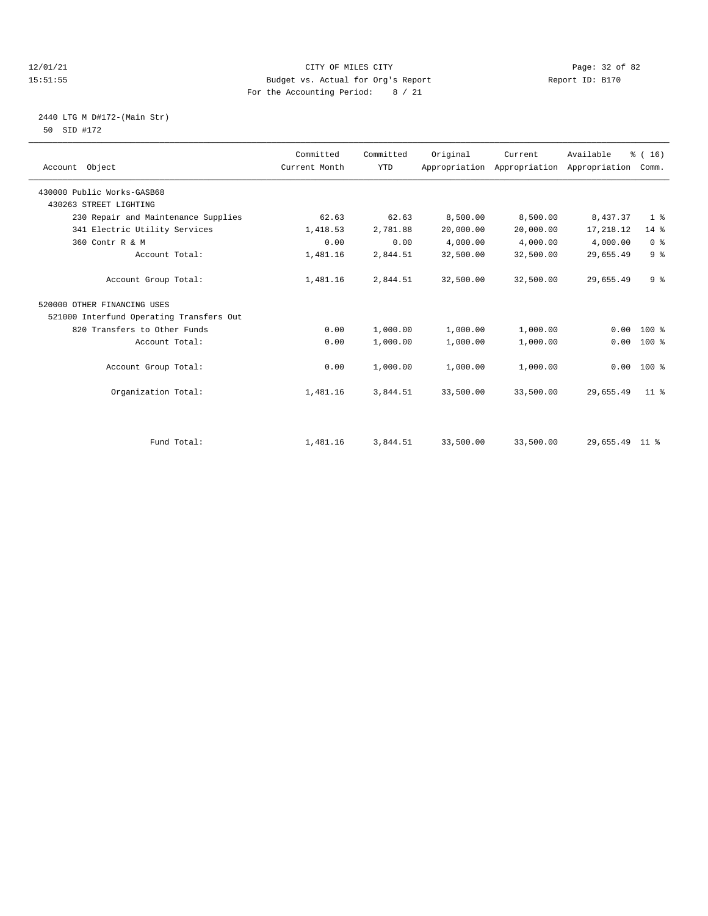CITY OF MILES CITY
Budget vs. Actual for Org's Report
For the Accounting Period: 8 / 21

12/01/21
15:51:55

Report ID: B170

## 2440 LTG M D#172-(Main Str)

50 SID #172

| Account Object | Committed Current Month | Committed YTD | Original Appropriation | Current Appropriation | Available Appropriation | % ( 16) Comm. |
|---|---|---|---|---|---|---|
| 430000 Public Works-GASB68 | | | | | | |
| 430263 STREET LIGHTING | | | | | | |
| 230 Repair and Maintenance Supplies | 62.63 | 62.63 | 8,500.00 | 8,500.00 | 8,437.37 | 1 % |
| 341 Electric Utility Services | 1,418.53 | 2,781.88 | 20,000.00 | 20,000.00 | 17,218.12 | 14 % |
| 360 Contr R & M | 0.00 | 0.00 | 4,000.00 | 4,000.00 | 4,000.00 | 0 % |
| Account Total: | 1,481.16 | 2,844.51 | 32,500.00 | 32,500.00 | 29,655.49 | 9 % |
| Account Group Total: | 1,481.16 | 2,844.51 | 32,500.00 | 32,500.00 | 29,655.49 | 9 % |
| 520000 OTHER FINANCING USES | | | | | | |
| 521000 Interfund Operating Transfers Out | | | | | | |
| 820 Transfers to Other Funds | 0.00 | 1,000.00 | 1,000.00 | 1,000.00 | 0.00 | 100 % |
| Account Total: | 0.00 | 1,000.00 | 1,000.00 | 1,000.00 | 0.00 | 100 % |
| Account Group Total: | 0.00 | 1,000.00 | 1,000.00 | 1,000.00 | 0.00 | 100 % |
| Organization Total: | 1,481.16 | 3,844.51 | 33,500.00 | 33,500.00 | 29,655.49 | 11 % |
| Fund Total: | 1,481.16 | 3,844.51 | 33,500.00 | 33,500.00 | 29,655.49 | 11 % |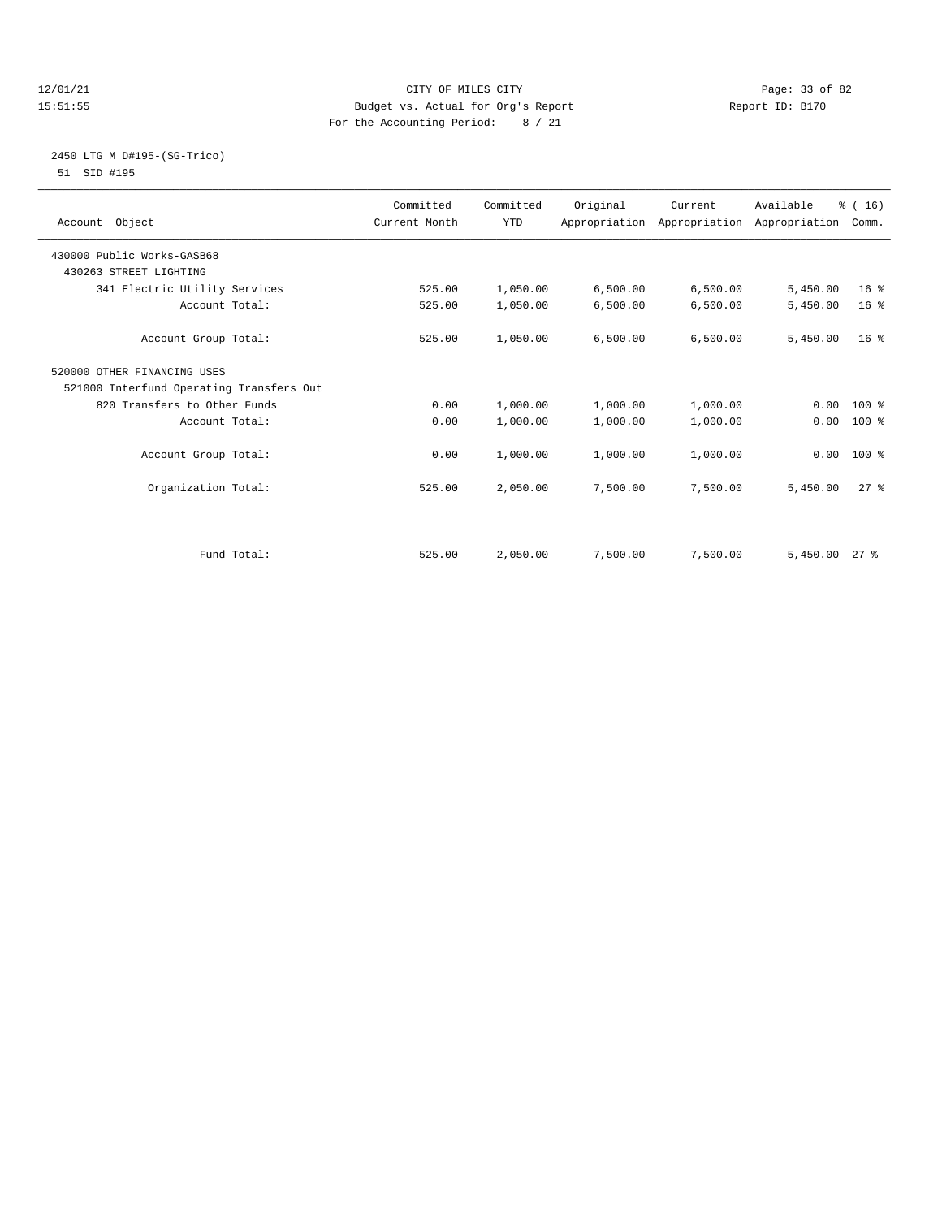# CITY OF MILES CITY

Budget vs. Actual for Org's Report

For the Accounting Period: 8 / 21

12/01/21 15:51:55 — Report ID: B170

## 2450 LTG M D#195-(SG-Trico)

51 SID #195

| Account Object | Committed Current Month | Committed YTD | Original Appropriation | Current Appropriation | Available Appropriation | % ( 16) Comm. |
|---|---|---|---|---|---|---|
| 430000 Public Works-GASB68 | | | | | | |
| 430263 STREET LIGHTING | | | | | | |
| 341 Electric Utility Services | 525.00 | 1,050.00 | 6,500.00 | 6,500.00 | 5,450.00 | 16 % |
| Account Total: | 525.00 | 1,050.00 | 6,500.00 | 6,500.00 | 5,450.00 | 16 % |
| Account Group Total: | 525.00 | 1,050.00 | 6,500.00 | 6,500.00 | 5,450.00 | 16 % |
| 520000 OTHER FINANCING USES | | | | | | |
| 521000 Interfund Operating Transfers Out | | | | | | |
| 820 Transfers to Other Funds | 0.00 | 1,000.00 | 1,000.00 | 1,000.00 | 0.00 | 100 % |
| Account Total: | 0.00 | 1,000.00 | 1,000.00 | 1,000.00 | 0.00 | 100 % |
| Account Group Total: | 0.00 | 1,000.00 | 1,000.00 | 1,000.00 | 0.00 | 100 % |
| Organization Total: | 525.00 | 2,050.00 | 7,500.00 | 7,500.00 | 5,450.00 | 27 % |
| Fund Total: | 525.00 | 2,050.00 | 7,500.00 | 7,500.00 | 5,450.00 | 27 % |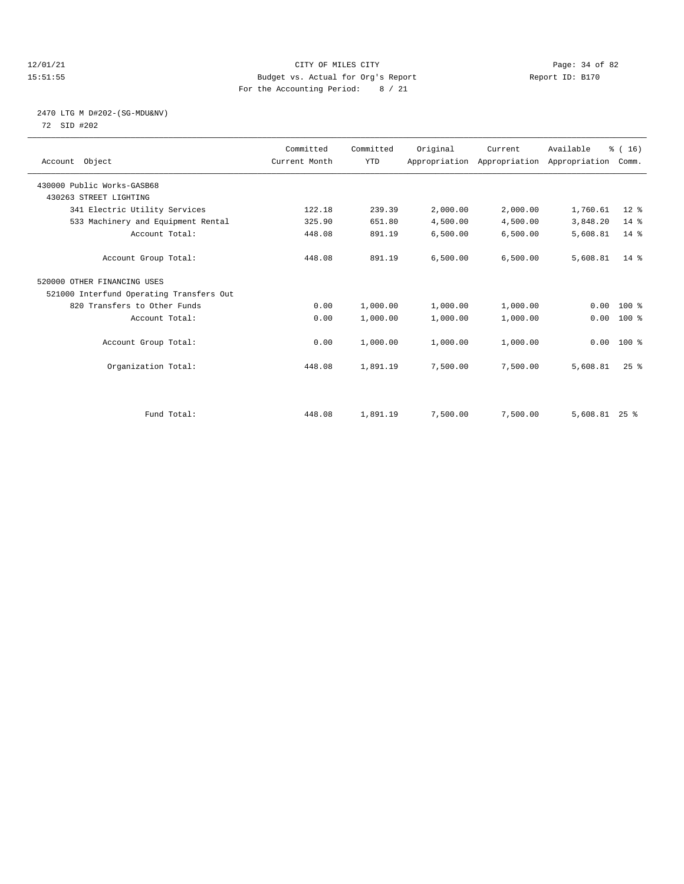12/01/21 CITY OF MILES CITY
15:51:55 Budget vs. Actual for Org's Report Report ID: B170
For the Accounting Period: 8 / 21

2470 LTG M D#202-(SG-MDU&NV)
72 SID #202

| Account Object | Committed Current Month | Committed YTD | Original Appropriation | Current Appropriation | Available Appropriation | % ( 16) Comm. |
|---|---|---|---|---|---|---|
| 430000 Public Works-GASB68 | | | | | | |
| 430263 STREET LIGHTING | | | | | | |
| 341 Electric Utility Services | 122.18 | 239.39 | 2,000.00 | 2,000.00 | 1,760.61 | 12 % |
| 533 Machinery and Equipment Rental | 325.90 | 651.80 | 4,500.00 | 4,500.00 | 3,848.20 | 14 % |
| Account Total: | 448.08 | 891.19 | 6,500.00 | 6,500.00 | 5,608.81 | 14 % |
| Account Group Total: | 448.08 | 891.19 | 6,500.00 | 6,500.00 | 5,608.81 | 14 % |
| 520000 OTHER FINANCING USES | | | | | | |
| 521000 Interfund Operating Transfers Out | | | | | | |
| 820 Transfers to Other Funds | 0.00 | 1,000.00 | 1,000.00 | 1,000.00 | 0.00 | 100 % |
| Account Total: | 0.00 | 1,000.00 | 1,000.00 | 1,000.00 | 0.00 | 100 % |
| Account Group Total: | 0.00 | 1,000.00 | 1,000.00 | 1,000.00 | 0.00 | 100 % |
| Organization Total: | 448.08 | 1,891.19 | 7,500.00 | 7,500.00 | 5,608.81 | 25 % |
| Fund Total: | 448.08 | 1,891.19 | 7,500.00 | 7,500.00 | 5,608.81 | 25 % |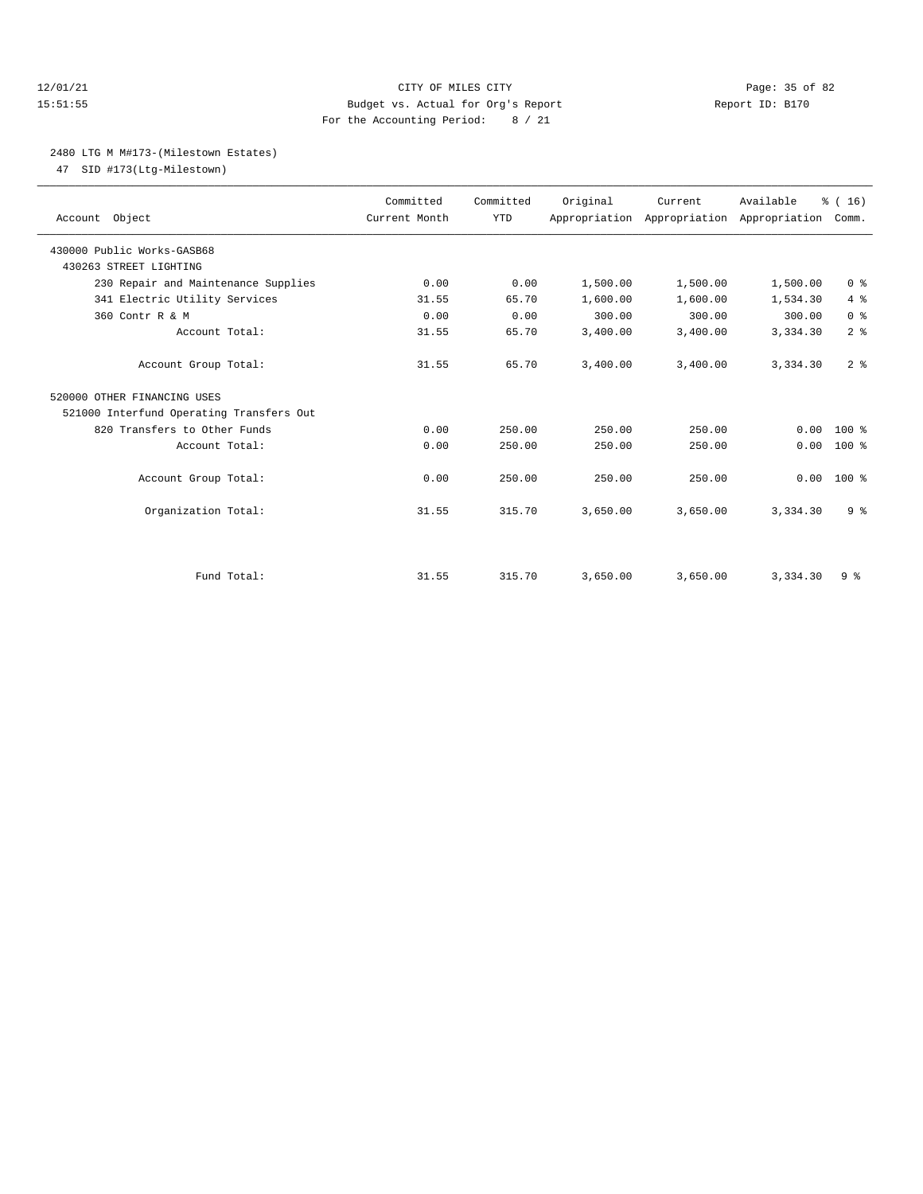12/01/21 CITY OF MILES CITY
15:51:55 Budget vs. Actual for Org's Report Report ID: B170
For the Accounting Period: 8 / 21

2480 LTG M M#173-(Milestown Estates)
47 SID #173(Ltg-Milestown)

| Account Object | Committed Current Month | Committed YTD | Original Appropriation | Current Appropriation | Available Appropriation | % ( 16) Comm. |
|---|---|---|---|---|---|---|
| 430000 Public Works-GASB68 | | | | | | |
| 430263 STREET LIGHTING | | | | | | |
| 230 Repair and Maintenance Supplies | 0.00 | 0.00 | 1,500.00 | 1,500.00 | 1,500.00 | 0 % |
| 341 Electric Utility Services | 31.55 | 65.70 | 1,600.00 | 1,600.00 | 1,534.30 | 4 % |
| 360 Contr R & M | 0.00 | 0.00 | 300.00 | 300.00 | 300.00 | 0 % |
| Account Total: | 31.55 | 65.70 | 3,400.00 | 3,400.00 | 3,334.30 | 2 % |
| Account Group Total: | 31.55 | 65.70 | 3,400.00 | 3,400.00 | 3,334.30 | 2 % |
| 520000 OTHER FINANCING USES | | | | | | |
| 521000 Interfund Operating Transfers Out | | | | | | |
| 820 Transfers to Other Funds | 0.00 | 250.00 | 250.00 | 250.00 | 0.00 | 100 % |
| Account Total: | 0.00 | 250.00 | 250.00 | 250.00 | 0.00 | 100 % |
| Account Group Total: | 0.00 | 250.00 | 250.00 | 250.00 | 0.00 | 100 % |
| Organization Total: | 31.55 | 315.70 | 3,650.00 | 3,650.00 | 3,334.30 | 9 % |
| Fund Total: | 31.55 | 315.70 | 3,650.00 | 3,650.00 | 3,334.30 | 9 % |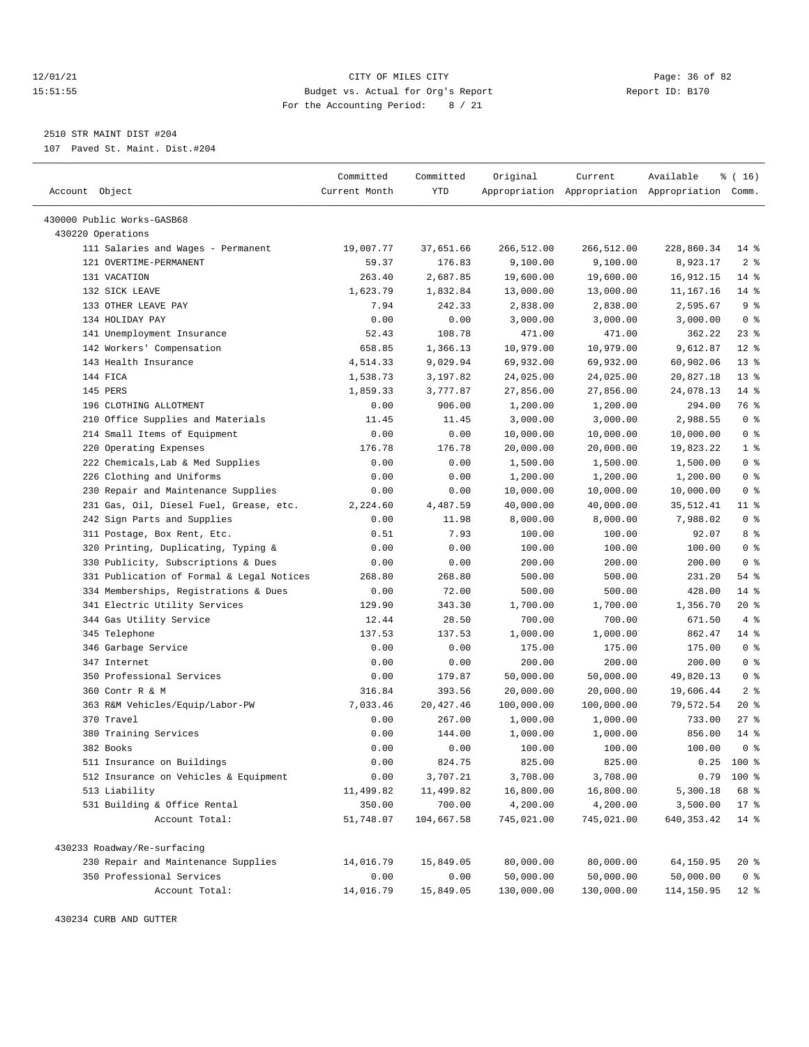CITY OF MILES CITY
Budget vs. Actual for Org's Report
For the Accounting Period: 8 / 21

12/01/21
15:51:55

Report ID: B170

2510 STR MAINT DIST #204
107 Paved St. Maint. Dist.#204

| Account Object | Committed Current Month | Committed YTD | Original Appropriation | Current Appropriation | Available Appropriation | % ( 16) Comm. |
|---|---|---|---|---|---|---|
| 430000 Public Works-GASB68 | | | | | | |
| 430220 Operations | | | | | | |
| 111 Salaries and Wages - Permanent | 19,007.77 | 37,651.66 | 266,512.00 | 266,512.00 | 228,860.34 | 14 % |
| 121 OVERTIME-PERMANENT | 59.37 | 176.83 | 9,100.00 | 9,100.00 | 8,923.17 | 2 % |
| 131 VACATION | 263.40 | 2,687.85 | 19,600.00 | 19,600.00 | 16,912.15 | 14 % |
| 132 SICK LEAVE | 1,623.79 | 1,832.84 | 13,000.00 | 13,000.00 | 11,167.16 | 14 % |
| 133 OTHER LEAVE PAY | 7.94 | 242.33 | 2,838.00 | 2,838.00 | 2,595.67 | 9 % |
| 134 HOLIDAY PAY | 0.00 | 0.00 | 3,000.00 | 3,000.00 | 3,000.00 | 0 % |
| 141 Unemployment Insurance | 52.43 | 108.78 | 471.00 | 471.00 | 362.22 | 23 % |
| 142 Workers' Compensation | 658.85 | 1,366.13 | 10,979.00 | 10,979.00 | 9,612.87 | 12 % |
| 143 Health Insurance | 4,514.33 | 9,029.94 | 69,932.00 | 69,932.00 | 60,902.06 | 13 % |
| 144 FICA | 1,538.73 | 3,197.82 | 24,025.00 | 24,025.00 | 20,827.18 | 13 % |
| 145 PERS | 1,859.33 | 3,777.87 | 27,856.00 | 27,856.00 | 24,078.13 | 14 % |
| 196 CLOTHING ALLOTMENT | 0.00 | 906.00 | 1,200.00 | 1,200.00 | 294.00 | 76 % |
| 210 Office Supplies and Materials | 11.45 | 11.45 | 3,000.00 | 3,000.00 | 2,988.55 | 0 % |
| 214 Small Items of Equipment | 0.00 | 0.00 | 10,000.00 | 10,000.00 | 10,000.00 | 0 % |
| 220 Operating Expenses | 176.78 | 176.78 | 20,000.00 | 20,000.00 | 19,823.22 | 1 % |
| 222 Chemicals,Lab & Med Supplies | 0.00 | 0.00 | 1,500.00 | 1,500.00 | 1,500.00 | 0 % |
| 226 Clothing and Uniforms | 0.00 | 0.00 | 1,200.00 | 1,200.00 | 1,200.00 | 0 % |
| 230 Repair and Maintenance Supplies | 0.00 | 0.00 | 10,000.00 | 10,000.00 | 10,000.00 | 0 % |
| 231 Gas, Oil, Diesel Fuel, Grease, etc. | 2,224.60 | 4,487.59 | 40,000.00 | 40,000.00 | 35,512.41 | 11 % |
| 242 Sign Parts and Supplies | 0.00 | 11.98 | 8,000.00 | 8,000.00 | 7,988.02 | 0 % |
| 311 Postage, Box Rent, Etc. | 0.51 | 7.93 | 100.00 | 100.00 | 92.07 | 8 % |
| 320 Printing, Duplicating, Typing & | 0.00 | 0.00 | 100.00 | 100.00 | 100.00 | 0 % |
| 330 Publicity, Subscriptions & Dues | 0.00 | 0.00 | 200.00 | 200.00 | 200.00 | 0 % |
| 331 Publication of Formal & Legal Notices | 268.80 | 268.80 | 500.00 | 500.00 | 231.20 | 54 % |
| 334 Memberships, Registrations & Dues | 0.00 | 72.00 | 500.00 | 500.00 | 428.00 | 14 % |
| 341 Electric Utility Services | 129.90 | 343.30 | 1,700.00 | 1,700.00 | 1,356.70 | 20 % |
| 344 Gas Utility Service | 12.44 | 28.50 | 700.00 | 700.00 | 671.50 | 4 % |
| 345 Telephone | 137.53 | 137.53 | 1,000.00 | 1,000.00 | 862.47 | 14 % |
| 346 Garbage Service | 0.00 | 0.00 | 175.00 | 175.00 | 175.00 | 0 % |
| 347 Internet | 0.00 | 0.00 | 200.00 | 200.00 | 200.00 | 0 % |
| 350 Professional Services | 0.00 | 179.87 | 50,000.00 | 50,000.00 | 49,820.13 | 0 % |
| 360 Contr R & M | 316.84 | 393.56 | 20,000.00 | 20,000.00 | 19,606.44 | 2 % |
| 363 R&M Vehicles/Equip/Labor-PW | 7,033.46 | 20,427.46 | 100,000.00 | 100,000.00 | 79,572.54 | 20 % |
| 370 Travel | 0.00 | 267.00 | 1,000.00 | 1,000.00 | 733.00 | 27 % |
| 380 Training Services | 0.00 | 144.00 | 1,000.00 | 1,000.00 | 856.00 | 14 % |
| 382 Books | 0.00 | 0.00 | 100.00 | 100.00 | 100.00 | 0 % |
| 511 Insurance on Buildings | 0.00 | 824.75 | 825.00 | 825.00 | 0.25 | 100 % |
| 512 Insurance on Vehicles & Equipment | 0.00 | 3,707.21 | 3,708.00 | 3,708.00 | 0.79 | 100 % |
| 513 Liability | 11,499.82 | 11,499.82 | 16,800.00 | 16,800.00 | 5,300.18 | 68 % |
| 531 Building & Office Rental | 350.00 | 700.00 | 4,200.00 | 4,200.00 | 3,500.00 | 17 % |
| Account Total: | 51,748.07 | 104,667.58 | 745,021.00 | 745,021.00 | 640,353.42 | 14 % |
| 430233 Roadway/Re-surfacing | | | | | | |
| 230 Repair and Maintenance Supplies | 14,016.79 | 15,849.05 | 80,000.00 | 80,000.00 | 64,150.95 | 20 % |
| 350 Professional Services | 0.00 | 0.00 | 50,000.00 | 50,000.00 | 50,000.00 | 0 % |
| Account Total: | 14,016.79 | 15,849.05 | 130,000.00 | 130,000.00 | 114,150.95 | 12 % |
| 430234 CURB AND GUTTER | | | | | | |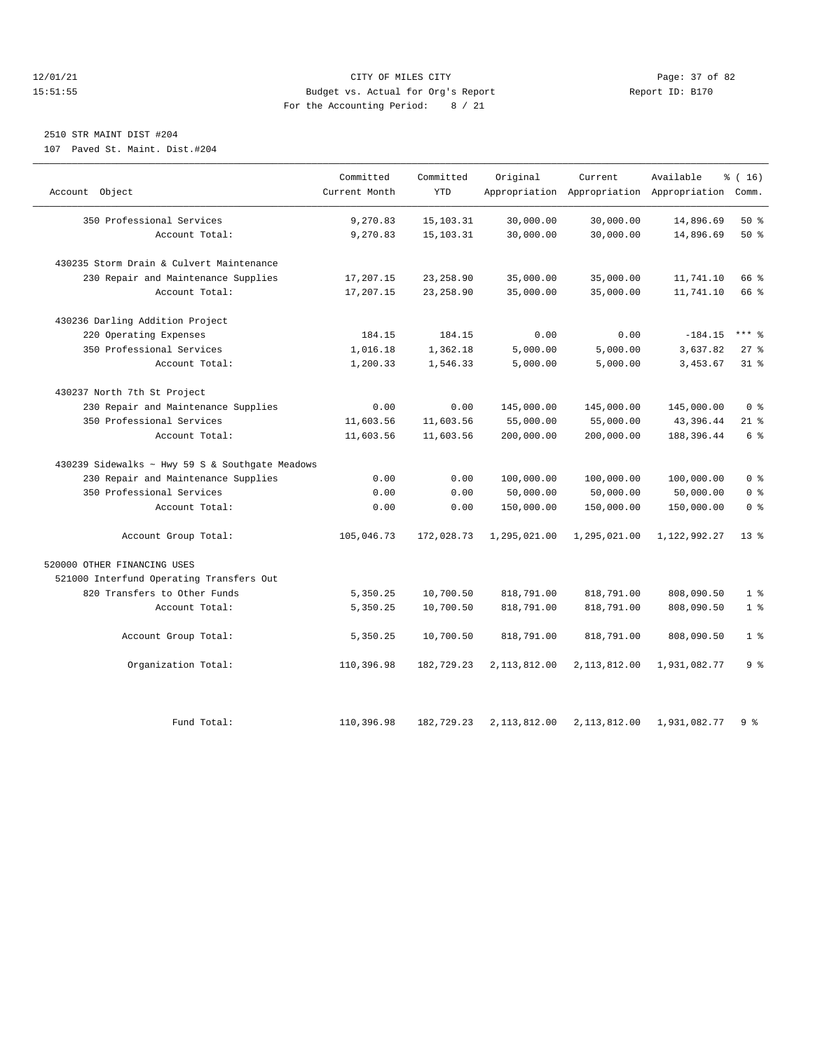12/01/21 CITY OF MILES CITY
15:51:55 Budget vs. Actual for Org's Report Report ID: B170
For the Accounting Period: 8 / 21

2510 STR MAINT DIST #204
107 Paved St. Maint. Dist.#204

| Account Object | Committed Current Month | Committed YTD | Original Appropriation | Current Appropriation | Available Appropriation | % ( 16) Comm. |
|---|---|---|---|---|---|---|
| 350 Professional Services | 9,270.83 | 15,103.31 | 30,000.00 | 30,000.00 | 14,896.69 | 50 % |
| Account Total: | 9,270.83 | 15,103.31 | 30,000.00 | 30,000.00 | 14,896.69 | 50 % |
| 430235 Storm Drain & Culvert Maintenance | | | | | | |
| 230 Repair and Maintenance Supplies | 17,207.15 | 23,258.90 | 35,000.00 | 35,000.00 | 11,741.10 | 66 % |
| Account Total: | 17,207.15 | 23,258.90 | 35,000.00 | 35,000.00 | 11,741.10 | 66 % |
| 430236 Darling Addition Project | | | | | | |
| 220 Operating Expenses | 184.15 | 184.15 | 0.00 | 0.00 | -184.15 | *** % |
| 350 Professional Services | 1,016.18 | 1,362.18 | 5,000.00 | 5,000.00 | 3,637.82 | 27 % |
| Account Total: | 1,200.33 | 1,546.33 | 5,000.00 | 5,000.00 | 3,453.67 | 31 % |
| 430237 North 7th St Project | | | | | | |
| 230 Repair and Maintenance Supplies | 0.00 | 0.00 | 145,000.00 | 145,000.00 | 145,000.00 | 0 % |
| 350 Professional Services | 11,603.56 | 11,603.56 | 55,000.00 | 55,000.00 | 43,396.44 | 21 % |
| Account Total: | 11,603.56 | 11,603.56 | 200,000.00 | 200,000.00 | 188,396.44 | 6 % |
| 430239 Sidewalks ~ Hwy 59 S & Southgate Meadows | | | | | | |
| 230 Repair and Maintenance Supplies | 0.00 | 0.00 | 100,000.00 | 100,000.00 | 100,000.00 | 0 % |
| 350 Professional Services | 0.00 | 0.00 | 50,000.00 | 50,000.00 | 50,000.00 | 0 % |
| Account Total: | 0.00 | 0.00 | 150,000.00 | 150,000.00 | 150,000.00 | 0 % |
| Account Group Total: | 105,046.73 | 172,028.73 | 1,295,021.00 | 1,295,021.00 | 1,122,992.27 | 13 % |
| 520000 OTHER FINANCING USES | | | | | | |
| 521000 Interfund Operating Transfers Out | | | | | | |
| 820 Transfers to Other Funds | 5,350.25 | 10,700.50 | 818,791.00 | 818,791.00 | 808,090.50 | 1 % |
| Account Total: | 5,350.25 | 10,700.50 | 818,791.00 | 818,791.00 | 808,090.50 | 1 % |
| Account Group Total: | 5,350.25 | 10,700.50 | 818,791.00 | 818,791.00 | 808,090.50 | 1 % |
| Organization Total: | 110,396.98 | 182,729.23 | 2,113,812.00 | 2,113,812.00 | 1,931,082.77 | 9 % |
| Fund Total: | 110,396.98 | 182,729.23 | 2,113,812.00 | 2,113,812.00 | 1,931,082.77 | 9 % |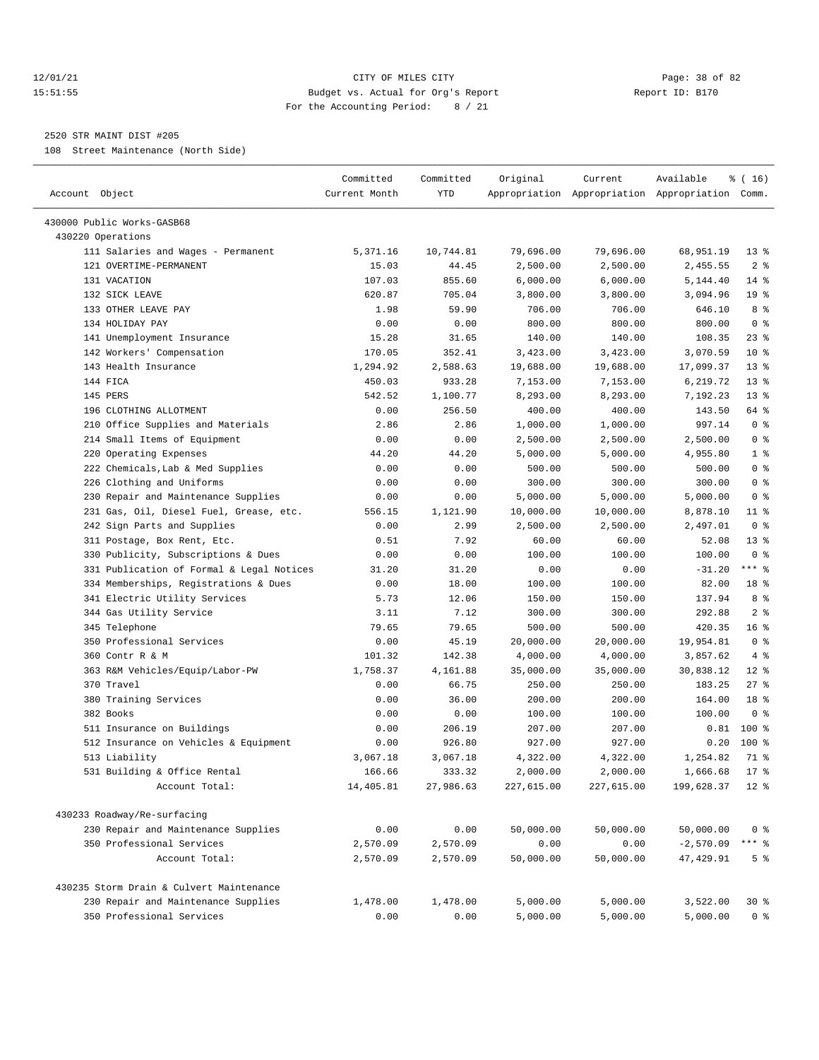12/01/21 CITY OF MILES CITY
15:51:55 Budget vs. Actual for Org's Report Report ID: B170
For the Accounting Period: 8 / 21

2520 STR MAINT DIST #205
108 Street Maintenance (North Side)

| Account Object | Committed Current Month | Committed YTD | Original Appropriation | Current Appropriation | Available Appropriation | % ( 16) Comm. |
|---|---|---|---|---|---|---|
| 430000 Public Works-GASB68 | | | | | | |
| 430220 Operations | | | | | | |
| 111 Salaries and Wages - Permanent | 5,371.16 | 10,744.81 | 79,696.00 | 79,696.00 | 68,951.19 | 13 % |
| 121 OVERTIME-PERMANENT | 15.03 | 44.45 | 2,500.00 | 2,500.00 | 2,455.55 | 2 % |
| 131 VACATION | 107.03 | 855.60 | 6,000.00 | 6,000.00 | 5,144.40 | 14 % |
| 132 SICK LEAVE | 620.87 | 705.04 | 3,800.00 | 3,800.00 | 3,094.96 | 19 % |
| 133 OTHER LEAVE PAY | 1.98 | 59.90 | 706.00 | 706.00 | 646.10 | 8 % |
| 134 HOLIDAY PAY | 0.00 | 0.00 | 800.00 | 800.00 | 800.00 | 0 % |
| 141 Unemployment Insurance | 15.28 | 31.65 | 140.00 | 140.00 | 108.35 | 23 % |
| 142 Workers' Compensation | 170.05 | 352.41 | 3,423.00 | 3,423.00 | 3,070.59 | 10 % |
| 143 Health Insurance | 1,294.92 | 2,588.63 | 19,688.00 | 19,688.00 | 17,099.37 | 13 % |
| 144 FICA | 450.03 | 933.28 | 7,153.00 | 7,153.00 | 6,219.72 | 13 % |
| 145 PERS | 542.52 | 1,100.77 | 8,293.00 | 8,293.00 | 7,192.23 | 13 % |
| 196 CLOTHING ALLOTMENT | 0.00 | 256.50 | 400.00 | 400.00 | 143.50 | 64 % |
| 210 Office Supplies and Materials | 2.86 | 2.86 | 1,000.00 | 1,000.00 | 997.14 | 0 % |
| 214 Small Items of Equipment | 0.00 | 0.00 | 2,500.00 | 2,500.00 | 2,500.00 | 0 % |
| 220 Operating Expenses | 44.20 | 44.20 | 5,000.00 | 5,000.00 | 4,955.80 | 1 % |
| 222 Chemicals,Lab & Med Supplies | 0.00 | 0.00 | 500.00 | 500.00 | 500.00 | 0 % |
| 226 Clothing and Uniforms | 0.00 | 0.00 | 300.00 | 300.00 | 300.00 | 0 % |
| 230 Repair and Maintenance Supplies | 0.00 | 0.00 | 5,000.00 | 5,000.00 | 5,000.00 | 0 % |
| 231 Gas, Oil, Diesel Fuel, Grease, etc. | 556.15 | 1,121.90 | 10,000.00 | 10,000.00 | 8,878.10 | 11 % |
| 242 Sign Parts and Supplies | 0.00 | 2.99 | 2,500.00 | 2,500.00 | 2,497.01 | 0 % |
| 311 Postage, Box Rent, Etc. | 0.51 | 7.92 | 60.00 | 60.00 | 52.08 | 13 % |
| 330 Publicity, Subscriptions & Dues | 0.00 | 0.00 | 100.00 | 100.00 | 100.00 | 0 % |
| 331 Publication of Formal & Legal Notices | 31.20 | 31.20 | 0.00 | 0.00 | -31.20 | *** % |
| 334 Memberships, Registrations & Dues | 0.00 | 18.00 | 100.00 | 100.00 | 82.00 | 18 % |
| 341 Electric Utility Services | 5.73 | 12.06 | 150.00 | 150.00 | 137.94 | 8 % |
| 344 Gas Utility Service | 3.11 | 7.12 | 300.00 | 300.00 | 292.88 | 2 % |
| 345 Telephone | 79.65 | 79.65 | 500.00 | 500.00 | 420.35 | 16 % |
| 350 Professional Services | 0.00 | 45.19 | 20,000.00 | 20,000.00 | 19,954.81 | 0 % |
| 360 Contr R & M | 101.32 | 142.38 | 4,000.00 | 4,000.00 | 3,857.62 | 4 % |
| 363 R&M Vehicles/Equip/Labor-PW | 1,758.37 | 4,161.88 | 35,000.00 | 35,000.00 | 30,838.12 | 12 % |
| 370 Travel | 0.00 | 66.75 | 250.00 | 250.00 | 183.25 | 27 % |
| 380 Training Services | 0.00 | 36.00 | 200.00 | 200.00 | 164.00 | 18 % |
| 382 Books | 0.00 | 0.00 | 100.00 | 100.00 | 100.00 | 0 % |
| 511 Insurance on Buildings | 0.00 | 206.19 | 207.00 | 207.00 | 0.81 | 100 % |
| 512 Insurance on Vehicles & Equipment | 0.00 | 926.80 | 927.00 | 927.00 | 0.20 | 100 % |
| 513 Liability | 3,067.18 | 3,067.18 | 4,322.00 | 4,322.00 | 1,254.82 | 71 % |
| 531 Building & Office Rental | 166.66 | 333.32 | 2,000.00 | 2,000.00 | 1,666.68 | 17 % |
| Account Total: | 14,405.81 | 27,986.63 | 227,615.00 | 227,615.00 | 199,628.37 | 12 % |
| 430233 Roadway/Re-surfacing | | | | | | |
| 230 Repair and Maintenance Supplies | 0.00 | 0.00 | 50,000.00 | 50,000.00 | 50,000.00 | 0 % |
| 350 Professional Services | 2,570.09 | 2,570.09 | 0.00 | 0.00 | -2,570.09 | *** % |
| Account Total: | 2,570.09 | 2,570.09 | 50,000.00 | 50,000.00 | 47,429.91 | 5 % |
| 430235 Storm Drain & Culvert Maintenance | | | | | | |
| 230 Repair and Maintenance Supplies | 1,478.00 | 1,478.00 | 5,000.00 | 5,000.00 | 3,522.00 | 30 % |
| 350 Professional Services | 0.00 | 0.00 | 5,000.00 | 5,000.00 | 5,000.00 | 0 % |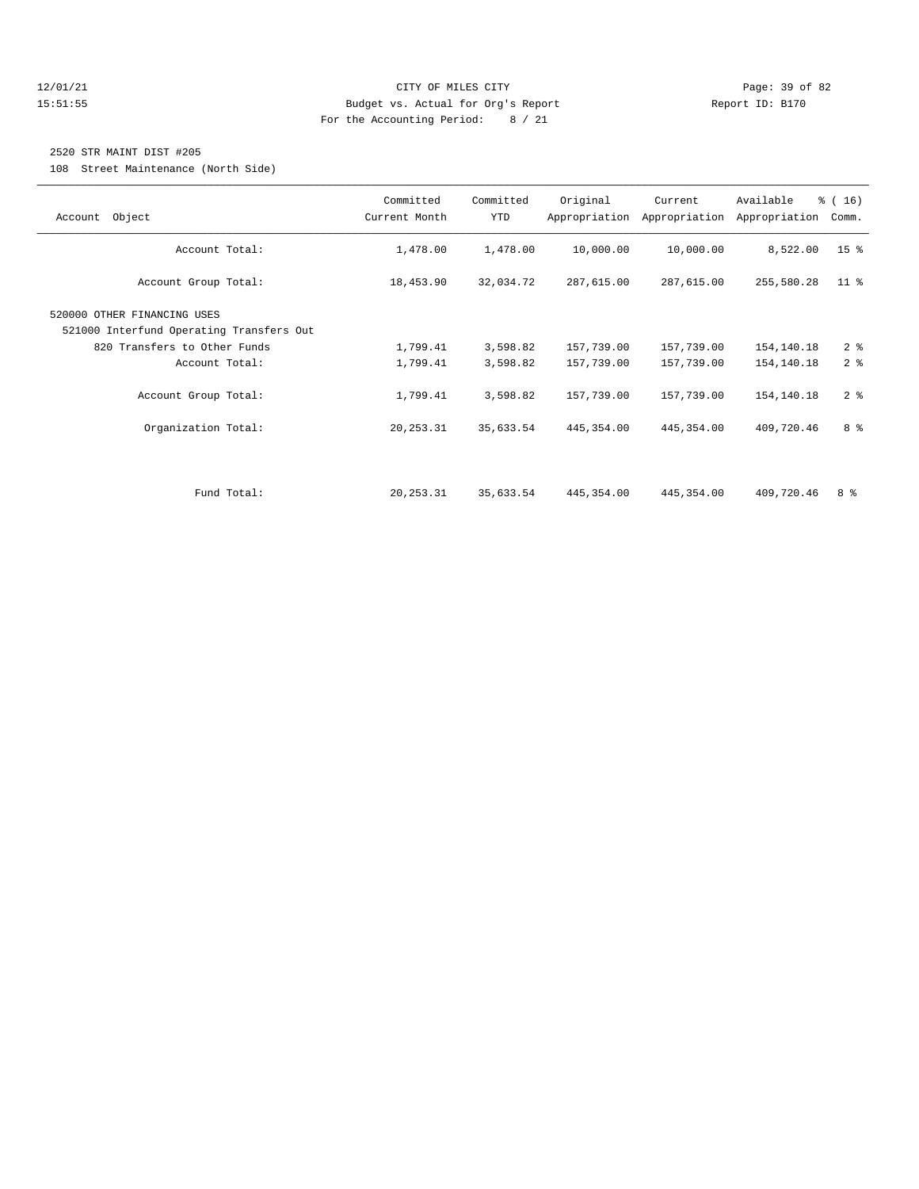## 2520 STR MAINT DIST #205

108 Street Maintenance (North Side)

| Account Object | Committed Current Month | Committed YTD | Original Appropriation | Current Appropriation | Available Appropriation | % ( 16) Comm. |
|---|---|---|---|---|---|---|
| Account Total: | 1,478.00 | 1,478.00 | 10,000.00 | 10,000.00 | 8,522.00 | 15 % |
| Account Group Total: | 18,453.90 | 32,034.72 | 287,615.00 | 287,615.00 | 255,580.28 | 11 % |
| 520000 OTHER FINANCING USES | | | | | | |
| 521000 Interfund Operating Transfers Out | | | | | | |
| 820 Transfers to Other Funds | 1,799.41 | 3,598.82 | 157,739.00 | 157,739.00 | 154,140.18 | 2 % |
| Account Total: | 1,799.41 | 3,598.82 | 157,739.00 | 157,739.00 | 154,140.18 | 2 % |
| Account Group Total: | 1,799.41 | 3,598.82 | 157,739.00 | 157,739.00 | 154,140.18 | 2 % |
| Organization Total: | 20,253.31 | 35,633.54 | 445,354.00 | 445,354.00 | 409,720.46 | 8 % |
| Fund Total: | 20,253.31 | 35,633.54 | 445,354.00 | 445,354.00 | 409,720.46 | 8 % |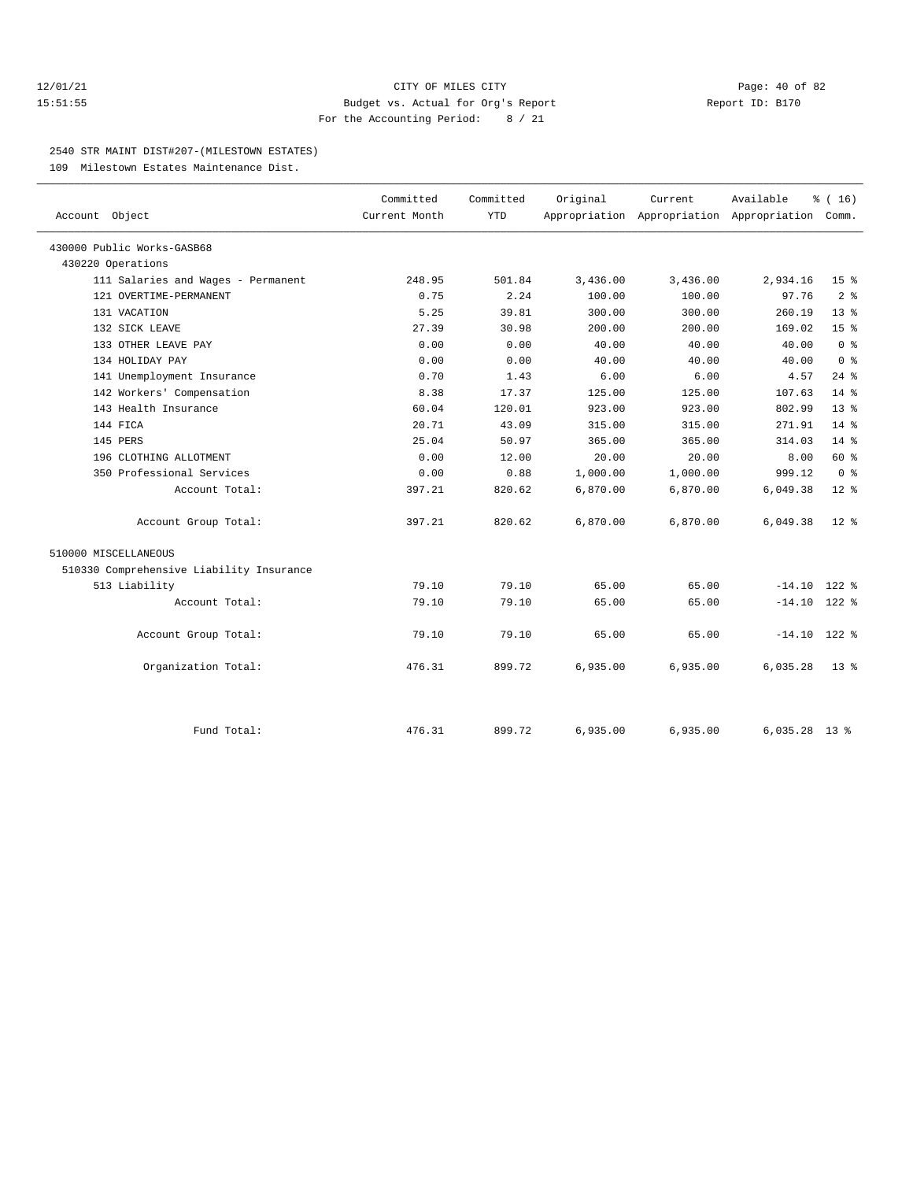12/01/21 CITY OF MILES CITY
15:51:55 Budget vs. Actual for Org's Report Report ID: B170
For the Accounting Period: 8 / 21

## 2540 STR MAINT DIST#207-(MILESTOWN ESTATES)

109 Milestown Estates Maintenance Dist.

| Account Object | Committed Current Month | Committed YTD | Original Appropriation | Current Appropriation | Available Appropriation | % ( 16) Comm. |
|---|---|---|---|---|---|---|
| 430000 Public Works-GASB68 | | | | | | |
| 430220 Operations | | | | | | |
| 111 Salaries and Wages - Permanent | 248.95 | 501.84 | 3,436.00 | 3,436.00 | 2,934.16 | 15 % |
| 121 OVERTIME-PERMANENT | 0.75 | 2.24 | 100.00 | 100.00 | 97.76 | 2 % |
| 131 VACATION | 5.25 | 39.81 | 300.00 | 300.00 | 260.19 | 13 % |
| 132 SICK LEAVE | 27.39 | 30.98 | 200.00 | 200.00 | 169.02 | 15 % |
| 133 OTHER LEAVE PAY | 0.00 | 0.00 | 40.00 | 40.00 | 40.00 | 0 % |
| 134 HOLIDAY PAY | 0.00 | 0.00 | 40.00 | 40.00 | 40.00 | 0 % |
| 141 Unemployment Insurance | 0.70 | 1.43 | 6.00 | 6.00 | 4.57 | 24 % |
| 142 Workers' Compensation | 8.38 | 17.37 | 125.00 | 125.00 | 107.63 | 14 % |
| 143 Health Insurance | 60.04 | 120.01 | 923.00 | 923.00 | 802.99 | 13 % |
| 144 FICA | 20.71 | 43.09 | 315.00 | 315.00 | 271.91 | 14 % |
| 145 PERS | 25.04 | 50.97 | 365.00 | 365.00 | 314.03 | 14 % |
| 196 CLOTHING ALLOTMENT | 0.00 | 12.00 | 20.00 | 20.00 | 8.00 | 60 % |
| 350 Professional Services | 0.00 | 0.88 | 1,000.00 | 1,000.00 | 999.12 | 0 % |
| Account Total: | 397.21 | 820.62 | 6,870.00 | 6,870.00 | 6,049.38 | 12 % |
| Account Group Total: | 397.21 | 820.62 | 6,870.00 | 6,870.00 | 6,049.38 | 12 % |
| 510000 MISCELLANEOUS | | | | | | |
| 510330 Comprehensive Liability Insurance | | | | | | |
| 513 Liability | 79.10 | 79.10 | 65.00 | 65.00 | -14.10 | 122 % |
| Account Total: | 79.10 | 79.10 | 65.00 | 65.00 | -14.10 | 122 % |
| Account Group Total: | 79.10 | 79.10 | 65.00 | 65.00 | -14.10 | 122 % |
| Organization Total: | 476.31 | 899.72 | 6,935.00 | 6,935.00 | 6,035.28 | 13 % |
| Fund Total: | 476.31 | 899.72 | 6,935.00 | 6,935.00 | 6,035.28 | 13 % |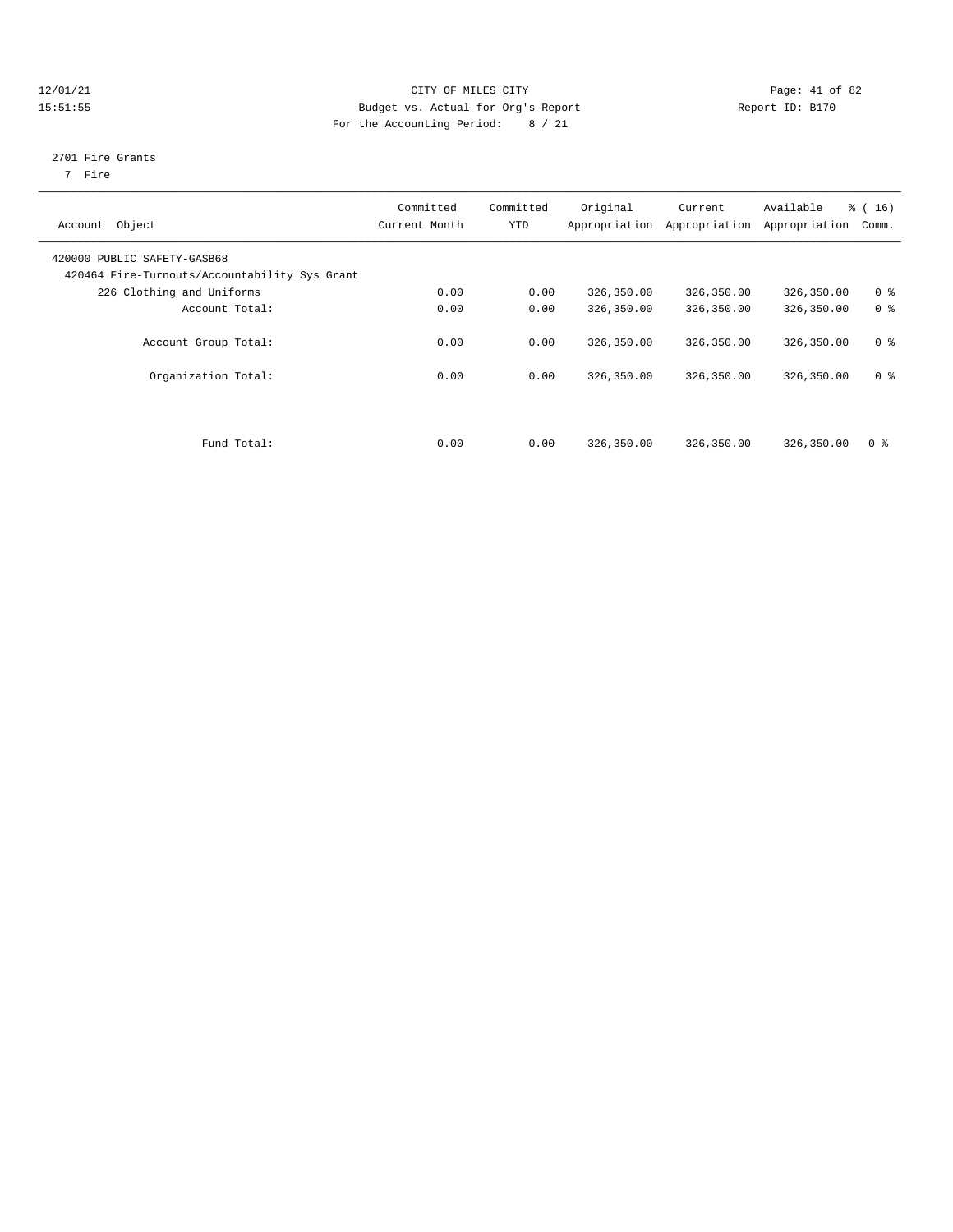12/01/21 CITY OF MILES CITY
15:51:55 Budget vs. Actual for Org's Report Report ID: B170
For the Accounting Period: 8 / 21

2701 Fire Grants
7 Fire

| Account Object | Committed Current Month | Committed YTD | Original Appropriation | Current Appropriation | Available Appropriation | % ( 16) Comm. |
|---|---|---|---|---|---|---|
| 420000 PUBLIC SAFETY-GASB68 | | | | | | |
| 420464 Fire-Turnouts/Accountability Sys Grant | | | | | | |
| 226 Clothing and Uniforms | 0.00 | 0.00 | 326,350.00 | 326,350.00 | 326,350.00 | 0 % |
| Account Total: | 0.00 | 0.00 | 326,350.00 | 326,350.00 | 326,350.00 | 0 % |
| Account Group Total: | 0.00 | 0.00 | 326,350.00 | 326,350.00 | 326,350.00 | 0 % |
| Organization Total: | 0.00 | 0.00 | 326,350.00 | 326,350.00 | 326,350.00 | 0 % |
| Fund Total: | 0.00 | 0.00 | 326,350.00 | 326,350.00 | 326,350.00 | 0 % |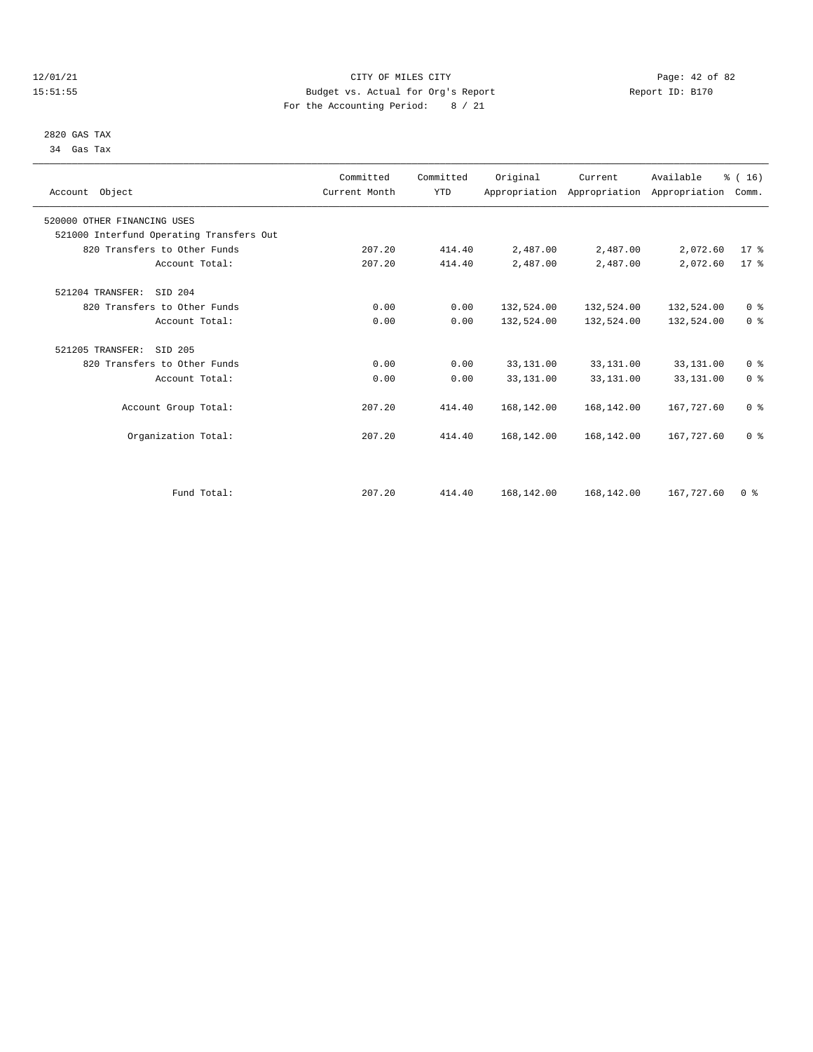CITY OF MILES CITY
Budget vs. Actual for Org's Report
For the Accounting Period: 8 / 21

12/01/21
15:51:55

Report ID: B170

2820 GAS TAX
34 Gas Tax

| Account Object | Committed Current Month | Committed YTD | Original Appropriation | Current Appropriation | Available Appropriation | % ( 16) Comm. |
|---|---|---|---|---|---|---|
| 520000 OTHER FINANCING USES | | | | | | |
| 521000 Interfund Operating Transfers Out | | | | | | |
| 820 Transfers to Other Funds | 207.20 | 414.40 | 2,487.00 | 2,487.00 | 2,072.60 | 17 % |
| Account Total: | 207.20 | 414.40 | 2,487.00 | 2,487.00 | 2,072.60 | 17 % |
| 521204 TRANSFER: SID 204 | | | | | | |
| 820 Transfers to Other Funds | 0.00 | 0.00 | 132,524.00 | 132,524.00 | 132,524.00 | 0 % |
| Account Total: | 0.00 | 0.00 | 132,524.00 | 132,524.00 | 132,524.00 | 0 % |
| 521205 TRANSFER: SID 205 | | | | | | |
| 820 Transfers to Other Funds | 0.00 | 0.00 | 33,131.00 | 33,131.00 | 33,131.00 | 0 % |
| Account Total: | 0.00 | 0.00 | 33,131.00 | 33,131.00 | 33,131.00 | 0 % |
| Account Group Total: | 207.20 | 414.40 | 168,142.00 | 168,142.00 | 167,727.60 | 0 % |
| Organization Total: | 207.20 | 414.40 | 168,142.00 | 168,142.00 | 167,727.60 | 0 % |
| Fund Total: | 207.20 | 414.40 | 168,142.00 | 168,142.00 | 167,727.60 | 0 % |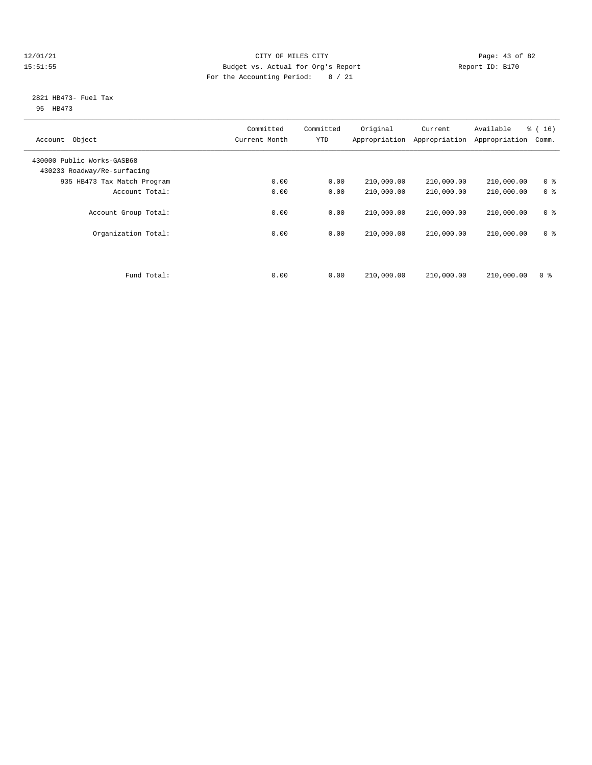CITY OF MILES CITY
Budget vs. Actual for Org's Report
For the Accounting Period: 8 / 21

12/01/21
15:51:55

Report ID: B170

2821 HB473- Fuel Tax
95 HB473

| Account Object | Committed Current Month | Committed YTD | Original Appropriation | Current Appropriation | Available Appropriation | % ( 16) Comm. |
|---|---|---|---|---|---|---|
| 430000 Public Works-GASB68 | | | | | | |
| 430233 Roadway/Re-surfacing | | | | | | |
| 935 HB473 Tax Match Program | 0.00 | 0.00 | 210,000.00 | 210,000.00 | 210,000.00 | 0 % |
| Account Total: | 0.00 | 0.00 | 210,000.00 | 210,000.00 | 210,000.00 | 0 % |
| Account Group Total: | 0.00 | 0.00 | 210,000.00 | 210,000.00 | 210,000.00 | 0 % |
| Organization Total: | 0.00 | 0.00 | 210,000.00 | 210,000.00 | 210,000.00 | 0 % |
| Fund Total: | 0.00 | 0.00 | 210,000.00 | 210,000.00 | 210,000.00 | 0 % |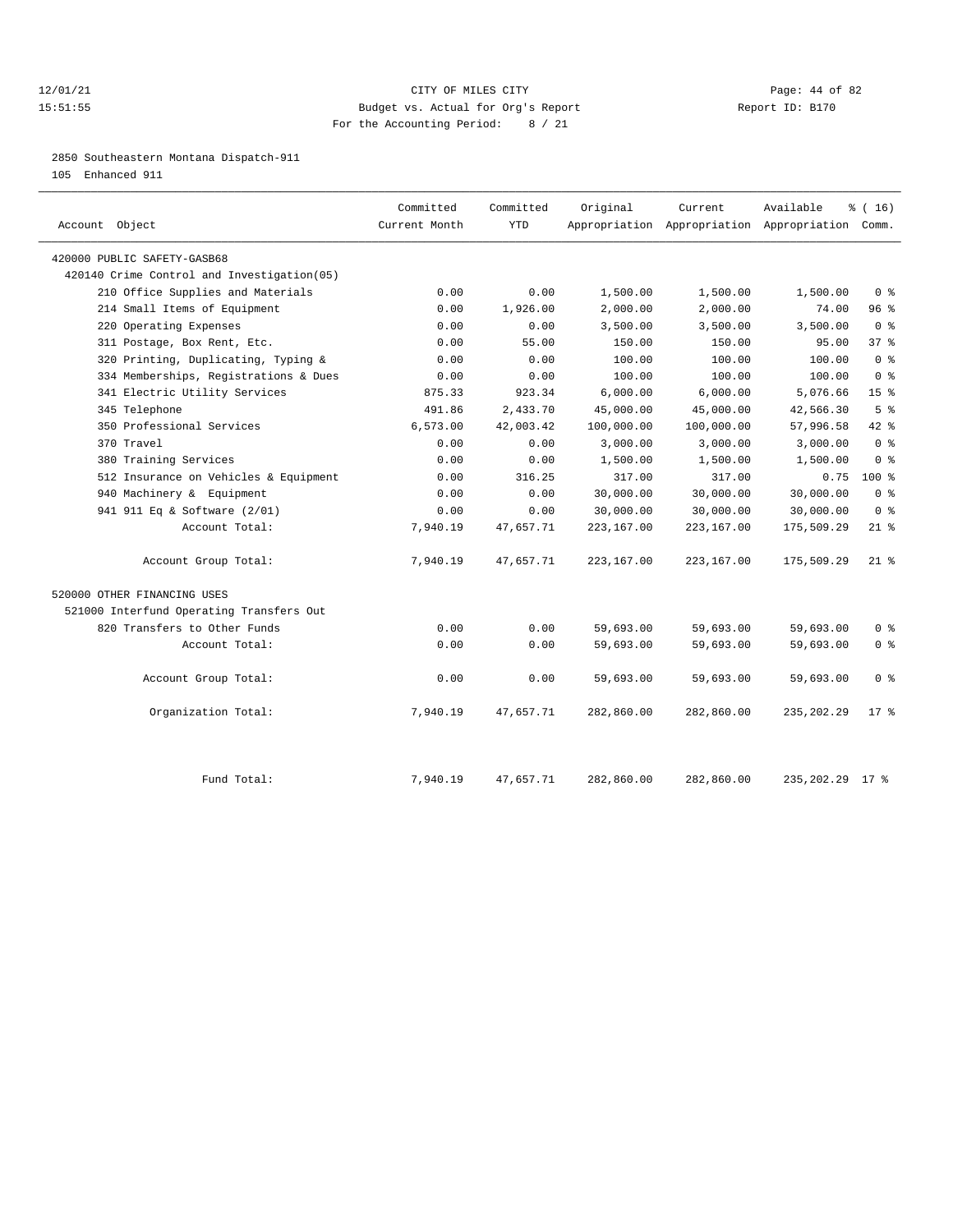CITY OF MILES CITY
Budget vs. Actual for Org's Report
For the Accounting Period: 8 / 21

12/01/21
15:51:55

Report ID: B170

2850 Southeastern Montana Dispatch-911
105 Enhanced 911

| Account Object | Committed Current Month | Committed YTD | Original Appropriation | Current Appropriation | Available Appropriation | % ( 16) Comm. |
|---|---|---|---|---|---|---|
| 420000 PUBLIC SAFETY-GASB68 | | | | | | |
| 420140 Crime Control and Investigation(05) | | | | | | |
| 210 Office Supplies and Materials | 0.00 | 0.00 | 1,500.00 | 1,500.00 | 1,500.00 | 0 % |
| 214 Small Items of Equipment | 0.00 | 1,926.00 | 2,000.00 | 2,000.00 | 74.00 | 96 % |
| 220 Operating Expenses | 0.00 | 0.00 | 3,500.00 | 3,500.00 | 3,500.00 | 0 % |
| 311 Postage, Box Rent, Etc. | 0.00 | 55.00 | 150.00 | 150.00 | 95.00 | 37 % |
| 320 Printing, Duplicating, Typing & | 0.00 | 0.00 | 100.00 | 100.00 | 100.00 | 0 % |
| 334 Memberships, Registrations & Dues | 0.00 | 0.00 | 100.00 | 100.00 | 100.00 | 0 % |
| 341 Electric Utility Services | 875.33 | 923.34 | 6,000.00 | 6,000.00 | 5,076.66 | 15 % |
| 345 Telephone | 491.86 | 2,433.70 | 45,000.00 | 45,000.00 | 42,566.30 | 5 % |
| 350 Professional Services | 6,573.00 | 42,003.42 | 100,000.00 | 100,000.00 | 57,996.58 | 42 % |
| 370 Travel | 0.00 | 0.00 | 3,000.00 | 3,000.00 | 3,000.00 | 0 % |
| 380 Training Services | 0.00 | 0.00 | 1,500.00 | 1,500.00 | 1,500.00 | 0 % |
| 512 Insurance on Vehicles & Equipment | 0.00 | 316.25 | 317.00 | 317.00 | 0.75 | 100 % |
| 940 Machinery & Equipment | 0.00 | 0.00 | 30,000.00 | 30,000.00 | 30,000.00 | 0 % |
| 941 911 Eq & Software (2/01) | 0.00 | 0.00 | 30,000.00 | 30,000.00 | 30,000.00 | 0 % |
| Account Total: | 7,940.19 | 47,657.71 | 223,167.00 | 223,167.00 | 175,509.29 | 21 % |
| Account Group Total: | 7,940.19 | 47,657.71 | 223,167.00 | 223,167.00 | 175,509.29 | 21 % |
| 520000 OTHER FINANCING USES | | | | | | |
| 521000 Interfund Operating Transfers Out | | | | | | |
| 820 Transfers to Other Funds | 0.00 | 0.00 | 59,693.00 | 59,693.00 | 59,693.00 | 0 % |
| Account Total: | 0.00 | 0.00 | 59,693.00 | 59,693.00 | 59,693.00 | 0 % |
| Account Group Total: | 0.00 | 0.00 | 59,693.00 | 59,693.00 | 59,693.00 | 0 % |
| Organization Total: | 7,940.19 | 47,657.71 | 282,860.00 | 282,860.00 | 235,202.29 | 17 % |
| Fund Total: | 7,940.19 | 47,657.71 | 282,860.00 | 282,860.00 | 235,202.29 | 17 % |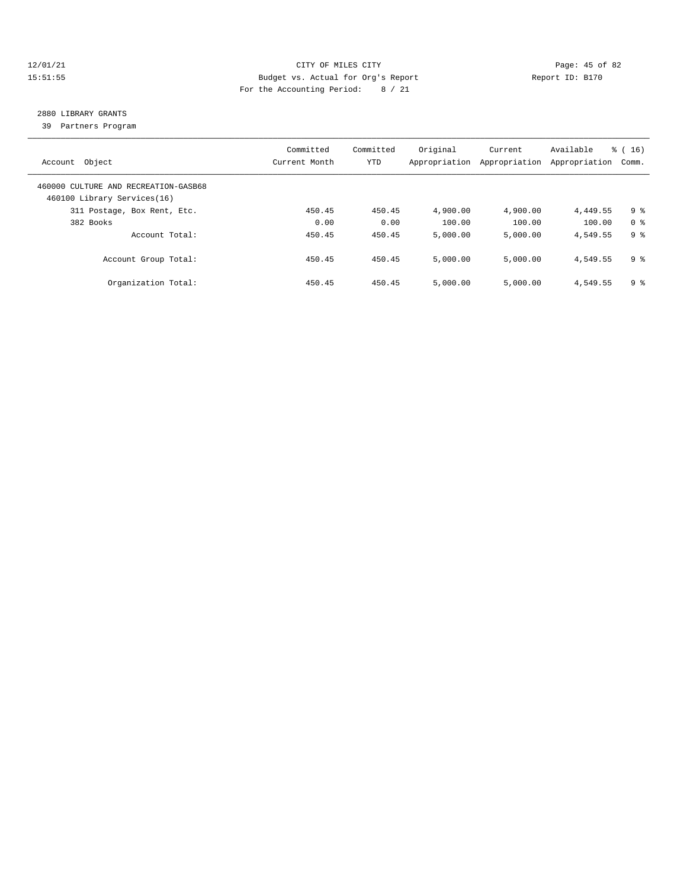12/01/21 CITY OF MILES CITY
15:51:55 Budget vs. Actual for Org's Report Report ID: B170
For the Accounting Period: 8 / 21

## 2880 LIBRARY GRANTS

39 Partners Program

| Account Object | Committed Current Month | Committed YTD | Original Appropriation | Current Appropriation | Available Appropriation | % ( 16) Comm. |
|---|---|---|---|---|---|---|
| 460000 CULTURE AND RECREATION-GASB68 | | | | | | |
| 460100 Library Services(16) | | | | | | |
| 311 Postage, Box Rent, Etc. | 450.45 | 450.45 | 4,900.00 | 4,900.00 | 4,449.55 | 9 % |
| 382 Books | 0.00 | 0.00 | 100.00 | 100.00 | 100.00 | 0 % |
| Account Total: | 450.45 | 450.45 | 5,000.00 | 5,000.00 | 4,549.55 | 9 % |
| Account Group Total: | 450.45 | 450.45 | 5,000.00 | 5,000.00 | 4,549.55 | 9 % |
| Organization Total: | 450.45 | 450.45 | 5,000.00 | 5,000.00 | 4,549.55 | 9 % |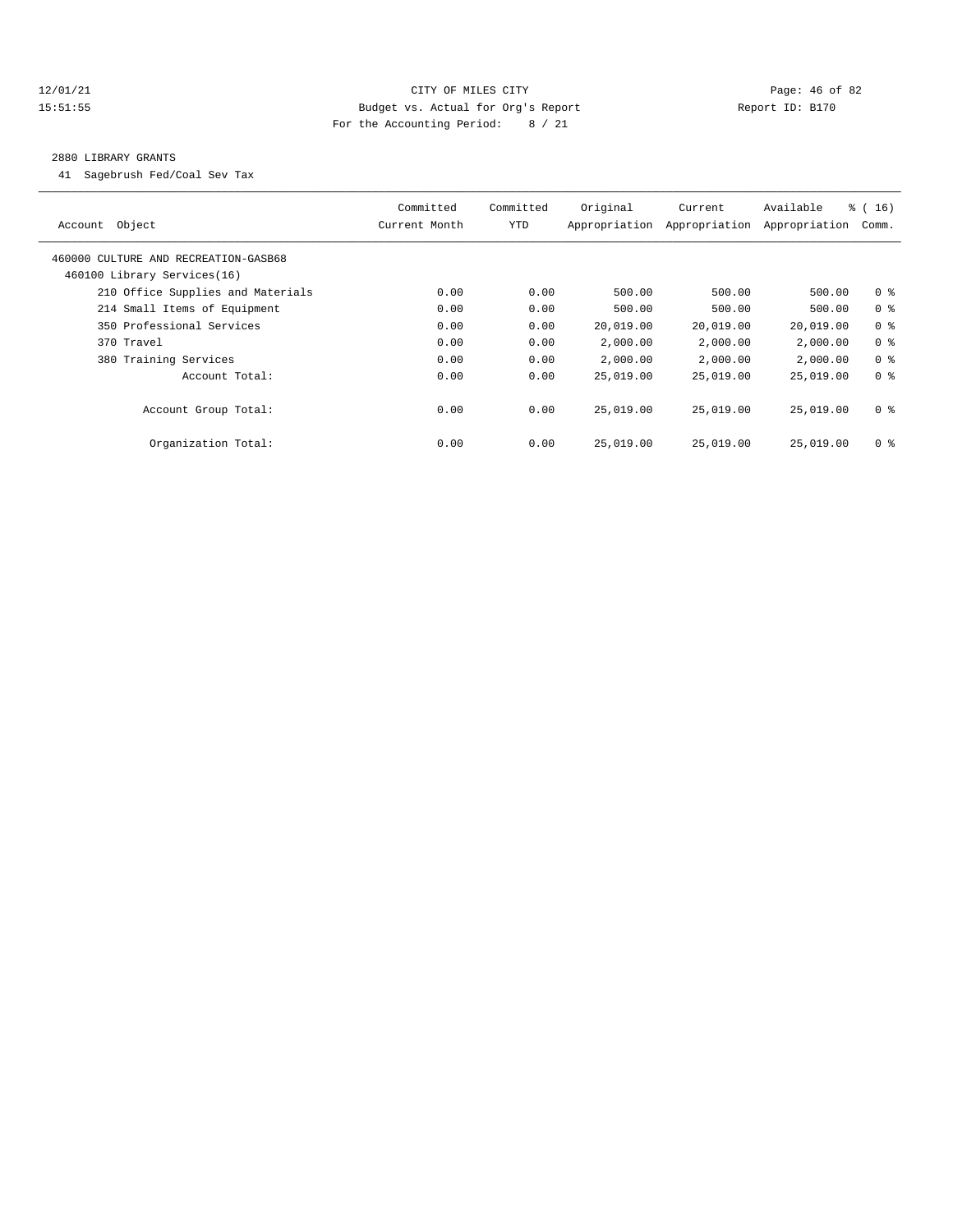12/01/21 CITY OF MILES CITY
15:51:55 Budget vs. Actual for Org's Report Report ID: B170
For the Accounting Period: 8 / 21

## 2880 LIBRARY GRANTS

41 Sagebrush Fed/Coal Sev Tax

| Account Object | Committed Current Month | Committed YTD | Original Appropriation | Current Appropriation | Available Appropriation | % ( 16) Comm. |
|---|---|---|---|---|---|---|
| 460000 CULTURE AND RECREATION-GASB68 | | | | | | |
| 460100 Library Services(16) | | | | | | |
| 210 Office Supplies and Materials | 0.00 | 0.00 | 500.00 | 500.00 | 500.00 | 0 % |
| 214 Small Items of Equipment | 0.00 | 0.00 | 500.00 | 500.00 | 500.00 | 0 % |
| 350 Professional Services | 0.00 | 0.00 | 20,019.00 | 20,019.00 | 20,019.00 | 0 % |
| 370 Travel | 0.00 | 0.00 | 2,000.00 | 2,000.00 | 2,000.00 | 0 % |
| 380 Training Services | 0.00 | 0.00 | 2,000.00 | 2,000.00 | 2,000.00 | 0 % |
| Account Total: | 0.00 | 0.00 | 25,019.00 | 25,019.00 | 25,019.00 | 0 % |
| Account Group Total: | 0.00 | 0.00 | 25,019.00 | 25,019.00 | 25,019.00 | 0 % |
| Organization Total: | 0.00 | 0.00 | 25,019.00 | 25,019.00 | 25,019.00 | 0 % |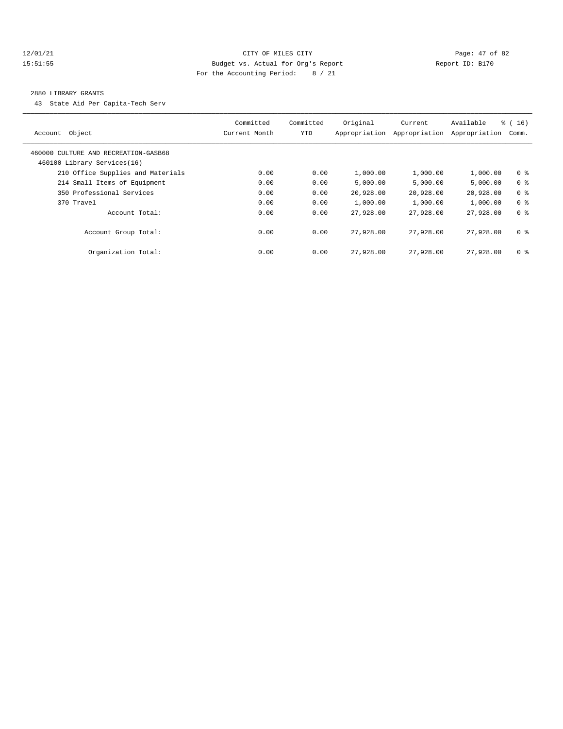CITY OF MILES CITY
Budget vs. Actual for Org's Report
For the Accounting Period: 8 / 21

12/01/21
15:51:55

Report ID: B170

## 2880 LIBRARY GRANTS

43 State Aid Per Capita-Tech Serv

| Account Object | Committed Current Month | Committed YTD | Original Appropriation | Current Appropriation | Available Appropriation | % ( 16) Comm. |
|---|---|---|---|---|---|---|
| 460000 CULTURE AND RECREATION-GASB68 | | | | | | |
| 460100 Library Services(16) | | | | | | |
| 210 Office Supplies and Materials | 0.00 | 0.00 | 1,000.00 | 1,000.00 | 1,000.00 | 0 % |
| 214 Small Items of Equipment | 0.00 | 0.00 | 5,000.00 | 5,000.00 | 5,000.00 | 0 % |
| 350 Professional Services | 0.00 | 0.00 | 20,928.00 | 20,928.00 | 20,928.00 | 0 % |
| 370 Travel | 0.00 | 0.00 | 1,000.00 | 1,000.00 | 1,000.00 | 0 % |
| Account Total: | 0.00 | 0.00 | 27,928.00 | 27,928.00 | 27,928.00 | 0 % |
| Account Group Total: | 0.00 | 0.00 | 27,928.00 | 27,928.00 | 27,928.00 | 0 % |
| Organization Total: | 0.00 | 0.00 | 27,928.00 | 27,928.00 | 27,928.00 | 0 % |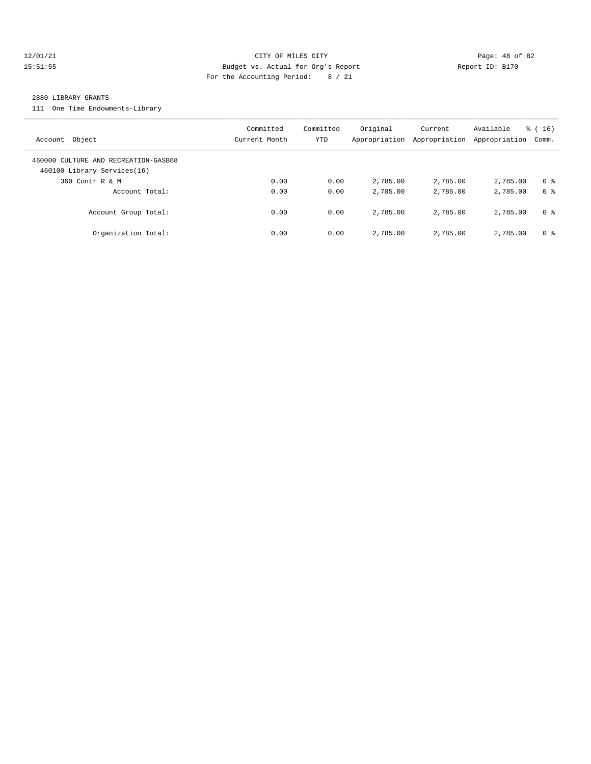CITY OF MILES CITY
Budget vs. Actual for Org's Report
For the Accounting Period: 8 / 21

12/01/21 15:51:55 — Report ID: B170

## 2880 LIBRARY GRANTS

111 One Time Endowments-Library

| Account Object | Committed Current Month | Committed YTD | Original Appropriation | Current Appropriation | Available Appropriation | % ( 16) Comm. |
|---|---|---|---|---|---|---|
| 460000 CULTURE AND RECREATION-GASB68 | | | | | | |
| 460100 Library Services(16) | | | | | | |
| 360 Contr R & M | 0.00 | 0.00 | 2,785.00 | 2,785.00 | 2,785.00 | 0 % |
| Account Total: | 0.00 | 0.00 | 2,785.00 | 2,785.00 | 2,785.00 | 0 % |
| Account Group Total: | 0.00 | 0.00 | 2,785.00 | 2,785.00 | 2,785.00 | 0 % |
| Organization Total: | 0.00 | 0.00 | 2,785.00 | 2,785.00 | 2,785.00 | 0 % |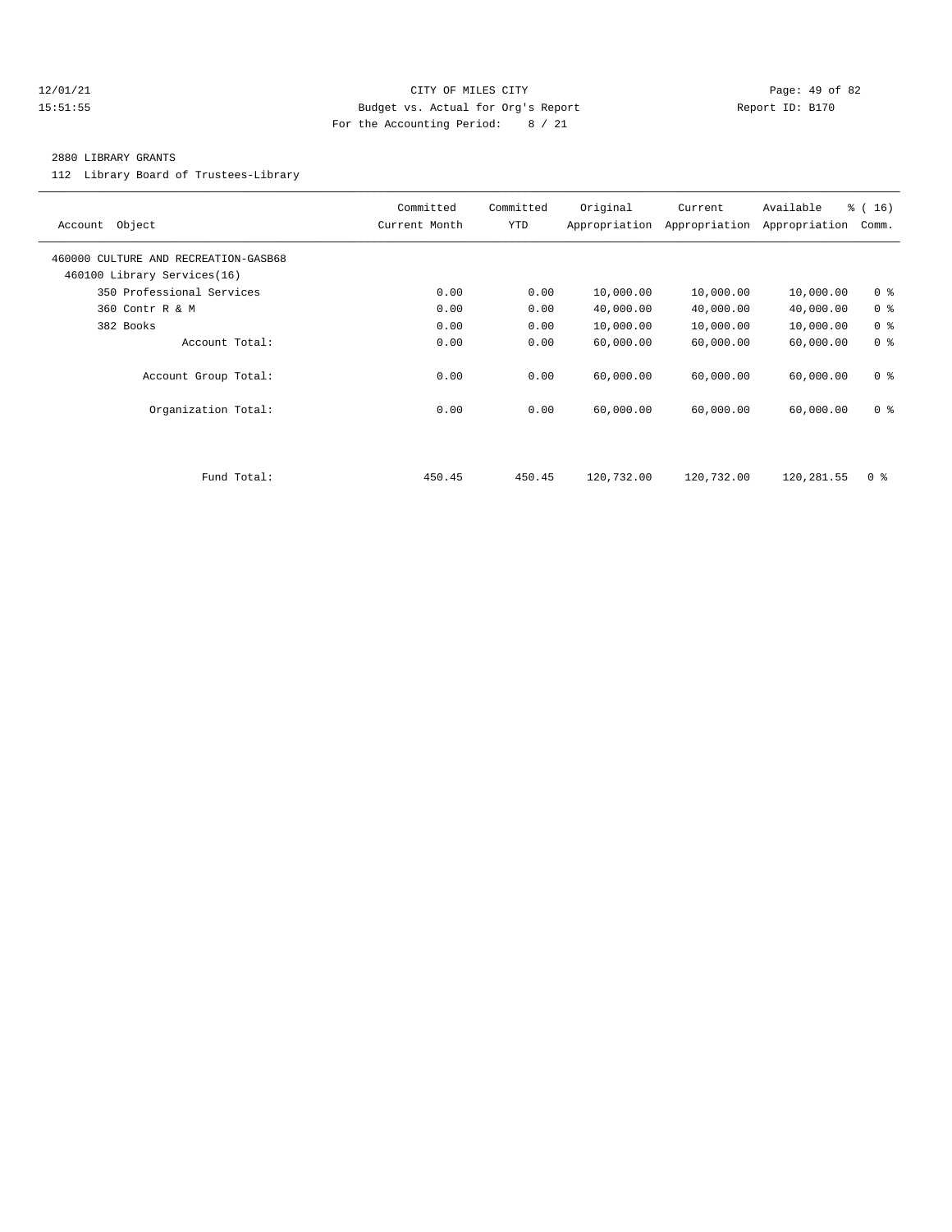12/01/21 CITY OF MILES CITY

15:51:55 Budget vs. Actual for Org's Report Report ID: B170

For the Accounting Period: 8 / 21

## 2880 LIBRARY GRANTS

112 Library Board of Trustees-Library

| Account Object | Committed Current Month | Committed YTD | Original Appropriation | Current Appropriation | Available Appropriation | % ( 16) Comm. |
|---|---|---|---|---|---|---|
| 460000 CULTURE AND RECREATION-GASB68 | | | | | | |
| 460100 Library Services(16) | | | | | | |
| 350 Professional Services | 0.00 | 0.00 | 10,000.00 | 10,000.00 | 10,000.00 | 0 % |
| 360 Contr R & M | 0.00 | 0.00 | 40,000.00 | 40,000.00 | 40,000.00 | 0 % |
| 382 Books | 0.00 | 0.00 | 10,000.00 | 10,000.00 | 10,000.00 | 0 % |
| Account Total: | 0.00 | 0.00 | 60,000.00 | 60,000.00 | 60,000.00 | 0 % |
| Account Group Total: | 0.00 | 0.00 | 60,000.00 | 60,000.00 | 60,000.00 | 0 % |
| Organization Total: | 0.00 | 0.00 | 60,000.00 | 60,000.00 | 60,000.00 | 0 % |
| Fund Total: | 450.45 | 450.45 | 120,732.00 | 120,732.00 | 120,281.55 | 0 % |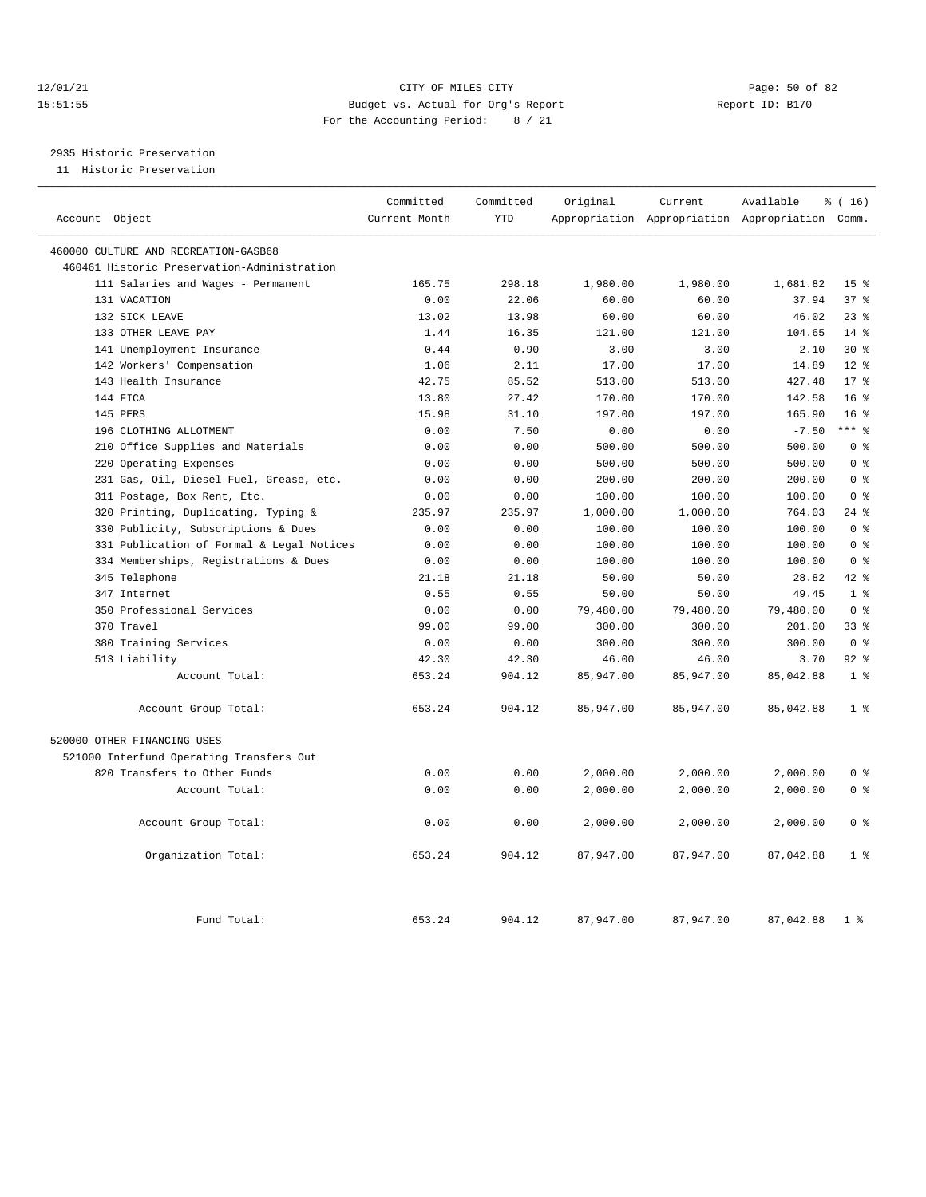CITY OF MILES CITY
Budget vs. Actual for Org's Report
For the Accounting Period: 8 / 21

12/01/21
15:51:55

Report ID: B170

2935 Historic Preservation

11 Historic Preservation

| Account Object | Committed Current Month | Committed YTD | Original Appropriation | Current Appropriation | Available Appropriation | % ( 16) Comm. |
|---|---|---|---|---|---|---|
| 460000 CULTURE AND RECREATION-GASB68 | | | | | | |
| 460461 Historic Preservation-Administration | | | | | | |
| 111 Salaries and Wages - Permanent | 165.75 | 298.18 | 1,980.00 | 1,980.00 | 1,681.82 | 15 % |
| 131 VACATION | 0.00 | 22.06 | 60.00 | 60.00 | 37.94 | 37 % |
| 132 SICK LEAVE | 13.02 | 13.98 | 60.00 | 60.00 | 46.02 | 23 % |
| 133 OTHER LEAVE PAY | 1.44 | 16.35 | 121.00 | 121.00 | 104.65 | 14 % |
| 141 Unemployment Insurance | 0.44 | 0.90 | 3.00 | 3.00 | 2.10 | 30 % |
| 142 Workers' Compensation | 1.06 | 2.11 | 17.00 | 17.00 | 14.89 | 12 % |
| 143 Health Insurance | 42.75 | 85.52 | 513.00 | 513.00 | 427.48 | 17 % |
| 144 FICA | 13.80 | 27.42 | 170.00 | 170.00 | 142.58 | 16 % |
| 145 PERS | 15.98 | 31.10 | 197.00 | 197.00 | 165.90 | 16 % |
| 196 CLOTHING ALLOTMENT | 0.00 | 7.50 | 0.00 | 0.00 | -7.50 | *** % |
| 210 Office Supplies and Materials | 0.00 | 0.00 | 500.00 | 500.00 | 500.00 | 0 % |
| 220 Operating Expenses | 0.00 | 0.00 | 500.00 | 500.00 | 500.00 | 0 % |
| 231 Gas, Oil, Diesel Fuel, Grease, etc. | 0.00 | 0.00 | 200.00 | 200.00 | 200.00 | 0 % |
| 311 Postage, Box Rent, Etc. | 0.00 | 0.00 | 100.00 | 100.00 | 100.00 | 0 % |
| 320 Printing, Duplicating, Typing & | 235.97 | 235.97 | 1,000.00 | 1,000.00 | 764.03 | 24 % |
| 330 Publicity, Subscriptions & Dues | 0.00 | 0.00 | 100.00 | 100.00 | 100.00 | 0 % |
| 331 Publication of Formal & Legal Notices | 0.00 | 0.00 | 100.00 | 100.00 | 100.00 | 0 % |
| 334 Memberships, Registrations & Dues | 0.00 | 0.00 | 100.00 | 100.00 | 100.00 | 0 % |
| 345 Telephone | 21.18 | 21.18 | 50.00 | 50.00 | 28.82 | 42 % |
| 347 Internet | 0.55 | 0.55 | 50.00 | 50.00 | 49.45 | 1 % |
| 350 Professional Services | 0.00 | 0.00 | 79,480.00 | 79,480.00 | 79,480.00 | 0 % |
| 370 Travel | 99.00 | 99.00 | 300.00 | 300.00 | 201.00 | 33 % |
| 380 Training Services | 0.00 | 0.00 | 300.00 | 300.00 | 300.00 | 0 % |
| 513 Liability | 42.30 | 42.30 | 46.00 | 46.00 | 3.70 | 92 % |
| Account Total: | 653.24 | 904.12 | 85,947.00 | 85,947.00 | 85,042.88 | 1 % |
| Account Group Total: | 653.24 | 904.12 | 85,947.00 | 85,947.00 | 85,042.88 | 1 % |
| 520000 OTHER FINANCING USES | | | | | | |
| 521000 Interfund Operating Transfers Out | | | | | | |
| 820 Transfers to Other Funds | 0.00 | 0.00 | 2,000.00 | 2,000.00 | 2,000.00 | 0 % |
| Account Total: | 0.00 | 0.00 | 2,000.00 | 2,000.00 | 2,000.00 | 0 % |
| Account Group Total: | 0.00 | 0.00 | 2,000.00 | 2,000.00 | 2,000.00 | 0 % |
| Organization Total: | 653.24 | 904.12 | 87,947.00 | 87,947.00 | 87,042.88 | 1 % |
| Fund Total: | 653.24 | 904.12 | 87,947.00 | 87,947.00 | 87,042.88 | 1 % |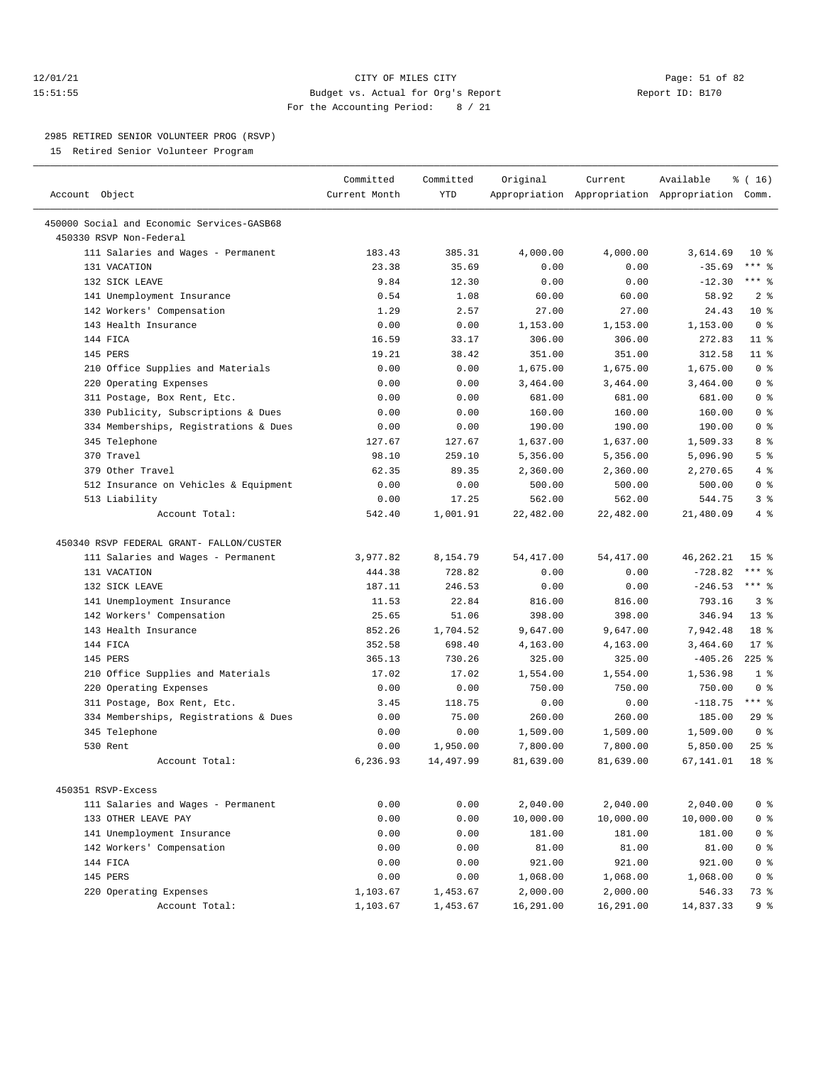CITY OF MILES CITY
Budget vs. Actual for Org's Report
For the Accounting Period: 8 / 21

12/01/21
15:51:55

Report ID: B170

## 2985 RETIRED SENIOR VOLUNTEER PROG (RSVP)

15 Retired Senior Volunteer Program

| Account Object | Committed Current Month | Committed YTD | Original Appropriation | Current Appropriation | Available Appropriation | % ( 16) Comm. |
|---|---|---|---|---|---|---|
| 450000 Social and Economic Services-GASB68 | | | | | | |
| 450330 RSVP Non-Federal | | | | | | |
| 111 Salaries and Wages - Permanent | 183.43 | 385.31 | 4,000.00 | 4,000.00 | 3,614.69 | 10 % |
| 131 VACATION | 23.38 | 35.69 | 0.00 | 0.00 | -35.69 | *** % |
| 132 SICK LEAVE | 9.84 | 12.30 | 0.00 | 0.00 | -12.30 | *** % |
| 141 Unemployment Insurance | 0.54 | 1.08 | 60.00 | 60.00 | 58.92 | 2 % |
| 142 Workers' Compensation | 1.29 | 2.57 | 27.00 | 27.00 | 24.43 | 10 % |
| 143 Health Insurance | 0.00 | 0.00 | 1,153.00 | 1,153.00 | 1,153.00 | 0 % |
| 144 FICA | 16.59 | 33.17 | 306.00 | 306.00 | 272.83 | 11 % |
| 145 PERS | 19.21 | 38.42 | 351.00 | 351.00 | 312.58 | 11 % |
| 210 Office Supplies and Materials | 0.00 | 0.00 | 1,675.00 | 1,675.00 | 1,675.00 | 0 % |
| 220 Operating Expenses | 0.00 | 0.00 | 3,464.00 | 3,464.00 | 3,464.00 | 0 % |
| 311 Postage, Box Rent, Etc. | 0.00 | 0.00 | 681.00 | 681.00 | 681.00 | 0 % |
| 330 Publicity, Subscriptions & Dues | 0.00 | 0.00 | 160.00 | 160.00 | 160.00 | 0 % |
| 334 Memberships, Registrations & Dues | 0.00 | 0.00 | 190.00 | 190.00 | 190.00 | 0 % |
| 345 Telephone | 127.67 | 127.67 | 1,637.00 | 1,637.00 | 1,509.33 | 8 % |
| 370 Travel | 98.10 | 259.10 | 5,356.00 | 5,356.00 | 5,096.90 | 5 % |
| 379 Other Travel | 62.35 | 89.35 | 2,360.00 | 2,360.00 | 2,270.65 | 4 % |
| 512 Insurance on Vehicles & Equipment | 0.00 | 0.00 | 500.00 | 500.00 | 500.00 | 0 % |
| 513 Liability | 0.00 | 17.25 | 562.00 | 562.00 | 544.75 | 3 % |
| Account Total: | 542.40 | 1,001.91 | 22,482.00 | 22,482.00 | 21,480.09 | 4 % |
| 450340 RSVP FEDERAL GRANT- FALLON/CUSTER | | | | | | |
| 111 Salaries and Wages - Permanent | 3,977.82 | 8,154.79 | 54,417.00 | 54,417.00 | 46,262.21 | 15 % |
| 131 VACATION | 444.38 | 728.82 | 0.00 | 0.00 | -728.82 | *** % |
| 132 SICK LEAVE | 187.11 | 246.53 | 0.00 | 0.00 | -246.53 | *** % |
| 141 Unemployment Insurance | 11.53 | 22.84 | 816.00 | 816.00 | 793.16 | 3 % |
| 142 Workers' Compensation | 25.65 | 51.06 | 398.00 | 398.00 | 346.94 | 13 % |
| 143 Health Insurance | 852.26 | 1,704.52 | 9,647.00 | 9,647.00 | 7,942.48 | 18 % |
| 144 FICA | 352.58 | 698.40 | 4,163.00 | 4,163.00 | 3,464.60 | 17 % |
| 145 PERS | 365.13 | 730.26 | 325.00 | 325.00 | -405.26 | 225 % |
| 210 Office Supplies and Materials | 17.02 | 17.02 | 1,554.00 | 1,554.00 | 1,536.98 | 1 % |
| 220 Operating Expenses | 0.00 | 0.00 | 750.00 | 750.00 | 750.00 | 0 % |
| 311 Postage, Box Rent, Etc. | 3.45 | 118.75 | 0.00 | 0.00 | -118.75 | *** % |
| 334 Memberships, Registrations & Dues | 0.00 | 75.00 | 260.00 | 260.00 | 185.00 | 29 % |
| 345 Telephone | 0.00 | 0.00 | 1,509.00 | 1,509.00 | 1,509.00 | 0 % |
| 530 Rent | 0.00 | 1,950.00 | 7,800.00 | 7,800.00 | 5,850.00 | 25 % |
| Account Total: | 6,236.93 | 14,497.99 | 81,639.00 | 81,639.00 | 67,141.01 | 18 % |
| 450351 RSVP-Excess | | | | | | |
| 111 Salaries and Wages - Permanent | 0.00 | 0.00 | 2,040.00 | 2,040.00 | 2,040.00 | 0 % |
| 133 OTHER LEAVE PAY | 0.00 | 0.00 | 10,000.00 | 10,000.00 | 10,000.00 | 0 % |
| 141 Unemployment Insurance | 0.00 | 0.00 | 181.00 | 181.00 | 181.00 | 0 % |
| 142 Workers' Compensation | 0.00 | 0.00 | 81.00 | 81.00 | 81.00 | 0 % |
| 144 FICA | 0.00 | 0.00 | 921.00 | 921.00 | 921.00 | 0 % |
| 145 PERS | 0.00 | 0.00 | 1,068.00 | 1,068.00 | 1,068.00 | 0 % |
| 220 Operating Expenses | 1,103.67 | 1,453.67 | 2,000.00 | 2,000.00 | 546.33 | 73 % |
| Account Total: | 1,103.67 | 1,453.67 | 16,291.00 | 16,291.00 | 14,837.33 | 9 % |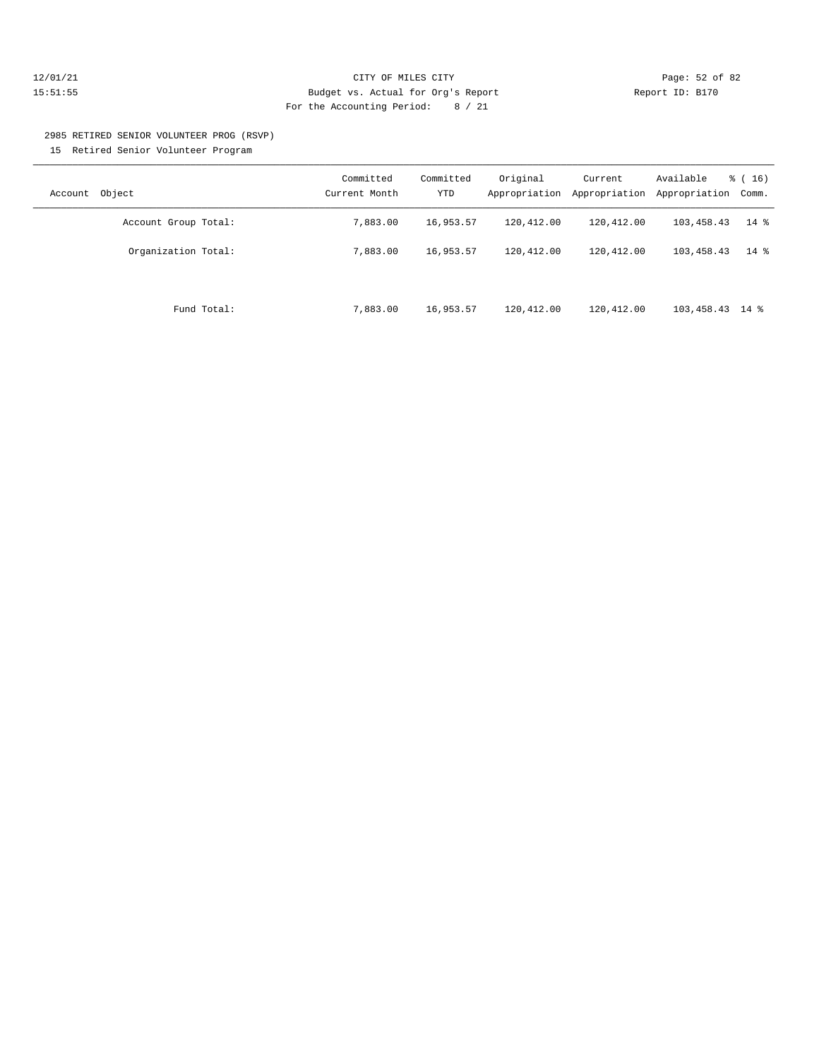2985 RETIRED SENIOR VOLUNTEER PROG (RSVP)

15 Retired Senior Volunteer Program

| Account Object | Committed Current Month | Committed YTD | Original Appropriation | Current Appropriation | Available Appropriation | % ( 16) Comm. |
|---|---|---|---|---|---|---|
| Account Group Total: | 7,883.00 | 16,953.57 | 120,412.00 | 120,412.00 | 103,458.43 | 14 % |
| Organization Total: | 7,883.00 | 16,953.57 | 120,412.00 | 120,412.00 | 103,458.43 | 14 % |
| Fund Total: | 7,883.00 | 16,953.57 | 120,412.00 | 120,412.00 | 103,458.43 | 14 % |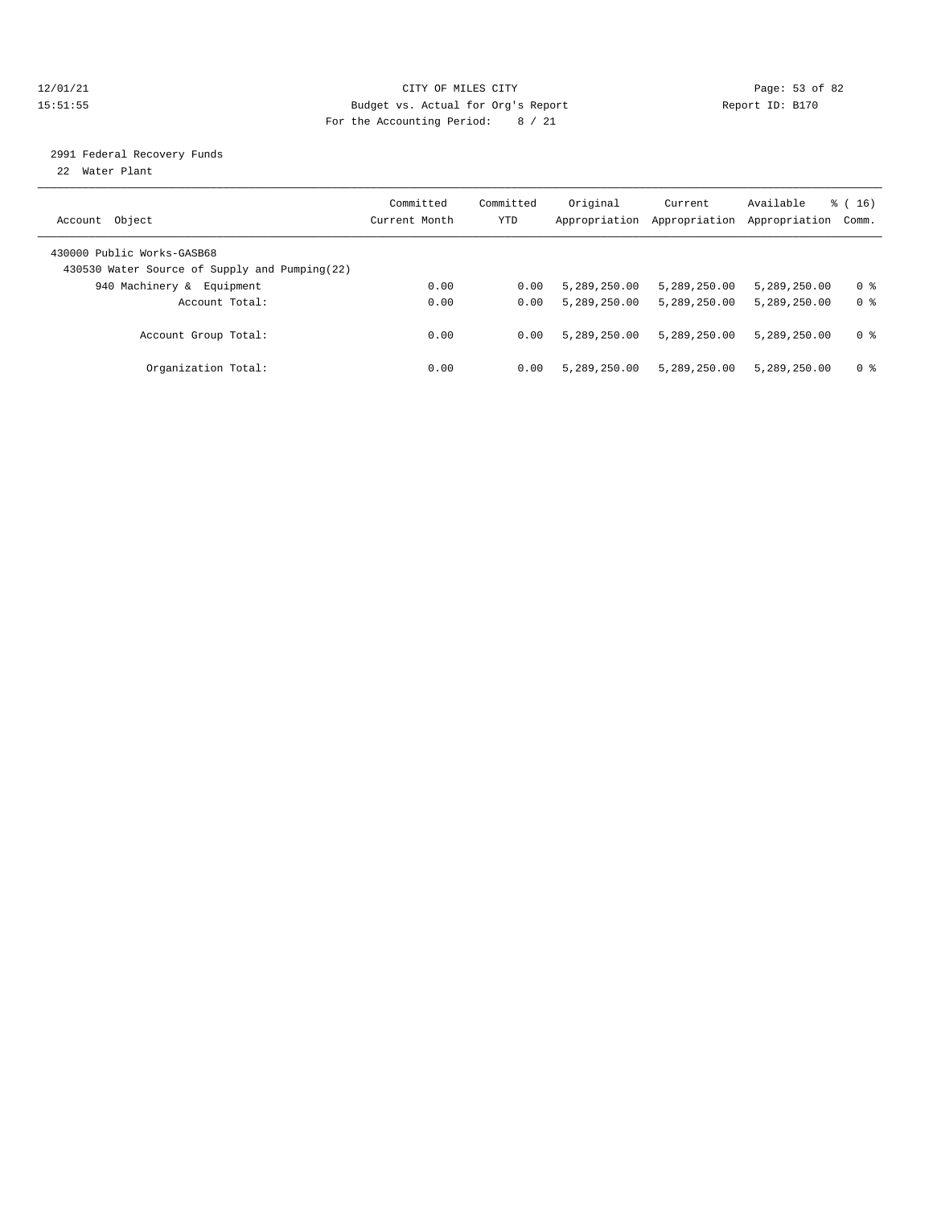CITY OF MILES CITY
Budget vs. Actual for Org's Report
For the Accounting Period: 8 / 21

12/01/21
15:51:55

Report ID: B170

2991 Federal Recovery Funds
22 Water Plant

| Account Object | Committed Current Month | Committed YTD | Original Appropriation | Current Appropriation | Available Appropriation | % ( 16) Comm. |
|---|---|---|---|---|---|---|
| 430000 Public Works-GASB68 | | | | | | |
| 430530 Water Source of Supply and Pumping(22) | | | | | | |
| 940 Machinery & Equipment | 0.00 | 0.00 | 5,289,250.00 | 5,289,250.00 | 5,289,250.00 | 0 % |
| Account Total: | 0.00 | 0.00 | 5,289,250.00 | 5,289,250.00 | 5,289,250.00 | 0 % |
| Account Group Total: | 0.00 | 0.00 | 5,289,250.00 | 5,289,250.00 | 5,289,250.00 | 0 % |
| Organization Total: | 0.00 | 0.00 | 5,289,250.00 | 5,289,250.00 | 5,289,250.00 | 0 % |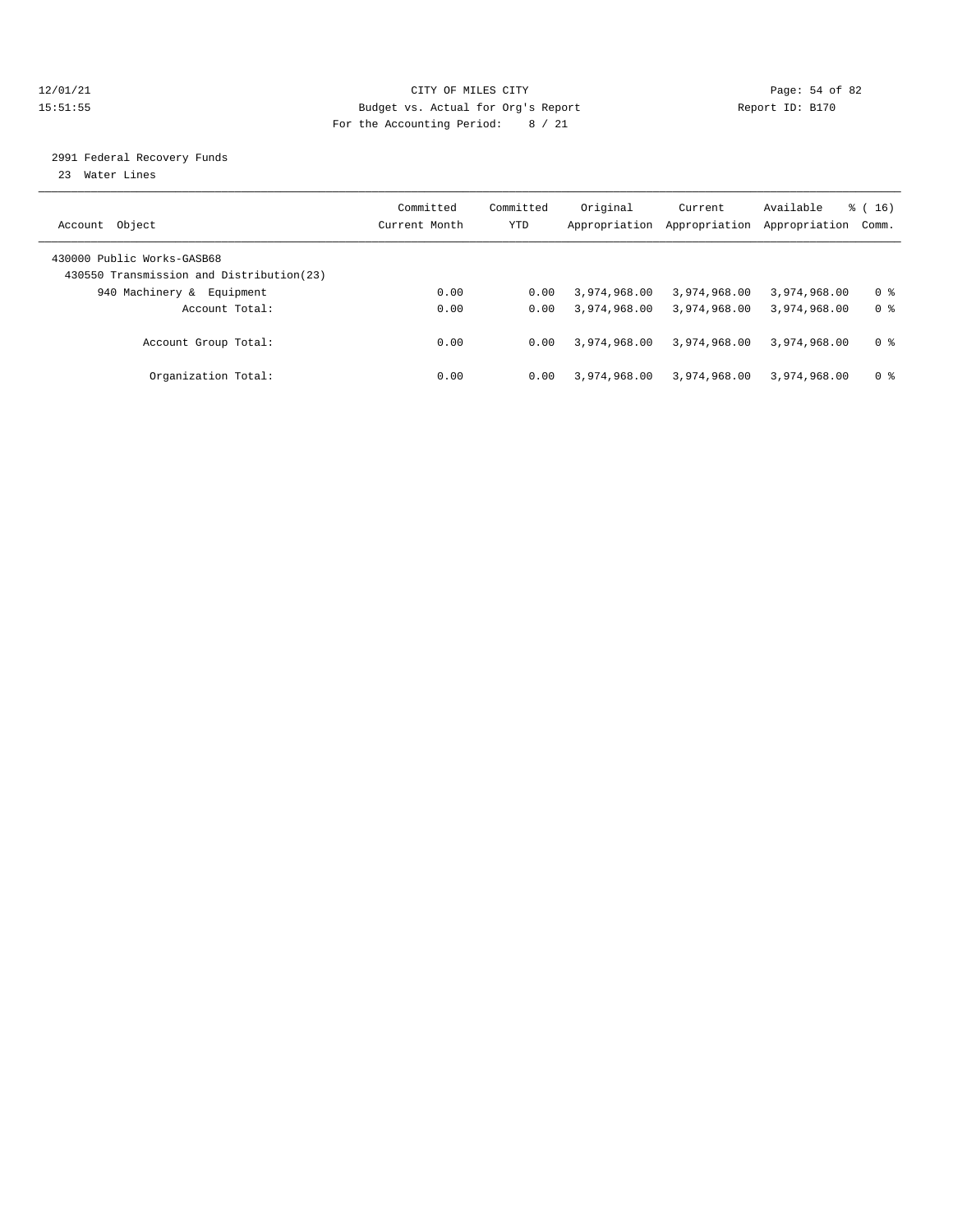CITY OF MILES CITY
Budget vs. Actual for Org's Report
For the Accounting Period: 8 / 21

12/01/21
15:51:55

Report ID: B170

## 2991 Federal Recovery Funds

23 Water Lines

| Account Object | Committed Current Month | Committed YTD | Original Appropriation | Current Appropriation | Available Appropriation | % ( 16) Comm. |
|---|---|---|---|---|---|---|
| 430000 Public Works-GASB68 | | | | | | |
| 430550 Transmission and Distribution(23) | | | | | | |
| 940 Machinery & Equipment | 0.00 | 0.00 | 3,974,968.00 | 3,974,968.00 | 3,974,968.00 | 0 % |
| Account Total: | 0.00 | 0.00 | 3,974,968.00 | 3,974,968.00 | 3,974,968.00 | 0 % |
| Account Group Total: | 0.00 | 0.00 | 3,974,968.00 | 3,974,968.00 | 3,974,968.00 | 0 % |
| Organization Total: | 0.00 | 0.00 | 3,974,968.00 | 3,974,968.00 | 3,974,968.00 | 0 % |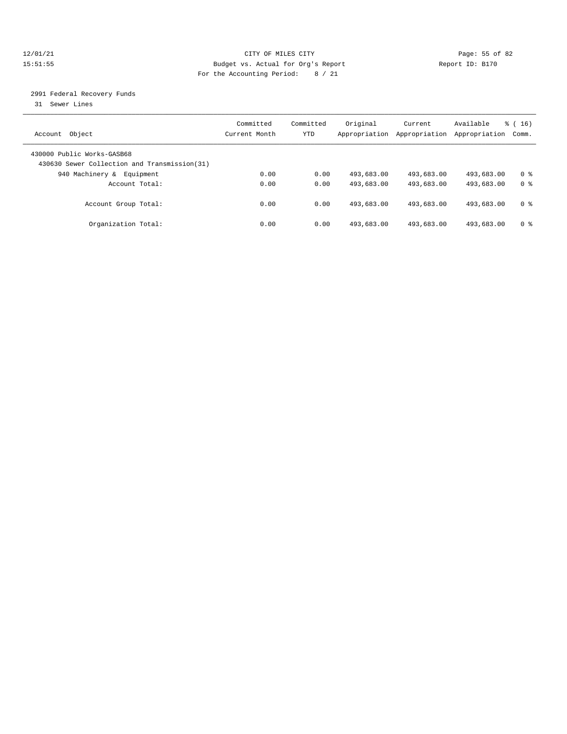CITY OF MILES CITY
Budget vs. Actual for Org's Report
For the Accounting Period: 8 / 21

12/01/21
15:51:55

Report ID: B170

## 2991 Federal Recovery Funds

31 Sewer Lines

| Account Object | Committed Current Month | Committed YTD | Original Appropriation | Current Appropriation | Available Appropriation | % ( 16) Comm. |
|---|---|---|---|---|---|---|
| 430000 Public Works-GASB68 | | | | | | |
| 430630 Sewer Collection and Transmission(31) | | | | | | |
| 940 Machinery & Equipment | 0.00 | 0.00 | 493,683.00 | 493,683.00 | 493,683.00 | 0 % |
| Account Total: | 0.00 | 0.00 | 493,683.00 | 493,683.00 | 493,683.00 | 0 % |
| Account Group Total: | 0.00 | 0.00 | 493,683.00 | 493,683.00 | 493,683.00 | 0 % |
| Organization Total: | 0.00 | 0.00 | 493,683.00 | 493,683.00 | 493,683.00 | 0 % |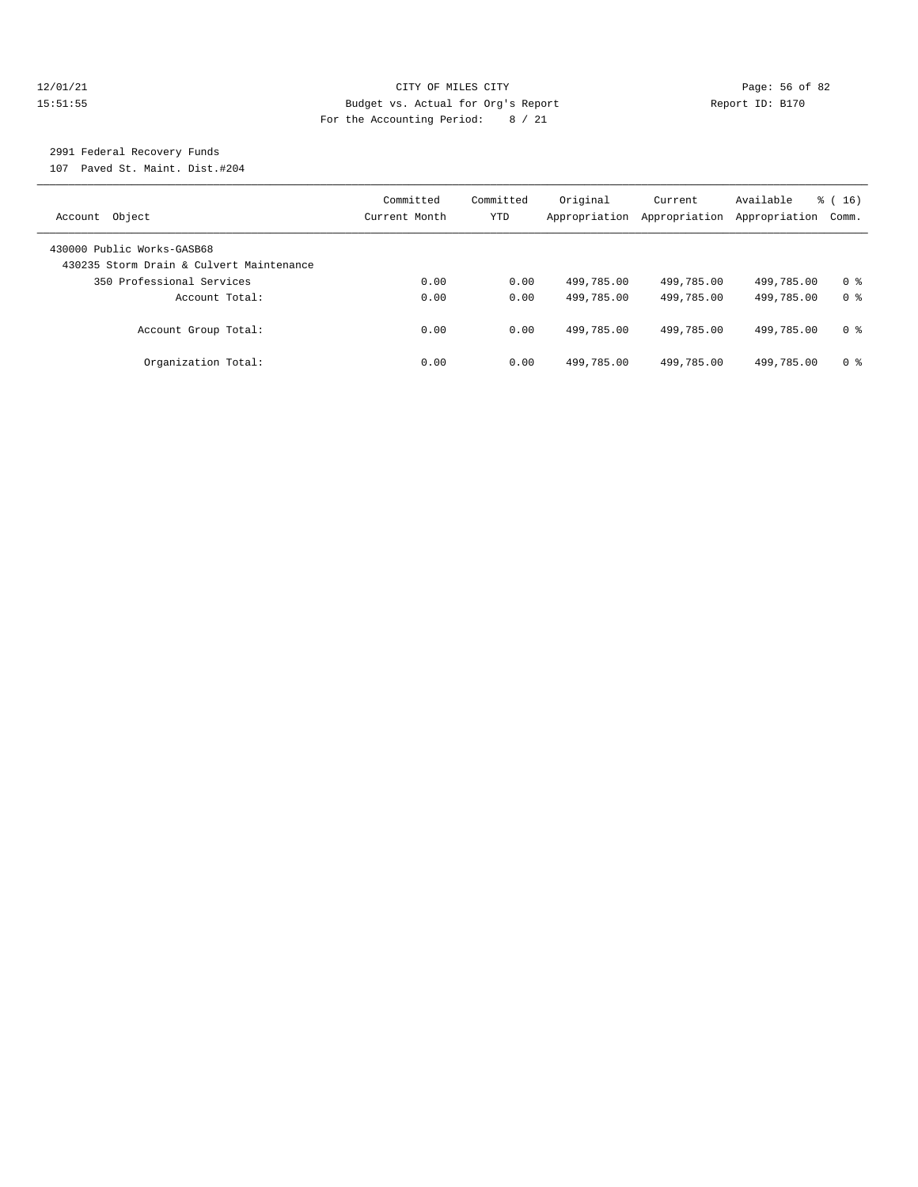CITY OF MILES CITY

Budget vs. Actual for Org's Report

For the Accounting Period: 8 / 21

2991 Federal Recovery Funds

107 Paved St. Maint. Dist.#204

| Account Object | Committed Current Month | Committed YTD | Original Appropriation | Current Appropriation | Available Appropriation | % ( 16) Comm. |
|---|---|---|---|---|---|---|
| 430000 Public Works-GASB68 | | | | | | |
| 430235 Storm Drain & Culvert Maintenance | | | | | | |
| 350 Professional Services | 0.00 | 0.00 | 499,785.00 | 499,785.00 | 499,785.00 | 0 % |
| Account Total: | 0.00 | 0.00 | 499,785.00 | 499,785.00 | 499,785.00 | 0 % |
| Account Group Total: | 0.00 | 0.00 | 499,785.00 | 499,785.00 | 499,785.00 | 0 % |
| Organization Total: | 0.00 | 0.00 | 499,785.00 | 499,785.00 | 499,785.00 | 0 % |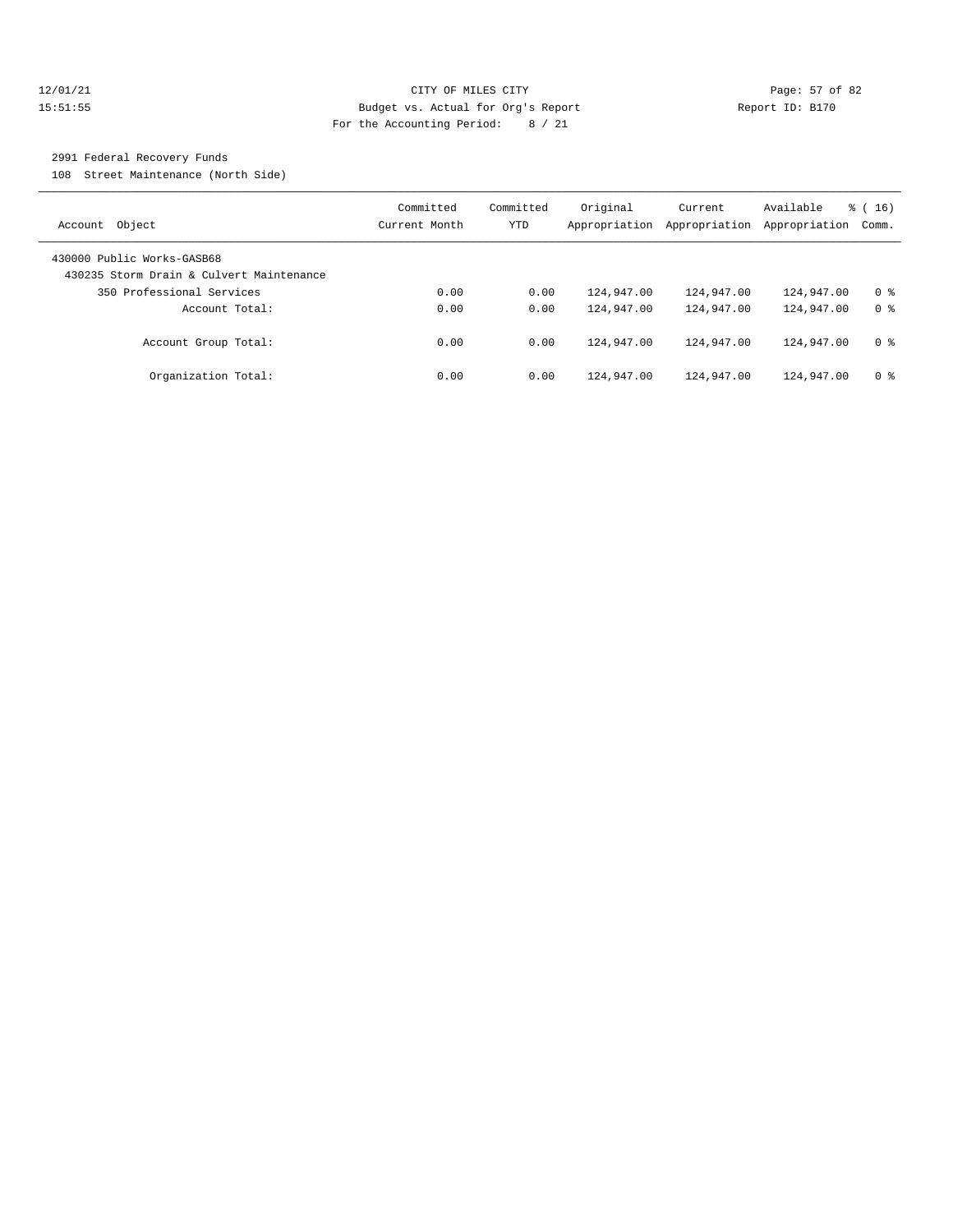CITY OF MILES CITY
Budget vs. Actual for Org's Report
For the Accounting Period: 8 / 21

12/01/21
15:51:55

Report ID: B170

2991 Federal Recovery Funds
108 Street Maintenance (North Side)

| Account Object | Committed Current Month | Committed YTD | Original Appropriation | Current Appropriation | Available Appropriation | % ( 16) Comm. |
|---|---|---|---|---|---|---|
| 430000 Public Works-GASB68 | | | | | | |
| 430235 Storm Drain & Culvert Maintenance | | | | | | |
| 350 Professional Services | 0.00 | 0.00 | 124,947.00 | 124,947.00 | 124,947.00 | 0 % |
| Account Total: | 0.00 | 0.00 | 124,947.00 | 124,947.00 | 124,947.00 | 0 % |
| Account Group Total: | 0.00 | 0.00 | 124,947.00 | 124,947.00 | 124,947.00 | 0 % |
| Organization Total: | 0.00 | 0.00 | 124,947.00 | 124,947.00 | 124,947.00 | 0 % |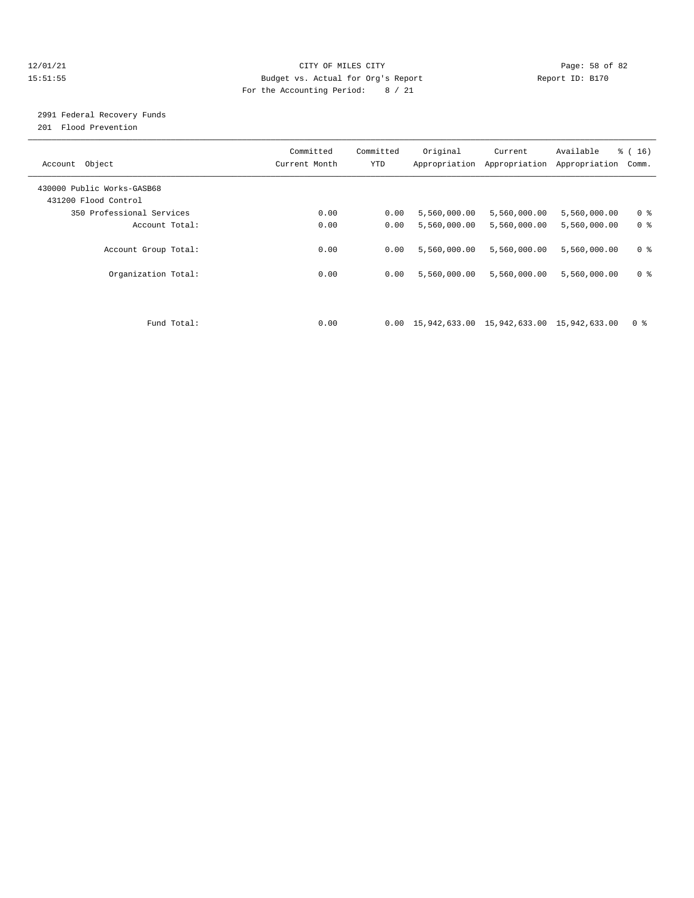CITY OF MILES CITY
Budget vs. Actual for Org's Report
For the Accounting Period: 8 / 21

12/01/21
15:51:55

Report ID: B170

2991 Federal Recovery Funds
201 Flood Prevention

| Account Object | Committed Current Month | Committed YTD | Original Appropriation | Current Appropriation | Available Appropriation | % ( 16) Comm. |
|---|---|---|---|---|---|---|
| 430000 Public Works-GASB68 | | | | | | |
| 431200 Flood Control | | | | | | |
| 350 Professional Services | 0.00 | 0.00 | 5,560,000.00 | 5,560,000.00 | 5,560,000.00 | 0 % |
| Account Total: | 0.00 | 0.00 | 5,560,000.00 | 5,560,000.00 | 5,560,000.00 | 0 % |
| Account Group Total: | 0.00 | 0.00 | 5,560,000.00 | 5,560,000.00 | 5,560,000.00 | 0 % |
| Organization Total: | 0.00 | 0.00 | 5,560,000.00 | 5,560,000.00 | 5,560,000.00 | 0 % |
| Fund Total: | 0.00 | 0.00 | 15,942,633.00 | 15,942,633.00 | 15,942,633.00 | 0 % |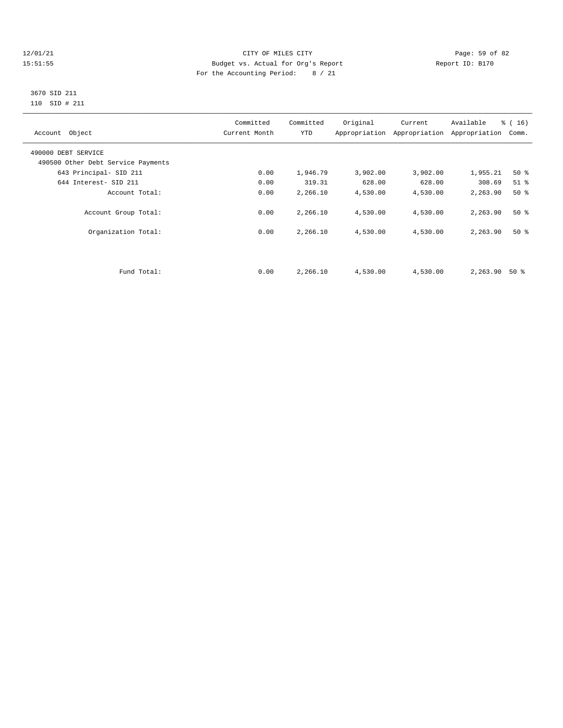CITY OF MILES CITY
Budget vs. Actual for Org's Report
For the Accounting Period: 8 / 21

12/01/21
15:51:55

Report ID: B170

3670 SID 211
110 SID # 211

| Account Object | Committed Current Month | Committed YTD | Original Appropriation | Current Appropriation | Available Appropriation | % ( 16) Comm. |
|---|---|---|---|---|---|---|
| 490000 DEBT SERVICE | | | | | | |
| 490500 Other Debt Service Payments | | | | | | |
| 643 Principal- SID 211 | 0.00 | 1,946.79 | 3,902.00 | 3,902.00 | 1,955.21 | 50 % |
| 644 Interest- SID 211 | 0.00 | 319.31 | 628.00 | 628.00 | 308.69 | 51 % |
| Account Total: | 0.00 | 2,266.10 | 4,530.00 | 4,530.00 | 2,263.90 | 50 % |
| Account Group Total: | 0.00 | 2,266.10 | 4,530.00 | 4,530.00 | 2,263.90 | 50 % |
| Organization Total: | 0.00 | 2,266.10 | 4,530.00 | 4,530.00 | 2,263.90 | 50 % |
| Fund Total: | 0.00 | 2,266.10 | 4,530.00 | 4,530.00 | 2,263.90 | 50 % |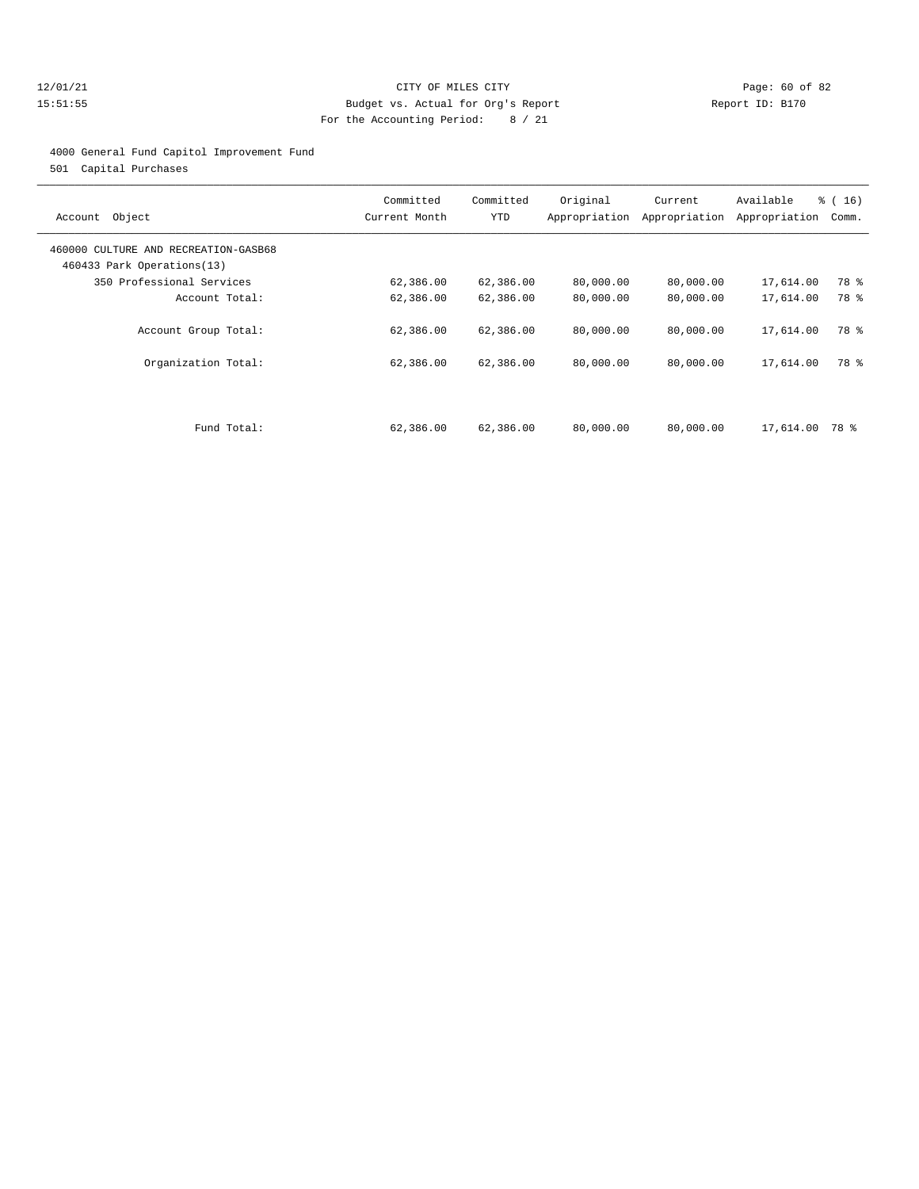CITY OF MILES CITY
Budget vs. Actual for Org's Report
For the Accounting Period: 8 / 21

4000 General Fund Capitol Improvement Fund
501 Capital Purchases

| Account Object | Committed Current Month | Committed YTD | Original Appropriation | Current Appropriation | Available Appropriation | % ( 16) Comm. |
|---|---|---|---|---|---|---|
| 460000 CULTURE AND RECREATION-GASB68 | | | | | | |
| 460433 Park Operations(13) | | | | | | |
| 350 Professional Services | 62,386.00 | 62,386.00 | 80,000.00 | 80,000.00 | 17,614.00 | 78 % |
| Account Total: | 62,386.00 | 62,386.00 | 80,000.00 | 80,000.00 | 17,614.00 | 78 % |
| Account Group Total: | 62,386.00 | 62,386.00 | 80,000.00 | 80,000.00 | 17,614.00 | 78 % |
| Organization Total: | 62,386.00 | 62,386.00 | 80,000.00 | 80,000.00 | 17,614.00 | 78 % |
| Fund Total: | 62,386.00 | 62,386.00 | 80,000.00 | 80,000.00 | 17,614.00 | 78 % |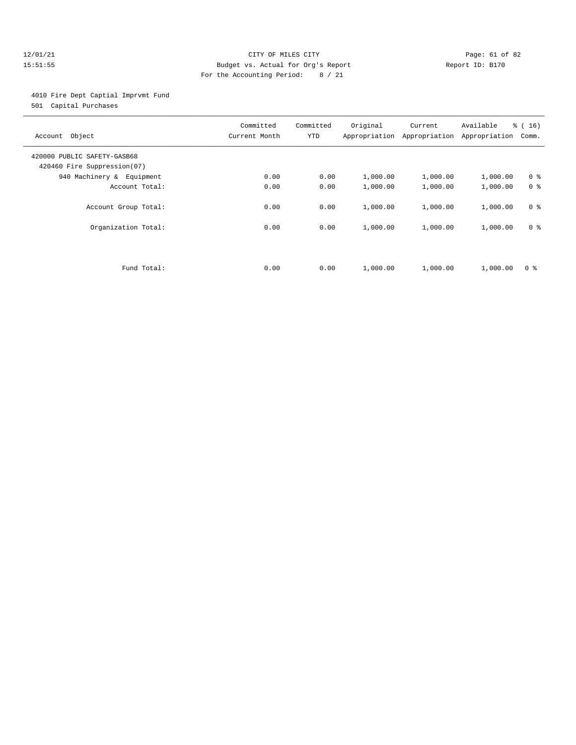CITY OF MILES CITY
Budget vs. Actual for Org's Report
For the Accounting Period: 8 / 21

12/01/21
15:51:55

Report ID: B170

4010 Fire Dept Captial Imprvmt Fund
501 Capital Purchases

| Account Object | Committed Current Month | Committed YTD | Original Appropriation | Current Appropriation | Available Appropriation | % ( 16) Comm. |
|---|---|---|---|---|---|---|
| 420000 PUBLIC SAFETY-GASB68 | | | | | | |
| 420460 Fire Suppression(07) | | | | | | |
| 940 Machinery & Equipment | 0.00 | 0.00 | 1,000.00 | 1,000.00 | 1,000.00 | 0 % |
| Account Total: | 0.00 | 0.00 | 1,000.00 | 1,000.00 | 1,000.00 | 0 % |
| Account Group Total: | 0.00 | 0.00 | 1,000.00 | 1,000.00 | 1,000.00 | 0 % |
| Organization Total: | 0.00 | 0.00 | 1,000.00 | 1,000.00 | 1,000.00 | 0 % |
| Fund Total: | 0.00 | 0.00 | 1,000.00 | 1,000.00 | 1,000.00 | 0 % |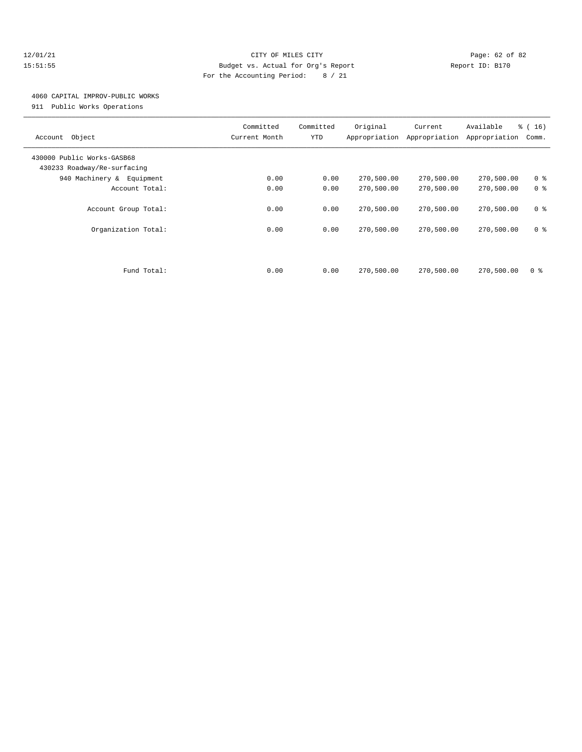CITY OF MILES CITY

Budget vs. Actual for Org's Report

For the Accounting Period: 8 / 21

12/01/21 15:51:55 — Report ID: B170

## 4060 CAPITAL IMPROV-PUBLIC WORKS

911 Public Works Operations

| Account Object | Committed Current Month | Committed YTD | Original Appropriation | Current Appropriation | Available Appropriation | % ( 16) Comm. |
|---|---|---|---|---|---|---|
| 430000 Public Works-GASB68 | | | | | | |
| 430233 Roadway/Re-surfacing | | | | | | |
| 940 Machinery & Equipment | 0.00 | 0.00 | 270,500.00 | 270,500.00 | 270,500.00 | 0 % |
| Account Total: | 0.00 | 0.00 | 270,500.00 | 270,500.00 | 270,500.00 | 0 % |
| Account Group Total: | 0.00 | 0.00 | 270,500.00 | 270,500.00 | 270,500.00 | 0 % |
| Organization Total: | 0.00 | 0.00 | 270,500.00 | 270,500.00 | 270,500.00 | 0 % |
| Fund Total: | 0.00 | 0.00 | 270,500.00 | 270,500.00 | 270,500.00 | 0 % |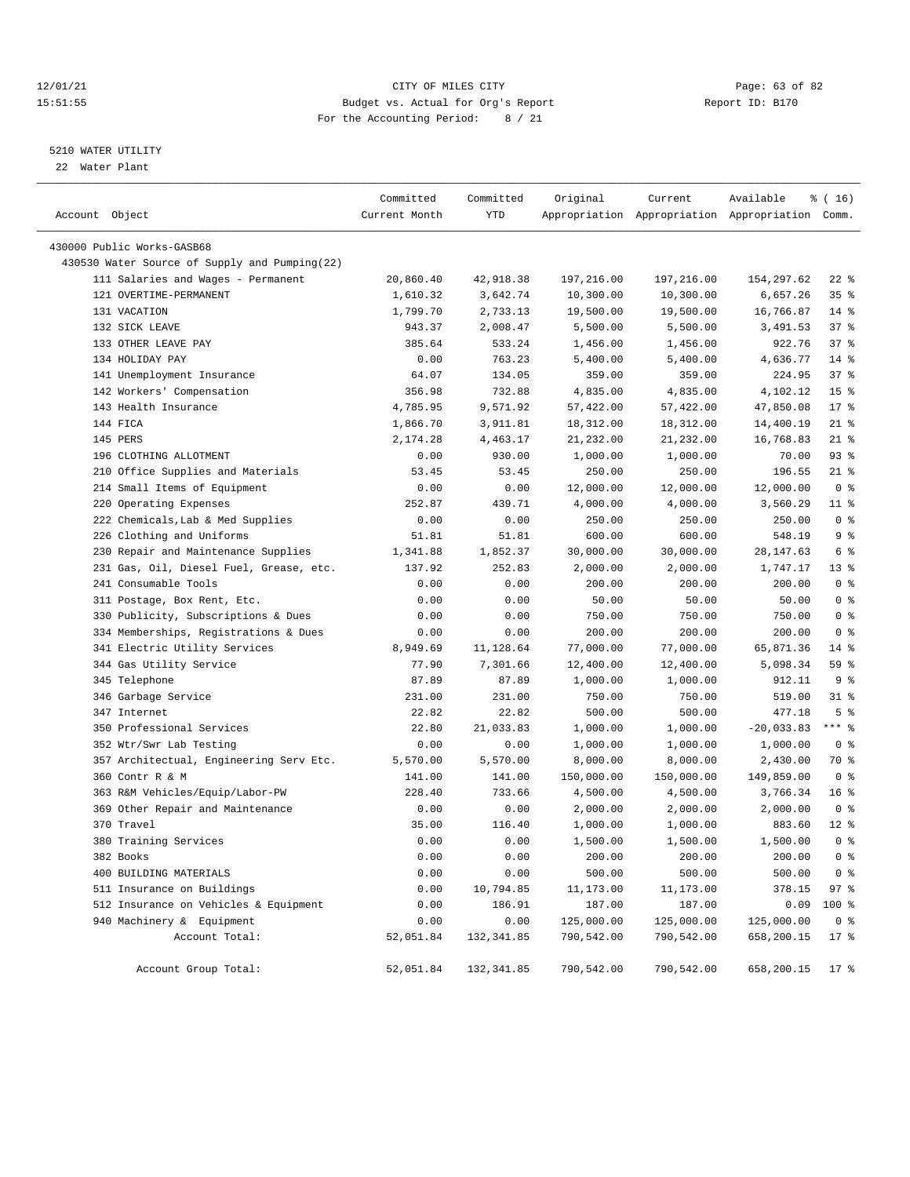CITY OF MILES CITY
Budget vs. Actual for Org's Report
For the Accounting Period: 8 / 21

12/01/21 15:51:55 — Report ID: B170

5210 WATER UTILITY
22 Water Plant

| Account Object | Committed Current Month | Committed YTD | Original Appropriation | Current Appropriation | Available Appropriation | % ( 16) Comm. |
|---|---|---|---|---|---|---|
| 430000 Public Works-GASB68 | | | | | | |
| 430530 Water Source of Supply and Pumping(22) | | | | | | |
| 111 Salaries and Wages - Permanent | 20,860.40 | 42,918.38 | 197,216.00 | 197,216.00 | 154,297.62 | 22 % |
| 121 OVERTIME-PERMANENT | 1,610.32 | 3,642.74 | 10,300.00 | 10,300.00 | 6,657.26 | 35 % |
| 131 VACATION | 1,799.70 | 2,733.13 | 19,500.00 | 19,500.00 | 16,766.87 | 14 % |
| 132 SICK LEAVE | 943.37 | 2,008.47 | 5,500.00 | 5,500.00 | 3,491.53 | 37 % |
| 133 OTHER LEAVE PAY | 385.64 | 533.24 | 1,456.00 | 1,456.00 | 922.76 | 37 % |
| 134 HOLIDAY PAY | 0.00 | 763.23 | 5,400.00 | 5,400.00 | 4,636.77 | 14 % |
| 141 Unemployment Insurance | 64.07 | 134.05 | 359.00 | 359.00 | 224.95 | 37 % |
| 142 Workers' Compensation | 356.98 | 732.88 | 4,835.00 | 4,835.00 | 4,102.12 | 15 % |
| 143 Health Insurance | 4,785.95 | 9,571.92 | 57,422.00 | 57,422.00 | 47,850.08 | 17 % |
| 144 FICA | 1,866.70 | 3,911.81 | 18,312.00 | 18,312.00 | 14,400.19 | 21 % |
| 145 PERS | 2,174.28 | 4,463.17 | 21,232.00 | 21,232.00 | 16,768.83 | 21 % |
| 196 CLOTHING ALLOTMENT | 0.00 | 930.00 | 1,000.00 | 1,000.00 | 70.00 | 93 % |
| 210 Office Supplies and Materials | 53.45 | 53.45 | 250.00 | 250.00 | 196.55 | 21 % |
| 214 Small Items of Equipment | 0.00 | 0.00 | 12,000.00 | 12,000.00 | 12,000.00 | 0 % |
| 220 Operating Expenses | 252.87 | 439.71 | 4,000.00 | 4,000.00 | 3,560.29 | 11 % |
| 222 Chemicals,Lab & Med Supplies | 0.00 | 0.00 | 250.00 | 250.00 | 250.00 | 0 % |
| 226 Clothing and Uniforms | 51.81 | 51.81 | 600.00 | 600.00 | 548.19 | 9 % |
| 230 Repair and Maintenance Supplies | 1,341.88 | 1,852.37 | 30,000.00 | 30,000.00 | 28,147.63 | 6 % |
| 231 Gas, Oil, Diesel Fuel, Grease, etc. | 137.92 | 252.83 | 2,000.00 | 2,000.00 | 1,747.17 | 13 % |
| 241 Consumable Tools | 0.00 | 0.00 | 200.00 | 200.00 | 200.00 | 0 % |
| 311 Postage, Box Rent, Etc. | 0.00 | 0.00 | 50.00 | 50.00 | 50.00 | 0 % |
| 330 Publicity, Subscriptions & Dues | 0.00 | 0.00 | 750.00 | 750.00 | 750.00 | 0 % |
| 334 Memberships, Registrations & Dues | 0.00 | 0.00 | 200.00 | 200.00 | 200.00 | 0 % |
| 341 Electric Utility Services | 8,949.69 | 11,128.64 | 77,000.00 | 77,000.00 | 65,871.36 | 14 % |
| 344 Gas Utility Service | 77.90 | 7,301.66 | 12,400.00 | 12,400.00 | 5,098.34 | 59 % |
| 345 Telephone | 87.89 | 87.89 | 1,000.00 | 1,000.00 | 912.11 | 9 % |
| 346 Garbage Service | 231.00 | 231.00 | 750.00 | 750.00 | 519.00 | 31 % |
| 347 Internet | 22.82 | 22.82 | 500.00 | 500.00 | 477.18 | 5 % |
| 350 Professional Services | 22.80 | 21,033.83 | 1,000.00 | 1,000.00 | -20,033.83 | *** % |
| 352 Wtr/Swr Lab Testing | 0.00 | 0.00 | 1,000.00 | 1,000.00 | 1,000.00 | 0 % |
| 357 Architectual, Engineering Serv Etc. | 5,570.00 | 5,570.00 | 8,000.00 | 8,000.00 | 2,430.00 | 70 % |
| 360 Contr R & M | 141.00 | 141.00 | 150,000.00 | 150,000.00 | 149,859.00 | 0 % |
| 363 R&M Vehicles/Equip/Labor-PW | 228.40 | 733.66 | 4,500.00 | 4,500.00 | 3,766.34 | 16 % |
| 369 Other Repair and Maintenance | 0.00 | 0.00 | 2,000.00 | 2,000.00 | 2,000.00 | 0 % |
| 370 Travel | 35.00 | 116.40 | 1,000.00 | 1,000.00 | 883.60 | 12 % |
| 380 Training Services | 0.00 | 0.00 | 1,500.00 | 1,500.00 | 1,500.00 | 0 % |
| 382 Books | 0.00 | 0.00 | 200.00 | 200.00 | 200.00 | 0 % |
| 400 BUILDING MATERIALS | 0.00 | 0.00 | 500.00 | 500.00 | 500.00 | 0 % |
| 511 Insurance on Buildings | 0.00 | 10,794.85 | 11,173.00 | 11,173.00 | 378.15 | 97 % |
| 512 Insurance on Vehicles & Equipment | 0.00 | 186.91 | 187.00 | 187.00 | 0.09 | 100 % |
| 940 Machinery & Equipment | 0.00 | 0.00 | 125,000.00 | 125,000.00 | 125,000.00 | 0 % |
| Account Total: | 52,051.84 | 132,341.85 | 790,542.00 | 790,542.00 | 658,200.15 | 17 % |
| Account Group Total: | 52,051.84 | 132,341.85 | 790,542.00 | 790,542.00 | 658,200.15 | 17 % |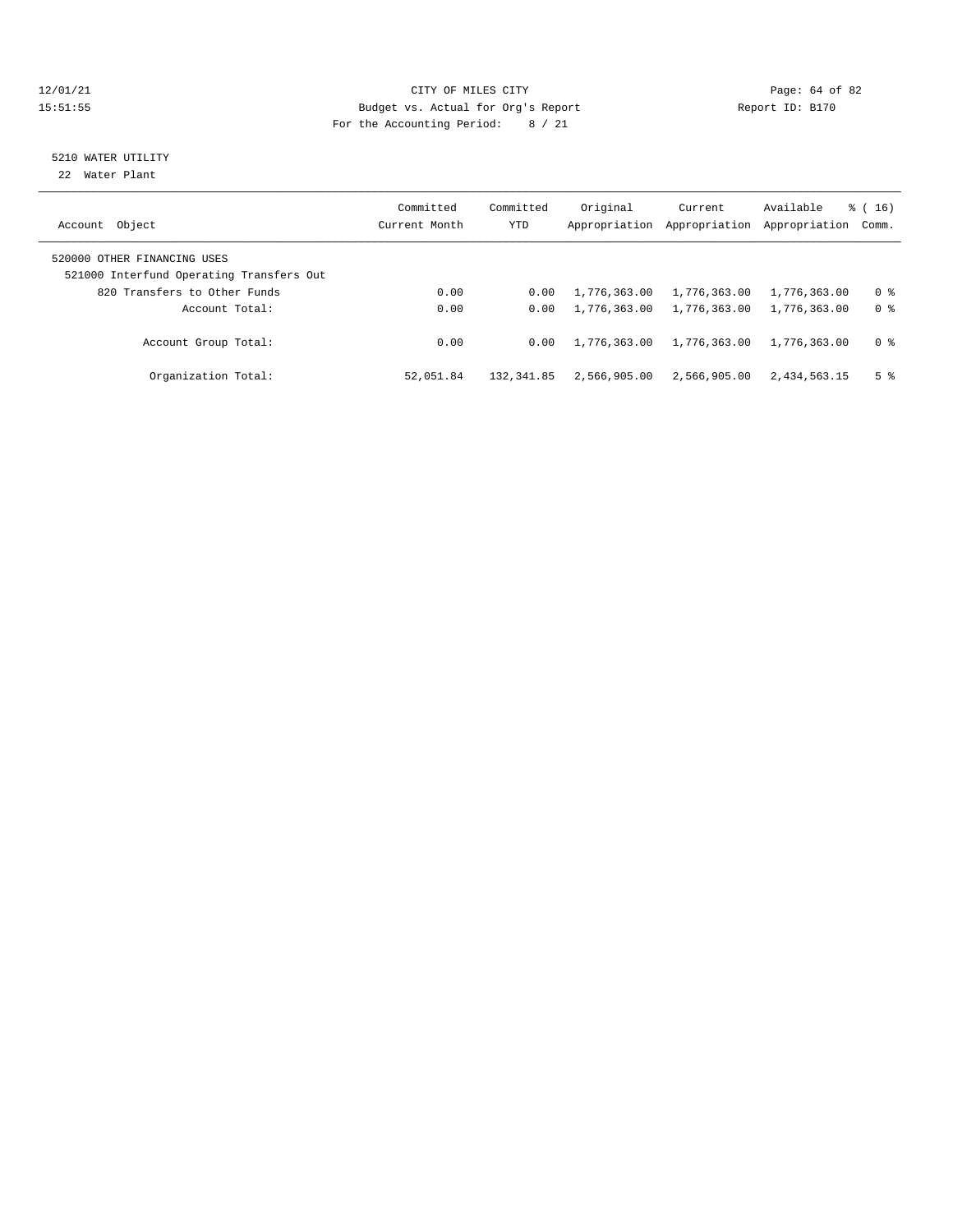CITY OF MILES CITY
Budget vs. Actual for Org's Report
For the Accounting Period: 8 / 21

12/01/21
15:51:55

Report ID: B170

## 5210 WATER UTILITY

22 Water Plant

| Account Object | Committed Current Month | Committed YTD | Original Appropriation | Current Appropriation | Available Appropriation | % ( 16) Comm. |
|---|---|---|---|---|---|---|
| 520000 OTHER FINANCING USES | | | | | | |
| 521000 Interfund Operating Transfers Out | | | | | | |
| 820 Transfers to Other Funds | 0.00 | 0.00 | 1,776,363.00 | 1,776,363.00 | 1,776,363.00 | 0 % |
| Account Total: | 0.00 | 0.00 | 1,776,363.00 | 1,776,363.00 | 1,776,363.00 | 0 % |
| Account Group Total: | 0.00 | 0.00 | 1,776,363.00 | 1,776,363.00 | 1,776,363.00 | 0 % |
| Organization Total: | 52,051.84 | 132,341.85 | 2,566,905.00 | 2,566,905.00 | 2,434,563.15 | 5 % |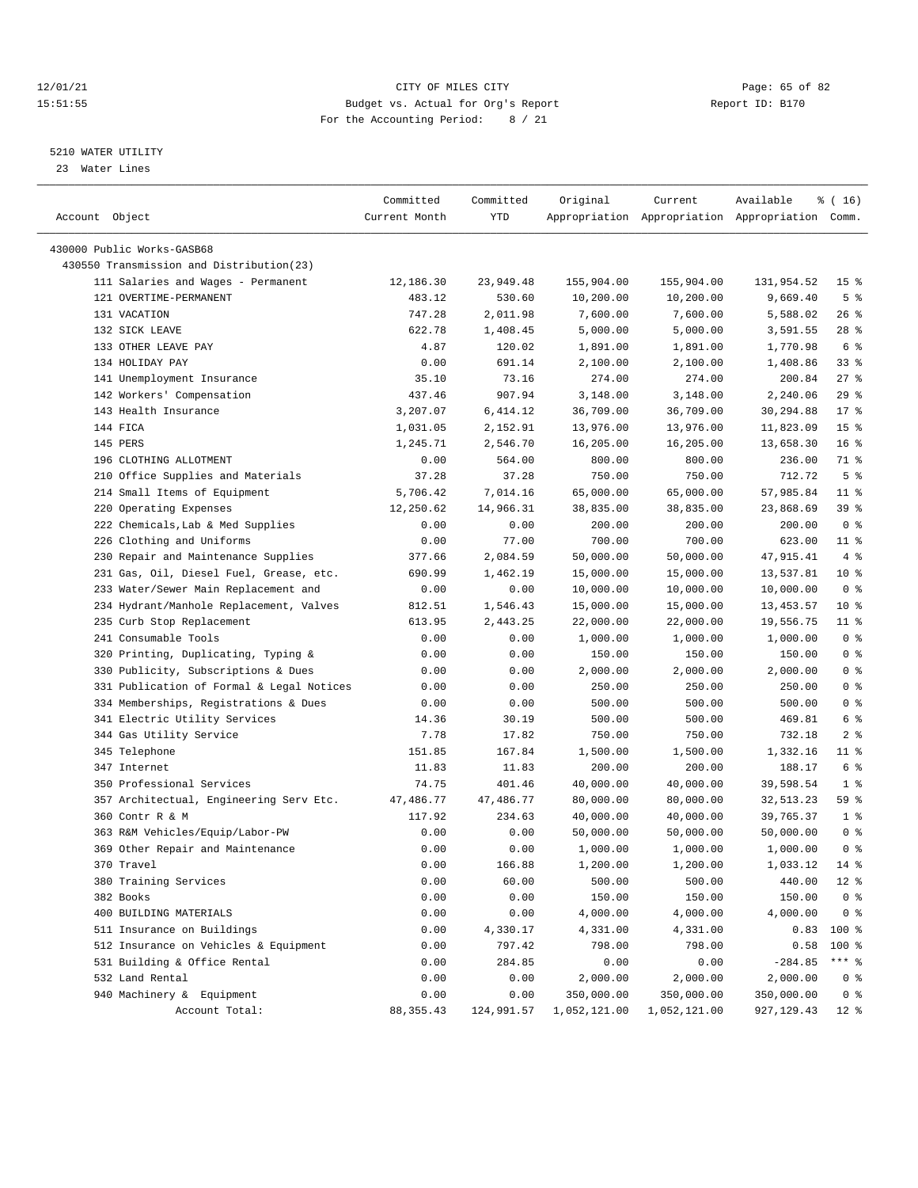12/01/21 CITY OF MILES CITY
15:51:55 Budget vs. Actual for Org's Report Report ID: B170
For the Accounting Period: 8 / 21

5210 WATER UTILITY
23 Water Lines

| Account Object | Committed Current Month | Committed YTD | Original Appropriation | Current Appropriation | Available Appropriation | % ( 16) Comm. |
|---|---|---|---|---|---|---|
| 430000 Public Works-GASB68 | | | | | | |
| 430550 Transmission and Distribution(23) | | | | | | |
| 111 Salaries and Wages - Permanent | 12,186.30 | 23,949.48 | 155,904.00 | 155,904.00 | 131,954.52 | 15 % |
| 121 OVERTIME-PERMANENT | 483.12 | 530.60 | 10,200.00 | 10,200.00 | 9,669.40 | 5 % |
| 131 VACATION | 747.28 | 2,011.98 | 7,600.00 | 7,600.00 | 5,588.02 | 26 % |
| 132 SICK LEAVE | 622.78 | 1,408.45 | 5,000.00 | 5,000.00 | 3,591.55 | 28 % |
| 133 OTHER LEAVE PAY | 4.87 | 120.02 | 1,891.00 | 1,891.00 | 1,770.98 | 6 % |
| 134 HOLIDAY PAY | 0.00 | 691.14 | 2,100.00 | 2,100.00 | 1,408.86 | 33 % |
| 141 Unemployment Insurance | 35.10 | 73.16 | 274.00 | 274.00 | 200.84 | 27 % |
| 142 Workers' Compensation | 437.46 | 907.94 | 3,148.00 | 3,148.00 | 2,240.06 | 29 % |
| 143 Health Insurance | 3,207.07 | 6,414.12 | 36,709.00 | 36,709.00 | 30,294.88 | 17 % |
| 144 FICA | 1,031.05 | 2,152.91 | 13,976.00 | 13,976.00 | 11,823.09 | 15 % |
| 145 PERS | 1,245.71 | 2,546.70 | 16,205.00 | 16,205.00 | 13,658.30 | 16 % |
| 196 CLOTHING ALLOTMENT | 0.00 | 564.00 | 800.00 | 800.00 | 236.00 | 71 % |
| 210 Office Supplies and Materials | 37.28 | 37.28 | 750.00 | 750.00 | 712.72 | 5 % |
| 214 Small Items of Equipment | 5,706.42 | 7,014.16 | 65,000.00 | 65,000.00 | 57,985.84 | 11 % |
| 220 Operating Expenses | 12,250.62 | 14,966.31 | 38,835.00 | 38,835.00 | 23,868.69 | 39 % |
| 222 Chemicals,Lab & Med Supplies | 0.00 | 0.00 | 200.00 | 200.00 | 200.00 | 0 % |
| 226 Clothing and Uniforms | 0.00 | 77.00 | 700.00 | 700.00 | 623.00 | 11 % |
| 230 Repair and Maintenance Supplies | 377.66 | 2,084.59 | 50,000.00 | 50,000.00 | 47,915.41 | 4 % |
| 231 Gas, Oil, Diesel Fuel, Grease, etc. | 690.99 | 1,462.19 | 15,000.00 | 15,000.00 | 13,537.81 | 10 % |
| 233 Water/Sewer Main Replacement and | 0.00 | 0.00 | 10,000.00 | 10,000.00 | 10,000.00 | 0 % |
| 234 Hydrant/Manhole Replacement, Valves | 812.51 | 1,546.43 | 15,000.00 | 15,000.00 | 13,453.57 | 10 % |
| 235 Curb Stop Replacement | 613.95 | 2,443.25 | 22,000.00 | 22,000.00 | 19,556.75 | 11 % |
| 241 Consumable Tools | 0.00 | 0.00 | 1,000.00 | 1,000.00 | 1,000.00 | 0 % |
| 320 Printing, Duplicating, Typing & | 0.00 | 0.00 | 150.00 | 150.00 | 150.00 | 0 % |
| 330 Publicity, Subscriptions & Dues | 0.00 | 0.00 | 2,000.00 | 2,000.00 | 2,000.00 | 0 % |
| 331 Publication of Formal & Legal Notices | 0.00 | 0.00 | 250.00 | 250.00 | 250.00 | 0 % |
| 334 Memberships, Registrations & Dues | 0.00 | 0.00 | 500.00 | 500.00 | 500.00 | 0 % |
| 341 Electric Utility Services | 14.36 | 30.19 | 500.00 | 500.00 | 469.81 | 6 % |
| 344 Gas Utility Service | 7.78 | 17.82 | 750.00 | 750.00 | 732.18 | 2 % |
| 345 Telephone | 151.85 | 167.84 | 1,500.00 | 1,500.00 | 1,332.16 | 11 % |
| 347 Internet | 11.83 | 11.83 | 200.00 | 200.00 | 188.17 | 6 % |
| 350 Professional Services | 74.75 | 401.46 | 40,000.00 | 40,000.00 | 39,598.54 | 1 % |
| 357 Architectual, Engineering Serv Etc. | 47,486.77 | 47,486.77 | 80,000.00 | 80,000.00 | 32,513.23 | 59 % |
| 360 Contr R & M | 117.92 | 234.63 | 40,000.00 | 40,000.00 | 39,765.37 | 1 % |
| 363 R&M Vehicles/Equip/Labor-PW | 0.00 | 0.00 | 50,000.00 | 50,000.00 | 50,000.00 | 0 % |
| 369 Other Repair and Maintenance | 0.00 | 0.00 | 1,000.00 | 1,000.00 | 1,000.00 | 0 % |
| 370 Travel | 0.00 | 166.88 | 1,200.00 | 1,200.00 | 1,033.12 | 14 % |
| 380 Training Services | 0.00 | 60.00 | 500.00 | 500.00 | 440.00 | 12 % |
| 382 Books | 0.00 | 0.00 | 150.00 | 150.00 | 150.00 | 0 % |
| 400 BUILDING MATERIALS | 0.00 | 0.00 | 4,000.00 | 4,000.00 | 4,000.00 | 0 % |
| 511 Insurance on Buildings | 0.00 | 4,330.17 | 4,331.00 | 4,331.00 | 0.83 | 100 % |
| 512 Insurance on Vehicles & Equipment | 0.00 | 797.42 | 798.00 | 798.00 | 0.58 | 100 % |
| 531 Building & Office Rental | 0.00 | 284.85 | 0.00 | 0.00 | -284.85 | *** % |
| 532 Land Rental | 0.00 | 0.00 | 2,000.00 | 2,000.00 | 2,000.00 | 0 % |
| 940 Machinery & Equipment | 0.00 | 0.00 | 350,000.00 | 350,000.00 | 350,000.00 | 0 % |
| Account Total: | 88,355.43 | 124,991.57 | 1,052,121.00 | 1,052,121.00 | 927,129.43 | 12 % |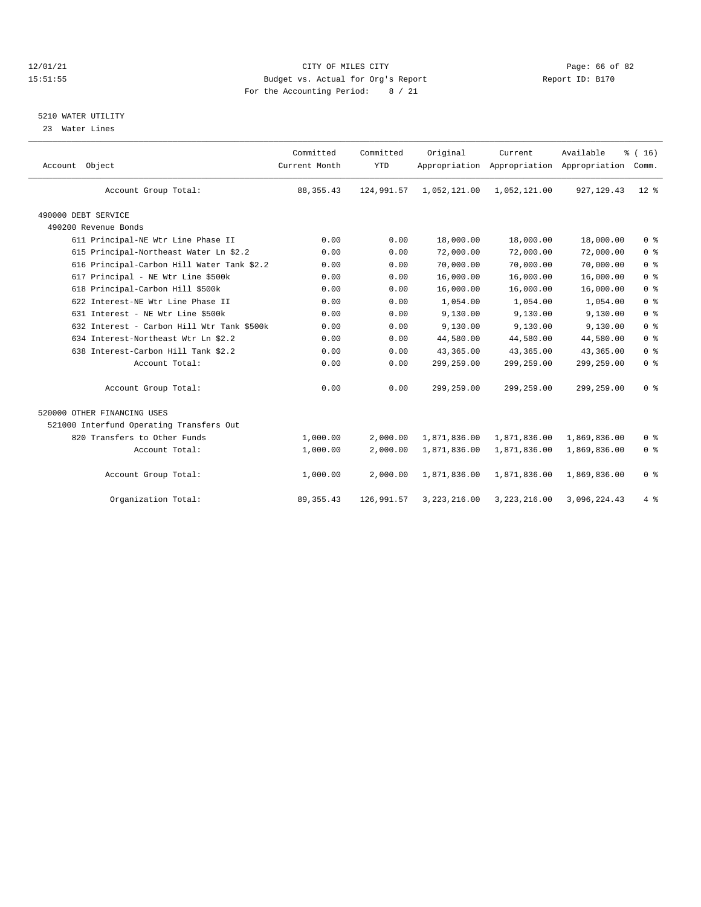CITY OF MILES CITY
Budget vs. Actual for Org's Report
For the Accounting Period: 8 / 21

12/01/21
15:51:55

Report ID: B170

## 5210 WATER UTILITY

23 Water Lines

| Account Object | Committed Current Month | Committed YTD | Original Appropriation | Current Appropriation | Available Appropriation | % ( 16) Comm. |
|---|---|---|---|---|---|---|
| Account Group Total: | 88,355.43 | 124,991.57 | 1,052,121.00 | 1,052,121.00 | 927,129.43 | 12 % |
| 490000 DEBT SERVICE | | | | | | |
| 490200 Revenue Bonds | | | | | | |
| 611 Principal-NE Wtr Line Phase II | 0.00 | 0.00 | 18,000.00 | 18,000.00 | 18,000.00 | 0 % |
| 615 Principal-Northeast Water Ln $2.2 | 0.00 | 0.00 | 72,000.00 | 72,000.00 | 72,000.00 | 0 % |
| 616 Principal-Carbon Hill Water Tank $2.2 | 0.00 | 0.00 | 70,000.00 | 70,000.00 | 70,000.00 | 0 % |
| 617 Principal - NE Wtr Line $500k | 0.00 | 0.00 | 16,000.00 | 16,000.00 | 16,000.00 | 0 % |
| 618 Principal-Carbon Hill $500k | 0.00 | 0.00 | 16,000.00 | 16,000.00 | 16,000.00 | 0 % |
| 622 Interest-NE Wtr Line Phase II | 0.00 | 0.00 | 1,054.00 | 1,054.00 | 1,054.00 | 0 % |
| 631 Interest - NE Wtr Line $500k | 0.00 | 0.00 | 9,130.00 | 9,130.00 | 9,130.00 | 0 % |
| 632 Interest - Carbon Hill Wtr Tank $500k | 0.00 | 0.00 | 9,130.00 | 9,130.00 | 9,130.00 | 0 % |
| 634 Interest-Northeast Wtr Ln $2.2 | 0.00 | 0.00 | 44,580.00 | 44,580.00 | 44,580.00 | 0 % |
| 638 Interest-Carbon Hill Tank $2.2 | 0.00 | 0.00 | 43,365.00 | 43,365.00 | 43,365.00 | 0 % |
| Account Total: | 0.00 | 0.00 | 299,259.00 | 299,259.00 | 299,259.00 | 0 % |
| Account Group Total: | 0.00 | 0.00 | 299,259.00 | 299,259.00 | 299,259.00 | 0 % |
| 520000 OTHER FINANCING USES | | | | | | |
| 521000 Interfund Operating Transfers Out | | | | | | |
| 820 Transfers to Other Funds | 1,000.00 | 2,000.00 | 1,871,836.00 | 1,871,836.00 | 1,869,836.00 | 0 % |
| Account Total: | 1,000.00 | 2,000.00 | 1,871,836.00 | 1,871,836.00 | 1,869,836.00 | 0 % |
| Account Group Total: | 1,000.00 | 2,000.00 | 1,871,836.00 | 1,871,836.00 | 1,869,836.00 | 0 % |
| Organization Total: | 89,355.43 | 126,991.57 | 3,223,216.00 | 3,223,216.00 | 3,096,224.43 | 4 % |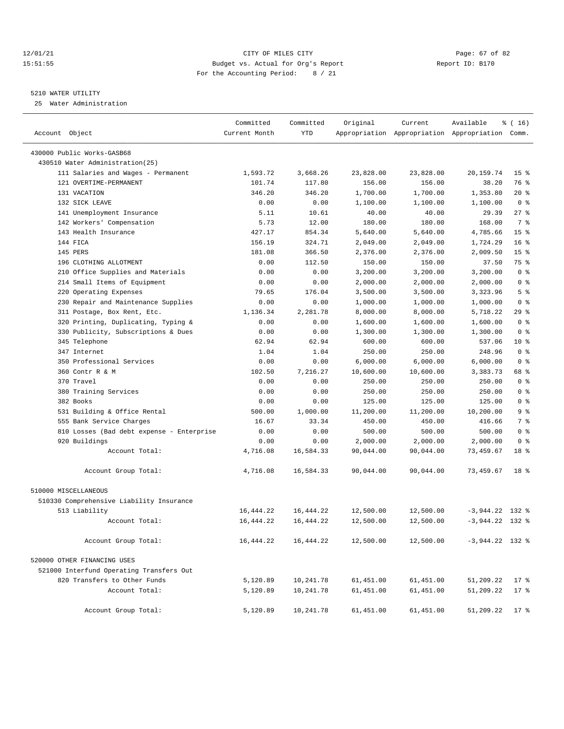12/01/21 CITY OF MILES CITY
15:51:55 Budget vs. Actual for Org's Report Report ID: B170
For the Accounting Period: 8 / 21

5210 WATER UTILITY
25 Water Administration

| Account Object | Committed Current Month | Committed YTD | Original Appropriation | Current Appropriation | Available Appropriation | % ( 16) Comm. |
|---|---|---|---|---|---|---|
| 430000 Public Works-GASB68 | | | | | | |
| 430510 Water Administration(25) | | | | | | |
| 111 Salaries and Wages - Permanent | 1,593.72 | 3,668.26 | 23,828.00 | 23,828.00 | 20,159.74 | 15 % |
| 121 OVERTIME-PERMANENT | 101.74 | 117.80 | 156.00 | 156.00 | 38.20 | 76 % |
| 131 VACATION | 346.20 | 346.20 | 1,700.00 | 1,700.00 | 1,353.80 | 20 % |
| 132 SICK LEAVE | 0.00 | 0.00 | 1,100.00 | 1,100.00 | 1,100.00 | 0 % |
| 141 Unemployment Insurance | 5.11 | 10.61 | 40.00 | 40.00 | 29.39 | 27 % |
| 142 Workers' Compensation | 5.73 | 12.00 | 180.00 | 180.00 | 168.00 | 7 % |
| 143 Health Insurance | 427.17 | 854.34 | 5,640.00 | 5,640.00 | 4,785.66 | 15 % |
| 144 FICA | 156.19 | 324.71 | 2,049.00 | 2,049.00 | 1,724.29 | 16 % |
| 145 PERS | 181.08 | 366.50 | 2,376.00 | 2,376.00 | 2,009.50 | 15 % |
| 196 CLOTHING ALLOTMENT | 0.00 | 112.50 | 150.00 | 150.00 | 37.50 | 75 % |
| 210 Office Supplies and Materials | 0.00 | 0.00 | 3,200.00 | 3,200.00 | 3,200.00 | 0 % |
| 214 Small Items of Equipment | 0.00 | 0.00 | 2,000.00 | 2,000.00 | 2,000.00 | 0 % |
| 220 Operating Expenses | 79.65 | 176.04 | 3,500.00 | 3,500.00 | 3,323.96 | 5 % |
| 230 Repair and Maintenance Supplies | 0.00 | 0.00 | 1,000.00 | 1,000.00 | 1,000.00 | 0 % |
| 311 Postage, Box Rent, Etc. | 1,136.34 | 2,281.78 | 8,000.00 | 8,000.00 | 5,718.22 | 29 % |
| 320 Printing, Duplicating, Typing & | 0.00 | 0.00 | 1,600.00 | 1,600.00 | 1,600.00 | 0 % |
| 330 Publicity, Subscriptions & Dues | 0.00 | 0.00 | 1,300.00 | 1,300.00 | 1,300.00 | 0 % |
| 345 Telephone | 62.94 | 62.94 | 600.00 | 600.00 | 537.06 | 10 % |
| 347 Internet | 1.04 | 1.04 | 250.00 | 250.00 | 248.96 | 0 % |
| 350 Professional Services | 0.00 | 0.00 | 6,000.00 | 6,000.00 | 6,000.00 | 0 % |
| 360 Contr R & M | 102.50 | 7,216.27 | 10,600.00 | 10,600.00 | 3,383.73 | 68 % |
| 370 Travel | 0.00 | 0.00 | 250.00 | 250.00 | 250.00 | 0 % |
| 380 Training Services | 0.00 | 0.00 | 250.00 | 250.00 | 250.00 | 0 % |
| 382 Books | 0.00 | 0.00 | 125.00 | 125.00 | 125.00 | 0 % |
| 531 Building & Office Rental | 500.00 | 1,000.00 | 11,200.00 | 11,200.00 | 10,200.00 | 9 % |
| 555 Bank Service Charges | 16.67 | 33.34 | 450.00 | 450.00 | 416.66 | 7 % |
| 810 Losses (Bad debt expense - Enterprise | 0.00 | 0.00 | 500.00 | 500.00 | 500.00 | 0 % |
| 920 Buildings | 0.00 | 0.00 | 2,000.00 | 2,000.00 | 2,000.00 | 0 % |
| Account Total: | 4,716.08 | 16,584.33 | 90,044.00 | 90,044.00 | 73,459.67 | 18 % |
| Account Group Total: | 4,716.08 | 16,584.33 | 90,044.00 | 90,044.00 | 73,459.67 | 18 % |
| 510000 MISCELLANEOUS | | | | | | |
| 510330 Comprehensive Liability Insurance | | | | | | |
| 513 Liability | 16,444.22 | 16,444.22 | 12,500.00 | 12,500.00 | -3,944.22 | 132 % |
| Account Total: | 16,444.22 | 16,444.22 | 12,500.00 | 12,500.00 | -3,944.22 | 132 % |
| Account Group Total: | 16,444.22 | 16,444.22 | 12,500.00 | 12,500.00 | -3,944.22 | 132 % |
| 520000 OTHER FINANCING USES | | | | | | |
| 521000 Interfund Operating Transfers Out | | | | | | |
| 820 Transfers to Other Funds | 5,120.89 | 10,241.78 | 61,451.00 | 61,451.00 | 51,209.22 | 17 % |
| Account Total: | 5,120.89 | 10,241.78 | 61,451.00 | 61,451.00 | 51,209.22 | 17 % |
| Account Group Total: | 5,120.89 | 10,241.78 | 61,451.00 | 61,451.00 | 51,209.22 | 17 % |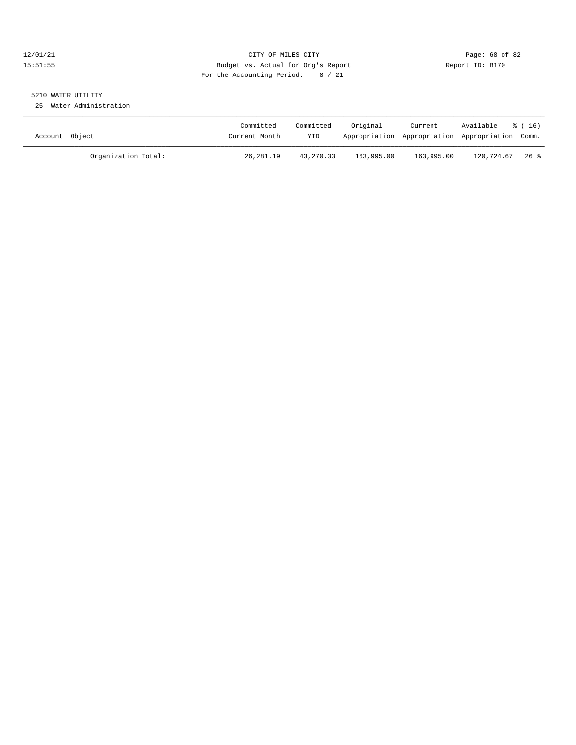CITY OF MILES CITY
Budget vs. Actual for Org's Report
For the Accounting Period: 8 / 21

12/01/21
15:51:55

Report ID: B170

5210 WATER UTILITY
25 Water Administration

| Account Object | Committed Current Month | Committed YTD | Original Appropriation | Current Appropriation | Available Appropriation | % ( 16) Comm. |
|---|---|---|---|---|---|---|
| Organization Total: | 26,281.19 | 43,270.33 | 163,995.00 | 163,995.00 | 120,724.67 | 26 % |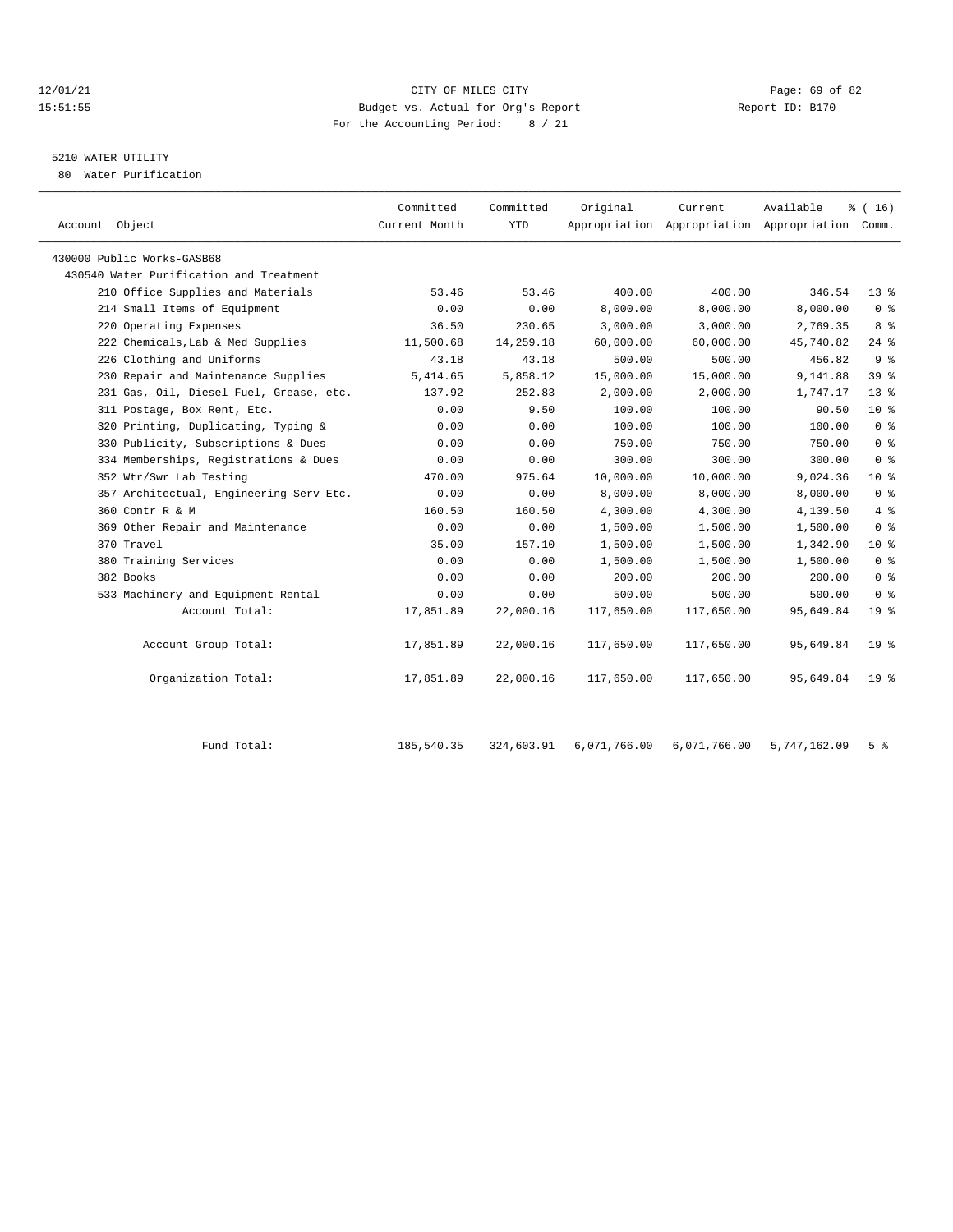CITY OF MILES CITY
Budget vs. Actual for Org's Report
For the Accounting Period: 8 / 21

12/01/21
15:51:55

Report ID: B170

## 5210 WATER UTILITY

80 Water Purification

| Account Object | Committed Current Month | Committed YTD | Original Appropriation | Current Appropriation | Available Appropriation | % ( 16) Comm. |
|---|---|---|---|---|---|---|
| 430000 Public Works-GASB68 | | | | | | |
| 430540 Water Purification and Treatment | | | | | | |
| 210 Office Supplies and Materials | 53.46 | 53.46 | 400.00 | 400.00 | 346.54 | 13 % |
| 214 Small Items of Equipment | 0.00 | 0.00 | 8,000.00 | 8,000.00 | 8,000.00 | 0 % |
| 220 Operating Expenses | 36.50 | 230.65 | 3,000.00 | 3,000.00 | 2,769.35 | 8 % |
| 222 Chemicals,Lab & Med Supplies | 11,500.68 | 14,259.18 | 60,000.00 | 60,000.00 | 45,740.82 | 24 % |
| 226 Clothing and Uniforms | 43.18 | 43.18 | 500.00 | 500.00 | 456.82 | 9 % |
| 230 Repair and Maintenance Supplies | 5,414.65 | 5,858.12 | 15,000.00 | 15,000.00 | 9,141.88 | 39 % |
| 231 Gas, Oil, Diesel Fuel, Grease, etc. | 137.92 | 252.83 | 2,000.00 | 2,000.00 | 1,747.17 | 13 % |
| 311 Postage, Box Rent, Etc. | 0.00 | 9.50 | 100.00 | 100.00 | 90.50 | 10 % |
| 320 Printing, Duplicating, Typing & | 0.00 | 0.00 | 100.00 | 100.00 | 100.00 | 0 % |
| 330 Publicity, Subscriptions & Dues | 0.00 | 0.00 | 750.00 | 750.00 | 750.00 | 0 % |
| 334 Memberships, Registrations & Dues | 0.00 | 0.00 | 300.00 | 300.00 | 300.00 | 0 % |
| 352 Wtr/Swr Lab Testing | 470.00 | 975.64 | 10,000.00 | 10,000.00 | 9,024.36 | 10 % |
| 357 Architectual, Engineering Serv Etc. | 0.00 | 0.00 | 8,000.00 | 8,000.00 | 8,000.00 | 0 % |
| 360 Contr R & M | 160.50 | 160.50 | 4,300.00 | 4,300.00 | 4,139.50 | 4 % |
| 369 Other Repair and Maintenance | 0.00 | 0.00 | 1,500.00 | 1,500.00 | 1,500.00 | 0 % |
| 370 Travel | 35.00 | 157.10 | 1,500.00 | 1,500.00 | 1,342.90 | 10 % |
| 380 Training Services | 0.00 | 0.00 | 1,500.00 | 1,500.00 | 1,500.00 | 0 % |
| 382 Books | 0.00 | 0.00 | 200.00 | 200.00 | 200.00 | 0 % |
| 533 Machinery and Equipment Rental | 0.00 | 0.00 | 500.00 | 500.00 | 500.00 | 0 % |
| Account Total: | 17,851.89 | 22,000.16 | 117,650.00 | 117,650.00 | 95,649.84 | 19 % |
| Account Group Total: | 17,851.89 | 22,000.16 | 117,650.00 | 117,650.00 | 95,649.84 | 19 % |
| Organization Total: | 17,851.89 | 22,000.16 | 117,650.00 | 117,650.00 | 95,649.84 | 19 % |
| Fund Total: | 185,540.35 | 324,603.91 | 6,071,766.00 | 6,071,766.00 | 5,747,162.09 | 5 % |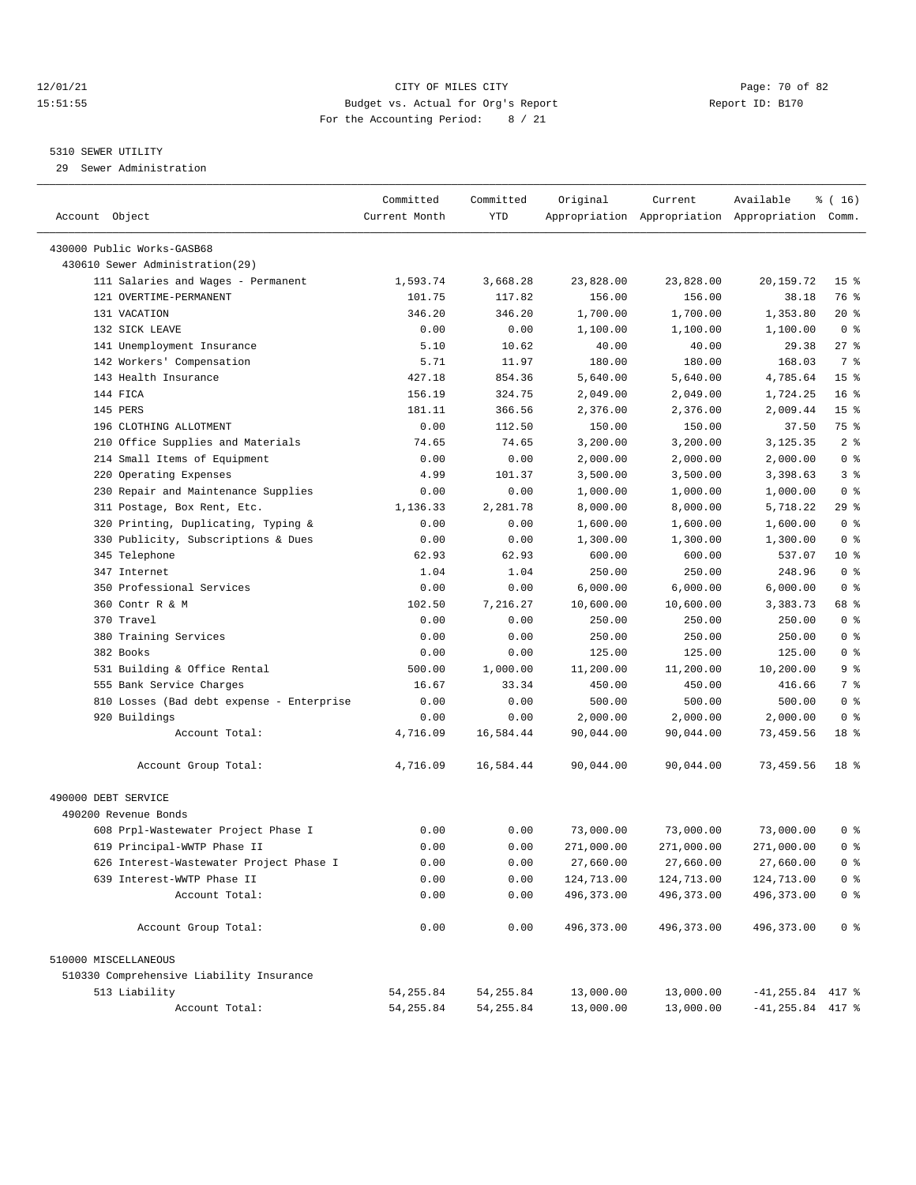12/01/21 CITY OF MILES CITY
15:51:55 Budget vs. Actual for Org's Report Report ID: B170
For the Accounting Period: 8 / 21

5310 SEWER UTILITY

29 Sewer Administration

| Account Object | Committed Current Month | Committed YTD | Original Appropriation | Current Appropriation | Available Appropriation | % ( 16) Comm. |
|---|---|---|---|---|---|---|
| 430000 Public Works-GASB68 | | | | | | |
| 430610 Sewer Administration(29) | | | | | | |
| 111 Salaries and Wages - Permanent | 1,593.74 | 3,668.28 | 23,828.00 | 23,828.00 | 20,159.72 | 15 % |
| 121 OVERTIME-PERMANENT | 101.75 | 117.82 | 156.00 | 156.00 | 38.18 | 76 % |
| 131 VACATION | 346.20 | 346.20 | 1,700.00 | 1,700.00 | 1,353.80 | 20 % |
| 132 SICK LEAVE | 0.00 | 0.00 | 1,100.00 | 1,100.00 | 1,100.00 | 0 % |
| 141 Unemployment Insurance | 5.10 | 10.62 | 40.00 | 40.00 | 29.38 | 27 % |
| 142 Workers' Compensation | 5.71 | 11.97 | 180.00 | 180.00 | 168.03 | 7 % |
| 143 Health Insurance | 427.18 | 854.36 | 5,640.00 | 5,640.00 | 4,785.64 | 15 % |
| 144 FICA | 156.19 | 324.75 | 2,049.00 | 2,049.00 | 1,724.25 | 16 % |
| 145 PERS | 181.11 | 366.56 | 2,376.00 | 2,376.00 | 2,009.44 | 15 % |
| 196 CLOTHING ALLOTMENT | 0.00 | 112.50 | 150.00 | 150.00 | 37.50 | 75 % |
| 210 Office Supplies and Materials | 74.65 | 74.65 | 3,200.00 | 3,200.00 | 3,125.35 | 2 % |
| 214 Small Items of Equipment | 0.00 | 0.00 | 2,000.00 | 2,000.00 | 2,000.00 | 0 % |
| 220 Operating Expenses | 4.99 | 101.37 | 3,500.00 | 3,500.00 | 3,398.63 | 3 % |
| 230 Repair and Maintenance Supplies | 0.00 | 0.00 | 1,000.00 | 1,000.00 | 1,000.00 | 0 % |
| 311 Postage, Box Rent, Etc. | 1,136.33 | 2,281.78 | 8,000.00 | 8,000.00 | 5,718.22 | 29 % |
| 320 Printing, Duplicating, Typing & | 0.00 | 0.00 | 1,600.00 | 1,600.00 | 1,600.00 | 0 % |
| 330 Publicity, Subscriptions & Dues | 0.00 | 0.00 | 1,300.00 | 1,300.00 | 1,300.00 | 0 % |
| 345 Telephone | 62.93 | 62.93 | 600.00 | 600.00 | 537.07 | 10 % |
| 347 Internet | 1.04 | 1.04 | 250.00 | 250.00 | 248.96 | 0 % |
| 350 Professional Services | 0.00 | 0.00 | 6,000.00 | 6,000.00 | 6,000.00 | 0 % |
| 360 Contr R & M | 102.50 | 7,216.27 | 10,600.00 | 10,600.00 | 3,383.73 | 68 % |
| 370 Travel | 0.00 | 0.00 | 250.00 | 250.00 | 250.00 | 0 % |
| 380 Training Services | 0.00 | 0.00 | 250.00 | 250.00 | 250.00 | 0 % |
| 382 Books | 0.00 | 0.00 | 125.00 | 125.00 | 125.00 | 0 % |
| 531 Building & Office Rental | 500.00 | 1,000.00 | 11,200.00 | 11,200.00 | 10,200.00 | 9 % |
| 555 Bank Service Charges | 16.67 | 33.34 | 450.00 | 450.00 | 416.66 | 7 % |
| 810 Losses (Bad debt expense - Enterprise | 0.00 | 0.00 | 500.00 | 500.00 | 500.00 | 0 % |
| 920 Buildings | 0.00 | 0.00 | 2,000.00 | 2,000.00 | 2,000.00 | 0 % |
| Account Total: | 4,716.09 | 16,584.44 | 90,044.00 | 90,044.00 | 73,459.56 | 18 % |
| Account Group Total: | 4,716.09 | 16,584.44 | 90,044.00 | 90,044.00 | 73,459.56 | 18 % |
| 490000 DEBT SERVICE | | | | | | |
| 490200 Revenue Bonds | | | | | | |
| 608 Prpl-Wastewater Project Phase I | 0.00 | 0.00 | 73,000.00 | 73,000.00 | 73,000.00 | 0 % |
| 619 Principal-WWTP Phase II | 0.00 | 0.00 | 271,000.00 | 271,000.00 | 271,000.00 | 0 % |
| 626 Interest-Wastewater Project Phase I | 0.00 | 0.00 | 27,660.00 | 27,660.00 | 27,660.00 | 0 % |
| 639 Interest-WWTP Phase II | 0.00 | 0.00 | 124,713.00 | 124,713.00 | 124,713.00 | 0 % |
| Account Total: | 0.00 | 0.00 | 496,373.00 | 496,373.00 | 496,373.00 | 0 % |
| Account Group Total: | 0.00 | 0.00 | 496,373.00 | 496,373.00 | 496,373.00 | 0 % |
| 510000 MISCELLANEOUS | | | | | | |
| 510330 Comprehensive Liability Insurance | | | | | | |
| 513 Liability | 54,255.84 | 54,255.84 | 13,000.00 | 13,000.00 | -41,255.84 | 417 % |
| Account Total: | 54,255.84 | 54,255.84 | 13,000.00 | 13,000.00 | -41,255.84 | 417 % |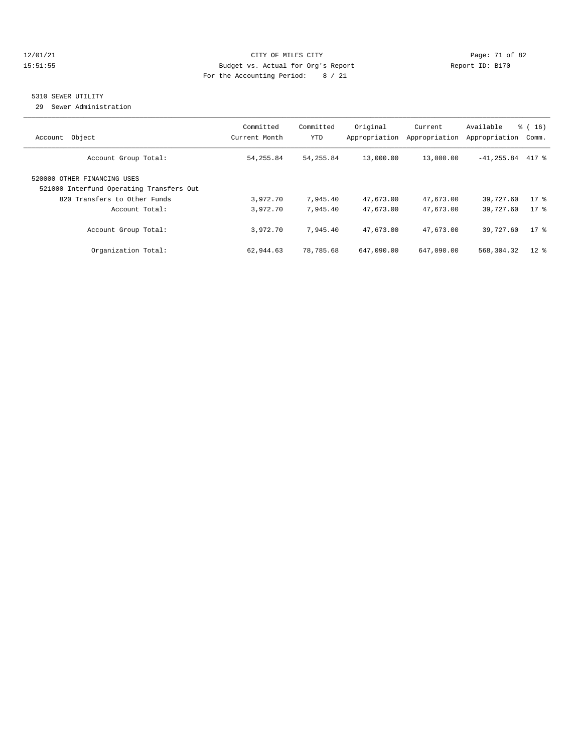CITY OF MILES CITY
Budget vs. Actual for Org's Report
For the Accounting Period: 8 / 21

12/01/21
15:51:55

Report ID: B170

## 5310 SEWER UTILITY

29 Sewer Administration

| Account Object | Committed Current Month | Committed YTD | Original Appropriation | Current Appropriation | Available Appropriation | % ( 16) Comm. |
|---|---|---|---|---|---|---|
| Account Group Total: | 54,255.84 | 54,255.84 | 13,000.00 | 13,000.00 | -41,255.84 | 417 % |
| 520000 OTHER FINANCING USES | | | | | | |
| 521000 Interfund Operating Transfers Out | | | | | | |
| 820 Transfers to Other Funds | 3,972.70 | 7,945.40 | 47,673.00 | 47,673.00 | 39,727.60 | 17 % |
| Account Total: | 3,972.70 | 7,945.40 | 47,673.00 | 47,673.00 | 39,727.60 | 17 % |
| Account Group Total: | 3,972.70 | 7,945.40 | 47,673.00 | 47,673.00 | 39,727.60 | 17 % |
| Organization Total: | 62,944.63 | 78,785.68 | 647,090.00 | 647,090.00 | 568,304.32 | 12 % |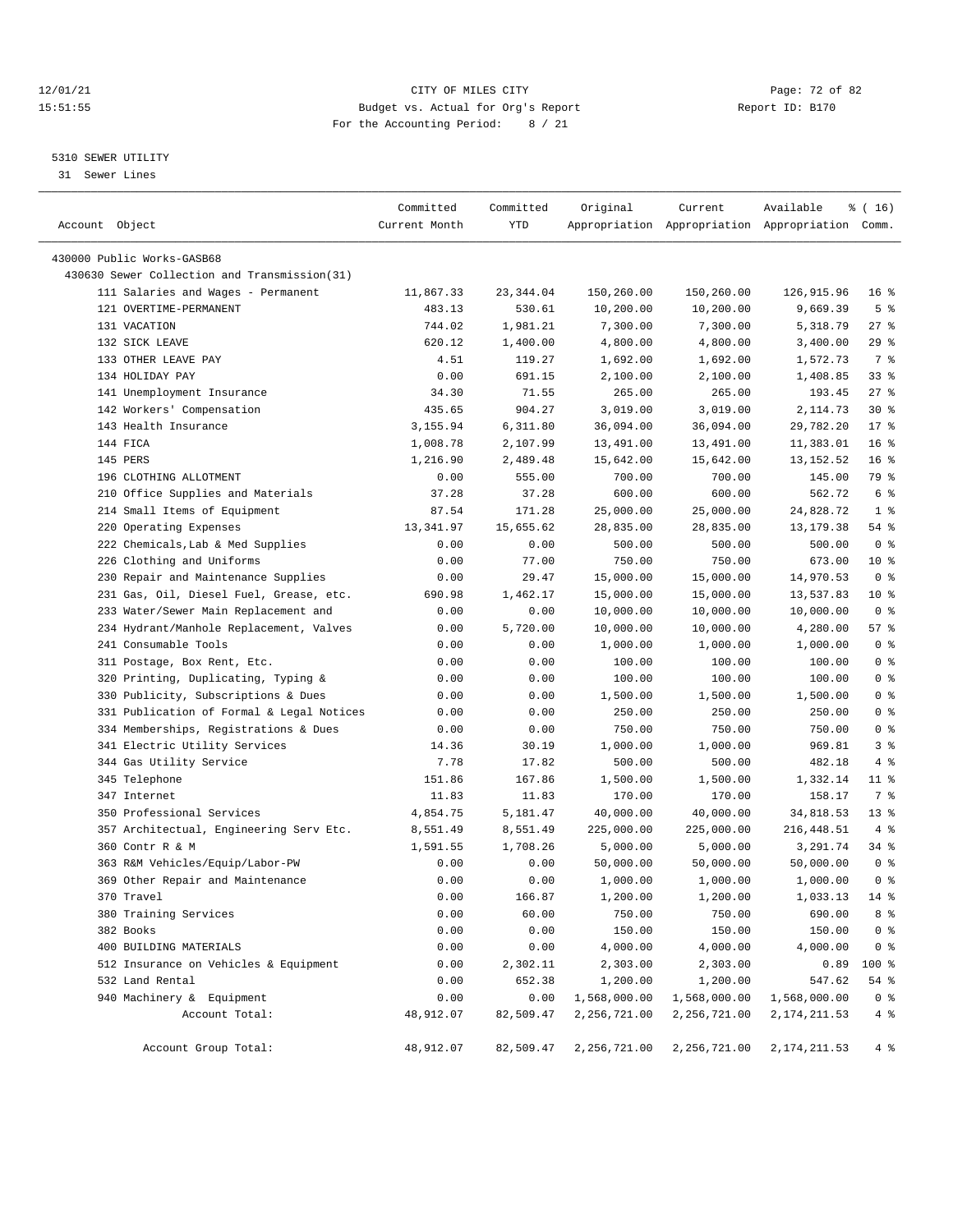12/01/21 CITY OF MILES CITY
15:51:55 Budget vs. Actual for Org's Report Report ID: B170
For the Accounting Period: 8 / 21

## 5310 SEWER UTILITY

31 Sewer Lines

| Account Object | Committed Current Month | Committed YTD | Original Appropriation | Current Appropriation | Available Appropriation | % ( 16) Comm. |
|---|---|---|---|---|---|---|
| 430000 Public Works-GASB68 | | | | | | |
| 430630 Sewer Collection and Transmission(31) | | | | | | |
| 111 Salaries and Wages - Permanent | 11,867.33 | 23,344.04 | 150,260.00 | 150,260.00 | 126,915.96 | 16 % |
| 121 OVERTIME-PERMANENT | 483.13 | 530.61 | 10,200.00 | 10,200.00 | 9,669.39 | 5 % |
| 131 VACATION | 744.02 | 1,981.21 | 7,300.00 | 7,300.00 | 5,318.79 | 27 % |
| 132 SICK LEAVE | 620.12 | 1,400.00 | 4,800.00 | 4,800.00 | 3,400.00 | 29 % |
| 133 OTHER LEAVE PAY | 4.51 | 119.27 | 1,692.00 | 1,692.00 | 1,572.73 | 7 % |
| 134 HOLIDAY PAY | 0.00 | 691.15 | 2,100.00 | 2,100.00 | 1,408.85 | 33 % |
| 141 Unemployment Insurance | 34.30 | 71.55 | 265.00 | 265.00 | 193.45 | 27 % |
| 142 Workers' Compensation | 435.65 | 904.27 | 3,019.00 | 3,019.00 | 2,114.73 | 30 % |
| 143 Health Insurance | 3,155.94 | 6,311.80 | 36,094.00 | 36,094.00 | 29,782.20 | 17 % |
| 144 FICA | 1,008.78 | 2,107.99 | 13,491.00 | 13,491.00 | 11,383.01 | 16 % |
| 145 PERS | 1,216.90 | 2,489.48 | 15,642.00 | 15,642.00 | 13,152.52 | 16 % |
| 196 CLOTHING ALLOTMENT | 0.00 | 555.00 | 700.00 | 700.00 | 145.00 | 79 % |
| 210 Office Supplies and Materials | 37.28 | 37.28 | 600.00 | 600.00 | 562.72 | 6 % |
| 214 Small Items of Equipment | 87.54 | 171.28 | 25,000.00 | 25,000.00 | 24,828.72 | 1 % |
| 220 Operating Expenses | 13,341.97 | 15,655.62 | 28,835.00 | 28,835.00 | 13,179.38 | 54 % |
| 222 Chemicals,Lab & Med Supplies | 0.00 | 0.00 | 500.00 | 500.00 | 500.00 | 0 % |
| 226 Clothing and Uniforms | 0.00 | 77.00 | 750.00 | 750.00 | 673.00 | 10 % |
| 230 Repair and Maintenance Supplies | 0.00 | 29.47 | 15,000.00 | 15,000.00 | 14,970.53 | 0 % |
| 231 Gas, Oil, Diesel Fuel, Grease, etc. | 690.98 | 1,462.17 | 15,000.00 | 15,000.00 | 13,537.83 | 10 % |
| 233 Water/Sewer Main Replacement and | 0.00 | 0.00 | 10,000.00 | 10,000.00 | 10,000.00 | 0 % |
| 234 Hydrant/Manhole Replacement, Valves | 0.00 | 5,720.00 | 10,000.00 | 10,000.00 | 4,280.00 | 57 % |
| 241 Consumable Tools | 0.00 | 0.00 | 1,000.00 | 1,000.00 | 1,000.00 | 0 % |
| 311 Postage, Box Rent, Etc. | 0.00 | 0.00 | 100.00 | 100.00 | 100.00 | 0 % |
| 320 Printing, Duplicating, Typing & | 0.00 | 0.00 | 100.00 | 100.00 | 100.00 | 0 % |
| 330 Publicity, Subscriptions & Dues | 0.00 | 0.00 | 1,500.00 | 1,500.00 | 1,500.00 | 0 % |
| 331 Publication of Formal & Legal Notices | 0.00 | 0.00 | 250.00 | 250.00 | 250.00 | 0 % |
| 334 Memberships, Registrations & Dues | 0.00 | 0.00 | 750.00 | 750.00 | 750.00 | 0 % |
| 341 Electric Utility Services | 14.36 | 30.19 | 1,000.00 | 1,000.00 | 969.81 | 3 % |
| 344 Gas Utility Service | 7.78 | 17.82 | 500.00 | 500.00 | 482.18 | 4 % |
| 345 Telephone | 151.86 | 167.86 | 1,500.00 | 1,500.00 | 1,332.14 | 11 % |
| 347 Internet | 11.83 | 11.83 | 170.00 | 170.00 | 158.17 | 7 % |
| 350 Professional Services | 4,854.75 | 5,181.47 | 40,000.00 | 40,000.00 | 34,818.53 | 13 % |
| 357 Architectual, Engineering Serv Etc. | 8,551.49 | 8,551.49 | 225,000.00 | 225,000.00 | 216,448.51 | 4 % |
| 360 Contr R & M | 1,591.55 | 1,708.26 | 5,000.00 | 5,000.00 | 3,291.74 | 34 % |
| 363 R&M Vehicles/Equip/Labor-PW | 0.00 | 0.00 | 50,000.00 | 50,000.00 | 50,000.00 | 0 % |
| 369 Other Repair and Maintenance | 0.00 | 0.00 | 1,000.00 | 1,000.00 | 1,000.00 | 0 % |
| 370 Travel | 0.00 | 166.87 | 1,200.00 | 1,200.00 | 1,033.13 | 14 % |
| 380 Training Services | 0.00 | 60.00 | 750.00 | 750.00 | 690.00 | 8 % |
| 382 Books | 0.00 | 0.00 | 150.00 | 150.00 | 150.00 | 0 % |
| 400 BUILDING MATERIALS | 0.00 | 0.00 | 4,000.00 | 4,000.00 | 4,000.00 | 0 % |
| 512 Insurance on Vehicles & Equipment | 0.00 | 2,302.11 | 2,303.00 | 2,303.00 | 0.89 | 100 % |
| 532 Land Rental | 0.00 | 652.38 | 1,200.00 | 1,200.00 | 547.62 | 54 % |
| 940 Machinery & Equipment | 0.00 | 0.00 | 1,568,000.00 | 1,568,000.00 | 1,568,000.00 | 0 % |
| Account Total: | 48,912.07 | 82,509.47 | 2,256,721.00 | 2,256,721.00 | 2,174,211.53 | 4 % |
| Account Group Total: | 48,912.07 | 82,509.47 | 2,256,721.00 | 2,256,721.00 | 2,174,211.53 | 4 % |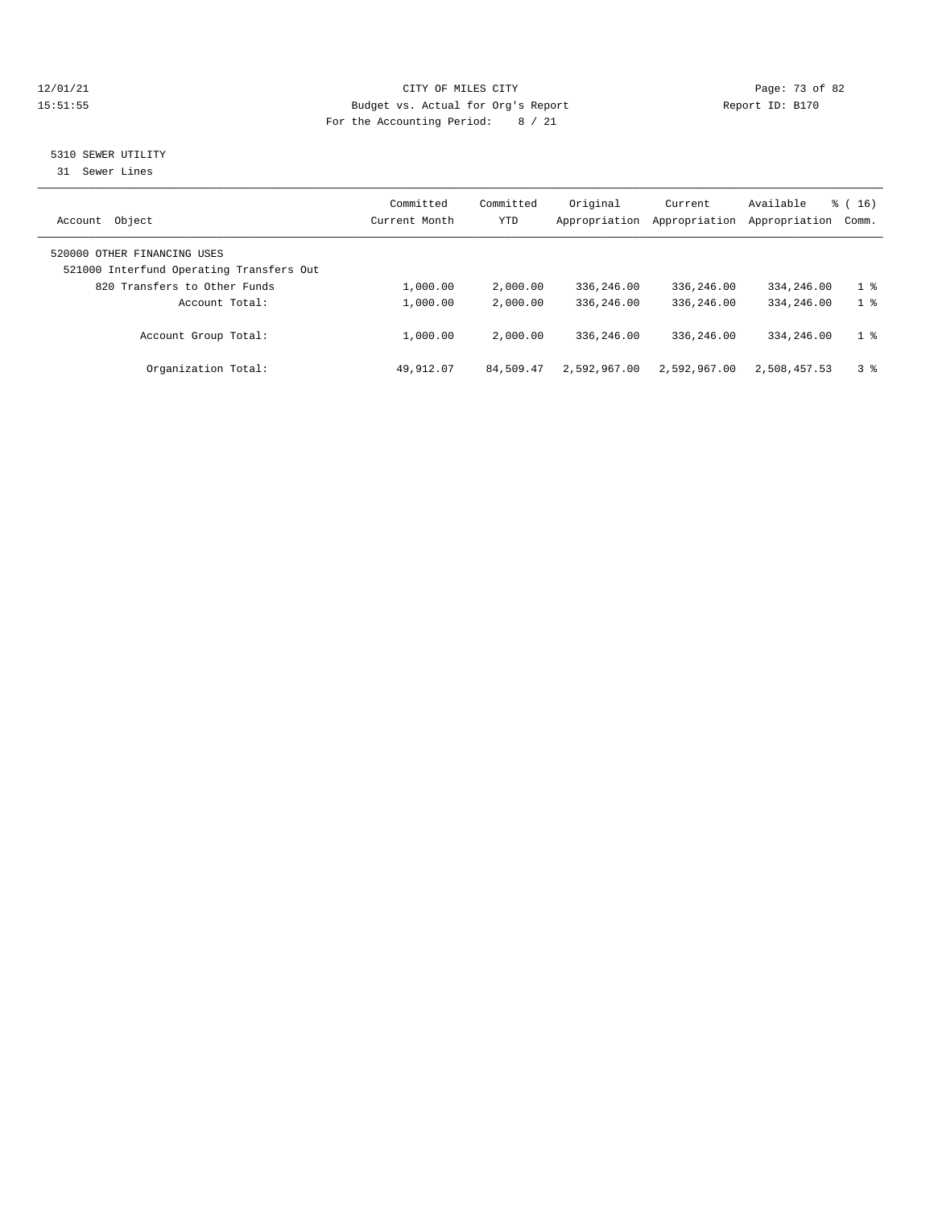CITY OF MILES CITY
Budget vs. Actual for Org's Report
For the Accounting Period: 8 / 21

12/01/21
15:51:55

Report ID: B170

## 5310 SEWER UTILITY

31 Sewer Lines

| Account Object | Committed Current Month | Committed YTD | Original Appropriation | Current Appropriation | Available Appropriation | % ( 16) Comm. |
|---|---|---|---|---|---|---|
| 520000 OTHER FINANCING USES | | | | | | |
| 521000 Interfund Operating Transfers Out | | | | | | |
| 820 Transfers to Other Funds | 1,000.00 | 2,000.00 | 336,246.00 | 336,246.00 | 334,246.00 | 1 % |
| Account Total: | 1,000.00 | 2,000.00 | 336,246.00 | 336,246.00 | 334,246.00 | 1 % |
| Account Group Total: | 1,000.00 | 2,000.00 | 336,246.00 | 336,246.00 | 334,246.00 | 1 % |
| Organization Total: | 49,912.07 | 84,509.47 | 2,592,967.00 | 2,592,967.00 | 2,508,457.53 | 3 % |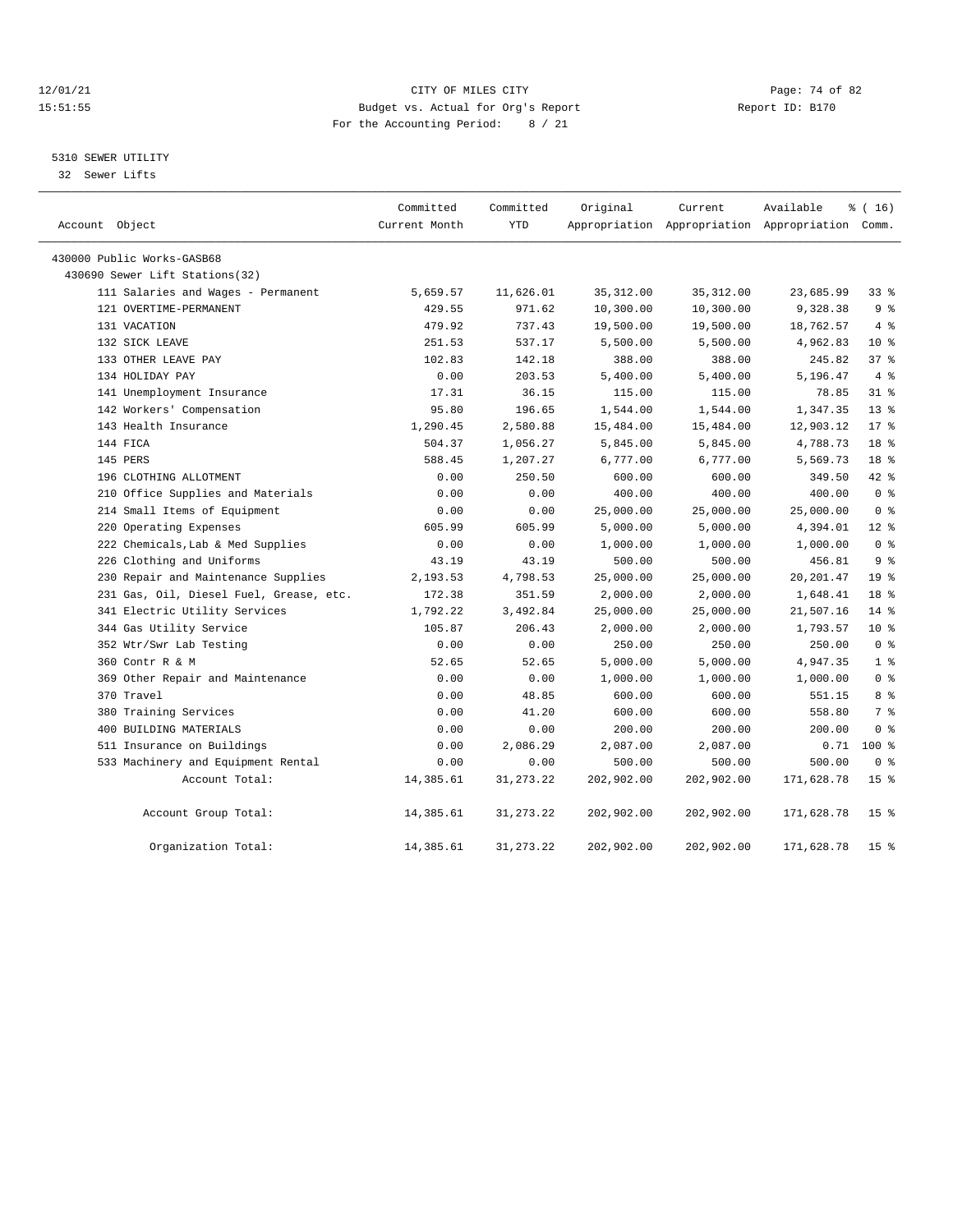# CITY OF MILES CITY

Budget vs. Actual for Org's Report

For the Accounting Period: 8 / 21

12/01/21 15:51:55 — Report ID: B170

## 5310 SEWER UTILITY

32 Sewer Lifts

| Account Object | Committed Current Month | Committed YTD | Original Appropriation | Current Appropriation | Available Appropriation | % ( 16) Comm. |
|---|---|---|---|---|---|---|
| 430000 Public Works-GASB68 | | | | | | |
| 430690 Sewer Lift Stations(32) | | | | | | |
| 111 Salaries and Wages - Permanent | 5,659.57 | 11,626.01 | 35,312.00 | 35,312.00 | 23,685.99 | 33 % |
| 121 OVERTIME-PERMANENT | 429.55 | 971.62 | 10,300.00 | 10,300.00 | 9,328.38 | 9 % |
| 131 VACATION | 479.92 | 737.43 | 19,500.00 | 19,500.00 | 18,762.57 | 4 % |
| 132 SICK LEAVE | 251.53 | 537.17 | 5,500.00 | 5,500.00 | 4,962.83 | 10 % |
| 133 OTHER LEAVE PAY | 102.83 | 142.18 | 388.00 | 388.00 | 245.82 | 37 % |
| 134 HOLIDAY PAY | 0.00 | 203.53 | 5,400.00 | 5,400.00 | 5,196.47 | 4 % |
| 141 Unemployment Insurance | 17.31 | 36.15 | 115.00 | 115.00 | 78.85 | 31 % |
| 142 Workers' Compensation | 95.80 | 196.65 | 1,544.00 | 1,544.00 | 1,347.35 | 13 % |
| 143 Health Insurance | 1,290.45 | 2,580.88 | 15,484.00 | 15,484.00 | 12,903.12 | 17 % |
| 144 FICA | 504.37 | 1,056.27 | 5,845.00 | 5,845.00 | 4,788.73 | 18 % |
| 145 PERS | 588.45 | 1,207.27 | 6,777.00 | 6,777.00 | 5,569.73 | 18 % |
| 196 CLOTHING ALLOTMENT | 0.00 | 250.50 | 600.00 | 600.00 | 349.50 | 42 % |
| 210 Office Supplies and Materials | 0.00 | 0.00 | 400.00 | 400.00 | 400.00 | 0 % |
| 214 Small Items of Equipment | 0.00 | 0.00 | 25,000.00 | 25,000.00 | 25,000.00 | 0 % |
| 220 Operating Expenses | 605.99 | 605.99 | 5,000.00 | 5,000.00 | 4,394.01 | 12 % |
| 222 Chemicals,Lab & Med Supplies | 0.00 | 0.00 | 1,000.00 | 1,000.00 | 1,000.00 | 0 % |
| 226 Clothing and Uniforms | 43.19 | 43.19 | 500.00 | 500.00 | 456.81 | 9 % |
| 230 Repair and Maintenance Supplies | 2,193.53 | 4,798.53 | 25,000.00 | 25,000.00 | 20,201.47 | 19 % |
| 231 Gas, Oil, Diesel Fuel, Grease, etc. | 172.38 | 351.59 | 2,000.00 | 2,000.00 | 1,648.41 | 18 % |
| 341 Electric Utility Services | 1,792.22 | 3,492.84 | 25,000.00 | 25,000.00 | 21,507.16 | 14 % |
| 344 Gas Utility Service | 105.87 | 206.43 | 2,000.00 | 2,000.00 | 1,793.57 | 10 % |
| 352 Wtr/Swr Lab Testing | 0.00 | 0.00 | 250.00 | 250.00 | 250.00 | 0 % |
| 360 Contr R & M | 52.65 | 52.65 | 5,000.00 | 5,000.00 | 4,947.35 | 1 % |
| 369 Other Repair and Maintenance | 0.00 | 0.00 | 1,000.00 | 1,000.00 | 1,000.00 | 0 % |
| 370 Travel | 0.00 | 48.85 | 600.00 | 600.00 | 551.15 | 8 % |
| 380 Training Services | 0.00 | 41.20 | 600.00 | 600.00 | 558.80 | 7 % |
| 400 BUILDING MATERIALS | 0.00 | 0.00 | 200.00 | 200.00 | 200.00 | 0 % |
| 511 Insurance on Buildings | 0.00 | 2,086.29 | 2,087.00 | 2,087.00 | 0.71 | 100 % |
| 533 Machinery and Equipment Rental | 0.00 | 0.00 | 500.00 | 500.00 | 500.00 | 0 % |
| Account Total: | 14,385.61 | 31,273.22 | 202,902.00 | 202,902.00 | 171,628.78 | 15 % |
| Account Group Total: | 14,385.61 | 31,273.22 | 202,902.00 | 202,902.00 | 171,628.78 | 15 % |
| Organization Total: | 14,385.61 | 31,273.22 | 202,902.00 | 202,902.00 | 171,628.78 | 15 % |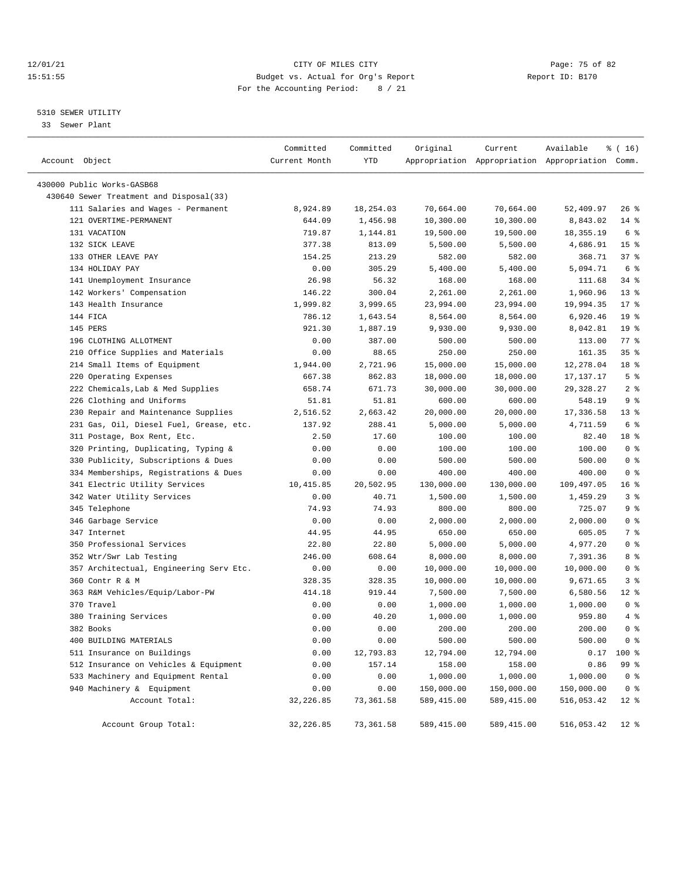12/01/21 CITY OF MILES CITY
15:51:55 Budget vs. Actual for Org's Report Report ID: B170
For the Accounting Period: 8 / 21

## 5310 SEWER UTILITY

33 Sewer Plant

| Account Object | Committed Current Month | Committed YTD | Original Appropriation | Current Appropriation | Available Appropriation | % ( 16) Comm. |
|---|---|---|---|---|---|---|
| 430000 Public Works-GASB68 | | | | | | |
| 430640 Sewer Treatment and Disposal(33) | | | | | | |
| 111 Salaries and Wages - Permanent | 8,924.89 | 18,254.03 | 70,664.00 | 70,664.00 | 52,409.97 | 26 % |
| 121 OVERTIME-PERMANENT | 644.09 | 1,456.98 | 10,300.00 | 10,300.00 | 8,843.02 | 14 % |
| 131 VACATION | 719.87 | 1,144.81 | 19,500.00 | 19,500.00 | 18,355.19 | 6 % |
| 132 SICK LEAVE | 377.38 | 813.09 | 5,500.00 | 5,500.00 | 4,686.91 | 15 % |
| 133 OTHER LEAVE PAY | 154.25 | 213.29 | 582.00 | 582.00 | 368.71 | 37 % |
| 134 HOLIDAY PAY | 0.00 | 305.29 | 5,400.00 | 5,400.00 | 5,094.71 | 6 % |
| 141 Unemployment Insurance | 26.98 | 56.32 | 168.00 | 168.00 | 111.68 | 34 % |
| 142 Workers' Compensation | 146.22 | 300.04 | 2,261.00 | 2,261.00 | 1,960.96 | 13 % |
| 143 Health Insurance | 1,999.82 | 3,999.65 | 23,994.00 | 23,994.00 | 19,994.35 | 17 % |
| 144 FICA | 786.12 | 1,643.54 | 8,564.00 | 8,564.00 | 6,920.46 | 19 % |
| 145 PERS | 921.30 | 1,887.19 | 9,930.00 | 9,930.00 | 8,042.81 | 19 % |
| 196 CLOTHING ALLOTMENT | 0.00 | 387.00 | 500.00 | 500.00 | 113.00 | 77 % |
| 210 Office Supplies and Materials | 0.00 | 88.65 | 250.00 | 250.00 | 161.35 | 35 % |
| 214 Small Items of Equipment | 1,944.00 | 2,721.96 | 15,000.00 | 15,000.00 | 12,278.04 | 18 % |
| 220 Operating Expenses | 667.38 | 862.83 | 18,000.00 | 18,000.00 | 17,137.17 | 5 % |
| 222 Chemicals,Lab & Med Supplies | 658.74 | 671.73 | 30,000.00 | 30,000.00 | 29,328.27 | 2 % |
| 226 Clothing and Uniforms | 51.81 | 51.81 | 600.00 | 600.00 | 548.19 | 9 % |
| 230 Repair and Maintenance Supplies | 2,516.52 | 2,663.42 | 20,000.00 | 20,000.00 | 17,336.58 | 13 % |
| 231 Gas, Oil, Diesel Fuel, Grease, etc. | 137.92 | 288.41 | 5,000.00 | 5,000.00 | 4,711.59 | 6 % |
| 311 Postage, Box Rent, Etc. | 2.50 | 17.60 | 100.00 | 100.00 | 82.40 | 18 % |
| 320 Printing, Duplicating, Typing & | 0.00 | 0.00 | 100.00 | 100.00 | 100.00 | 0 % |
| 330 Publicity, Subscriptions & Dues | 0.00 | 0.00 | 500.00 | 500.00 | 500.00 | 0 % |
| 334 Memberships, Registrations & Dues | 0.00 | 0.00 | 400.00 | 400.00 | 400.00 | 0 % |
| 341 Electric Utility Services | 10,415.85 | 20,502.95 | 130,000.00 | 130,000.00 | 109,497.05 | 16 % |
| 342 Water Utility Services | 0.00 | 40.71 | 1,500.00 | 1,500.00 | 1,459.29 | 3 % |
| 345 Telephone | 74.93 | 74.93 | 800.00 | 800.00 | 725.07 | 9 % |
| 346 Garbage Service | 0.00 | 0.00 | 2,000.00 | 2,000.00 | 2,000.00 | 0 % |
| 347 Internet | 44.95 | 44.95 | 650.00 | 650.00 | 605.05 | 7 % |
| 350 Professional Services | 22.80 | 22.80 | 5,000.00 | 5,000.00 | 4,977.20 | 0 % |
| 352 Wtr/Swr Lab Testing | 246.00 | 608.64 | 8,000.00 | 8,000.00 | 7,391.36 | 8 % |
| 357 Architectual, Engineering Serv Etc. | 0.00 | 0.00 | 10,000.00 | 10,000.00 | 10,000.00 | 0 % |
| 360 Contr R & M | 328.35 | 328.35 | 10,000.00 | 10,000.00 | 9,671.65 | 3 % |
| 363 R&M Vehicles/Equip/Labor-PW | 414.18 | 919.44 | 7,500.00 | 7,500.00 | 6,580.56 | 12 % |
| 370 Travel | 0.00 | 0.00 | 1,000.00 | 1,000.00 | 1,000.00 | 0 % |
| 380 Training Services | 0.00 | 40.20 | 1,000.00 | 1,000.00 | 959.80 | 4 % |
| 382 Books | 0.00 | 0.00 | 200.00 | 200.00 | 200.00 | 0 % |
| 400 BUILDING MATERIALS | 0.00 | 0.00 | 500.00 | 500.00 | 500.00 | 0 % |
| 511 Insurance on Buildings | 0.00 | 12,793.83 | 12,794.00 | 12,794.00 | 0.17 | 100 % |
| 512 Insurance on Vehicles & Equipment | 0.00 | 157.14 | 158.00 | 158.00 | 0.86 | 99 % |
| 533 Machinery and Equipment Rental | 0.00 | 0.00 | 1,000.00 | 1,000.00 | 1,000.00 | 0 % |
| 940 Machinery & Equipment | 0.00 | 0.00 | 150,000.00 | 150,000.00 | 150,000.00 | 0 % |
| Account Total: | 32,226.85 | 73,361.58 | 589,415.00 | 589,415.00 | 516,053.42 | 12 % |
| Account Group Total: | 32,226.85 | 73,361.58 | 589,415.00 | 589,415.00 | 516,053.42 | 12 % |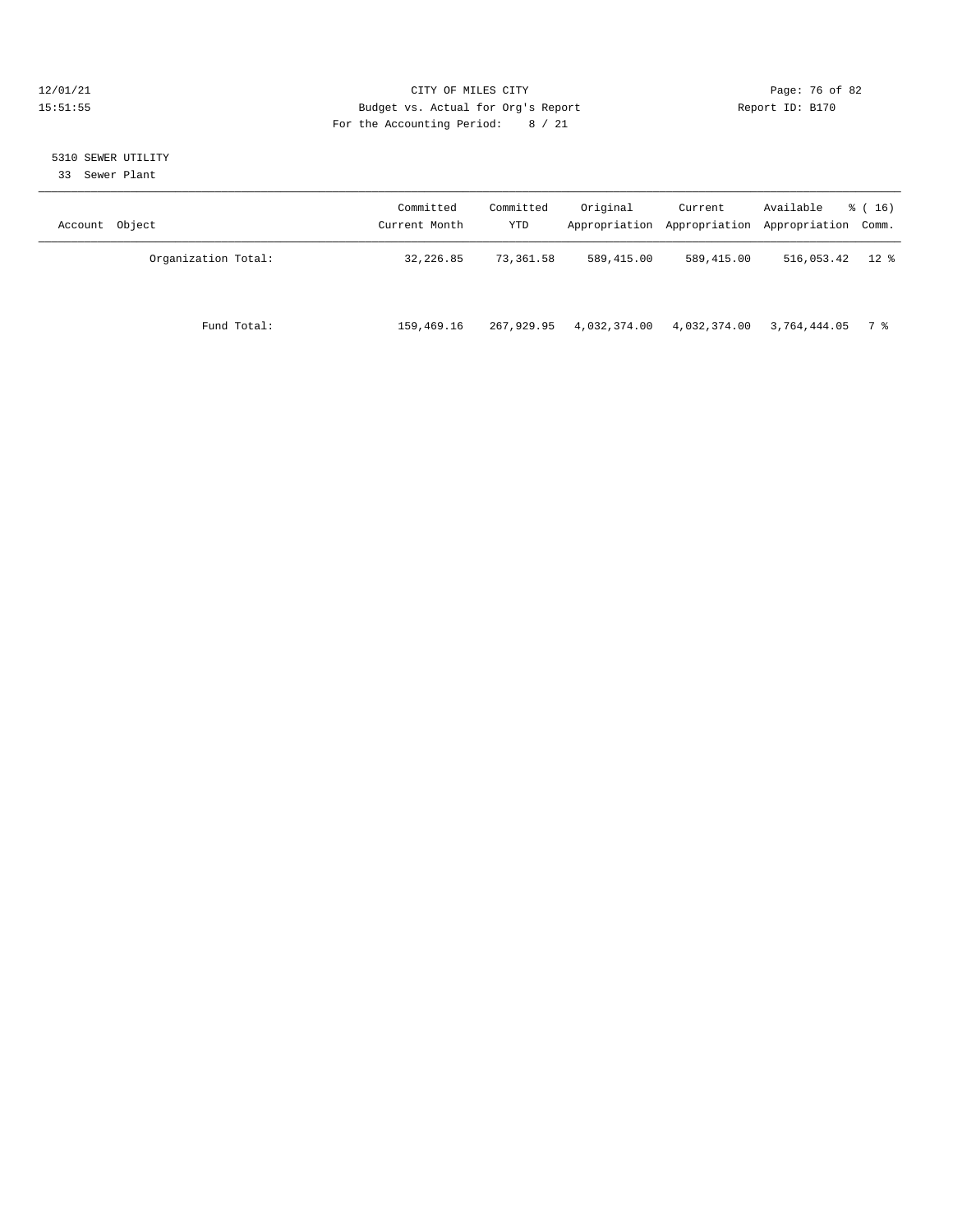CITY OF MILES CITY
Budget vs. Actual for Org's Report
For the Accounting Period: 8 / 21

12/01/21
15:51:55

Report ID: B170

5310 SEWER UTILITY
33 Sewer Plant

| Account Object | Committed Current Month | Committed YTD | Original Appropriation | Current Appropriation | Available Appropriation | % ( 16) Comm. |
|---|---|---|---|---|---|---|
| Organization Total: | 32,226.85 | 73,361.58 | 589,415.00 | 589,415.00 | 516,053.42 | 12 % |
| Fund Total: | 159,469.16 | 267,929.95 | 4,032,374.00 | 4,032,374.00 | 3,764,444.05 | 7 % |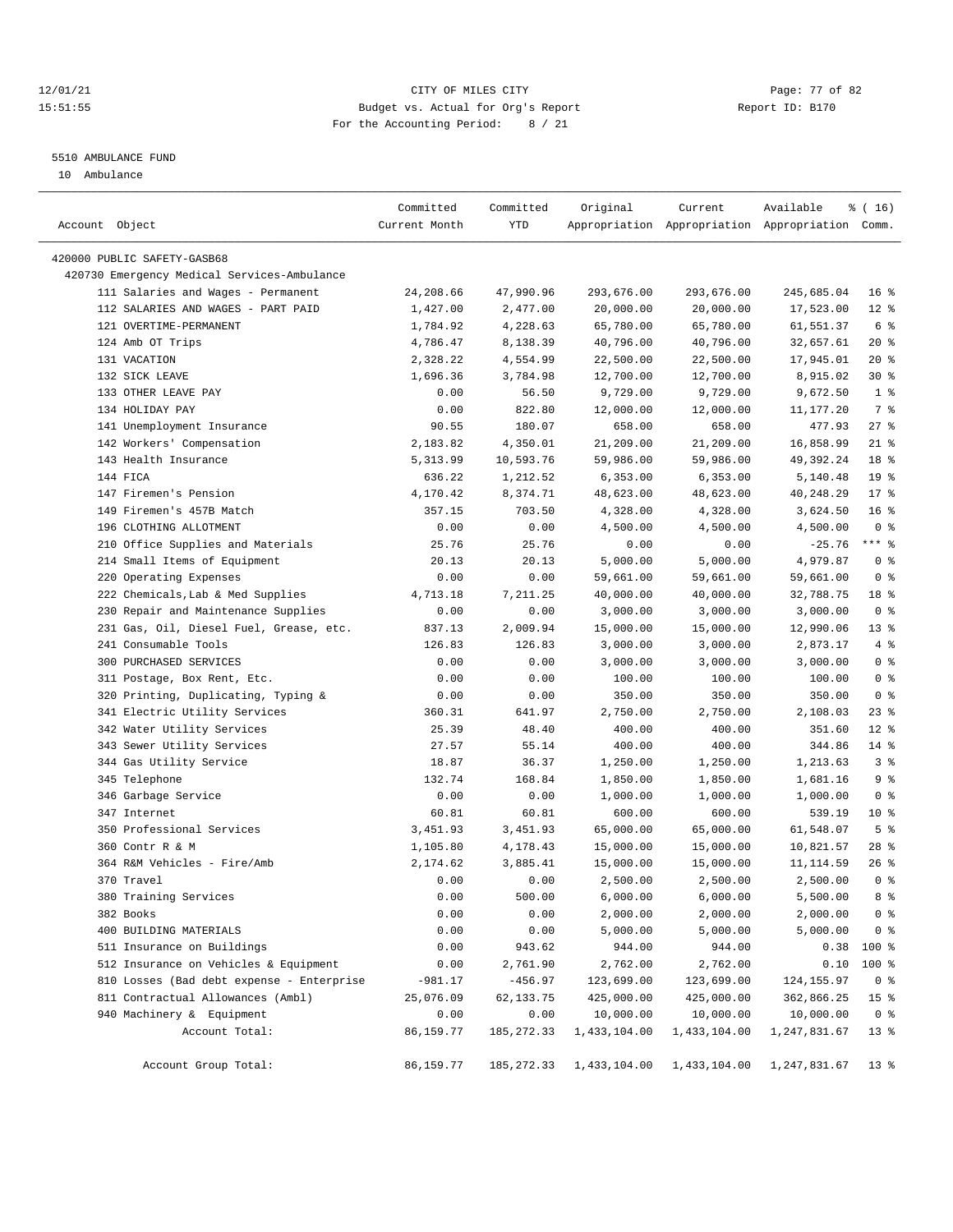CITY OF MILES CITY
Budget vs. Actual for Org's Report
For the Accounting Period: 8 / 21

12/01/21 15:51:55 — Report ID: B170

## 5510 AMBULANCE FUND

10 Ambulance

| Account Object | Committed Current Month | Committed YTD | Original Appropriation | Current Appropriation | Available Appropriation | % ( 16) Comm. |
|---|---|---|---|---|---|---|
| 420000 PUBLIC SAFETY-GASB68 | | | | | | |
| 420730 Emergency Medical Services-Ambulance | | | | | | |
| 111 Salaries and Wages - Permanent | 24,208.66 | 47,990.96 | 293,676.00 | 293,676.00 | 245,685.04 | 16 % |
| 112 SALARIES AND WAGES - PART PAID | 1,427.00 | 2,477.00 | 20,000.00 | 20,000.00 | 17,523.00 | 12 % |
| 121 OVERTIME-PERMANENT | 1,784.92 | 4,228.63 | 65,780.00 | 65,780.00 | 61,551.37 | 6 % |
| 124 Amb OT Trips | 4,786.47 | 8,138.39 | 40,796.00 | 40,796.00 | 32,657.61 | 20 % |
| 131 VACATION | 2,328.22 | 4,554.99 | 22,500.00 | 22,500.00 | 17,945.01 | 20 % |
| 132 SICK LEAVE | 1,696.36 | 3,784.98 | 12,700.00 | 12,700.00 | 8,915.02 | 30 % |
| 133 OTHER LEAVE PAY | 0.00 | 56.50 | 9,729.00 | 9,729.00 | 9,672.50 | 1 % |
| 134 HOLIDAY PAY | 0.00 | 822.80 | 12,000.00 | 12,000.00 | 11,177.20 | 7 % |
| 141 Unemployment Insurance | 90.55 | 180.07 | 658.00 | 658.00 | 477.93 | 27 % |
| 142 Workers' Compensation | 2,183.82 | 4,350.01 | 21,209.00 | 21,209.00 | 16,858.99 | 21 % |
| 143 Health Insurance | 5,313.99 | 10,593.76 | 59,986.00 | 59,986.00 | 49,392.24 | 18 % |
| 144 FICA | 636.22 | 1,212.52 | 6,353.00 | 6,353.00 | 5,140.48 | 19 % |
| 147 Firemen's Pension | 4,170.42 | 8,374.71 | 48,623.00 | 48,623.00 | 40,248.29 | 17 % |
| 149 Firemen's 457B Match | 357.15 | 703.50 | 4,328.00 | 4,328.00 | 3,624.50 | 16 % |
| 196 CLOTHING ALLOTMENT | 0.00 | 0.00 | 4,500.00 | 4,500.00 | 4,500.00 | 0 % |
| 210 Office Supplies and Materials | 25.76 | 25.76 | 0.00 | 0.00 | -25.76 | *** % |
| 214 Small Items of Equipment | 20.13 | 20.13 | 5,000.00 | 5,000.00 | 4,979.87 | 0 % |
| 220 Operating Expenses | 0.00 | 0.00 | 59,661.00 | 59,661.00 | 59,661.00 | 0 % |
| 222 Chemicals,Lab & Med Supplies | 4,713.18 | 7,211.25 | 40,000.00 | 40,000.00 | 32,788.75 | 18 % |
| 230 Repair and Maintenance Supplies | 0.00 | 0.00 | 3,000.00 | 3,000.00 | 3,000.00 | 0 % |
| 231 Gas, Oil, Diesel Fuel, Grease, etc. | 837.13 | 2,009.94 | 15,000.00 | 15,000.00 | 12,990.06 | 13 % |
| 241 Consumable Tools | 126.83 | 126.83 | 3,000.00 | 3,000.00 | 2,873.17 | 4 % |
| 300 PURCHASED SERVICES | 0.00 | 0.00 | 3,000.00 | 3,000.00 | 3,000.00 | 0 % |
| 311 Postage, Box Rent, Etc. | 0.00 | 0.00 | 100.00 | 100.00 | 100.00 | 0 % |
| 320 Printing, Duplicating, Typing & | 0.00 | 0.00 | 350.00 | 350.00 | 350.00 | 0 % |
| 341 Electric Utility Services | 360.31 | 641.97 | 2,750.00 | 2,750.00 | 2,108.03 | 23 % |
| 342 Water Utility Services | 25.39 | 48.40 | 400.00 | 400.00 | 351.60 | 12 % |
| 343 Sewer Utility Services | 27.57 | 55.14 | 400.00 | 400.00 | 344.86 | 14 % |
| 344 Gas Utility Service | 18.87 | 36.37 | 1,250.00 | 1,250.00 | 1,213.63 | 3 % |
| 345 Telephone | 132.74 | 168.84 | 1,850.00 | 1,850.00 | 1,681.16 | 9 % |
| 346 Garbage Service | 0.00 | 0.00 | 1,000.00 | 1,000.00 | 1,000.00 | 0 % |
| 347 Internet | 60.81 | 60.81 | 600.00 | 600.00 | 539.19 | 10 % |
| 350 Professional Services | 3,451.93 | 3,451.93 | 65,000.00 | 65,000.00 | 61,548.07 | 5 % |
| 360 Contr R & M | 1,105.80 | 4,178.43 | 15,000.00 | 15,000.00 | 10,821.57 | 28 % |
| 364 R&M Vehicles - Fire/Amb | 2,174.62 | 3,885.41 | 15,000.00 | 15,000.00 | 11,114.59 | 26 % |
| 370 Travel | 0.00 | 0.00 | 2,500.00 | 2,500.00 | 2,500.00 | 0 % |
| 380 Training Services | 0.00 | 500.00 | 6,000.00 | 6,000.00 | 5,500.00 | 8 % |
| 382 Books | 0.00 | 0.00 | 2,000.00 | 2,000.00 | 2,000.00 | 0 % |
| 400 BUILDING MATERIALS | 0.00 | 0.00 | 5,000.00 | 5,000.00 | 5,000.00 | 0 % |
| 511 Insurance on Buildings | 0.00 | 943.62 | 944.00 | 944.00 | 0.38 | 100 % |
| 512 Insurance on Vehicles & Equipment | 0.00 | 2,761.90 | 2,762.00 | 2,762.00 | 0.10 | 100 % |
| 810 Losses (Bad debt expense - Enterprise | -981.17 | -456.97 | 123,699.00 | 123,699.00 | 124,155.97 | 0 % |
| 811 Contractual Allowances (Ambl) | 25,076.09 | 62,133.75 | 425,000.00 | 425,000.00 | 362,866.25 | 15 % |
| 940 Machinery & Equipment | 0.00 | 0.00 | 10,000.00 | 10,000.00 | 10,000.00 | 0 % |
| Account Total: | 86,159.77 | 185,272.33 | 1,433,104.00 | 1,433,104.00 | 1,247,831.67 | 13 % |
| Account Group Total: | 86,159.77 | 185,272.33 | 1,433,104.00 | 1,433,104.00 | 1,247,831.67 | 13 % |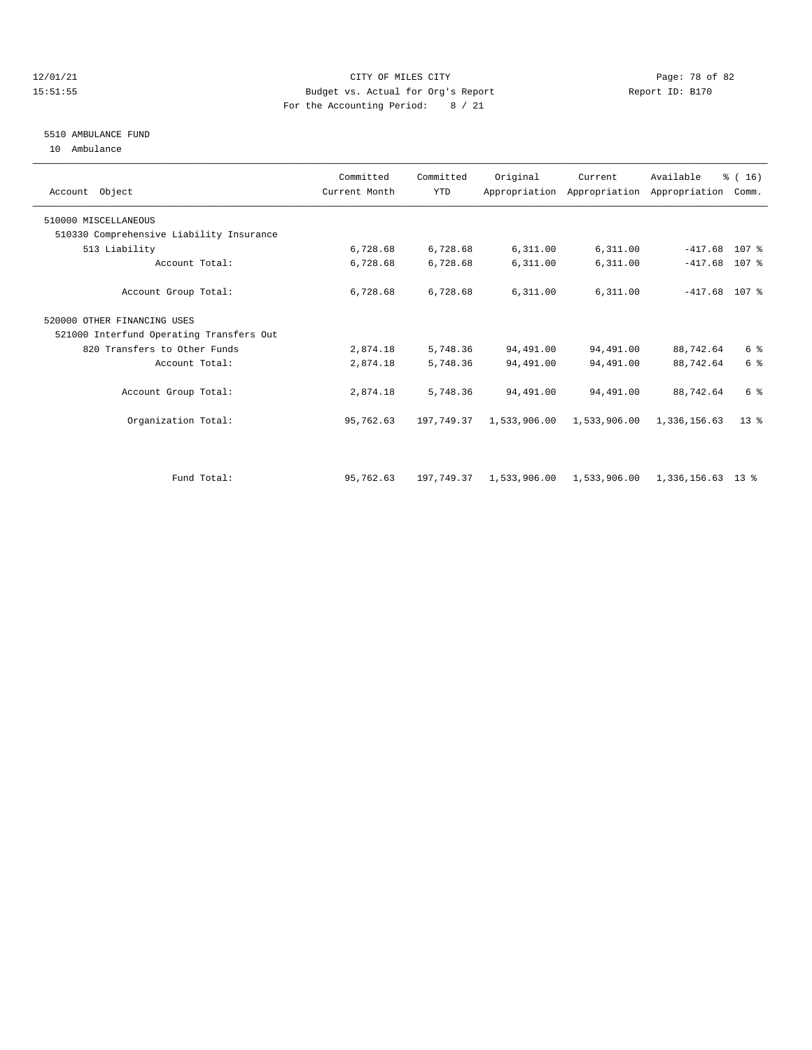CITY OF MILES CITY
Budget vs. Actual for Org's Report
For the Accounting Period: 8 / 21

Report ID: B170

## 5510 AMBULANCE FUND

10 Ambulance

| Account Object | Committed Current Month | Committed YTD | Original Appropriation | Current Appropriation | Available Appropriation | % ( 16) Comm. |
|---|---|---|---|---|---|---|
| 510000 MISCELLANEOUS | | | | | | |
| 510330 Comprehensive Liability Insurance | | | | | | |
| 513 Liability | 6,728.68 | 6,728.68 | 6,311.00 | 6,311.00 | -417.68 | 107 % |
| Account Total: | 6,728.68 | 6,728.68 | 6,311.00 | 6,311.00 | -417.68 | 107 % |
| Account Group Total: | 6,728.68 | 6,728.68 | 6,311.00 | 6,311.00 | -417.68 | 107 % |
| 520000 OTHER FINANCING USES | | | | | | |
| 521000 Interfund Operating Transfers Out | | | | | | |
| 820 Transfers to Other Funds | 2,874.18 | 5,748.36 | 94,491.00 | 94,491.00 | 88,742.64 | 6 % |
| Account Total: | 2,874.18 | 5,748.36 | 94,491.00 | 94,491.00 | 88,742.64 | 6 % |
| Account Group Total: | 2,874.18 | 5,748.36 | 94,491.00 | 94,491.00 | 88,742.64 | 6 % |
| Organization Total: | 95,762.63 | 197,749.37 | 1,533,906.00 | 1,533,906.00 | 1,336,156.63 | 13 % |
| Fund Total: | 95,762.63 | 197,749.37 | 1,533,906.00 | 1,533,906.00 | 1,336,156.63 | 13 % |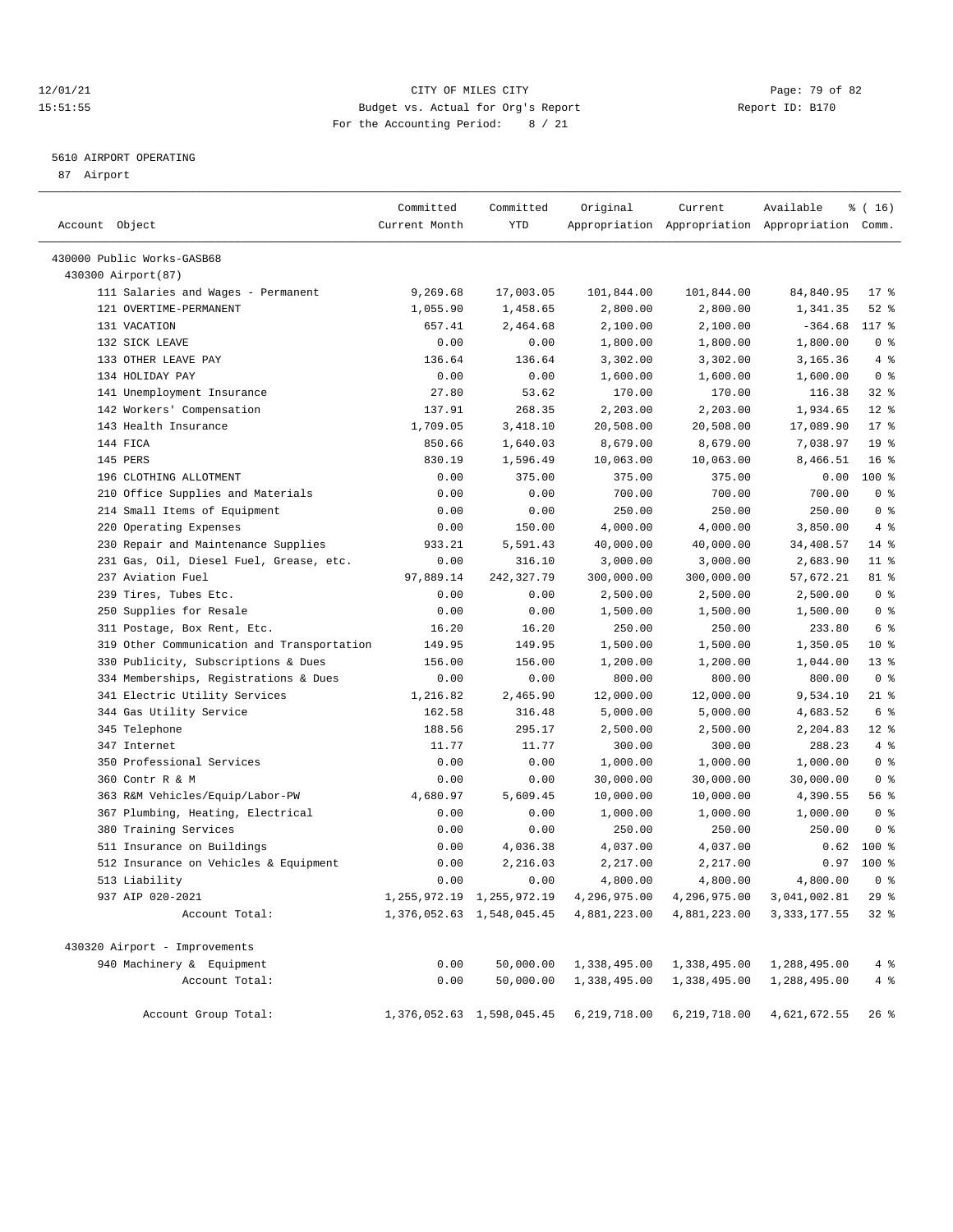CITY OF MILES CITY
Budget vs. Actual for Org's Report
For the Accounting Period: 8 / 21

12/01/21
15:51:55

Report ID: B170

## 5610 AIRPORT OPERATING

87 Airport

| Account Object | Committed Current Month | Committed YTD | Original Appropriation | Current Appropriation | Available Appropriation | % ( 16) Comm. |
|---|---|---|---|---|---|---|
| 430000 Public Works-GASB68 | | | | | | |
| 430300 Airport(87) | | | | | | |
| 111 Salaries and Wages - Permanent | 9,269.68 | 17,003.05 | 101,844.00 | 101,844.00 | 84,840.95 | 17 % |
| 121 OVERTIME-PERMANENT | 1,055.90 | 1,458.65 | 2,800.00 | 2,800.00 | 1,341.35 | 52 % |
| 131 VACATION | 657.41 | 2,464.68 | 2,100.00 | 2,100.00 | -364.68 | 117 % |
| 132 SICK LEAVE | 0.00 | 0.00 | 1,800.00 | 1,800.00 | 1,800.00 | 0 % |
| 133 OTHER LEAVE PAY | 136.64 | 136.64 | 3,302.00 | 3,302.00 | 3,165.36 | 4 % |
| 134 HOLIDAY PAY | 0.00 | 0.00 | 1,600.00 | 1,600.00 | 1,600.00 | 0 % |
| 141 Unemployment Insurance | 27.80 | 53.62 | 170.00 | 170.00 | 116.38 | 32 % |
| 142 Workers' Compensation | 137.91 | 268.35 | 2,203.00 | 2,203.00 | 1,934.65 | 12 % |
| 143 Health Insurance | 1,709.05 | 3,418.10 | 20,508.00 | 20,508.00 | 17,089.90 | 17 % |
| 144 FICA | 850.66 | 1,640.03 | 8,679.00 | 8,679.00 | 7,038.97 | 19 % |
| 145 PERS | 830.19 | 1,596.49 | 10,063.00 | 10,063.00 | 8,466.51 | 16 % |
| 196 CLOTHING ALLOTMENT | 0.00 | 375.00 | 375.00 | 375.00 | 0.00 | 100 % |
| 210 Office Supplies and Materials | 0.00 | 0.00 | 700.00 | 700.00 | 700.00 | 0 % |
| 214 Small Items of Equipment | 0.00 | 0.00 | 250.00 | 250.00 | 250.00 | 0 % |
| 220 Operating Expenses | 0.00 | 150.00 | 4,000.00 | 4,000.00 | 3,850.00 | 4 % |
| 230 Repair and Maintenance Supplies | 933.21 | 5,591.43 | 40,000.00 | 40,000.00 | 34,408.57 | 14 % |
| 231 Gas, Oil, Diesel Fuel, Grease, etc. | 0.00 | 316.10 | 3,000.00 | 3,000.00 | 2,683.90 | 11 % |
| 237 Aviation Fuel | 97,889.14 | 242,327.79 | 300,000.00 | 300,000.00 | 57,672.21 | 81 % |
| 239 Tires, Tubes Etc. | 0.00 | 0.00 | 2,500.00 | 2,500.00 | 2,500.00 | 0 % |
| 250 Supplies for Resale | 0.00 | 0.00 | 1,500.00 | 1,500.00 | 1,500.00 | 0 % |
| 311 Postage, Box Rent, Etc. | 16.20 | 16.20 | 250.00 | 250.00 | 233.80 | 6 % |
| 319 Other Communication and Transportation | 149.95 | 149.95 | 1,500.00 | 1,500.00 | 1,350.05 | 10 % |
| 330 Publicity, Subscriptions & Dues | 156.00 | 156.00 | 1,200.00 | 1,200.00 | 1,044.00 | 13 % |
| 334 Memberships, Registrations & Dues | 0.00 | 0.00 | 800.00 | 800.00 | 800.00 | 0 % |
| 341 Electric Utility Services | 1,216.82 | 2,465.90 | 12,000.00 | 12,000.00 | 9,534.10 | 21 % |
| 344 Gas Utility Service | 162.58 | 316.48 | 5,000.00 | 5,000.00 | 4,683.52 | 6 % |
| 345 Telephone | 188.56 | 295.17 | 2,500.00 | 2,500.00 | 2,204.83 | 12 % |
| 347 Internet | 11.77 | 11.77 | 300.00 | 300.00 | 288.23 | 4 % |
| 350 Professional Services | 0.00 | 0.00 | 1,000.00 | 1,000.00 | 1,000.00 | 0 % |
| 360 Contr R & M | 0.00 | 0.00 | 30,000.00 | 30,000.00 | 30,000.00 | 0 % |
| 363 R&M Vehicles/Equip/Labor-PW | 4,680.97 | 5,609.45 | 10,000.00 | 10,000.00 | 4,390.55 | 56 % |
| 367 Plumbing, Heating, Electrical | 0.00 | 0.00 | 1,000.00 | 1,000.00 | 1,000.00 | 0 % |
| 380 Training Services | 0.00 | 0.00 | 250.00 | 250.00 | 250.00 | 0 % |
| 511 Insurance on Buildings | 0.00 | 4,036.38 | 4,037.00 | 4,037.00 | 0.62 | 100 % |
| 512 Insurance on Vehicles & Equipment | 0.00 | 2,216.03 | 2,217.00 | 2,217.00 | 0.97 | 100 % |
| 513 Liability | 0.00 | 0.00 | 4,800.00 | 4,800.00 | 4,800.00 | 0 % |
| 937 AIP 020-2021 | 1,255,972.19 | 1,255,972.19 | 4,296,975.00 | 4,296,975.00 | 3,041,002.81 | 29 % |
| Account Total: | 1,376,052.63 | 1,548,045.45 | 4,881,223.00 | 4,881,223.00 | 3,333,177.55 | 32 % |
| 430320 Airport - Improvements | | | | | | |
| 940 Machinery & Equipment | 0.00 | 50,000.00 | 1,338,495.00 | 1,338,495.00 | 1,288,495.00 | 4 % |
| Account Total: | 0.00 | 50,000.00 | 1,338,495.00 | 1,338,495.00 | 1,288,495.00 | 4 % |
| Account Group Total: | 1,376,052.63 | 1,598,045.45 | 6,219,718.00 | 6,219,718.00 | 4,621,672.55 | 26 % |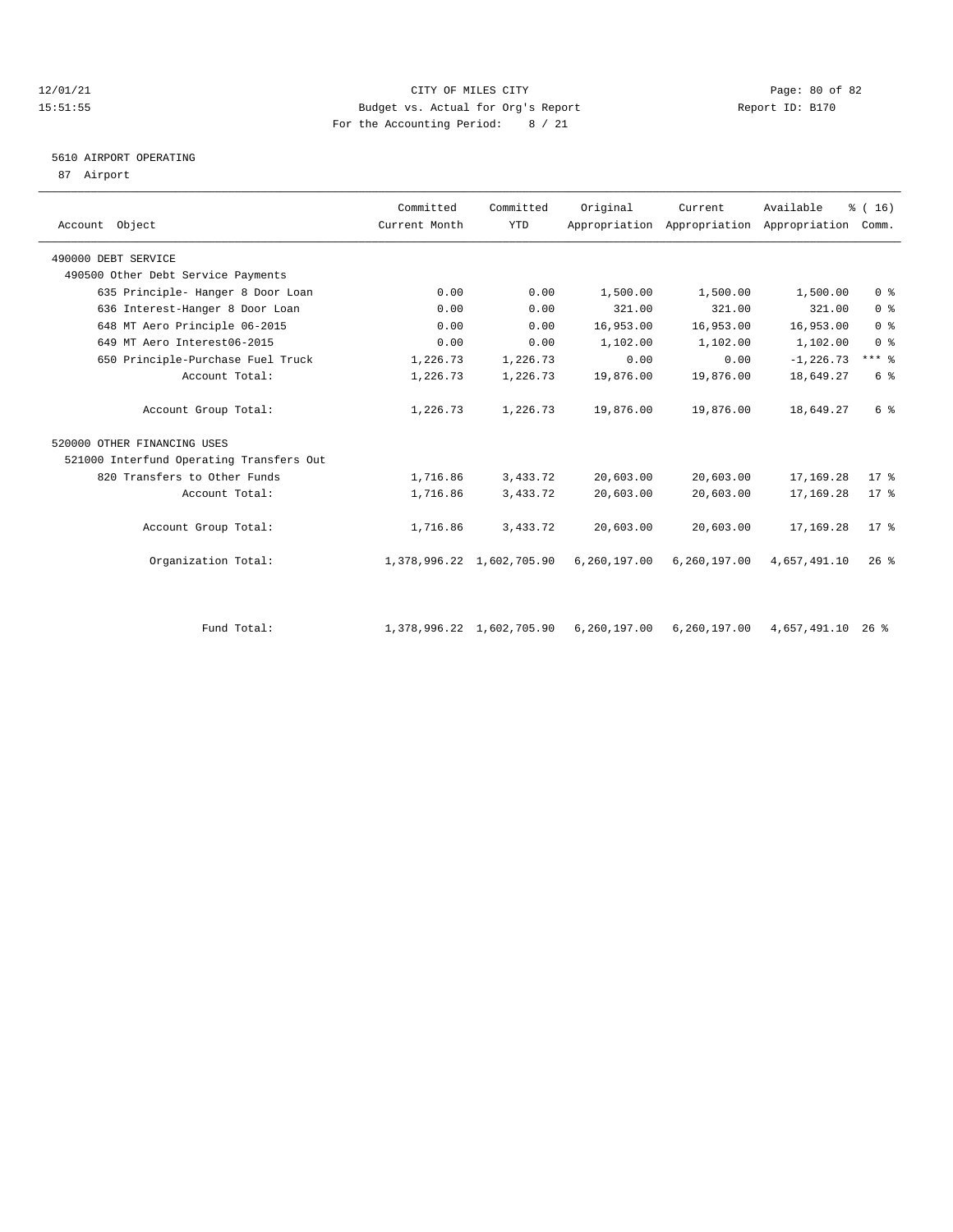CITY OF MILES CITY
Budget vs. Actual for Org's Report
For the Accounting Period: 8 / 21

12/01/21
15:51:55

Report ID: B170

## 5610 AIRPORT OPERATING

87 Airport

| Account Object | Committed Current Month | Committed YTD | Original Appropriation | Current Appropriation | Available Appropriation | % ( 16) Comm. |
|---|---|---|---|---|---|---|
| 490000 DEBT SERVICE | | | | | | |
| 490500 Other Debt Service Payments | | | | | | |
| 635 Principle- Hanger 8 Door Loan | 0.00 | 0.00 | 1,500.00 | 1,500.00 | 1,500.00 | 0 % |
| 636 Interest-Hanger 8 Door Loan | 0.00 | 0.00 | 321.00 | 321.00 | 321.00 | 0 % |
| 648 MT Aero Principle 06-2015 | 0.00 | 0.00 | 16,953.00 | 16,953.00 | 16,953.00 | 0 % |
| 649 MT Aero Interest06-2015 | 0.00 | 0.00 | 1,102.00 | 1,102.00 | 1,102.00 | 0 % |
| 650 Principle-Purchase Fuel Truck | 1,226.73 | 1,226.73 | 0.00 | 0.00 | -1,226.73 | *** % |
| Account Total: | 1,226.73 | 1,226.73 | 19,876.00 | 19,876.00 | 18,649.27 | 6 % |
| Account Group Total: | 1,226.73 | 1,226.73 | 19,876.00 | 19,876.00 | 18,649.27 | 6 % |
| 520000 OTHER FINANCING USES | | | | | | |
| 521000 Interfund Operating Transfers Out | | | | | | |
| 820 Transfers to Other Funds | 1,716.86 | 3,433.72 | 20,603.00 | 20,603.00 | 17,169.28 | 17 % |
| Account Total: | 1,716.86 | 3,433.72 | 20,603.00 | 20,603.00 | 17,169.28 | 17 % |
| Account Group Total: | 1,716.86 | 3,433.72 | 20,603.00 | 20,603.00 | 17,169.28 | 17 % |
| Organization Total: | 1,378,996.22 | 1,602,705.90 | 6,260,197.00 | 6,260,197.00 | 4,657,491.10 | 26 % |
| Fund Total: | 1,378,996.22 | 1,602,705.90 | 6,260,197.00 | 6,260,197.00 | 4,657,491.10 | 26 % |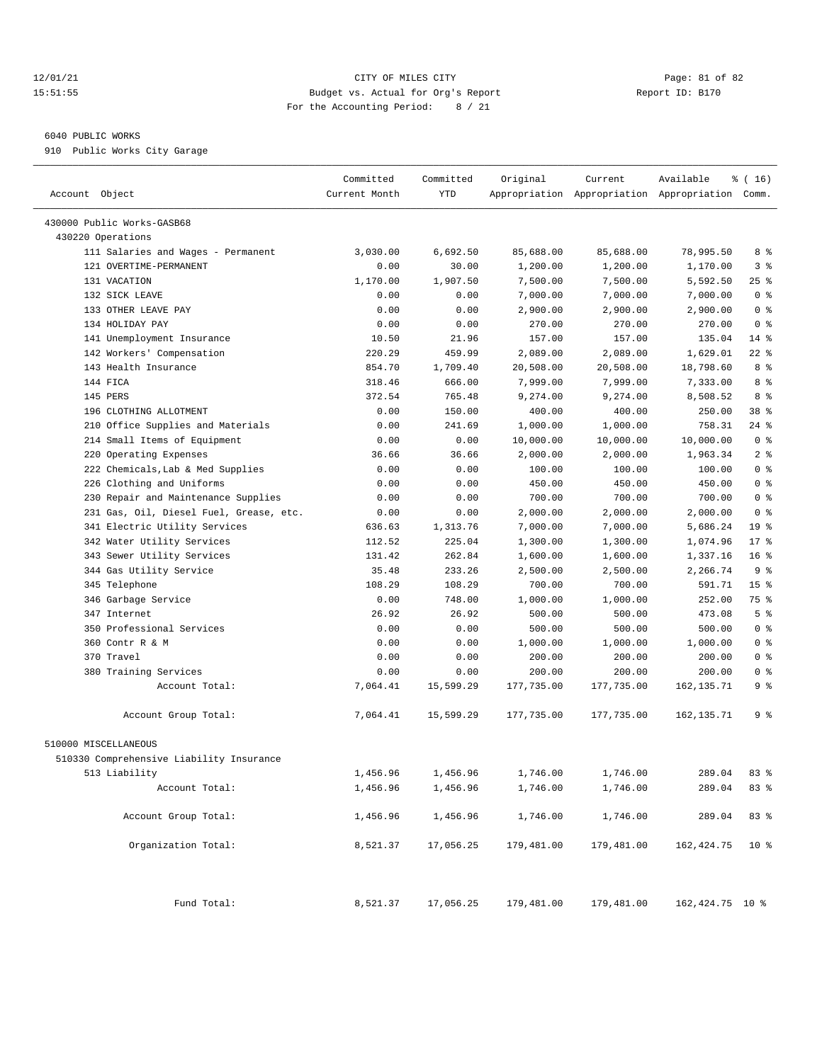CITY OF MILES CITY
Budget vs. Actual for Org's Report
For the Accounting Period: 8 / 21

12/01/21
15:51:55

Report ID: B170

6040 PUBLIC WORKS
910 Public Works City Garage

| Account Object | Committed Current Month | Committed YTD | Original Appropriation | Current Appropriation | Available Appropriation | % ( 16) Comm. |
|---|---|---|---|---|---|---|
| 430000 Public Works-GASB68 | | | | | | |
| 430220 Operations | | | | | | |
| 111 Salaries and Wages - Permanent | 3,030.00 | 6,692.50 | 85,688.00 | 85,688.00 | 78,995.50 | 8 % |
| 121 OVERTIME-PERMANENT | 0.00 | 30.00 | 1,200.00 | 1,200.00 | 1,170.00 | 3 % |
| 131 VACATION | 1,170.00 | 1,907.50 | 7,500.00 | 7,500.00 | 5,592.50 | 25 % |
| 132 SICK LEAVE | 0.00 | 0.00 | 7,000.00 | 7,000.00 | 7,000.00 | 0 % |
| 133 OTHER LEAVE PAY | 0.00 | 0.00 | 2,900.00 | 2,900.00 | 2,900.00 | 0 % |
| 134 HOLIDAY PAY | 0.00 | 0.00 | 270.00 | 270.00 | 270.00 | 0 % |
| 141 Unemployment Insurance | 10.50 | 21.96 | 157.00 | 157.00 | 135.04 | 14 % |
| 142 Workers' Compensation | 220.29 | 459.99 | 2,089.00 | 2,089.00 | 1,629.01 | 22 % |
| 143 Health Insurance | 854.70 | 1,709.40 | 20,508.00 | 20,508.00 | 18,798.60 | 8 % |
| 144 FICA | 318.46 | 666.00 | 7,999.00 | 7,999.00 | 7,333.00 | 8 % |
| 145 PERS | 372.54 | 765.48 | 9,274.00 | 9,274.00 | 8,508.52 | 8 % |
| 196 CLOTHING ALLOTMENT | 0.00 | 150.00 | 400.00 | 400.00 | 250.00 | 38 % |
| 210 Office Supplies and Materials | 0.00 | 241.69 | 1,000.00 | 1,000.00 | 758.31 | 24 % |
| 214 Small Items of Equipment | 0.00 | 0.00 | 10,000.00 | 10,000.00 | 10,000.00 | 0 % |
| 220 Operating Expenses | 36.66 | 36.66 | 2,000.00 | 2,000.00 | 1,963.34 | 2 % |
| 222 Chemicals,Lab & Med Supplies | 0.00 | 0.00 | 100.00 | 100.00 | 100.00 | 0 % |
| 226 Clothing and Uniforms | 0.00 | 0.00 | 450.00 | 450.00 | 450.00 | 0 % |
| 230 Repair and Maintenance Supplies | 0.00 | 0.00 | 700.00 | 700.00 | 700.00 | 0 % |
| 231 Gas, Oil, Diesel Fuel, Grease, etc. | 0.00 | 0.00 | 2,000.00 | 2,000.00 | 2,000.00 | 0 % |
| 341 Electric Utility Services | 636.63 | 1,313.76 | 7,000.00 | 7,000.00 | 5,686.24 | 19 % |
| 342 Water Utility Services | 112.52 | 225.04 | 1,300.00 | 1,300.00 | 1,074.96 | 17 % |
| 343 Sewer Utility Services | 131.42 | 262.84 | 1,600.00 | 1,600.00 | 1,337.16 | 16 % |
| 344 Gas Utility Service | 35.48 | 233.26 | 2,500.00 | 2,500.00 | 2,266.74 | 9 % |
| 345 Telephone | 108.29 | 108.29 | 700.00 | 700.00 | 591.71 | 15 % |
| 346 Garbage Service | 0.00 | 748.00 | 1,000.00 | 1,000.00 | 252.00 | 75 % |
| 347 Internet | 26.92 | 26.92 | 500.00 | 500.00 | 473.08 | 5 % |
| 350 Professional Services | 0.00 | 0.00 | 500.00 | 500.00 | 500.00 | 0 % |
| 360 Contr R & M | 0.00 | 0.00 | 1,000.00 | 1,000.00 | 1,000.00 | 0 % |
| 370 Travel | 0.00 | 0.00 | 200.00 | 200.00 | 200.00 | 0 % |
| 380 Training Services | 0.00 | 0.00 | 200.00 | 200.00 | 200.00 | 0 % |
| Account Total: | 7,064.41 | 15,599.29 | 177,735.00 | 177,735.00 | 162,135.71 | 9 % |
| Account Group Total: | 7,064.41 | 15,599.29 | 177,735.00 | 177,735.00 | 162,135.71 | 9 % |
| 510000 MISCELLANEOUS | | | | | | |
| 510330 Comprehensive Liability Insurance | | | | | | |
| 513 Liability | 1,456.96 | 1,456.96 | 1,746.00 | 1,746.00 | 289.04 | 83 % |
| Account Total: | 1,456.96 | 1,456.96 | 1,746.00 | 1,746.00 | 289.04 | 83 % |
| Account Group Total: | 1,456.96 | 1,456.96 | 1,746.00 | 1,746.00 | 289.04 | 83 % |
| Organization Total: | 8,521.37 | 17,056.25 | 179,481.00 | 179,481.00 | 162,424.75 | 10 % |
| Fund Total: | 8,521.37 | 17,056.25 | 179,481.00 | 179,481.00 | 162,424.75 | 10 % |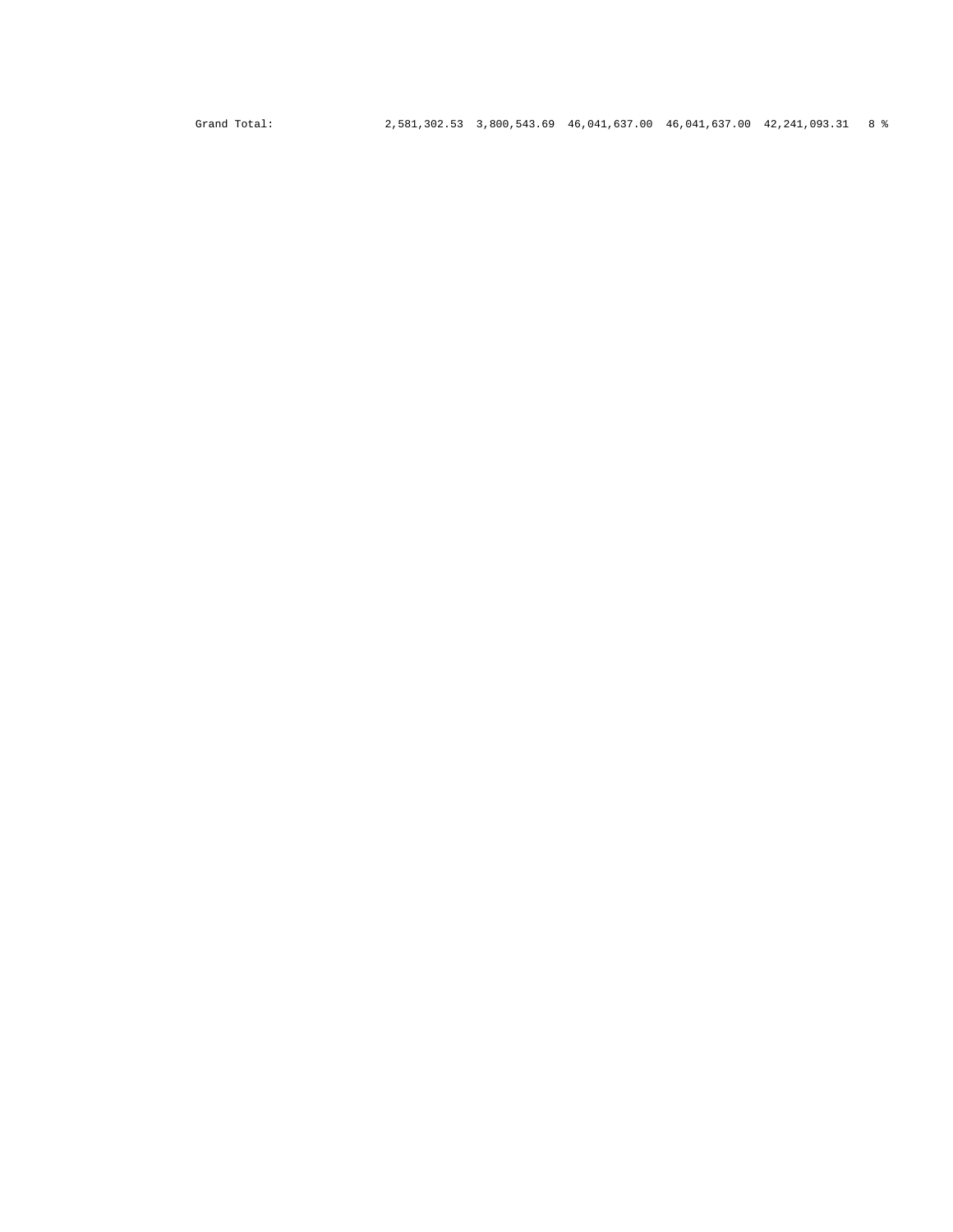| | | | | | | |
|---|---|---|---|---|---|---|
| Grand Total: | 2,581,302.53 | 3,800,543.69 | 46,041,637.00 | 46,041,637.00 | 42,241,093.31 | 8 % |